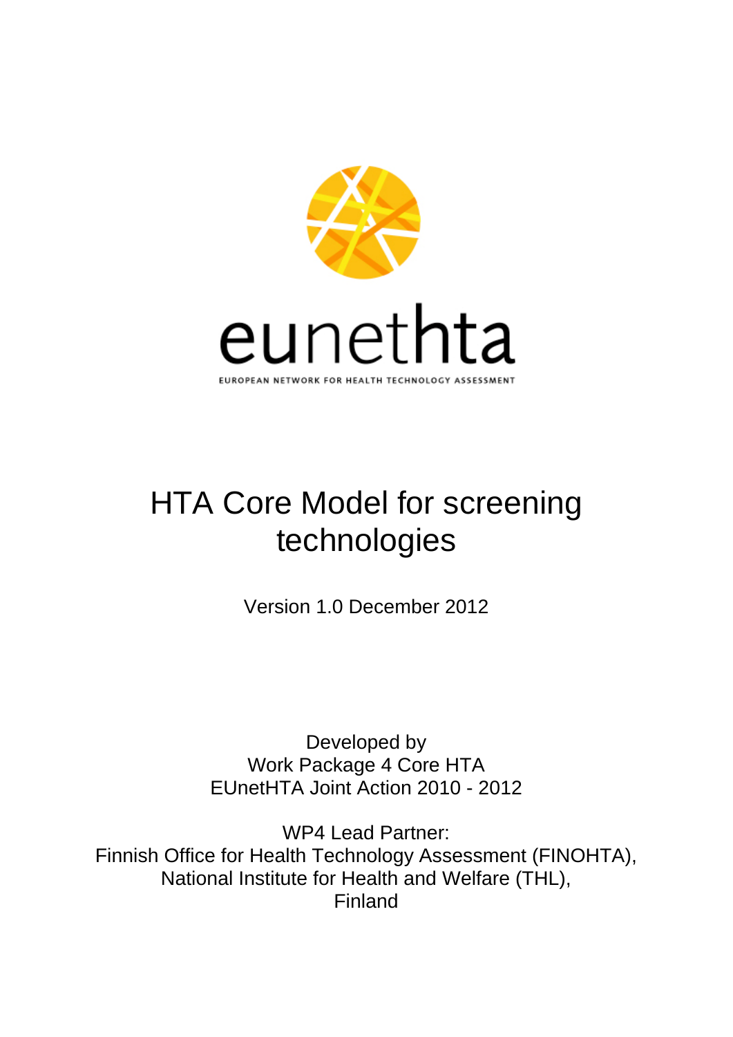eunethta

EUROPEAN NETWORK FOR HEALTH TECHNOLOGY ASSESSMENT

# HTA Core Model for screening technologies

Version 1.0 December 2012

Developed by
Work Package 4 Core HTA
EUnetHTA Joint Action 2010 - 2012

WP4 Lead Partner:
Finnish Office for Health Technology Assessment (FINOHTA),
National Institute for Health and Welfare (THL),
Finland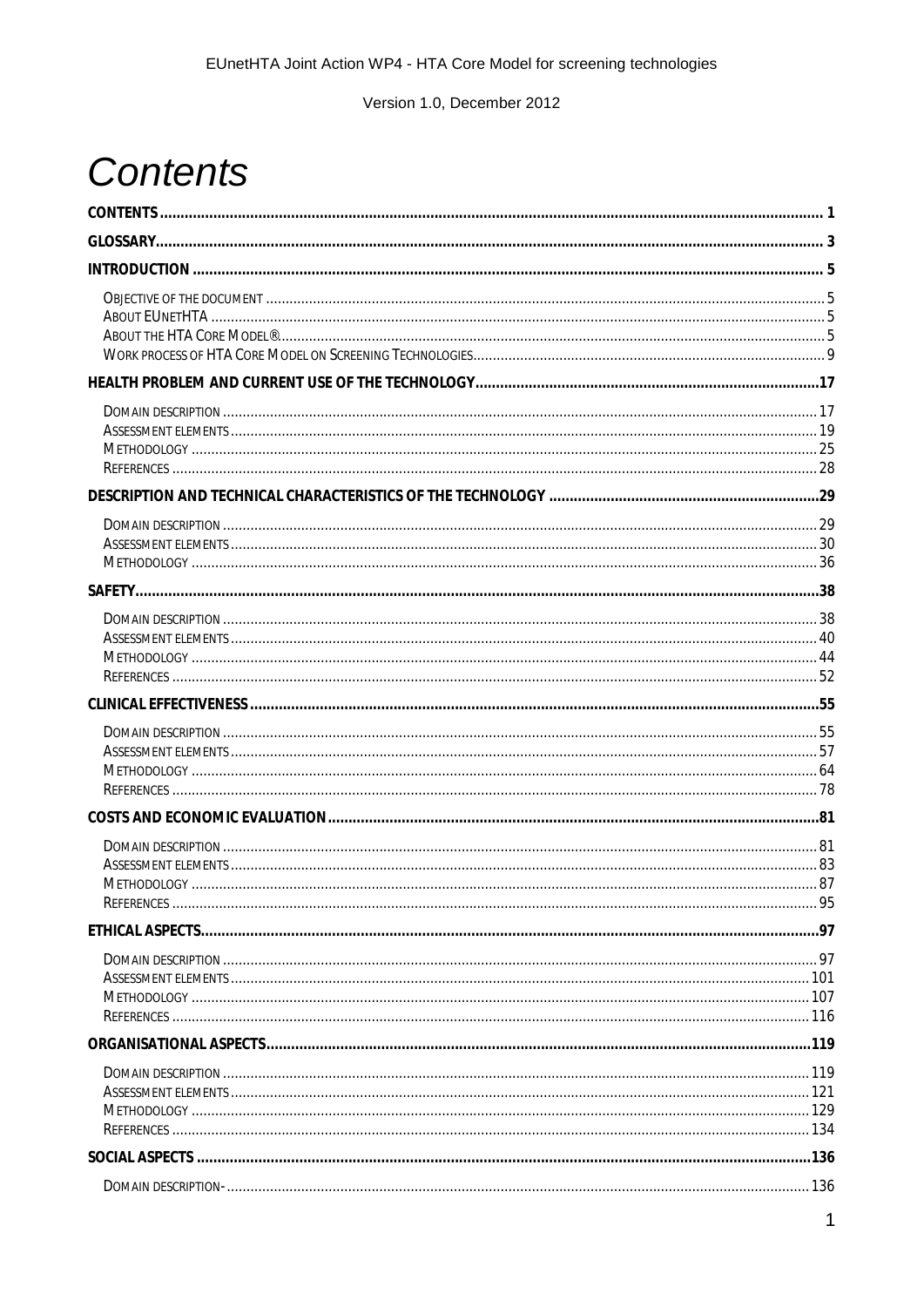# Contents

CONTENTS ..... 1

GLOSSARY ..... 3

INTRODUCTION ..... 5

- OBJECTIVE OF THE DOCUMENT ..... 5
- ABOUT EUNETHTA ..... 5
- ABOUT THE HTA CORE MODEL® ..... 5
- WORK PROCESS OF HTA CORE MODEL ON SCREENING TECHNOLOGIES ..... 9

HEALTH PROBLEM AND CURRENT USE OF THE TECHNOLOGY ..... 17

- DOMAIN DESCRIPTION ..... 17
- ASSESSMENT ELEMENTS ..... 19
- METHODOLOGY ..... 25
- REFERENCES ..... 28

DESCRIPTION AND TECHNICAL CHARACTERISTICS OF THE TECHNOLOGY ..... 29

- DOMAIN DESCRIPTION ..... 29
- ASSESSMENT ELEMENTS ..... 30
- METHODOLOGY ..... 36

SAFETY ..... 38

- DOMAIN DESCRIPTION ..... 38
- ASSESSMENT ELEMENTS ..... 40
- METHODOLOGY ..... 44
- REFERENCES ..... 52

CLINICAL EFFECTIVENESS ..... 55

- DOMAIN DESCRIPTION ..... 55
- ASSESSMENT ELEMENTS ..... 57
- METHODOLOGY ..... 64
- REFERENCES ..... 78

COSTS AND ECONOMIC EVALUATION ..... 81

- DOMAIN DESCRIPTION ..... 81
- ASSESSMENT ELEMENTS ..... 83
- METHODOLOGY ..... 87
- REFERENCES ..... 95

ETHICAL ASPECTS ..... 97

- DOMAIN DESCRIPTION ..... 97
- ASSESSMENT ELEMENTS ..... 101
- METHODOLOGY ..... 107
- REFERENCES ..... 116

ORGANISATIONAL ASPECTS ..... 119

- DOMAIN DESCRIPTION ..... 119
- ASSESSMENT ELEMENTS ..... 121
- METHODOLOGY ..... 129
- REFERENCES ..... 134

SOCIAL ASPECTS ..... 136

- DOMAIN DESCRIPTION- ..... 136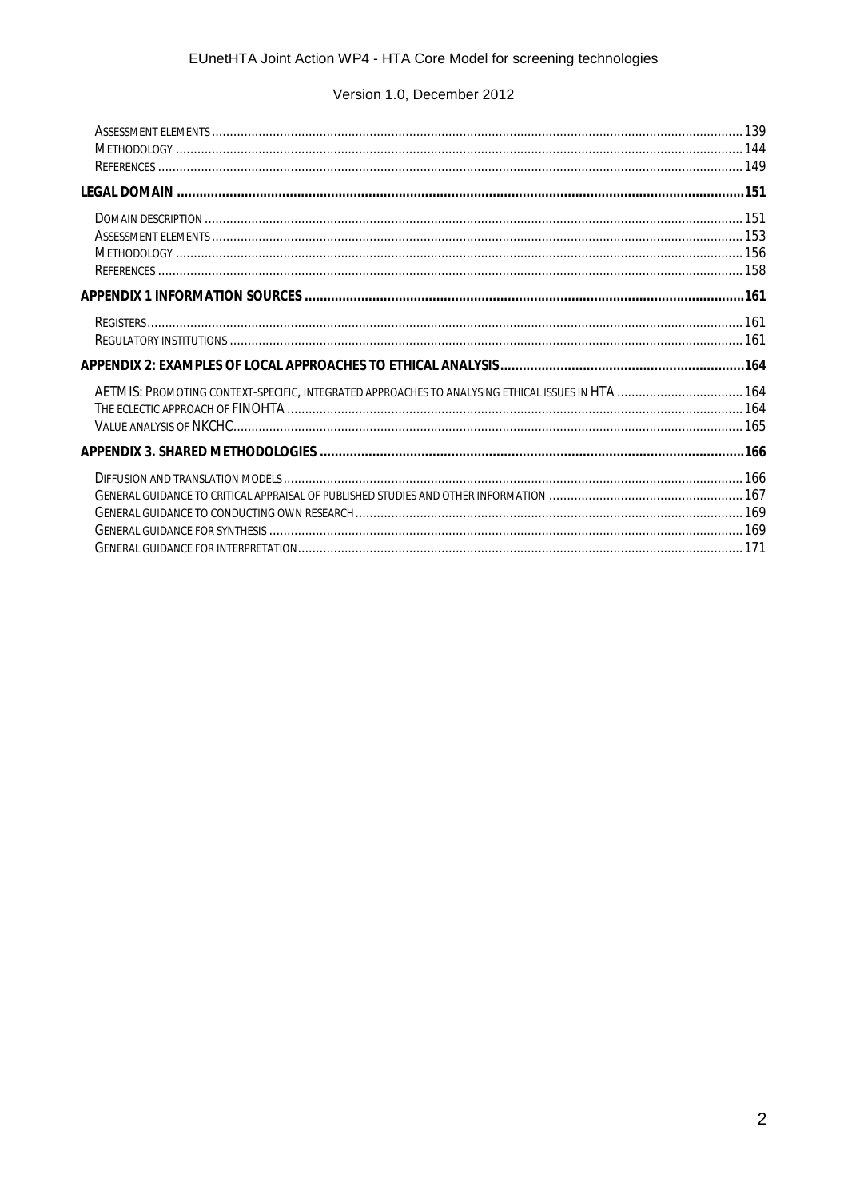Assessment elements ........................................................................................ 139
Methodology ........................................................................................ 144
References ........................................................................................ 149

**LEGAL DOMAIN ........................................................................................ 151**

Domain description ........................................................................................ 151
Assessment elements ........................................................................................ 153
Methodology ........................................................................................ 156
References ........................................................................................ 158

**APPENDIX 1 INFORMATION SOURCES ........................................................................................ 161**

Registers ........................................................................................ 161
Regulatory institutions ........................................................................................ 161

**APPENDIX 2: EXAMPLES OF LOCAL APPROACHES TO ETHICAL ANALYSIS ........................................................................................ 164**

AETMIS: Promoting context-specific, integrated approaches to analysing ethical issues in HTA ........................................................................................ 164
The eclectic approach of FINOHTA ........................................................................................ 164
Value analysis of NKCHC ........................................................................................ 165

**APPENDIX 3. SHARED METHODOLOGIES ........................................................................................ 166**

Diffusion and translation models ........................................................................................ 166
General guidance to critical appraisal of published studies and other information ........................................................................................ 167
General guidance to conducting own research ........................................................................................ 169
General guidance for synthesis ........................................................................................ 169
General guidance for interpretation ........................................................................................ 171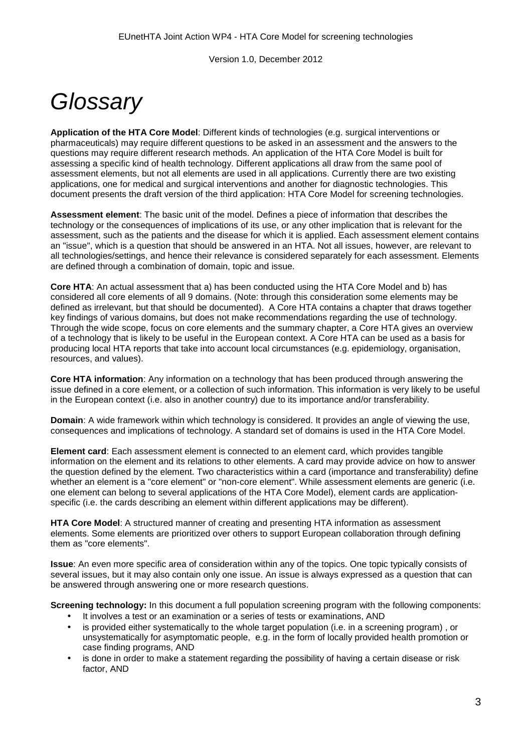# *Glossary*

**Application of the HTA Core Model**: Different kinds of technologies (e.g. surgical interventions or pharmaceuticals) may require different questions to be asked in an assessment and the answers to the questions may require different research methods. An application of the HTA Core Model is built for assessing a specific kind of health technology. Different applications all draw from the same pool of assessment elements, but not all elements are used in all applications. Currently there are two existing applications, one for medical and surgical interventions and another for diagnostic technologies. This document presents the draft version of the third application: HTA Core Model for screening technologies.

**Assessment element**: The basic unit of the model. Defines a piece of information that describes the technology or the consequences of implications of its use, or any other implication that is relevant for the assessment, such as the patients and the disease for which it is applied. Each assessment element contains an "issue", which is a question that should be answered in an HTA. Not all issues, however, are relevant to all technologies/settings, and hence their relevance is considered separately for each assessment. Elements are defined through a combination of domain, topic and issue.

**Core HTA**: An actual assessment that a) has been conducted using the HTA Core Model and b) has considered all core elements of all 9 domains. (Note: through this consideration some elements may be defined as irrelevant, but that should be documented). A Core HTA contains a chapter that draws together key findings of various domains, but does not make recommendations regarding the use of technology. Through the wide scope, focus on core elements and the summary chapter, a Core HTA gives an overview of a technology that is likely to be useful in the European context. A Core HTA can be used as a basis for producing local HTA reports that take into account local circumstances (e.g. epidemiology, organisation, resources, and values).

**Core HTA information**: Any information on a technology that has been produced through answering the issue defined in a core element, or a collection of such information. This information is very likely to be useful in the European context (i.e. also in another country) due to its importance and/or transferability.

**Domain**: A wide framework within which technology is considered. It provides an angle of viewing the use, consequences and implications of technology. A standard set of domains is used in the HTA Core Model.

**Element card**: Each assessment element is connected to an element card, which provides tangible information on the element and its relations to other elements. A card may provide advice on how to answer the question defined by the element. Two characteristics within a card (importance and transferability) define whether an element is a "core element" or "non-core element". While assessment elements are generic (i.e. one element can belong to several applications of the HTA Core Model), element cards are application-specific (i.e. the cards describing an element within different applications may be different).

**HTA Core Model**: A structured manner of creating and presenting HTA information as assessment elements. Some elements are prioritized over others to support European collaboration through defining them as "core elements".

**Issue**: An even more specific area of consideration within any of the topics. One topic typically consists of several issues, but it may also contain only one issue. An issue is always expressed as a question that can be answered through answering one or more research questions.

**Screening technology:** In this document a full population screening program with the following components:

- It involves a test or an examination or a series of tests or examinations, AND
- is provided either systematically to the whole target population (i.e. in a screening program) , or unsystematically for asymptomatic people, e.g. in the form of locally provided health promotion or case finding programs, AND
- is done in order to make a statement regarding the possibility of having a certain disease or risk factor, AND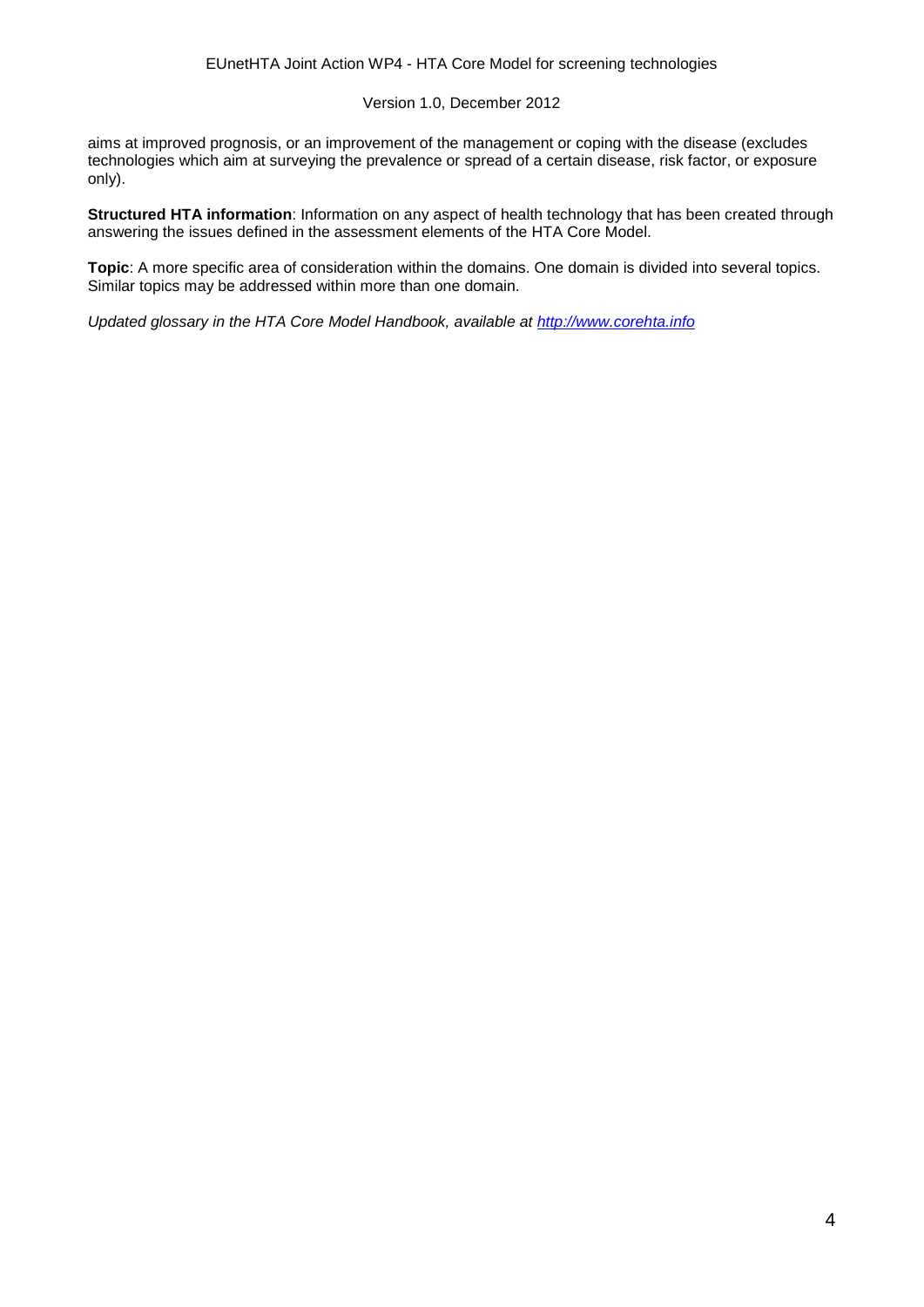aims at improved prognosis, or an improvement of the management or coping with the disease (excludes technologies which aim at surveying the prevalence or spread of a certain disease, risk factor, or exposure only).

**Structured HTA information**: Information on any aspect of health technology that has been created through answering the issues defined in the assessment elements of the HTA Core Model.

**Topic**: A more specific area of consideration within the domains. One domain is divided into several topics. Similar topics may be addressed within more than one domain.

*Updated glossary in the HTA Core Model Handbook, available at [http://www.corehta.info](http://www.corehta.info)*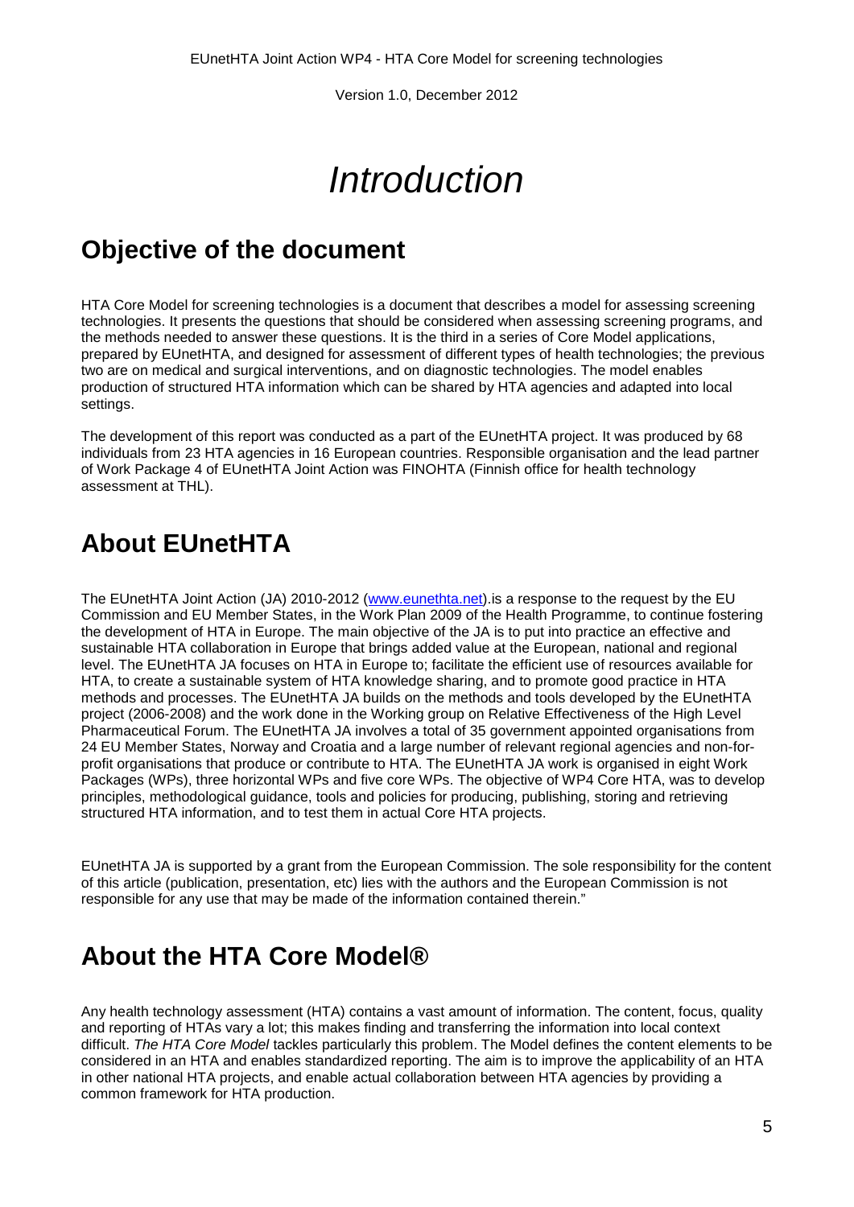# Introduction

## Objective of the document

HTA Core Model for screening technologies is a document that describes a model for assessing screening technologies. It presents the questions that should be considered when assessing screening programs, and the methods needed to answer these questions. It is the third in a series of Core Model applications, prepared by EUnetHTA, and designed for assessment of different types of health technologies; the previous two are on medical and surgical interventions, and on diagnostic technologies. The model enables production of structured HTA information which can be shared by HTA agencies and adapted into local settings.

The development of this report was conducted as a part of the EUnetHTA project. It was produced by 68 individuals from 23 HTA agencies in 16 European countries. Responsible organisation and the lead partner of Work Package 4 of EUnetHTA Joint Action was FINOHTA (Finnish office for health technology assessment at THL).

## About EUnetHTA

The EUnetHTA Joint Action (JA) 2010-2012 (www.eunethta.net).is a response to the request by the EU Commission and EU Member States, in the Work Plan 2009 of the Health Programme, to continue fostering the development of HTA in Europe. The main objective of the JA is to put into practice an effective and sustainable HTA collaboration in Europe that brings added value at the European, national and regional level. The EUnetHTA JA focuses on HTA in Europe to; facilitate the efficient use of resources available for HTA, to create a sustainable system of HTA knowledge sharing, and to promote good practice in HTA methods and processes. The EUnetHTA JA builds on the methods and tools developed by the EUnetHTA project (2006-2008) and the work done in the Working group on Relative Effectiveness of the High Level Pharmaceutical Forum. The EUnetHTA JA involves a total of 35 government appointed organisations from 24 EU Member States, Norway and Croatia and a large number of relevant regional agencies and non-for-profit organisations that produce or contribute to HTA. The EUnetHTA JA work is organised in eight Work Packages (WPs), three horizontal WPs and five core WPs. The objective of WP4 Core HTA, was to develop principles, methodological guidance, tools and policies for producing, publishing, storing and retrieving structured HTA information, and to test them in actual Core HTA projects.

EUnetHTA JA is supported by a grant from the European Commission. The sole responsibility for the content of this article (publication, presentation, etc) lies with the authors and the European Commission is not responsible for any use that may be made of the information contained therein."

## About the HTA Core Model®

Any health technology assessment (HTA) contains a vast amount of information. The content, focus, quality and reporting of HTAs vary a lot; this makes finding and transferring the information into local context difficult. *The HTA Core Model* tackles particularly this problem. The Model defines the content elements to be considered in an HTA and enables standardized reporting. The aim is to improve the applicability of an HTA in other national HTA projects, and enable actual collaboration between HTA agencies by providing a common framework for HTA production.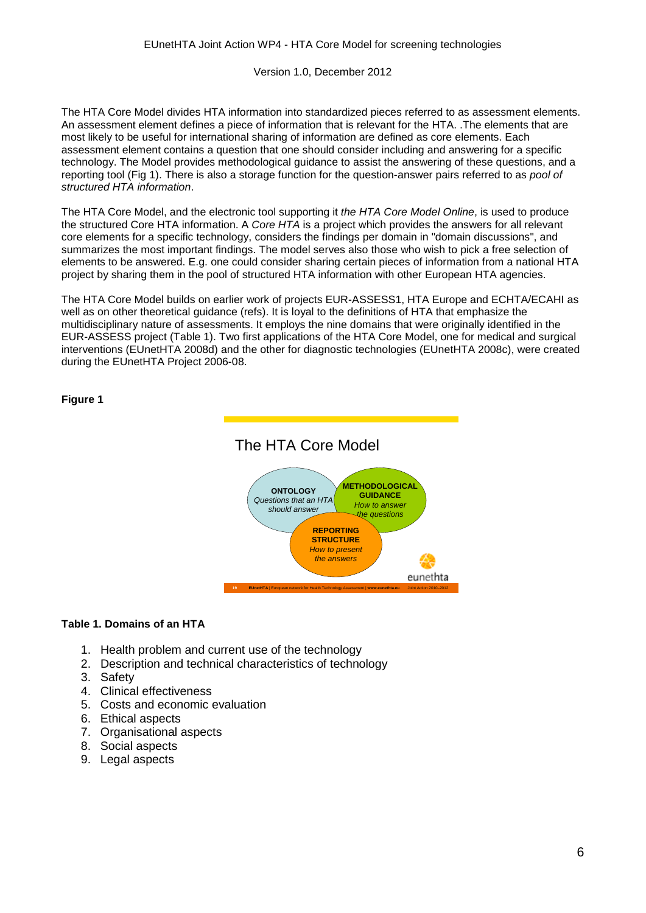The HTA Core Model divides HTA information into standardized pieces referred to as assessment elements. An assessment element defines a piece of information that is relevant for the HTA. .The elements that are most likely to be useful for international sharing of information are defined as core elements. Each assessment element contains a question that one should consider including and answering for a specific technology. The Model provides methodological guidance to assist the answering of these questions, and a reporting tool (Fig 1). There is also a storage function for the question-answer pairs referred to as *pool of structured HTA information*.

The HTA Core Model, and the electronic tool supporting it *the HTA Core Model Online*, is used to produce the structured Core HTA information. A *Core HTA* is a project which provides the answers for all relevant core elements for a specific technology, considers the findings per domain in "domain discussions", and summarizes the most important findings. The model serves also those who wish to pick a free selection of elements to be answered. E.g. one could consider sharing certain pieces of information from a national HTA project by sharing them in the pool of structured HTA information with other European HTA agencies.

The HTA Core Model builds on earlier work of projects EUR-ASSESS1, HTA Europe and ECHTA/ECAHI as well as on other theoretical guidance (refs). It is loyal to the definitions of HTA that emphasize the multidisciplinary nature of assessments. It employs the nine domains that were originally identified in the EUR-ASSESS project (Table 1). Two first applications of the HTA Core Model, one for medical and surgical interventions (EUnetHTA 2008d) and the other for diagnostic technologies (EUnetHTA 2008c), were created during the EUnetHTA Project 2006-08.

**Figure 1**

The HTA Core Model

**ONTOLOGY**
*Questions that an HTA should answer*

**METHODOLOGICAL GUIDANCE**
*How to answer the questions*

**REPORTING STRUCTURE**
*How to present the answers*

eunethta

**Table 1. Domains of an HTA**

1. Health problem and current use of the technology
2. Description and technical characteristics of technology
3. Safety
4. Clinical effectiveness
5. Costs and economic evaluation
6. Ethical aspects
7. Organisational aspects
8. Social aspects
9. Legal aspects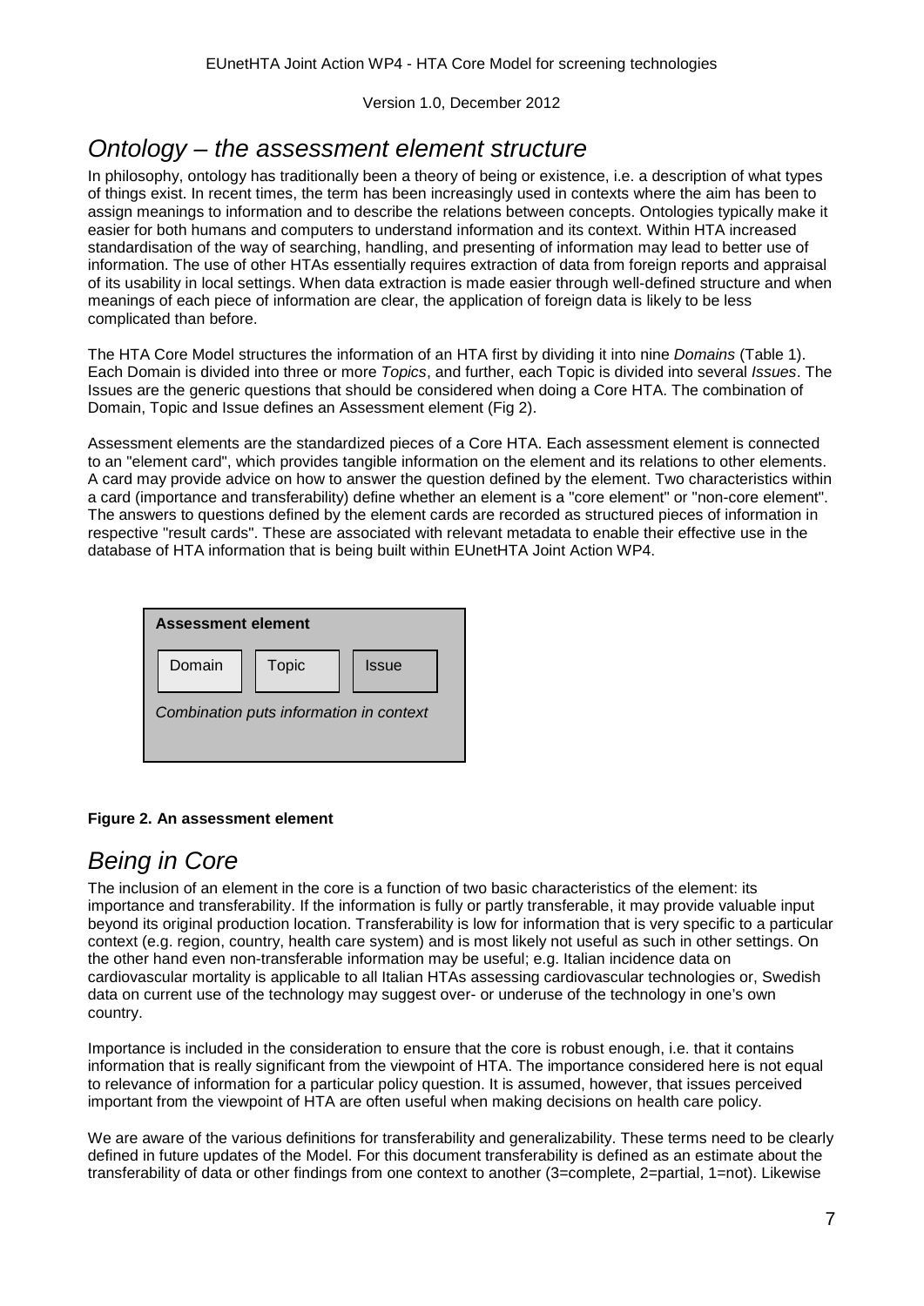## *Ontology – the assessment element structure*

In philosophy, ontology has traditionally been a theory of being or existence, i.e. a description of what types of things exist. In recent times, the term has been increasingly used in contexts where the aim has been to assign meanings to information and to describe the relations between concepts. Ontologies typically make it easier for both humans and computers to understand information and its context. Within HTA increased standardisation of the way of searching, handling, and presenting of information may lead to better use of information. The use of other HTAs essentially requires extraction of data from foreign reports and appraisal of its usability in local settings. When data extraction is made easier through well-defined structure and when meanings of each piece of information are clear, the application of foreign data is likely to be less complicated than before.

The HTA Core Model structures the information of an HTA first by dividing it into nine *Domains* (Table 1). Each Domain is divided into three or more *Topics*, and further, each Topic is divided into several *Issues*. The Issues are the generic questions that should be considered when doing a Core HTA. The combination of Domain, Topic and Issue defines an Assessment element (Fig 2).

Assessment elements are the standardized pieces of a Core HTA. Each assessment element is connected to an "element card", which provides tangible information on the element and its relations to other elements. A card may provide advice on how to answer the question defined by the element. Two characteristics within a card (importance and transferability) define whether an element is a "core element" or "non-core element". The answers to questions defined by the element cards are recorded as structured pieces of information in respective "result cards". These are associated with relevant metadata to enable their effective use in the database of HTA information that is being built within EUnetHTA Joint Action WP4.

**Assessment element**

| Domain | Topic | Issue |
|---|---|---|

*Combination puts information in context*

**Figure 2. An assessment element**

## *Being in Core*

The inclusion of an element in the core is a function of two basic characteristics of the element: its importance and transferability. If the information is fully or partly transferable, it may provide valuable input beyond its original production location. Transferability is low for information that is very specific to a particular context (e.g. region, country, health care system) and is most likely not useful as such in other settings. On the other hand even non-transferable information may be useful; e.g. Italian incidence data on cardiovascular mortality is applicable to all Italian HTAs assessing cardiovascular technologies or, Swedish data on current use of the technology may suggest over- or underuse of the technology in one's own country.

Importance is included in the consideration to ensure that the core is robust enough, i.e. that it contains information that is really significant from the viewpoint of HTA. The importance considered here is not equal to relevance of information for a particular policy question. It is assumed, however, that issues perceived important from the viewpoint of HTA are often useful when making decisions on health care policy.

We are aware of the various definitions for transferability and generalizability. These terms need to be clearly defined in future updates of the Model. For this document transferability is defined as an estimate about the transferability of data or other findings from one context to another (3=complete, 2=partial, 1=not). Likewise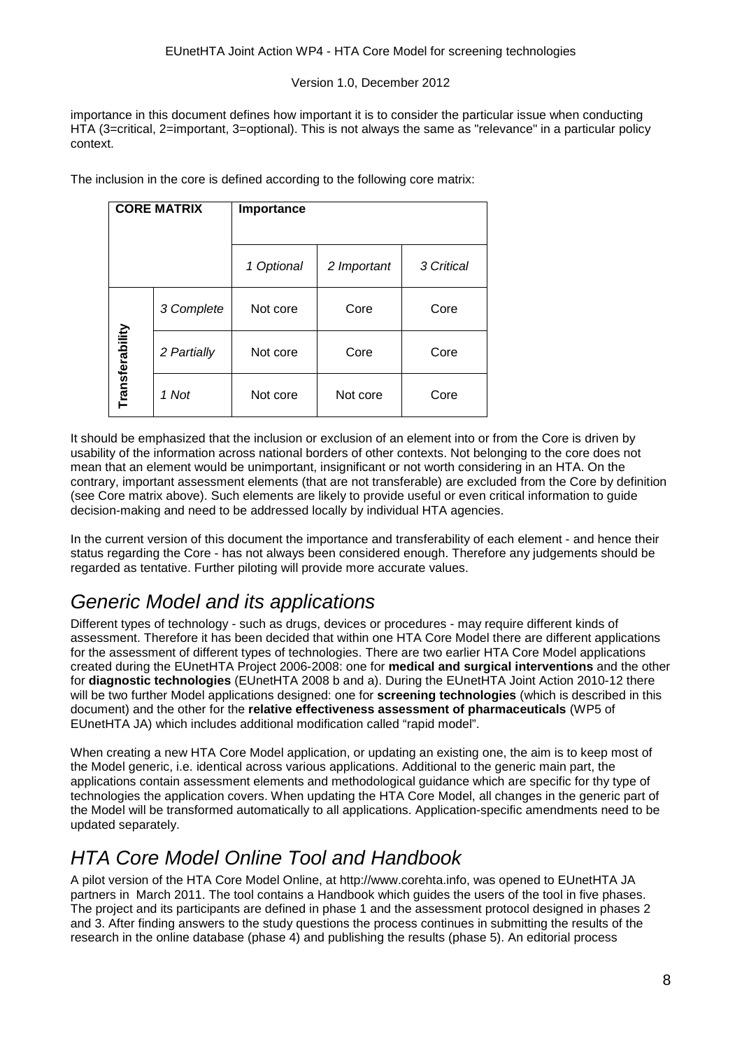importance in this document defines how important it is to consider the particular issue when conducting HTA (3=critical, 2=important, 3=optional). This is not always the same as "relevance" in a particular policy context.

The inclusion in the core is defined according to the following core matrix:

| CORE MATRIX | | Importance | | |
|---|---|---|---|---|
| | | *1 Optional* | *2 Important* | *3 Critical* |
| **Transferability** | *3 Complete* | Not core | Core | Core |
| | *2 Partially* | Not core | Core | Core |
| | *1 Not* | Not core | Not core | Core |

It should be emphasized that the inclusion or exclusion of an element into or from the Core is driven by usability of the information across national borders of other contexts. Not belonging to the core does not mean that an element would be unimportant, insignificant or not worth considering in an HTA. On the contrary, important assessment elements (that are not transferable) are excluded from the Core by definition (see Core matrix above). Such elements are likely to provide useful or even critical information to guide decision-making and need to be addressed locally by individual HTA agencies.

In the current version of this document the importance and transferability of each element - and hence their status regarding the Core - has not always been considered enough. Therefore any judgements should be regarded as tentative. Further piloting will provide more accurate values.

## *Generic Model and its applications*

Different types of technology - such as drugs, devices or procedures - may require different kinds of assessment. Therefore it has been decided that within one HTA Core Model there are different applications for the assessment of different types of technologies. There are two earlier HTA Core Model applications created during the EUnetHTA Project 2006-2008: one for **medical and surgical interventions** and the other for **diagnostic technologies** (EUnetHTA 2008 b and a). During the EUnetHTA Joint Action 2010-12 there will be two further Model applications designed: one for **screening technologies** (which is described in this document) and the other for the **relative effectiveness assessment of pharmaceuticals** (WP5 of EUnetHTA JA) which includes additional modification called "rapid model".

When creating a new HTA Core Model application, or updating an existing one, the aim is to keep most of the Model generic, i.e. identical across various applications. Additional to the generic main part, the applications contain assessment elements and methodological guidance which are specific for thy type of technologies the application covers. When updating the HTA Core Model, all changes in the generic part of the Model will be transformed automatically to all applications. Application-specific amendments need to be updated separately.

## *HTA Core Model Online Tool and Handbook*

A pilot version of the HTA Core Model Online, at http://www.corehta.info, was opened to EUnetHTA JA partners in March 2011. The tool contains a Handbook which guides the users of the tool in five phases. The project and its participants are defined in phase 1 and the assessment protocol designed in phases 2 and 3. After finding answers to the study questions the process continues in submitting the results of the research in the online database (phase 4) and publishing the results (phase 5). An editorial process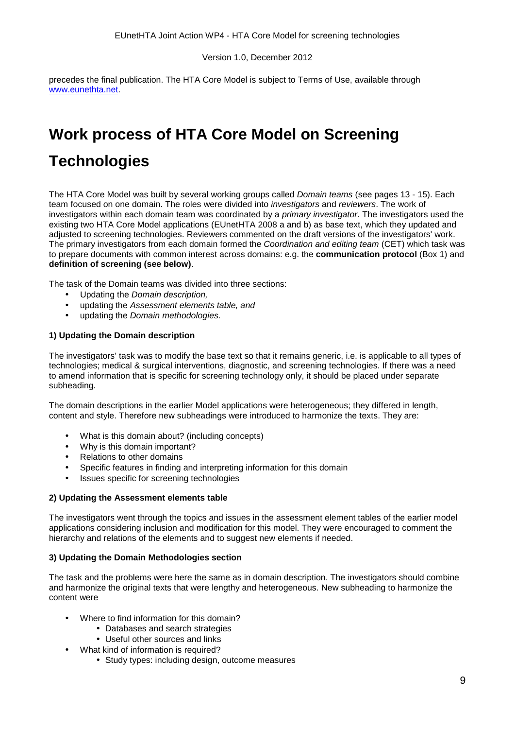precedes the final publication. The HTA Core Model is subject to Terms of Use, available through [www.eunethta.net](http://www.eunethta.net).

# Work process of HTA Core Model on Screening Technologies

The HTA Core Model was built by several working groups called *Domain teams* (see pages 13 - 15). Each team focused on one domain. The roles were divided into *investigators* and *reviewers*. The work of investigators within each domain team was coordinated by a *primary investigator*. The investigators used the existing two HTA Core Model applications (EUnetHTA 2008 a and b) as base text, which they updated and adjusted to screening technologies. Reviewers commented on the draft versions of the investigators' work. The primary investigators from each domain formed the *Coordination and editing team* (CET) which task was to prepare documents with common interest across domains: e.g. the **communication protocol** (Box 1) and **definition of screening (see below)**.

The task of the Domain teams was divided into three sections:

- Updating the *Domain description,*
- updating the *Assessment elements table, and*
- updating the *Domain methodologies.*

**1) Updating the Domain description**

The investigators' task was to modify the base text so that it remains generic, i.e. is applicable to all types of technologies; medical & surgical interventions, diagnostic, and screening technologies. If there was a need to amend information that is specific for screening technology only, it should be placed under separate subheading.

The domain descriptions in the earlier Model applications were heterogeneous; they differed in length, content and style. Therefore new subheadings were introduced to harmonize the texts. They are:

- What is this domain about? (including concepts)
- Why is this domain important?
- Relations to other domains
- Specific features in finding and interpreting information for this domain
- Issues specific for screening technologies

**2) Updating the Assessment elements table**

The investigators went through the topics and issues in the assessment element tables of the earlier model applications considering inclusion and modification for this model. They were encouraged to comment the hierarchy and relations of the elements and to suggest new elements if needed.

**3) Updating the Domain Methodologies section**

The task and the problems were here the same as in domain description. The investigators should combine and harmonize the original texts that were lengthy and heterogeneous. New subheading to harmonize the content were

- Where to find information for this domain?
  - Databases and search strategies
  - Useful other sources and links
- What kind of information is required?
  - Study types: including design, outcome measures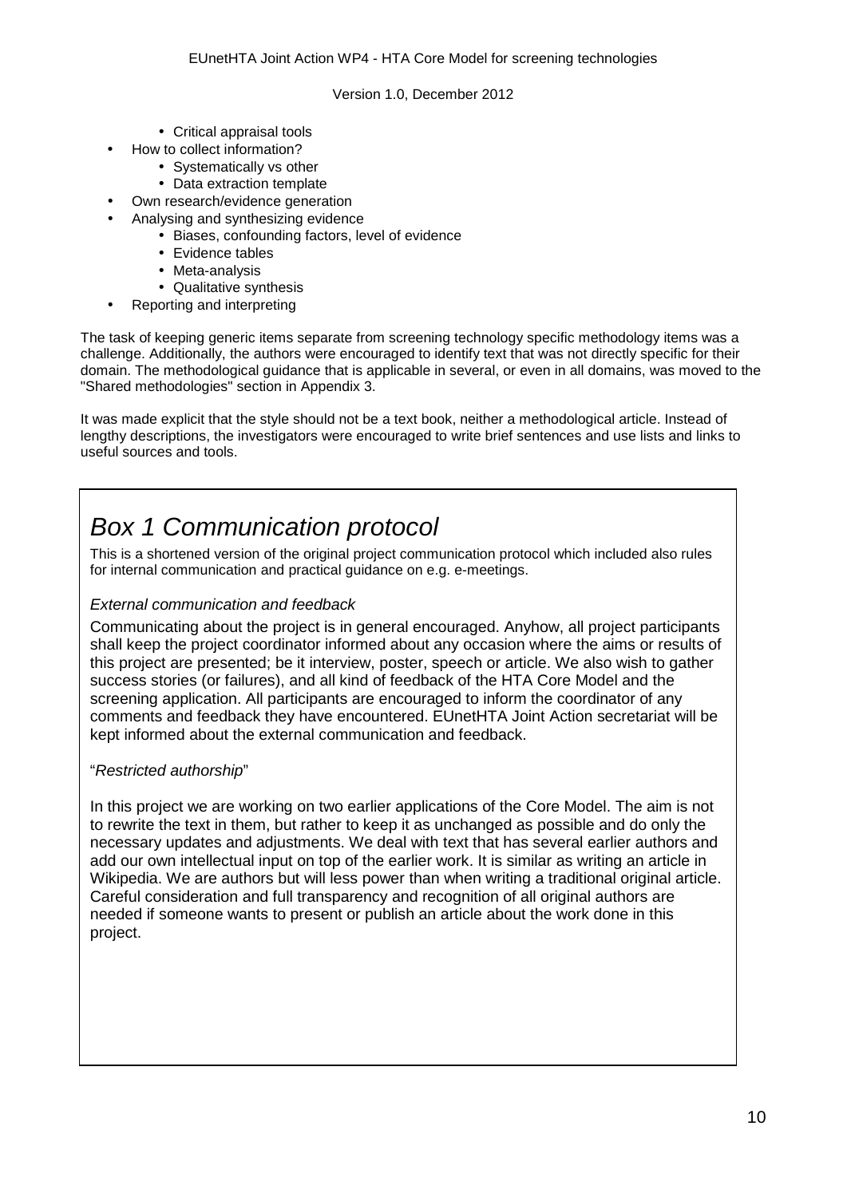- Critical appraisal tools
- How to collect information?
  - Systematically vs other
  - Data extraction template
- Own research/evidence generation
- Analysing and synthesizing evidence
  - Biases, confounding factors, level of evidence
  - Evidence tables
  - Meta-analysis
  - Qualitative synthesis
- Reporting and interpreting

The task of keeping generic items separate from screening technology specific methodology items was a challenge. Additionally, the authors were encouraged to identify text that was not directly specific for their domain. The methodological guidance that is applicable in several, or even in all domains, was moved to the "Shared methodologies" section in Appendix 3.

It was made explicit that the style should not be a text book, neither a methodological article. Instead of lengthy descriptions, the investigators were encouraged to write brief sentences and use lists and links to useful sources and tools.

## *Box 1 Communication protocol*

This is a shortened version of the original project communication protocol which included also rules for internal communication and practical guidance on e.g. e-meetings.

*External communication and feedback*

Communicating about the project is in general encouraged. Anyhow, all project participants shall keep the project coordinator informed about any occasion where the aims or results of this project are presented; be it interview, poster, speech or article. We also wish to gather success stories (or failures), and all kind of feedback of the HTA Core Model and the screening application. All participants are encouraged to inform the coordinator of any comments and feedback they have encountered. EUnetHTA Joint Action secretariat will be kept informed about the external communication and feedback.

"*Restricted authorship*"

In this project we are working on two earlier applications of the Core Model. The aim is not to rewrite the text in them, but rather to keep it as unchanged as possible and do only the necessary updates and adjustments. We deal with text that has several earlier authors and add our own intellectual input on top of the earlier work. It is similar as writing an article in Wikipedia. We are authors but will less power than when writing a traditional original article. Careful consideration and full transparency and recognition of all original authors are needed if someone wants to present or publish an article about the work done in this project.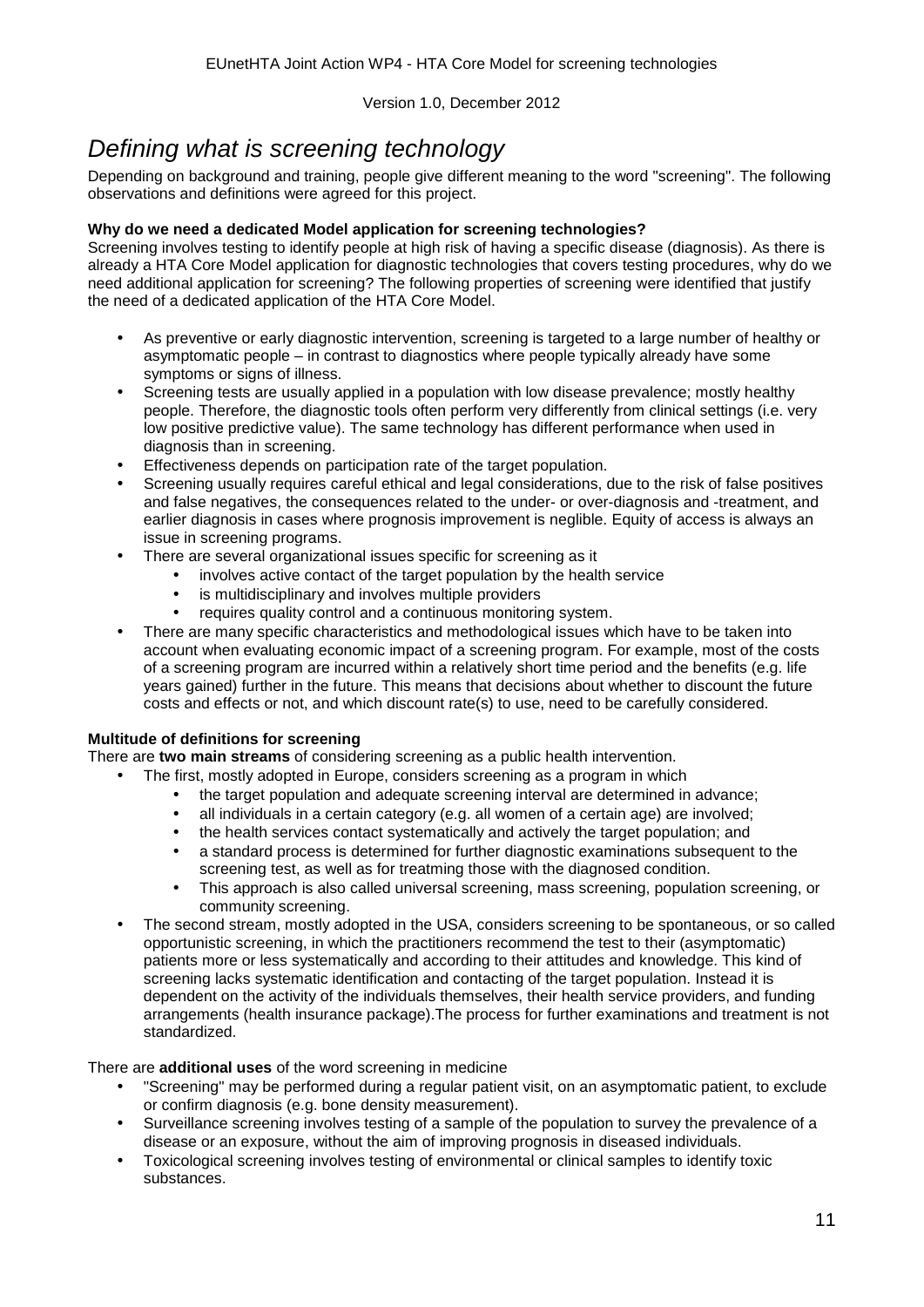# *Defining what is screening technology*

Depending on background and training, people give different meaning to the word "screening". The following observations and definitions were agreed for this project.

**Why do we need a dedicated Model application for screening technologies?**

Screening involves testing to identify people at high risk of having a specific disease (diagnosis). As there is already a HTA Core Model application for diagnostic technologies that covers testing procedures, why do we need additional application for screening? The following properties of screening were identified that justify the need of a dedicated application of the HTA Core Model.

- As preventive or early diagnostic intervention, screening is targeted to a large number of healthy or asymptomatic people – in contrast to diagnostics where people typically already have some symptoms or signs of illness.
- Screening tests are usually applied in a population with low disease prevalence; mostly healthy people. Therefore, the diagnostic tools often perform very differently from clinical settings (i.e. very low positive predictive value). The same technology has different performance when used in diagnosis than in screening.
- Effectiveness depends on participation rate of the target population.
- Screening usually requires careful ethical and legal considerations, due to the risk of false positives and false negatives, the consequences related to the under- or over-diagnosis and -treatment, and earlier diagnosis in cases where prognosis improvement is neglible. Equity of access is always an issue in screening programs.
- There are several organizational issues specific for screening as it
  - involves active contact of the target population by the health service
  - is multidisciplinary and involves multiple providers
  - requires quality control and a continuous monitoring system.
- There are many specific characteristics and methodological issues which have to be taken into account when evaluating economic impact of a screening program. For example, most of the costs of a screening program are incurred within a relatively short time period and the benefits (e.g. life years gained) further in the future. This means that decisions about whether to discount the future costs and effects or not, and which discount rate(s) to use, need to be carefully considered.

**Multitude of definitions for screening**

There are **two main streams** of considering screening as a public health intervention.

- The first, mostly adopted in Europe, considers screening as a program in which
  - the target population and adequate screening interval are determined in advance;
  - all individuals in a certain category (e.g. all women of a certain age) are involved;
  - the health services contact systematically and actively the target population; and
  - a standard process is determined for further diagnostic examinations subsequent to the screening test, as well as for treatming those with the diagnosed condition.
  - This approach is also called universal screening, mass screening, population screening, or community screening.
- The second stream, mostly adopted in the USA, considers screening to be spontaneous, or so called opportunistic screening, in which the practitioners recommend the test to their (asymptomatic) patients more or less systematically and according to their attitudes and knowledge. This kind of screening lacks systematic identification and contacting of the target population. Instead it is dependent on the activity of the individuals themselves, their health service providers, and funding arrangements (health insurance package).The process for further examinations and treatment is not standardized.

There are **additional uses** of the word screening in medicine

- "Screening" may be performed during a regular patient visit, on an asymptomatic patient, to exclude or confirm diagnosis (e.g. bone density measurement).
- Surveillance screening involves testing of a sample of the population to survey the prevalence of a disease or an exposure, without the aim of improving prognosis in diseased individuals.
- Toxicological screening involves testing of environmental or clinical samples to identify toxic substances.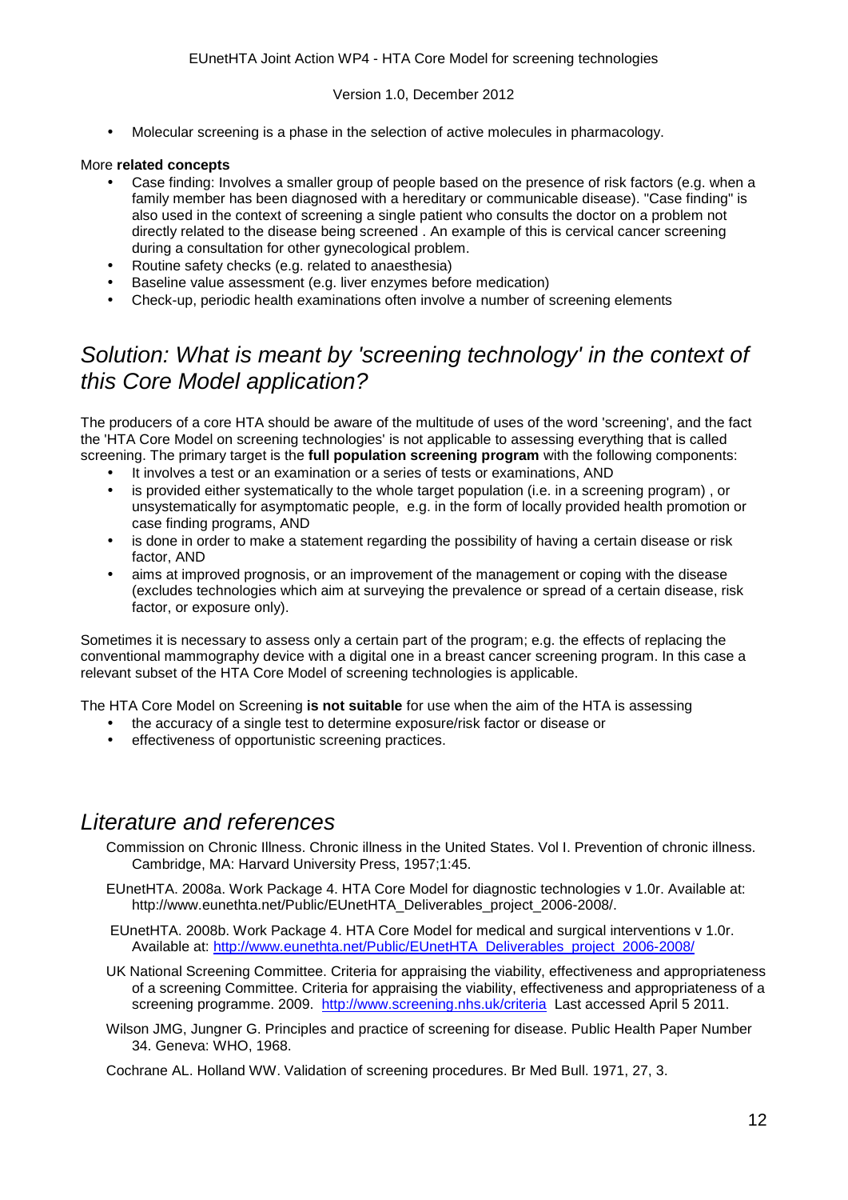- Molecular screening is a phase in the selection of active molecules in pharmacology.

More **related concepts**

- Case finding: Involves a smaller group of people based on the presence of risk factors (e.g. when a family member has been diagnosed with a hereditary or communicable disease). "Case finding" is also used in the context of screening a single patient who consults the doctor on a problem not directly related to the disease being screened . An example of this is cervical cancer screening during a consultation for other gynecological problem.
- Routine safety checks (e.g. related to anaesthesia)
- Baseline value assessment (e.g. liver enzymes before medication)
- Check-up, periodic health examinations often involve a number of screening elements

## *Solution: What is meant by 'screening technology' in the context of this Core Model application?*

The producers of a core HTA should be aware of the multitude of uses of the word 'screening', and the fact the 'HTA Core Model on screening technologies' is not applicable to assessing everything that is called screening. The primary target is the **full population screening program** with the following components:

- It involves a test or an examination or a series of tests or examinations, AND
- is provided either systematically to the whole target population (i.e. in a screening program) , or unsystematically for asymptomatic people, e.g. in the form of locally provided health promotion or case finding programs, AND
- is done in order to make a statement regarding the possibility of having a certain disease or risk factor, AND
- aims at improved prognosis, or an improvement of the management or coping with the disease (excludes technologies which aim at surveying the prevalence or spread of a certain disease, risk factor, or exposure only).

Sometimes it is necessary to assess only a certain part of the program; e.g. the effects of replacing the conventional mammography device with a digital one in a breast cancer screening program. In this case a relevant subset of the HTA Core Model of screening technologies is applicable.

The HTA Core Model on Screening **is not suitable** for use when the aim of the HTA is assessing

- the accuracy of a single test to determine exposure/risk factor or disease or
- effectiveness of opportunistic screening practices.

## *Literature and references*

Commission on Chronic Illness. Chronic illness in the United States. Vol I. Prevention of chronic illness. Cambridge, MA: Harvard University Press, 1957;1:45.

EUnetHTA. 2008a. Work Package 4. HTA Core Model for diagnostic technologies v 1.0r. Available at: http://www.eunethta.net/Public/EUnetHTA_Deliverables_project_2006-2008/.

EUnetHTA. 2008b. Work Package 4. HTA Core Model for medical and surgical interventions v 1.0r. Available at: http://www.eunethta.net/Public/EUnetHTA_Deliverables_project_2006-2008/

UK National Screening Committee. Criteria for appraising the viability, effectiveness and appropriateness of a screening Committee. Criteria for appraising the viability, effectiveness and appropriateness of a screening programme. 2009. http://www.screening.nhs.uk/criteria Last accessed April 5 2011.

Wilson JMG, Jungner G. Principles and practice of screening for disease. Public Health Paper Number 34. Geneva: WHO, 1968.

Cochrane AL. Holland WW. Validation of screening procedures. Br Med Bull. 1971, 27, 3.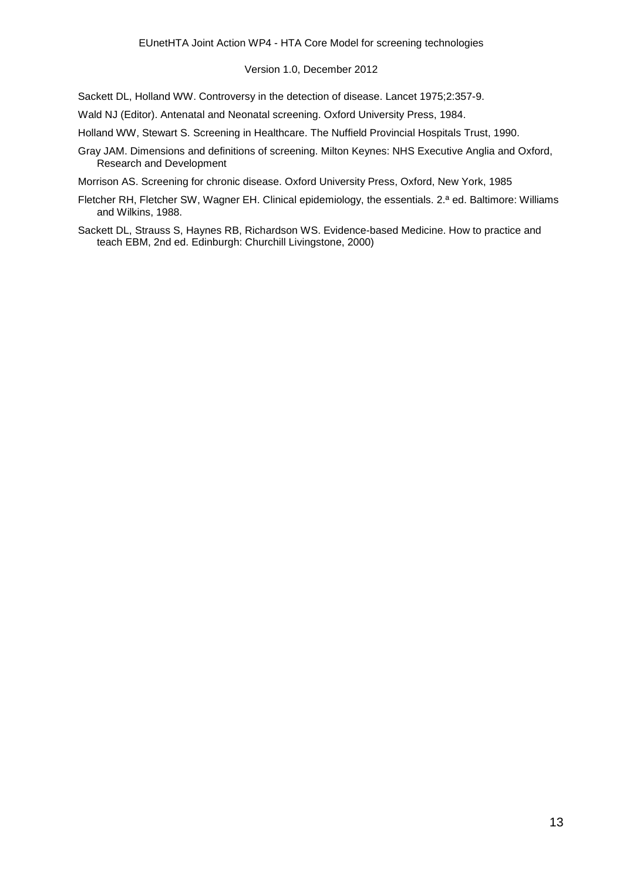Sackett DL, Holland WW. Controversy in the detection of disease. Lancet 1975;2:357-9.

Wald NJ (Editor). Antenatal and Neonatal screening. Oxford University Press, 1984.

Holland WW, Stewart S. Screening in Healthcare. The Nuffield Provincial Hospitals Trust, 1990.

Gray JAM. Dimensions and definitions of screening. Milton Keynes: NHS Executive Anglia and Oxford, Research and Development

Morrison AS. Screening for chronic disease. Oxford University Press, Oxford, New York, 1985

Fletcher RH, Fletcher SW, Wagner EH. Clinical epidemiology, the essentials. 2.ª ed. Baltimore: Williams and Wilkins, 1988.

Sackett DL, Strauss S, Haynes RB, Richardson WS. Evidence-based Medicine. How to practice and teach EBM, 2nd ed. Edinburgh: Churchill Livingstone, 2000)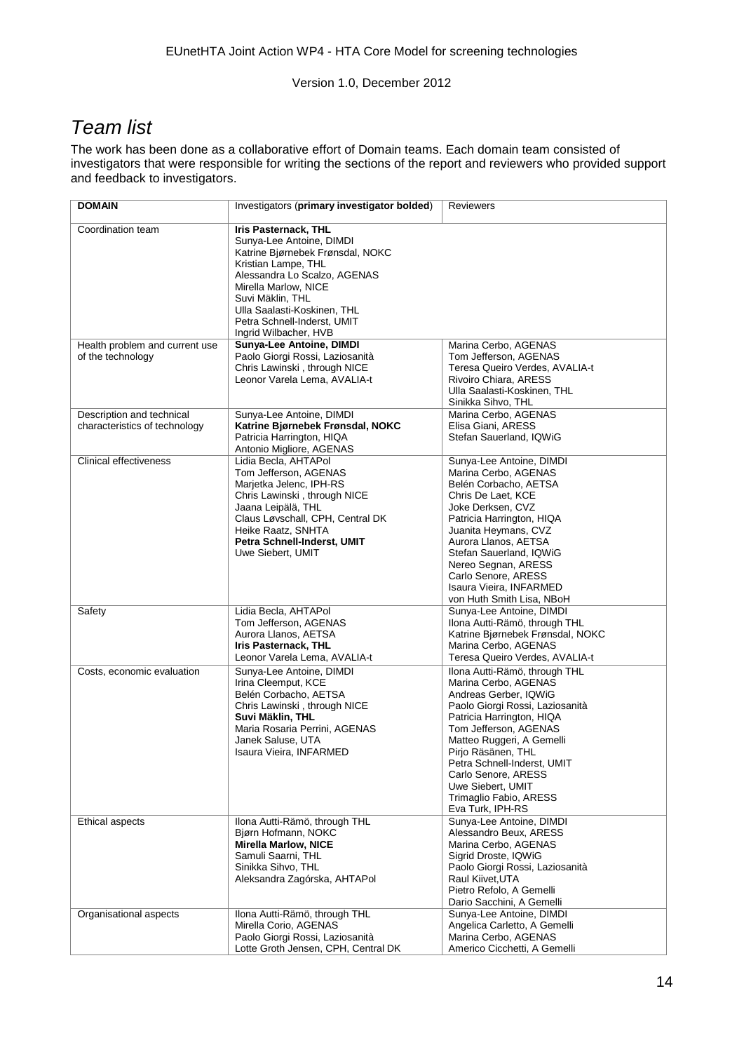# *Team list*

The work has been done as a collaborative effort of Domain teams. Each domain team consisted of investigators that were responsible for writing the sections of the report and reviewers who provided support and feedback to investigators.

| DOMAIN | Investigators (**primary investigator bolded**) | Reviewers |
|---|---|---|
| Coordination team | **Iris Pasternack, THL**<br>Sunya-Lee Antoine, DIMDI<br>Katrine Bjørnebek Frønsdal, NOKC<br>Kristian Lampe, THL<br>Alessandra Lo Scalzo, AGENAS<br>Mirella Marlow, NICE<br>Suvi Mäklin, THL<br>Ulla Saalasti-Koskinen, THL<br>Petra Schnell-Inderst, UMIT<br>Ingrid Wilbacher, HVB | |
| Health problem and current use of the technology | **Sunya-Lee Antoine, DIMDI**<br>Paolo Giorgi Rossi, Laziosanità<br>Chris Lawinski , through NICE<br>Leonor Varela Lema, AVALIA-t | Marina Cerbo, AGENAS<br>Tom Jefferson, AGENAS<br>Teresa Queiro Verdes, AVALIA-t<br>Rivoiro Chiara, ARESS<br>Ulla Saalasti-Koskinen, THL<br>Sinikka Sihvo, THL |
| Description and technical characteristics of technology | Sunya-Lee Antoine, DIMDI<br>**Katrine Bjørnebek Frønsdal, NOKC**<br>Patricia Harrington, HIQA<br>Antonio Migliore, AGENAS | Marina Cerbo, AGENAS<br>Elisa Giani, ARESS<br>Stefan Sauerland, IQWiG |
| Clinical effectiveness | Lidia Becla, AHTAPol<br>Tom Jefferson, AGENAS<br>Marjetka Jelenc, IPH-RS<br>Chris Lawinski , through NICE<br>Jaana Leipälä, THL<br>Claus Løvschall, CPH, Central DK<br>Heike Raatz, SNHTA<br>**Petra Schnell-Inderst, UMIT**<br>Uwe Siebert, UMIT | Sunya-Lee Antoine, DIMDI<br>Marina Cerbo, AGENAS<br>Belén Corbacho, AETSA<br>Chris De Laet, KCE<br>Joke Derksen, CVZ<br>Patricia Harrington, HIQA<br>Juanita Heymans, CVZ<br>Aurora Llanos, AETSA<br>Stefan Sauerland, IQWiG<br>Nereo Segnan, ARESS<br>Carlo Senore, ARESS<br>Isaura Vieira, INFARMED<br>von Huth Smith Lisa, NBoH |
| Safety | Lidia Becla, AHTAPol<br>Tom Jefferson, AGENAS<br>Aurora Llanos, AETSA<br>**Iris Pasternack, THL**<br>Leonor Varela Lema, AVALIA-t | Sunya-Lee Antoine, DIMDI<br>Ilona Autti-Rämö, through THL<br>Katrine Bjørnebek Frønsdal, NOKC<br>Marina Cerbo, AGENAS<br>Teresa Queiro Verdes, AVALIA-t |
| Costs, economic evaluation | Sunya-Lee Antoine, DIMDI<br>Irina Cleemput, KCE<br>Belén Corbacho, AETSA<br>Chris Lawinski , through NICE<br>**Suvi Mäklin, THL**<br>Maria Rosaria Perrini, AGENAS<br>Janek Saluse, UTA<br>Isaura Vieira, INFARMED | Ilona Autti-Rämö, through THL<br>Marina Cerbo, AGENAS<br>Andreas Gerber, IQWiG<br>Paolo Giorgi Rossi, Laziosanità<br>Patricia Harrington, HIQA<br>Tom Jefferson, AGENAS<br>Matteo Ruggeri, A Gemelli<br>Pirjo Räsänen, THL<br>Petra Schnell-Inderst, UMIT<br>Carlo Senore, ARESS<br>Uwe Siebert, UMIT<br>Trimaglio Fabio, ARESS<br>Eva Turk, IPH-RS |
| Ethical aspects | Ilona Autti-Rämö, through THL<br>Bjørn Hofmann, NOKC<br>**Mirella Marlow, NICE**<br>Samuli Saarni, THL<br>Sinikka Sihvo, THL<br>Aleksandra Zagórska, AHTAPol | Sunya-Lee Antoine, DIMDI<br>Alessandro Beux, ARESS<br>Marina Cerbo, AGENAS<br>Sigrid Droste, IQWiG<br>Paolo Giorgi Rossi, Laziosanità<br>Raul Kiivet,UTA<br>Pietro Refolo, A Gemelli<br>Dario Sacchini, A Gemelli |
| Organisational aspects | Ilona Autti-Rämö, through THL<br>Mirella Corio, AGENAS<br>Paolo Giorgi Rossi, Laziosanità<br>Lotte Groth Jensen, CPH, Central DK | Sunya-Lee Antoine, DIMDI<br>Angelica Carletto, A Gemelli<br>Marina Cerbo, AGENAS<br>Americo Cicchetti, A Gemelli |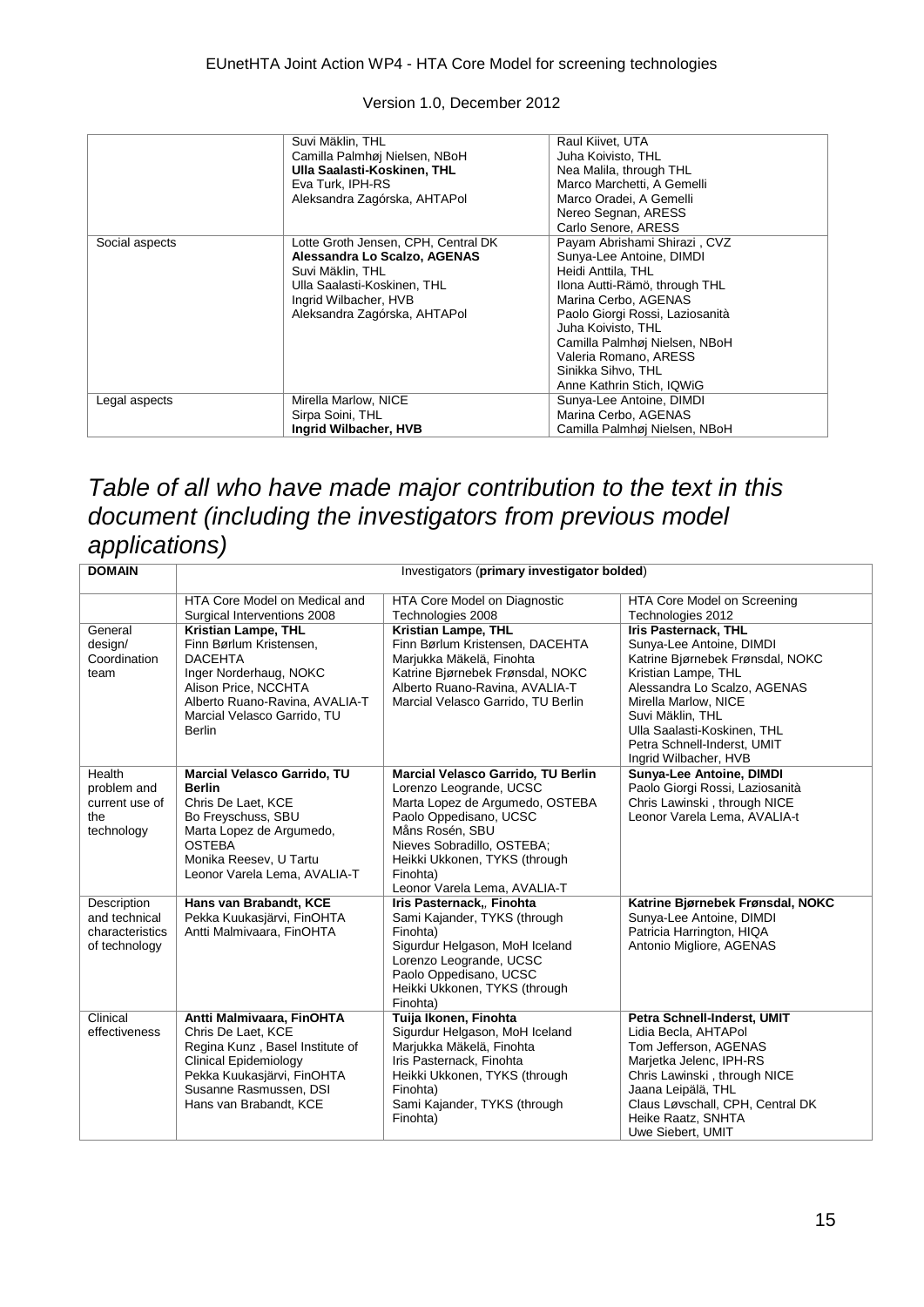| | | |
|---|---|---|
| | Suvi Mäklin, THL<br>Camilla Palmhøj Nielsen, NBoH<br>**Ulla Saalasti-Koskinen, THL**<br>Eva Turk, IPH-RS<br>Aleksandra Zagórska, AHTAPol | Raul Kiivet, UTA<br>Juha Koivisto, THL<br>Nea Malila, through THL<br>Marco Marchetti, A Gemelli<br>Marco Oradei, A Gemelli<br>Nereo Segnan, ARESS<br>Carlo Senore, ARESS |
| Social aspects | Lotte Groth Jensen, CPH, Central DK<br>**Alessandra Lo Scalzo, AGENAS**<br>Suvi Mäklin, THL<br>Ulla Saalasti-Koskinen, THL<br>Ingrid Wilbacher, HVB<br>Aleksandra Zagórska, AHTAPol | Payam Abrishami Shirazi , CVZ<br>Sunya-Lee Antoine, DIMDI<br>Heidi Anttila, THL<br>Ilona Autti-Rämö, through THL<br>Marina Cerbo, AGENAS<br>Paolo Giorgi Rossi, Laziosanità<br>Juha Koivisto, THL<br>Camilla Palmhøj Nielsen, NBoH<br>Valeria Romano, ARESS<br>Sinikka Sihvo, THL<br>Anne Kathrin Stich, IQWiG |
| Legal aspects | Mirella Marlow, NICE<br>Sirpa Soini, THL<br>**Ingrid Wilbacher, HVB** | Sunya-Lee Antoine, DIMDI<br>Marina Cerbo, AGENAS<br>Camilla Palmhøj Nielsen, NBoH |

## *Table of all who have made major contribution to the text in this document (including the investigators from previous model applications)*

| **DOMAIN** | Investigators (**primary investigator bolded**) | | |
|---|---|---|---|
| | HTA Core Model on Medical and Surgical Interventions 2008 | HTA Core Model on Diagnostic Technologies 2008 | HTA Core Model on Screening Technologies 2012 |
| General design/ Coordination team | **Kristian Lampe, THL**<br>Finn Børlum Kristensen, DACEHTA<br>Inger Norderhaug, NOKC<br>Alison Price, NCCHTA<br>Alberto Ruano-Ravina, AVALIA-T<br>Marcial Velasco Garrido, TU Berlin | **Kristian Lampe, THL**<br>Finn Børlum Kristensen, DACEHTA<br>Marjukka Mäkelä, Finohta<br>Katrine Bjørnebek Frønsdal, NOKC<br>Alberto Ruano-Ravina, AVALIA-T<br>Marcial Velasco Garrido, TU Berlin | **Iris Pasternack, THL**<br>Sunya-Lee Antoine, DIMDI<br>Katrine Bjørnebek Frønsdal, NOKC<br>Kristian Lampe, THL<br>Alessandra Lo Scalzo, AGENAS<br>Mirella Marlow, NICE<br>Suvi Mäklin, THL<br>Ulla Saalasti-Koskinen, THL<br>Petra Schnell-Inderst, UMIT<br>Ingrid Wilbacher, HVB |
| Health problem and current use of the technology | **Marcial Velasco Garrido, TU Berlin**<br>Chris De Laet, KCE<br>Bo Freyschuss, SBU<br>Marta Lopez de Argumedo, OSTEBA<br>Monika Reesev, U Tartu<br>Leonor Varela Lema, AVALIA-T | **Marcial Velasco Garrido, TU Berlin**<br>Lorenzo Leogrande, UCSC<br>Marta Lopez de Argumedo, OSTEBA<br>Paolo Oppedisano, UCSC<br>Måns Rosén, SBU<br>Nieves Sobradillo, OSTEBA;<br>Heikki Ukkonen, TYKS (through Finohta)<br>Leonor Varela Lema, AVALIA-T | **Sunya-Lee Antoine, DIMDI**<br>Paolo Giorgi Rossi, Laziosanità<br>Chris Lawinski , through NICE<br>Leonor Varela Lema, AVALIA-t |
| Description and technical characteristics of technology | **Hans van Brabandt, KCE**<br>Pekka Kuukasjärvi, FinOHTA<br>Antti Malmivaara, FinOHTA | **Iris Pasternack,, Finohta**<br>Sami Kajander, TYKS (through Finohta)<br>Sigurdur Helgason, MoH Iceland<br>Lorenzo Leogrande, UCSC<br>Paolo Oppedisano, UCSC<br>Heikki Ukkonen, TYKS (through Finohta) | **Katrine Bjørnebek Frønsdal, NOKC**<br>Sunya-Lee Antoine, DIMDI<br>Patricia Harrington, HIQA<br>Antonio Migliore, AGENAS |
| Clinical effectiveness | **Antti Malmivaara, FinOHTA**<br>Chris De Laet, KCE<br>Regina Kunz , Basel Institute of Clinical Epidemiology<br>Pekka Kuukasjärvi, FinOHTA<br>Susanne Rasmussen, DSI<br>Hans van Brabandt, KCE | **Tuija Ikonen, Finohta**<br>Sigurdur Helgason, MoH Iceland<br>Marjukka Mäkelä, Finohta<br>Iris Pasternack, Finohta<br>Heikki Ukkonen, TYKS (through Finohta)<br>Sami Kajander, TYKS (through Finohta) | **Petra Schnell-Inderst, UMIT**<br>Lidia Becla, AHTAPol<br>Tom Jefferson, AGENAS<br>Marjetka Jelenc, IPH-RS<br>Chris Lawinski , through NICE<br>Jaana Leipälä, THL<br>Claus Løvschall, CPH, Central DK<br>Heike Raatz, SNHTA<br>Uwe Siebert, UMIT |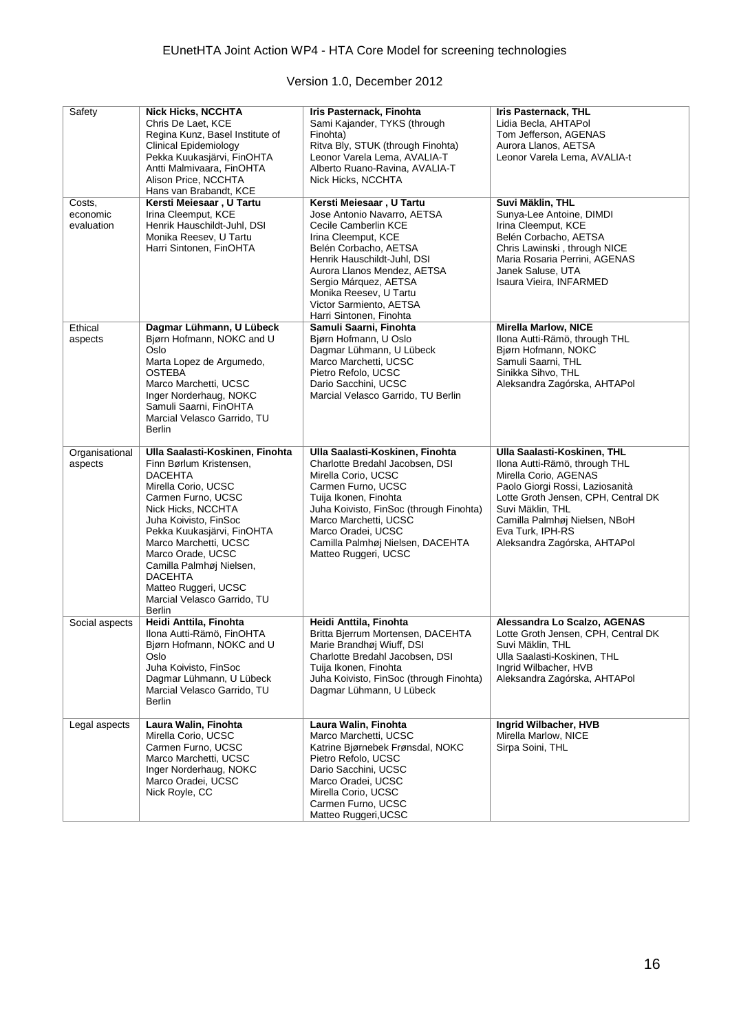| Safety | **Nick Hicks, NCCHTA**<br>Chris De Laet, KCE<br>Regina Kunz, Basel Institute of Clinical Epidemiology<br>Pekka Kuukasjärvi, FinOHTA<br>Antti Malmivaara, FinOHTA<br>Alison Price, NCCHTA<br>Hans van Brabandt, KCE | **Iris Pasternack, Finohta**<br>Sami Kajander, TYKS (through Finohta)<br>Ritva Bly, STUK (through Finohta)<br>Leonor Varela Lema, AVALIA-T<br>Alberto Ruano-Ravina, AVALIA-T<br>Nick Hicks, NCCHTA | **Iris Pasternack, THL**<br>Lidia Becla, AHTAPol<br>Tom Jefferson, AGENAS<br>Aurora Llanos, AETSA<br>Leonor Varela Lema, AVALIA-t |
|---|---|---|---|
| Costs, economic evaluation | **Kersti Meiesaar , U Tartu**<br>Irina Cleemput, KCE<br>Henrik Hauschildt-Juhl, DSI<br>Monika Reesev, U Tartu<br>Harri Sintonen, FinOHTA | **Kersti Meiesaar , U Tartu**<br>Jose Antonio Navarro, AETSA<br>Cecile Camberlin KCE<br>Irina Cleemput, KCE<br>Belén Corbacho, AETSA<br>Henrik Hauschildt-Juhl, DSI<br>Aurora Llanos Mendez, AETSA<br>Sergio Márquez, AETSA<br>Monika Reesev, U Tartu<br>Victor Sarmiento, AETSA<br>Harri Sintonen, Finohta | **Suvi Mäklin, THL**<br>Sunya-Lee Antoine, DIMDI<br>Irina Cleemput, KCE<br>Belén Corbacho, AETSA<br>Chris Lawinski , through NICE<br>Maria Rosaria Perrini, AGENAS<br>Janek Saluse, UTA<br>Isaura Vieira, INFARMED |
| Ethical aspects | **Dagmar Lühmann, U Lübeck**<br>Bjørn Hofmann, NOKC and U Oslo<br>Marta Lopez de Argumedo, OSTEBA<br>Marco Marchetti, UCSC<br>Inger Norderhaug, NOKC<br>Samuli Saarni, FinOHTA<br>Marcial Velasco Garrido, TU Berlin | **Samuli Saarni, Finohta**<br>Bjørn Hofmann, U Oslo<br>Dagmar Lühmann, U Lübeck<br>Marco Marchetti, UCSC<br>Pietro Refolo, UCSC<br>Dario Sacchini, UCSC<br>Marcial Velasco Garrido, TU Berlin | **Mirella Marlow, NICE**<br>Ilona Autti-Rämö, through THL<br>Bjørn Hofmann, NOKC<br>Samuli Saarni, THL<br>Sinikka Sihvo, THL<br>Aleksandra Zagórska, AHTAPol |
| Organisational aspects | **Ulla Saalasti-Koskinen, Finohta**<br>Finn Børlum Kristensen, DACEHTA<br>Mirella Corio, UCSC<br>Carmen Furno, UCSC<br>Nick Hicks, NCCHTA<br>Juha Koivisto, FinSoc<br>Pekka Kuukasjärvi, FinOHTA<br>Marco Marchetti, UCSC<br>Marco Orade, UCSC<br>Camilla Palmhøj Nielsen, DACEHTA<br>Matteo Ruggeri, UCSC<br>Marcial Velasco Garrido, TU Berlin | **Ulla Saalasti-Koskinen, Finohta**<br>Charlotte Bredahl Jacobsen, DSI<br>Mirella Corio, UCSC<br>Carmen Furno, UCSC<br>Tuija Ikonen, Finohta<br>Juha Koivisto, FinSoc (through Finohta)<br>Marco Marchetti, UCSC<br>Marco Oradei, UCSC<br>Camilla Palmhøj Nielsen, DACEHTA<br>Matteo Ruggeri, UCSC | **Ulla Saalasti-Koskinen, THL**<br>Ilona Autti-Rämö, through THL<br>Mirella Corio, AGENAS<br>Paolo Giorgi Rossi, Laziosanità<br>Lotte Groth Jensen, CPH, Central DK<br>Suvi Mäklin, THL<br>Camilla Palmhøj Nielsen, NBoH<br>Eva Turk, IPH-RS<br>Aleksandra Zagórska, AHTAPol |
| Social aspects | **Heidi Anttila, Finohta**<br>Ilona Autti-Rämö, FinOHTA<br>Bjørn Hofmann, NOKC and U Oslo<br>Juha Koivisto, FinSoc<br>Dagmar Lühmann, U Lübeck<br>Marcial Velasco Garrido, TU Berlin | **Heidi Anttila, Finohta**<br>Britta Bjerrum Mortensen, DACEHTA<br>Marie Brandhøj Wiuff, DSI<br>Charlotte Bredahl Jacobsen, DSI<br>Tuija Ikonen, Finohta<br>Juha Koivisto, FinSoc (through Finohta)<br>Dagmar Lühmann, U Lübeck | **Alessandra Lo Scalzo, AGENAS**<br>Lotte Groth Jensen, CPH, Central DK<br>Suvi Mäklin, THL<br>Ulla Saalasti-Koskinen, THL<br>Ingrid Wilbacher, HVB<br>Aleksandra Zagórska, AHTAPol |
| Legal aspects | **Laura Walin, Finohta**<br>Mirella Corio, UCSC<br>Carmen Furno, UCSC<br>Marco Marchetti, UCSC<br>Inger Norderhaug, NOKC<br>Marco Oradei, UCSC<br>Nick Royle, CC | **Laura Walin, Finohta**<br>Marco Marchetti, UCSC<br>Katrine Bjørnebek Frønsdal, NOKC<br>Pietro Refolo, UCSC<br>Dario Sacchini, UCSC<br>Marco Oradei, UCSC<br>Mirella Corio, UCSC<br>Carmen Furno, UCSC<br>Matteo Ruggeri,UCSC | **Ingrid Wilbacher, HVB**<br>Mirella Marlow, NICE<br>Sirpa Soini, THL |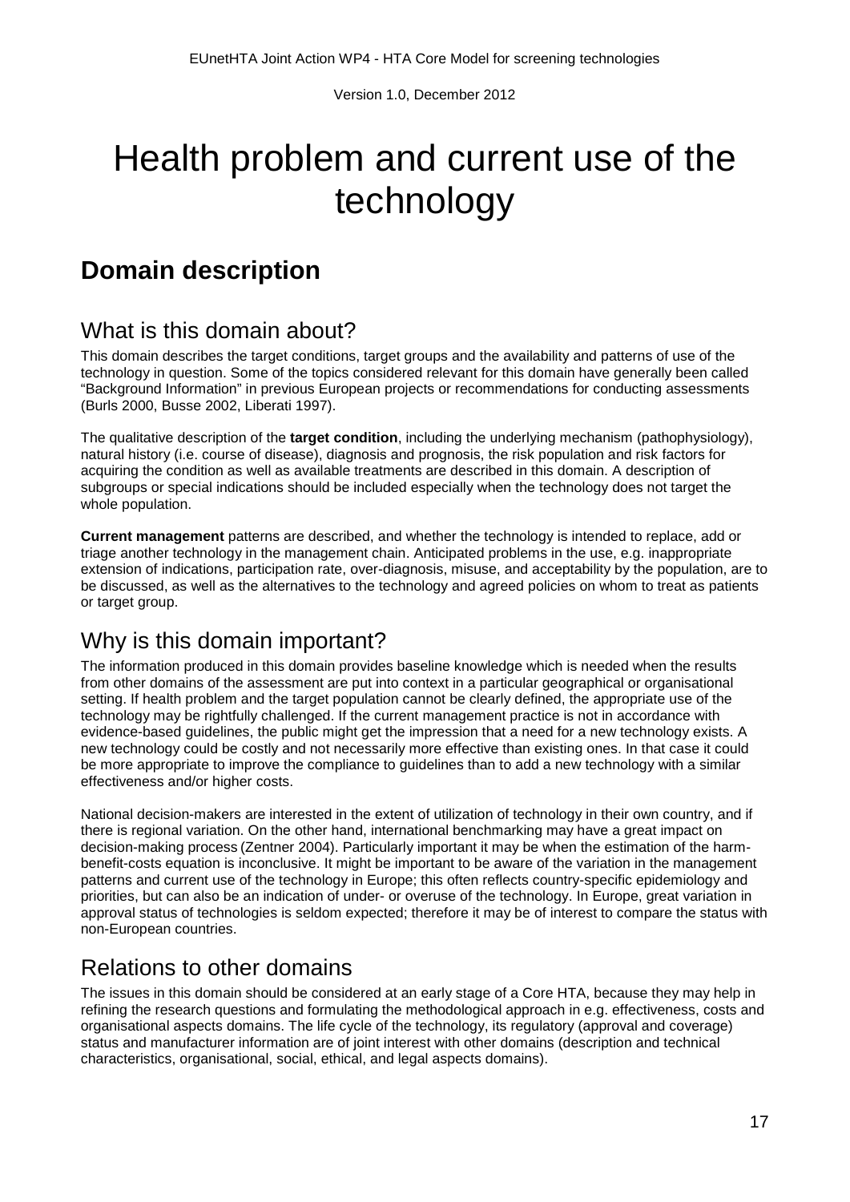# Health problem and current use of the technology

## Domain description

### What is this domain about?

This domain describes the target conditions, target groups and the availability and patterns of use of the technology in question. Some of the topics considered relevant for this domain have generally been called "Background Information" in previous European projects or recommendations for conducting assessments (Burls 2000, Busse 2002, Liberati 1997).

The qualitative description of the **target condition**, including the underlying mechanism (pathophysiology), natural history (i.e. course of disease), diagnosis and prognosis, the risk population and risk factors for acquiring the condition as well as available treatments are described in this domain. A description of subgroups or special indications should be included especially when the technology does not target the whole population.

**Current management** patterns are described, and whether the technology is intended to replace, add or triage another technology in the management chain. Anticipated problems in the use, e.g. inappropriate extension of indications, participation rate, over-diagnosis, misuse, and acceptability by the population, are to be discussed, as well as the alternatives to the technology and agreed policies on whom to treat as patients or target group.

### Why is this domain important?

The information produced in this domain provides baseline knowledge which is needed when the results from other domains of the assessment are put into context in a particular geographical or organisational setting. If health problem and the target population cannot be clearly defined, the appropriate use of the technology may be rightfully challenged. If the current management practice is not in accordance with evidence-based guidelines, the public might get the impression that a need for a new technology exists. A new technology could be costly and not necessarily more effective than existing ones. In that case it could be more appropriate to improve the compliance to guidelines than to add a new technology with a similar effectiveness and/or higher costs.

National decision-makers are interested in the extent of utilization of technology in their own country, and if there is regional variation. On the other hand, international benchmarking may have a great impact on decision-making process (Zentner 2004). Particularly important it may be when the estimation of the harm-benefit-costs equation is inconclusive. It might be important to be aware of the variation in the management patterns and current use of the technology in Europe; this often reflects country-specific epidemiology and priorities, but can also be an indication of under- or overuse of the technology. In Europe, great variation in approval status of technologies is seldom expected; therefore it may be of interest to compare the status with non-European countries.

### Relations to other domains

The issues in this domain should be considered at an early stage of a Core HTA, because they may help in refining the research questions and formulating the methodological approach in e.g. effectiveness, costs and organisational aspects domains. The life cycle of the technology, its regulatory (approval and coverage) status and manufacturer information are of joint interest with other domains (description and technical characteristics, organisational, social, ethical, and legal aspects domains).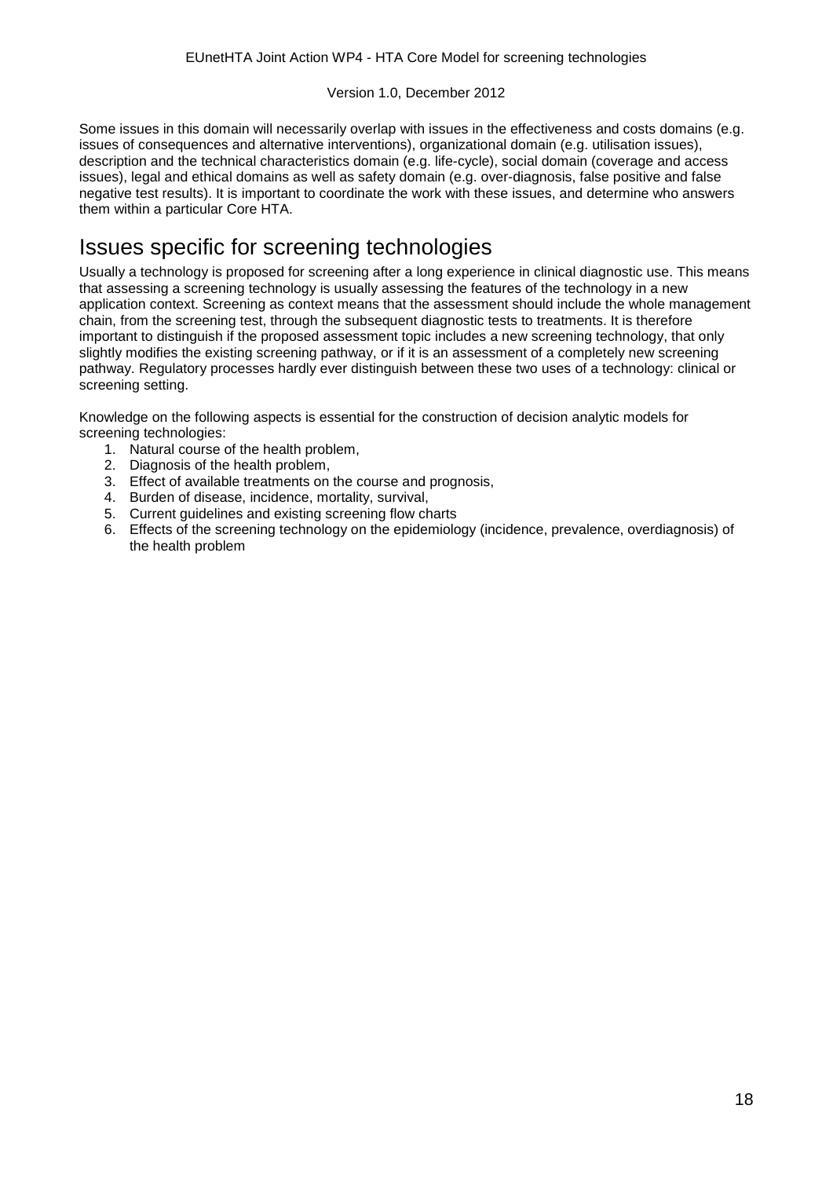Some issues in this domain will necessarily overlap with issues in the effectiveness and costs domains (e.g. issues of consequences and alternative interventions), organizational domain (e.g. utilisation issues), description and the technical characteristics domain (e.g. life-cycle), social domain (coverage and access issues), legal and ethical domains as well as safety domain (e.g. over-diagnosis, false positive and false negative test results). It is important to coordinate the work with these issues, and determine who answers them within a particular Core HTA.

## Issues specific for screening technologies

Usually a technology is proposed for screening after a long experience in clinical diagnostic use. This means that assessing a screening technology is usually assessing the features of the technology in a new application context. Screening as context means that the assessment should include the whole management chain, from the screening test, through the subsequent diagnostic tests to treatments. It is therefore important to distinguish if the proposed assessment topic includes a new screening technology, that only slightly modifies the existing screening pathway, or if it is an assessment of a completely new screening pathway. Regulatory processes hardly ever distinguish between these two uses of a technology: clinical or screening setting.

Knowledge on the following aspects is essential for the construction of decision analytic models for screening technologies:

1. Natural course of the health problem,
2. Diagnosis of the health problem,
3. Effect of available treatments on the course and prognosis,
4. Burden of disease, incidence, mortality, survival,
5. Current guidelines and existing screening flow charts
6. Effects of the screening technology on the epidemiology (incidence, prevalence, overdiagnosis) of the health problem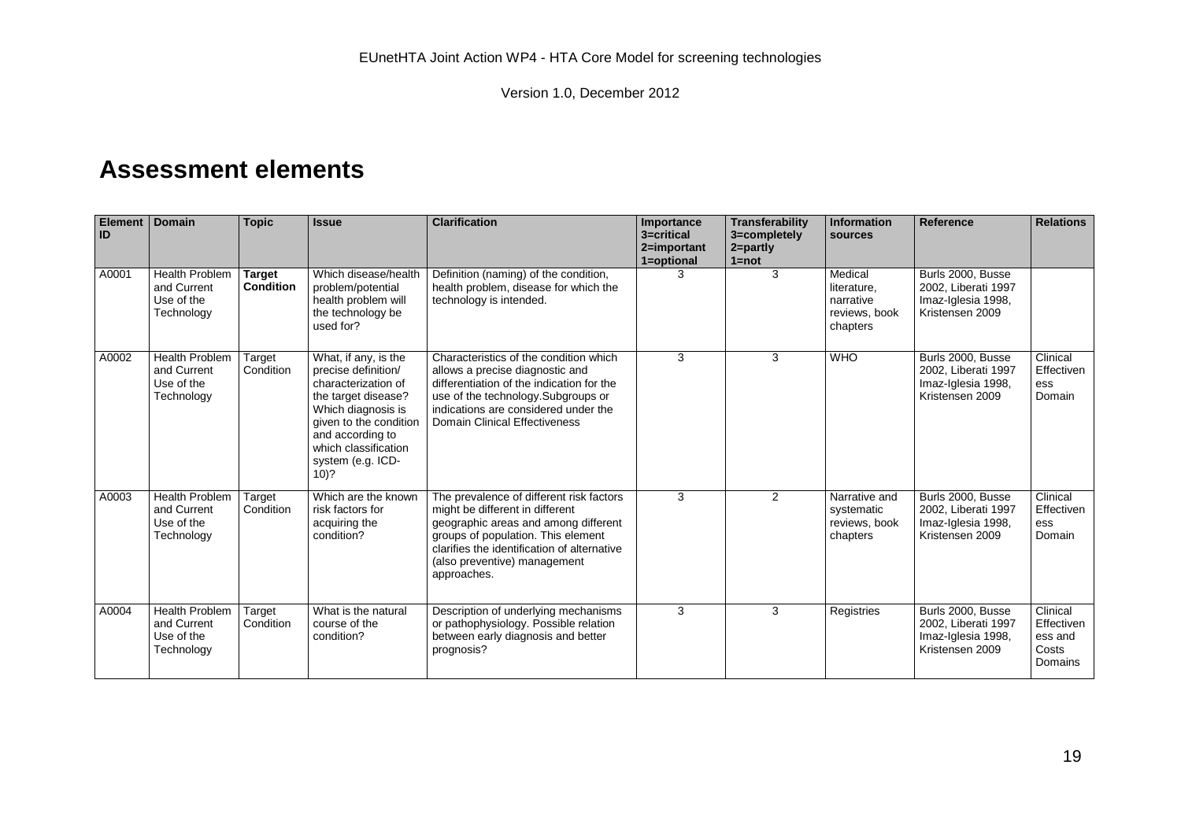# Assessment elements

| Element ID | Domain | Topic | Issue | Clarification | Importance 3=critical 2=important 1=optional | Transferability 3=completely 2=partly 1=not | Information sources | Reference | Relations |
|---|---|---|---|---|---|---|---|---|---|
| A0001 | Health Problem and Current Use of the Technology | **Target Condition** | Which disease/health problem/potential health problem will the technology be used for? | Definition (naming) of the condition, health problem, disease for which the technology is intended. | 3 | 3 | Medical literature, narrative reviews, book chapters | Burls 2000, Busse 2002, Liberati 1997 Imaz-Iglesia 1998, Kristensen 2009 | |
| A0002 | Health Problem and Current Use of the Technology | Target Condition | What, if any, is the precise definition/ characterization of the target disease? Which diagnosis is given to the condition and according to which classification system (e.g. ICD-10)? | Characteristics of the condition which allows a precise diagnostic and differentiation of the indication for the use of the technology.Subgroups or indications are considered under the Domain Clinical Effectiveness | 3 | 3 | WHO | Burls 2000, Busse 2002, Liberati 1997 Imaz-Iglesia 1998, Kristensen 2009 | Clinical Effectiveness Domain |
| A0003 | Health Problem and Current Use of the Technology | Target Condition | Which are the known risk factors for acquiring the condition? | The prevalence of different risk factors might be different in different geographic areas and among different groups of population. This element clarifies the identification of alternative (also preventive) management approaches. | 3 | 2 | Narrative and systematic reviews, book chapters | Burls 2000, Busse 2002, Liberati 1997 Imaz-Iglesia 1998, Kristensen 2009 | Clinical Effectiveness Domain |
| A0004 | Health Problem and Current Use of the Technology | Target Condition | What is the natural course of the condition? | Description of underlying mechanisms or pathophysiology. Possible relation between early diagnosis and better prognosis? | 3 | 3 | Registries | Burls 2000, Busse 2002, Liberati 1997 Imaz-Iglesia 1998, Kristensen 2009 | Clinical Effectiveness and Costs Domains |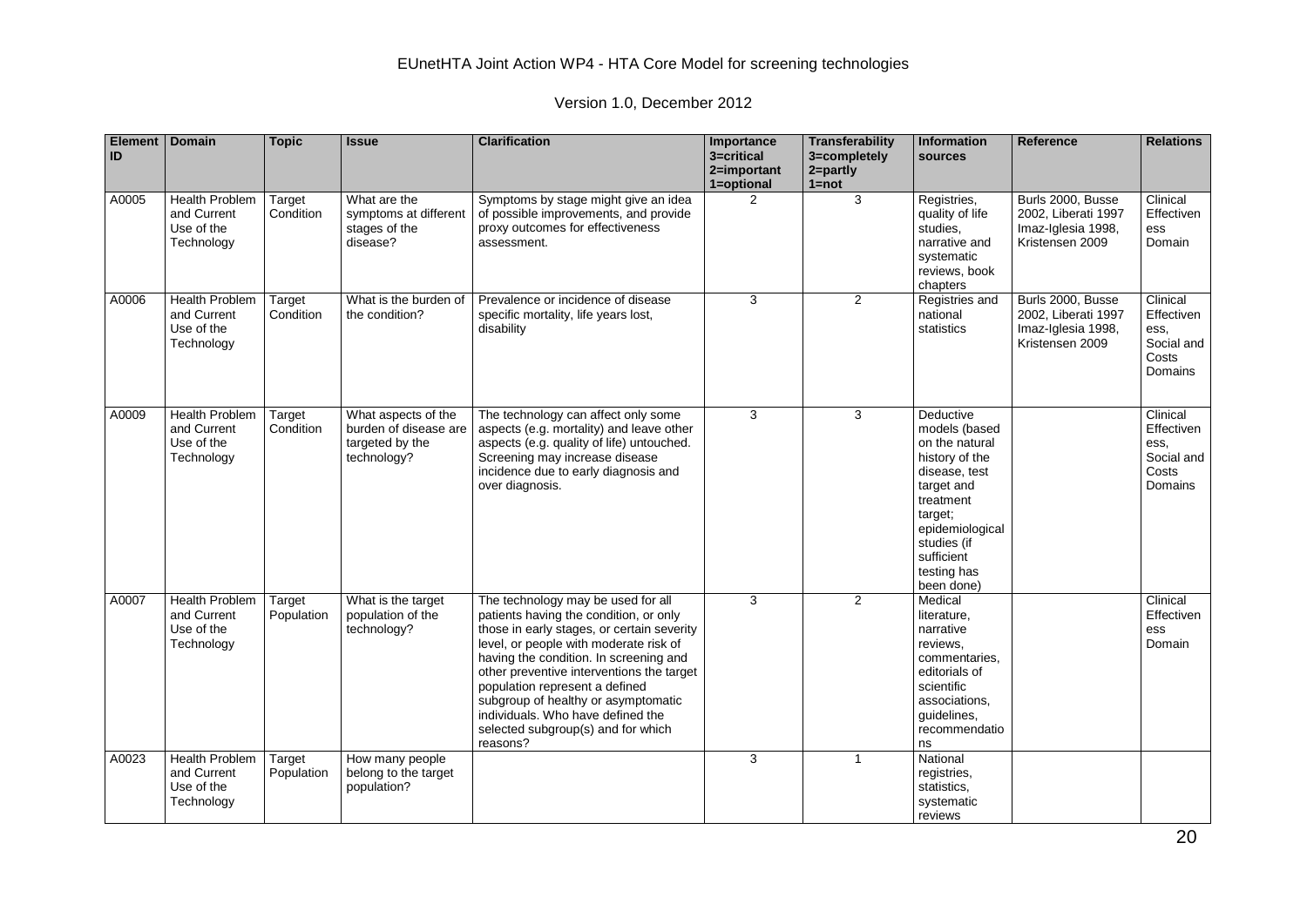| Element ID | Domain | Topic | Issue | Clarification | Importance 3=critical 2=important 1=optional | Transferability 3=completely 2=partly 1=not | Information sources | Reference | Relations |
|---|---|---|---|---|---|---|---|---|---|
| A0005 | Health Problem and Current Use of the Technology | Target Condition | What are the symptoms at different stages of the disease? | Symptoms by stage might give an idea of possible improvements, and provide proxy outcomes for effectiveness assessment. | 2 | 3 | Registries, quality of life studies, narrative and systematic reviews, book chapters | Burls 2000, Busse 2002, Liberati 1997 Imaz-Iglesia 1998, Kristensen 2009 | Clinical Effectiveness Domain |
| A0006 | Health Problem and Current Use of the Technology | Target Condition | What is the burden of the condition? | Prevalence or incidence of disease specific mortality, life years lost, disability | 3 | 2 | Registries and national statistics | Burls 2000, Busse 2002, Liberati 1997 Imaz-Iglesia 1998, Kristensen 2009 | Clinical Effectiveness, Social and Costs Domains |
| A0009 | Health Problem and Current Use of the Technology | Target Condition | What aspects of the burden of disease are targeted by the technology? | The technology can affect only some aspects (e.g. mortality) and leave other aspects (e.g. quality of life) untouched. Screening may increase disease incidence due to early diagnosis and over diagnosis. | 3 | 3 | Deductive models (based on the natural history of the disease, test target and treatment target; epidemiological studies (if sufficient testing has been done) | | Clinical Effectiveness, Social and Costs Domains |
| A0007 | Health Problem and Current Use of the Technology | Target Population | What is the target population of the technology? | The technology may be used for all patients having the condition, or only those in early stages, or certain severity level, or people with moderate risk of having the condition. In screening and other preventive interventions the target population represent a defined subgroup of healthy or asymptomatic individuals. Who have defined the selected subgroup(s) and for which reasons? | 3 | 2 | Medical literature, narrative reviews, commentaries, editorials of scientific associations, guidelines, recommendations | | Clinical Effectiveness Domain |
| A0023 | Health Problem and Current Use of the Technology | Target Population | How many people belong to the target population? | | 3 | 1 | National registries, statistics, systematic reviews | | |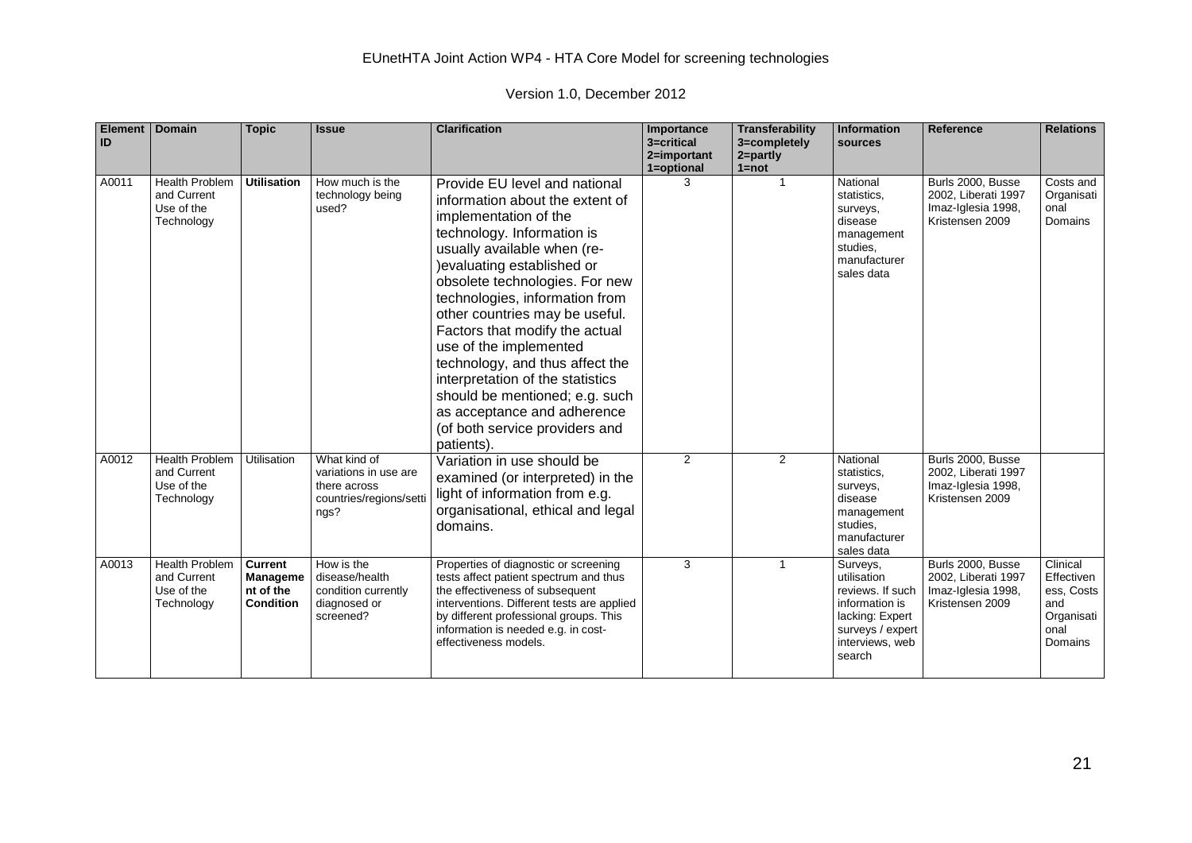| Element ID | Domain | Topic | Issue | Clarification | Importance 3=critical 2=important 1=optional | Transferability 3=completely 2=partly 1=not | Information sources | Reference | Relations |
|---|---|---|---|---|---|---|---|---|---|
| A0011 | Health Problem and Current Use of the Technology | **Utilisation** | How much is the technology being used? | Provide EU level and national information about the extent of implementation of the technology. Information is usually available when (re-)evaluating established or obsolete technologies. For new technologies, information from other countries may be useful. Factors that modify the actual use of the implemented technology, and thus affect the interpretation of the statistics should be mentioned; e.g. such as acceptance and adherence (of both service providers and patients). | 3 | 1 | National statistics, surveys, disease management studies, manufacturer sales data | Burls 2000, Busse 2002, Liberati 1997 Imaz-Iglesia 1998, Kristensen 2009 | Costs and Organisational Domains |
| A0012 | Health Problem and Current Use of the Technology | Utilisation | What kind of variations in use are there across countries/regions/settings? | Variation in use should be examined (or interpreted) in the light of information from e.g. organisational, ethical and legal domains. | 2 | 2 | National statistics, surveys, disease management studies, manufacturer sales data | Burls 2000, Busse 2002, Liberati 1997 Imaz-Iglesia 1998, Kristensen 2009 | |
| A0013 | Health Problem and Current Use of the Technology | **Current Management of the Condition** | How is the disease/health condition currently diagnosed or screened? | Properties of diagnostic or screening tests affect patient spectrum and thus the effectiveness of subsequent interventions. Different tests are applied by different professional groups. This information is needed e.g. in cost-effectiveness models. | 3 | 1 | Surveys, utilisation reviews. If such information is lacking: Expert surveys / expert interviews, web search | Burls 2000, Busse 2002, Liberati 1997 Imaz-Iglesia 1998, Kristensen 2009 | Clinical Effectiveness, Costs and Organisational Domains |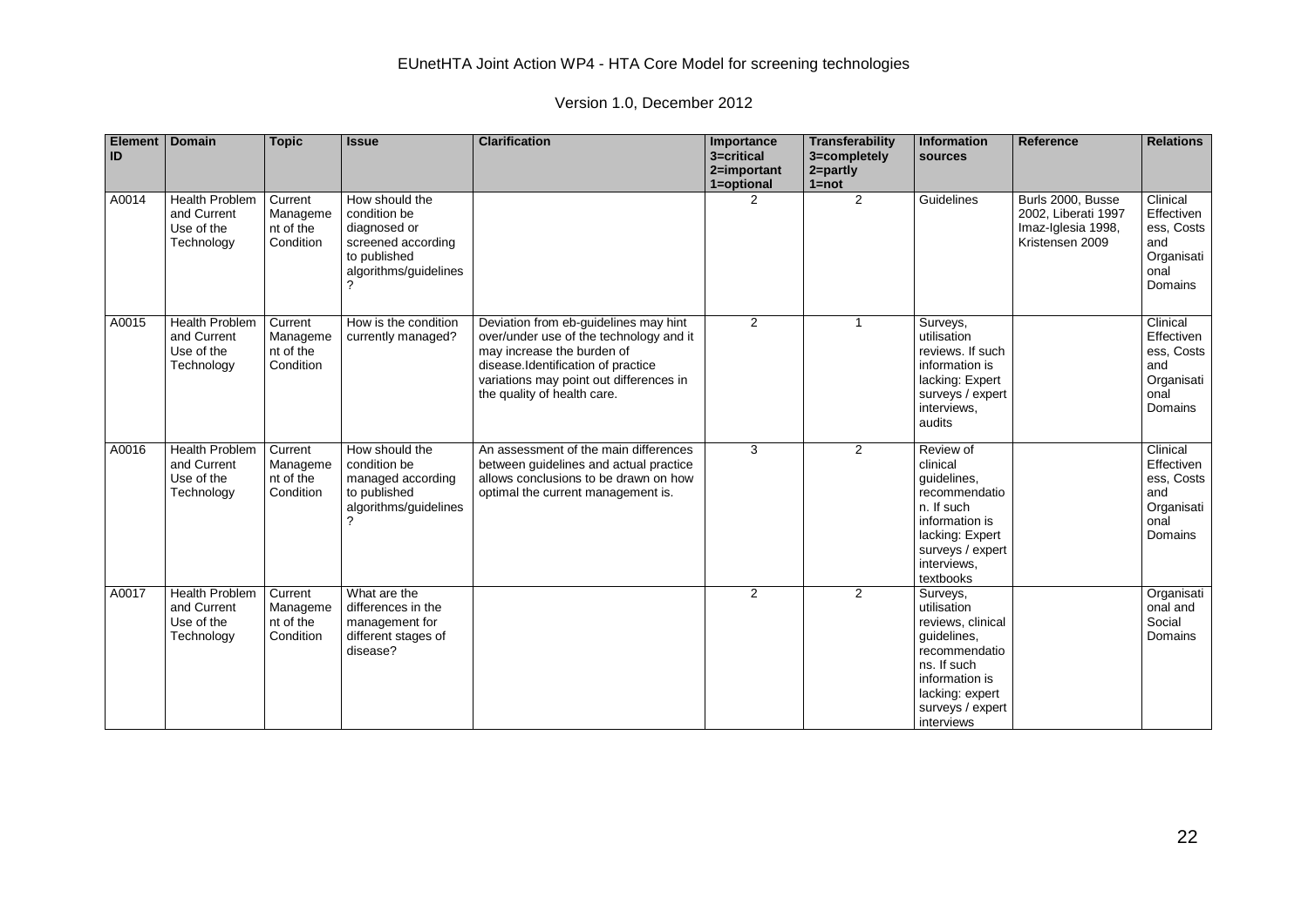| Element ID | Domain | Topic | Issue | Clarification | Importance 3=critical 2=important 1=optional | Transferability 3=completely 2=partly 1=not | Information sources | Reference | Relations |
|---|---|---|---|---|---|---|---|---|---|
| A0014 | Health Problem and Current Use of the Technology | Current Management of the Condition | How should the condition be diagnosed or screened according to published algorithms/guidelines ? | | 2 | 2 | Guidelines | Burls 2000, Busse 2002, Liberati 1997 Imaz-Iglesia 1998, Kristensen 2009 | Clinical Effectiveness, Costs and Organisational Domains |
| A0015 | Health Problem and Current Use of the Technology | Current Management of the Condition | How is the condition currently managed? | Deviation from eb-guidelines may hint over/under use of the technology and it may increase the burden of disease.Identification of practice variations may point out differences in the quality of health care. | 2 | 1 | Surveys, utilisation reviews. If such information is lacking: Expert surveys / expert interviews, audits | | Clinical Effectiveness, Costs and Organisational Domains |
| A0016 | Health Problem and Current Use of the Technology | Current Management of the Condition | How should the condition be managed according to published algorithms/guidelines ? | An assessment of the main differences between guidelines and actual practice allows conclusions to be drawn on how optimal the current management is. | 3 | 2 | Review of clinical guidelines, recommendation. If such information is lacking: Expert surveys / expert interviews, textbooks | | Clinical Effectiveness, Costs and Organisational Domains |
| A0017 | Health Problem and Current Use of the Technology | Current Management of the Condition | What are the differences in the management for different stages of disease? | | 2 | 2 | Surveys, utilisation reviews, clinical guidelines, recommendations. If such information is lacking: expert surveys / expert interviews | | Organisational and Social Domains |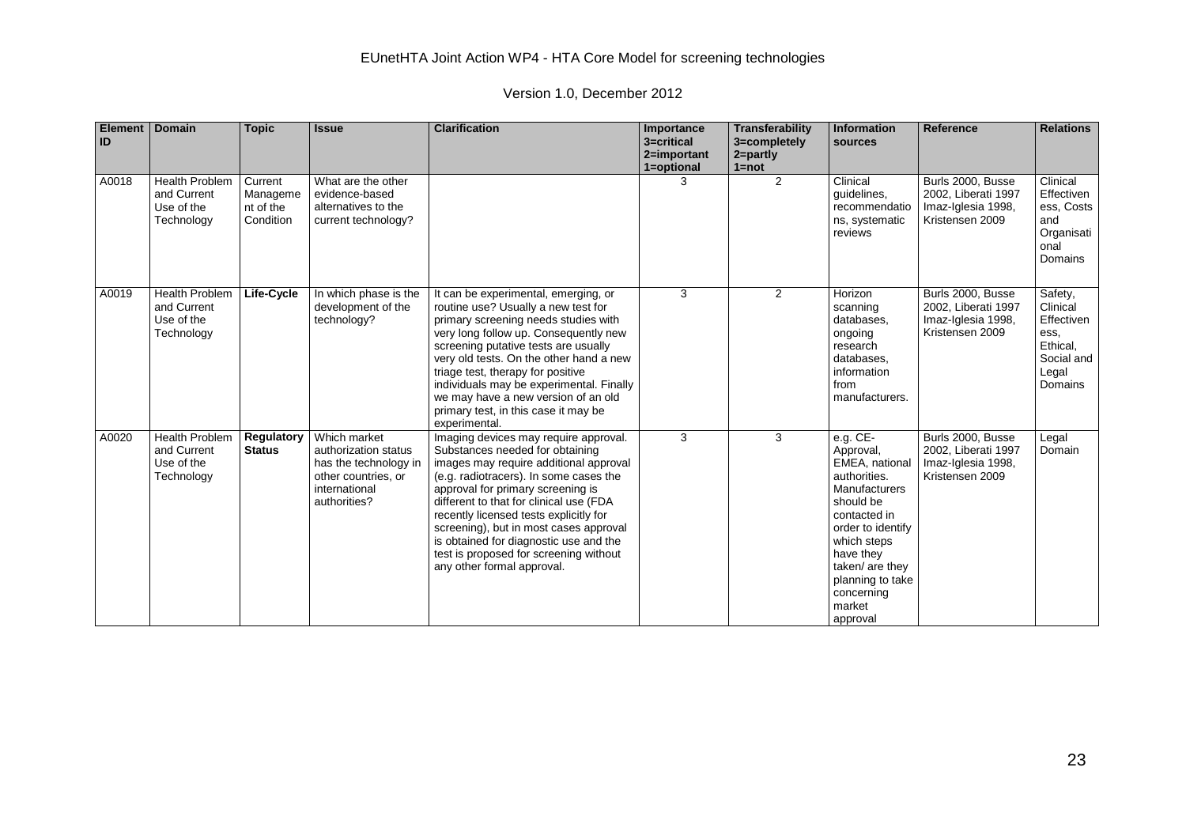| Element ID | Domain | Topic | Issue | Clarification | Importance 3=critical 2=important 1=optional | Transferability 3=completely 2=partly 1=not | Information sources | Reference | Relations |
|---|---|---|---|---|---|---|---|---|---|
| A0018 | Health Problem and Current Use of the Technology | Current Management of the Condition | What are the other evidence-based alternatives to the current technology? | | 3 | 2 | Clinical guidelines, recommendations, systematic reviews | Burls 2000, Busse 2002, Liberati 1997 Imaz-Iglesia 1998, Kristensen 2009 | Clinical Effectiveness, Costs and Organisational Domains |
| A0019 | Health Problem and Current Use of the Technology | **Life-Cycle** | In which phase is the development of the technology? | It can be experimental, emerging, or routine use? Usually a new test for primary screening needs studies with very long follow up. Consequently new screening putative tests are usually very old tests. On the other hand a new triage test, therapy for positive individuals may be experimental. Finally we may have a new version of an old primary test, in this case it may be experimental. | 3 | 2 | Horizon scanning databases, ongoing research databases, information from manufacturers. | Burls 2000, Busse 2002, Liberati 1997 Imaz-Iglesia 1998, Kristensen 2009 | Safety, Clinical Effectiveness, Ethical, Social and Legal Domains |
| A0020 | Health Problem and Current Use of the Technology | **Regulatory Status** | Which market authorization status has the technology in other countries, or international authorities? | Imaging devices may require approval. Substances needed for obtaining images may require additional approval (e.g. radiotracers). In some cases the approval for primary screening is different to that for clinical use (FDA recently licensed tests explicitly for screening), but in most cases approval is obtained for diagnostic use and the test is proposed for screening without any other formal approval. | 3 | 3 | e.g. CE-Approval, EMEA, national authorities. Manufacturers should be contacted in order to identify which steps have they taken/ are they planning to take concerning market approval | Burls 2000, Busse 2002, Liberati 1997 Imaz-Iglesia 1998, Kristensen 2009 | Legal Domain |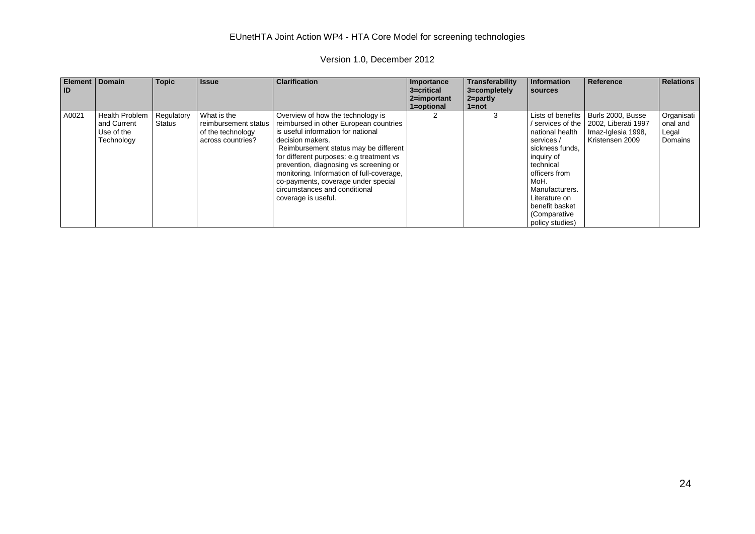| Element ID | Domain | Topic | Issue | Clarification | Importance 3=critical 2=important 1=optional | Transferability 3=completely 2=partly 1=not | Information sources | Reference | Relations |
|---|---|---|---|---|---|---|---|---|---|
| A0021 | Health Problem and Current Use of the Technology | Regulatory Status | What is the reimbursement status of the technology across countries? | Overview of how the technology is reimbursed in other European countries is useful information for national decision makers. Reimbursement status may be different for different purposes: e.g treatment vs prevention, diagnosing vs screening or monitoring. Information of full-coverage, co-payments, coverage under special circumstances and conditional coverage is useful. | 2 | 3 | Lists of benefits / services of the national health services / sickness funds, inquiry of technical officers from MoH. Manufacturers. Literature on benefit basket (Comparative policy studies) | Burls 2000, Busse 2002, Liberati 1997 Imaz-Iglesia 1998, Kristensen 2009 | Organisational and Legal Domains |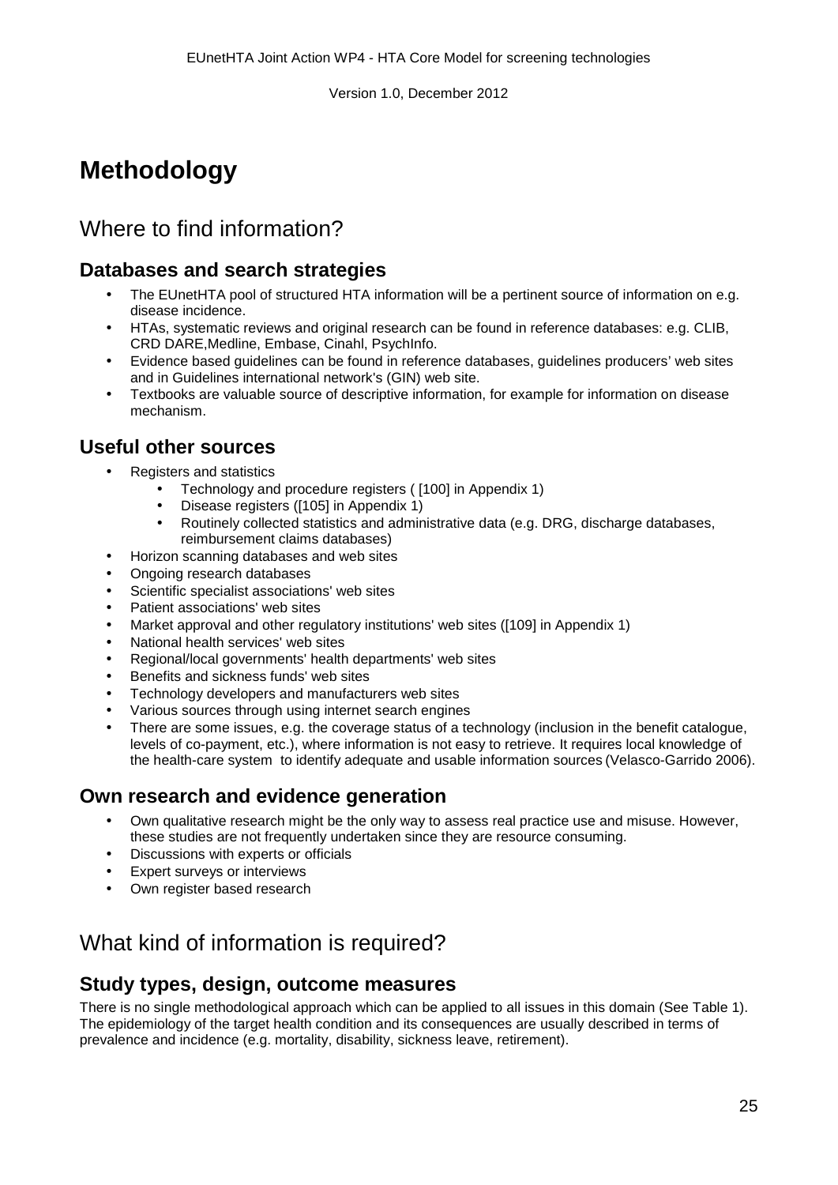# Methodology

## Where to find information?

### Databases and search strategies

- The EUnetHTA pool of structured HTA information will be a pertinent source of information on e.g. disease incidence.
- HTAs, systematic reviews and original research can be found in reference databases: e.g. CLIB, CRD DARE,Medline, Embase, Cinahl, PsychInfo.
- Evidence based guidelines can be found in reference databases, guidelines producers' web sites and in Guidelines international network's (GIN) web site.
- Textbooks are valuable source of descriptive information, for example for information on disease mechanism.

### Useful other sources

- Registers and statistics
  - Technology and procedure registers ( [100] in Appendix 1)
  - Disease registers ([105] in Appendix 1)
  - Routinely collected statistics and administrative data (e.g. DRG, discharge databases, reimbursement claims databases)
- Horizon scanning databases and web sites
- Ongoing research databases
- Scientific specialist associations' web sites
- Patient associations' web sites
- Market approval and other regulatory institutions' web sites ([109] in Appendix 1)
- National health services' web sites
- Regional/local governments' health departments' web sites
- Benefits and sickness funds' web sites
- Technology developers and manufacturers web sites
- Various sources through using internet search engines
- There are some issues, e.g. the coverage status of a technology (inclusion in the benefit catalogue, levels of co-payment, etc.), where information is not easy to retrieve. It requires local knowledge of the health-care system to identify adequate and usable information sources (Velasco-Garrido 2006).

### Own research and evidence generation

- Own qualitative research might be the only way to assess real practice use and misuse. However, these studies are not frequently undertaken since they are resource consuming.
- Discussions with experts or officials
- Expert surveys or interviews
- Own register based research

## What kind of information is required?

### Study types, design, outcome measures

There is no single methodological approach which can be applied to all issues in this domain (See Table 1). The epidemiology of the target health condition and its consequences are usually described in terms of prevalence and incidence (e.g. mortality, disability, sickness leave, retirement).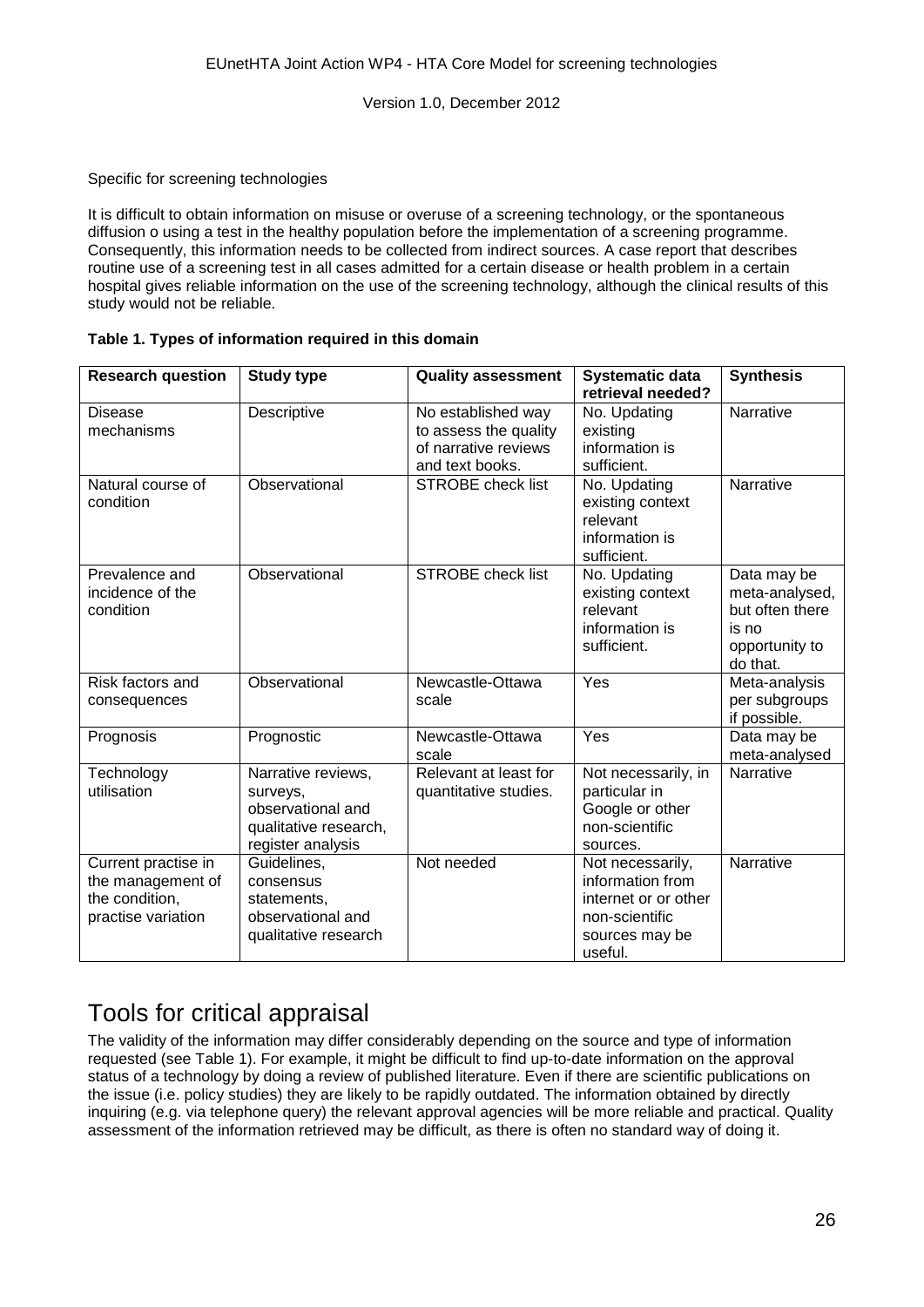Specific for screening technologies

It is difficult to obtain information on misuse or overuse of a screening technology, or the spontaneous diffusion o using a test in the healthy population before the implementation of a screening programme. Consequently, this information needs to be collected from indirect sources. A case report that describes routine use of a screening test in all cases admitted for a certain disease or health problem in a certain hospital gives reliable information on the use of the screening technology, although the clinical results of this study would not be reliable.

**Table 1. Types of information required in this domain**

| Research question | Study type | Quality assessment | Systematic data retrieval needed? | Synthesis |
|---|---|---|---|---|
| Disease mechanisms | Descriptive | No established way to assess the quality of narrative reviews and text books. | No. Updating existing information is sufficient. | Narrative |
| Natural course of condition | Observational | STROBE check list | No. Updating existing context relevant information is sufficient. | Narrative |
| Prevalence and incidence of the condition | Observational | STROBE check list | No. Updating existing context relevant information is sufficient. | Data may be meta-analysed, but often there is no opportunity to do that. |
| Risk factors and consequences | Observational | Newcastle-Ottawa scale | Yes | Meta-analysis per subgroups if possible. |
| Prognosis | Prognostic | Newcastle-Ottawa scale | Yes | Data may be meta-analysed |
| Technology utilisation | Narrative reviews, surveys, observational and qualitative research, register analysis | Relevant at least for quantitative studies. | Not necessarily, in particular in Google or other non-scientific sources. | Narrative |
| Current practise in the management of the condition, practise variation | Guidelines, consensus statements, observational and qualitative research | Not needed | Not necessarily, information from internet or other non-scientific sources may be useful. | Narrative |

# Tools for critical appraisal

The validity of the information may differ considerably depending on the source and type of information requested (see Table 1). For example, it might be difficult to find up-to-date information on the approval status of a technology by doing a review of published literature. Even if there are scientific publications on the issue (i.e. policy studies) they are likely to be rapidly outdated. The information obtained by directly inquiring (e.g. via telephone query) the relevant approval agencies will be more reliable and practical. Quality assessment of the information retrieved may be difficult, as there is often no standard way of doing it.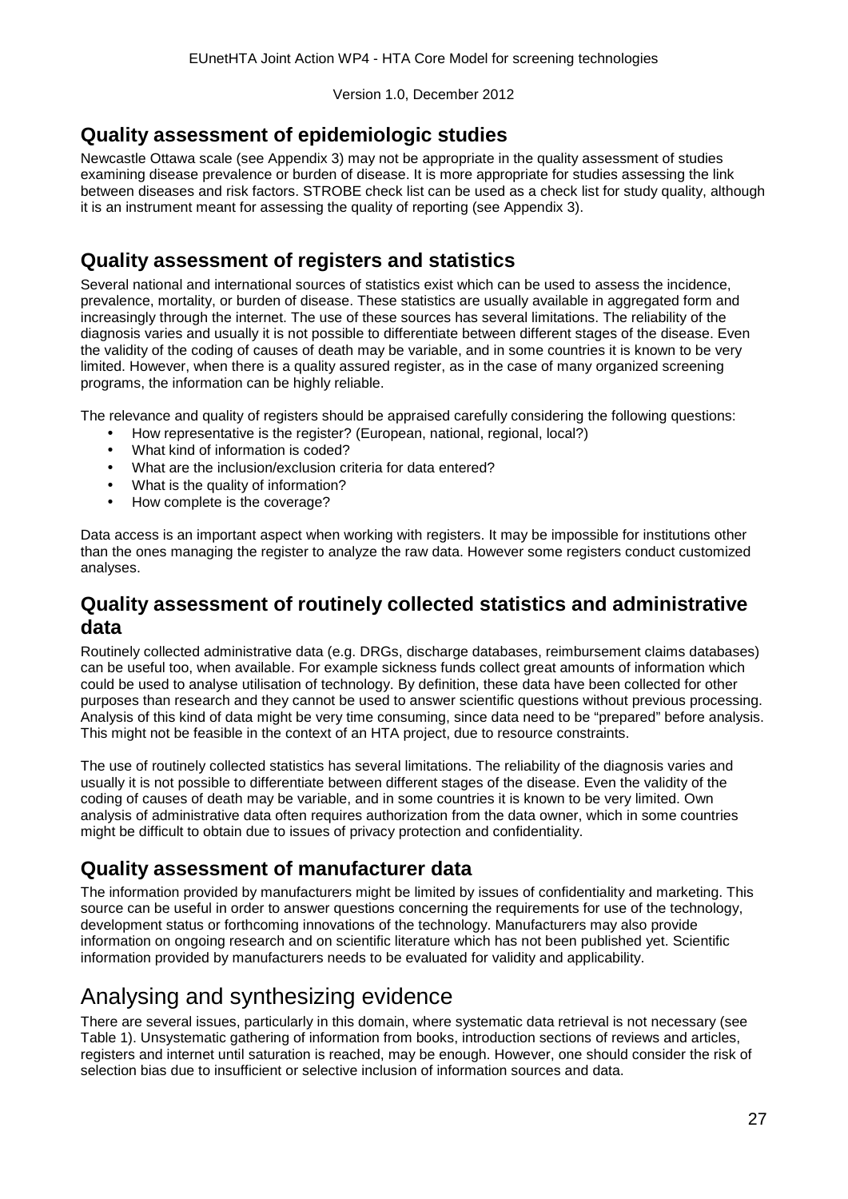## Quality assessment of epidemiologic studies

Newcastle Ottawa scale (see Appendix 3) may not be appropriate in the quality assessment of studies examining disease prevalence or burden of disease. It is more appropriate for studies assessing the link between diseases and risk factors. STROBE check list can be used as a check list for study quality, although it is an instrument meant for assessing the quality of reporting (see Appendix 3).

## Quality assessment of registers and statistics

Several national and international sources of statistics exist which can be used to assess the incidence, prevalence, mortality, or burden of disease. These statistics are usually available in aggregated form and increasingly through the internet. The use of these sources has several limitations. The reliability of the diagnosis varies and usually it is not possible to differentiate between different stages of the disease. Even the validity of the coding of causes of death may be variable, and in some countries it is known to be very limited. However, when there is a quality assured register, as in the case of many organized screening programs, the information can be highly reliable.

The relevance and quality of registers should be appraised carefully considering the following questions:

- How representative is the register? (European, national, regional, local?)
- What kind of information is coded?
- What are the inclusion/exclusion criteria for data entered?
- What is the quality of information?
- How complete is the coverage?

Data access is an important aspect when working with registers. It may be impossible for institutions other than the ones managing the register to analyze the raw data. However some registers conduct customized analyses.

## Quality assessment of routinely collected statistics and administrative data

Routinely collected administrative data (e.g. DRGs, discharge databases, reimbursement claims databases) can be useful too, when available. For example sickness funds collect great amounts of information which could be used to analyse utilisation of technology. By definition, these data have been collected for other purposes than research and they cannot be used to answer scientific questions without previous processing. Analysis of this kind of data might be very time consuming, since data need to be "prepared" before analysis. This might not be feasible in the context of an HTA project, due to resource constraints.

The use of routinely collected statistics has several limitations. The reliability of the diagnosis varies and usually it is not possible to differentiate between different stages of the disease. Even the validity of the coding of causes of death may be variable, and in some countries it is known to be very limited. Own analysis of administrative data often requires authorization from the data owner, which in some countries might be difficult to obtain due to issues of privacy protection and confidentiality.

## Quality assessment of manufacturer data

The information provided by manufacturers might be limited by issues of confidentiality and marketing. This source can be useful in order to answer questions concerning the requirements for use of the technology, development status or forthcoming innovations of the technology. Manufacturers may also provide information on ongoing research and on scientific literature which has not been published yet. Scientific information provided by manufacturers needs to be evaluated for validity and applicability.

# Analysing and synthesizing evidence

There are several issues, particularly in this domain, where systematic data retrieval is not necessary (see Table 1). Unsystematic gathering of information from books, introduction sections of reviews and articles, registers and internet until saturation is reached, may be enough. However, one should consider the risk of selection bias due to insufficient or selective inclusion of information sources and data.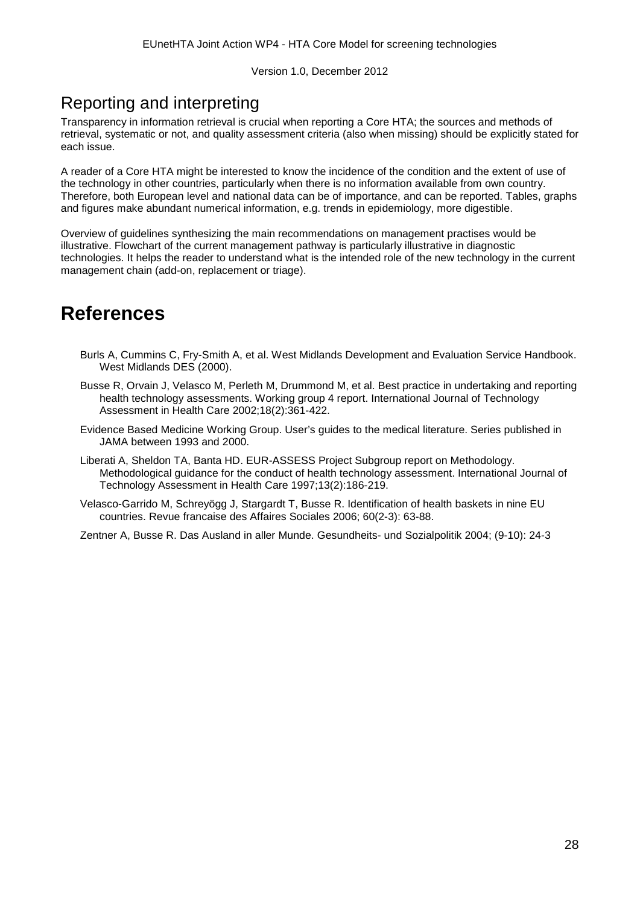## Reporting and interpreting

Transparency in information retrieval is crucial when reporting a Core HTA; the sources and methods of retrieval, systematic or not, and quality assessment criteria (also when missing) should be explicitly stated for each issue.

A reader of a Core HTA might be interested to know the incidence of the condition and the extent of use of the technology in other countries, particularly when there is no information available from own country. Therefore, both European level and national data can be of importance, and can be reported. Tables, graphs and figures make abundant numerical information, e.g. trends in epidemiology, more digestible.

Overview of guidelines synthesizing the main recommendations on management practises would be illustrative. Flowchart of the current management pathway is particularly illustrative in diagnostic technologies. It helps the reader to understand what is the intended role of the new technology in the current management chain (add-on, replacement or triage).

# References

Burls A, Cummins C, Fry-Smith A, et al. West Midlands Development and Evaluation Service Handbook. West Midlands DES (2000).

Busse R, Orvain J, Velasco M, Perleth M, Drummond M, et al. Best practice in undertaking and reporting health technology assessments. Working group 4 report. International Journal of Technology Assessment in Health Care 2002;18(2):361-422.

Evidence Based Medicine Working Group. User's guides to the medical literature. Series published in JAMA between 1993 and 2000.

Liberati A, Sheldon TA, Banta HD. EUR-ASSESS Project Subgroup report on Methodology. Methodological guidance for the conduct of health technology assessment. International Journal of Technology Assessment in Health Care 1997;13(2):186-219.

Velasco-Garrido M, Schreyögg J, Stargardt T, Busse R. Identification of health baskets in nine EU countries. Revue francaise des Affaires Sociales 2006; 60(2-3): 63-88.

Zentner A, Busse R. Das Ausland in aller Munde. Gesundheits- und Sozialpolitik 2004; (9-10): 24-3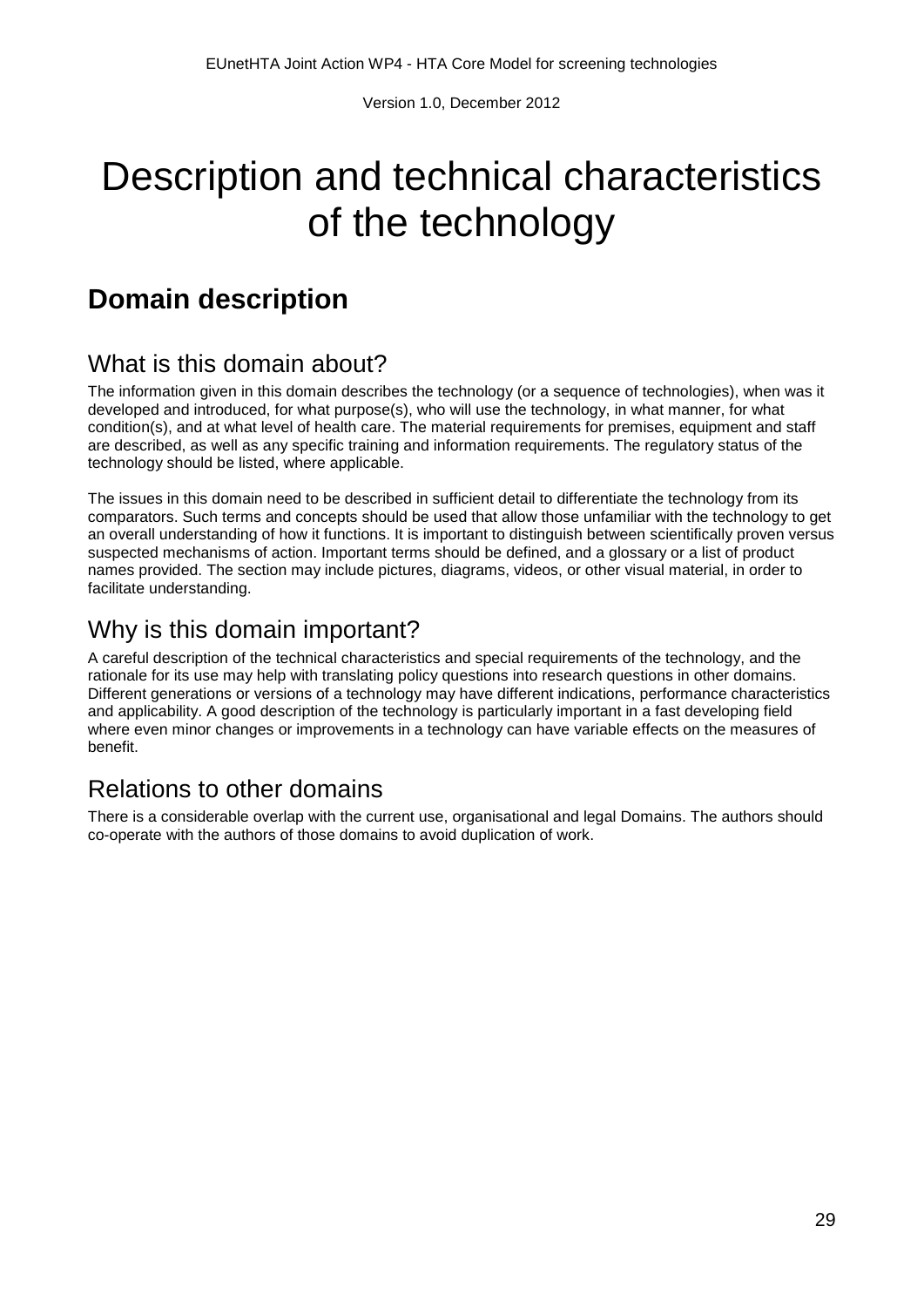# Description and technical characteristics of the technology

## Domain description

### What is this domain about?

The information given in this domain describes the technology (or a sequence of technologies), when was it developed and introduced, for what purpose(s), who will use the technology, in what manner, for what condition(s), and at what level of health care. The material requirements for premises, equipment and staff are described, as well as any specific training and information requirements. The regulatory status of the technology should be listed, where applicable.

The issues in this domain need to be described in sufficient detail to differentiate the technology from its comparators. Such terms and concepts should be used that allow those unfamiliar with the technology to get an overall understanding of how it functions. It is important to distinguish between scientifically proven versus suspected mechanisms of action. Important terms should be defined, and a glossary or a list of product names provided. The section may include pictures, diagrams, videos, or other visual material, in order to facilitate understanding.

### Why is this domain important?

A careful description of the technical characteristics and special requirements of the technology, and the rationale for its use may help with translating policy questions into research questions in other domains. Different generations or versions of a technology may have different indications, performance characteristics and applicability. A good description of the technology is particularly important in a fast developing field where even minor changes or improvements in a technology can have variable effects on the measures of benefit.

### Relations to other domains

There is a considerable overlap with the current use, organisational and legal Domains. The authors should co-operate with the authors of those domains to avoid duplication of work.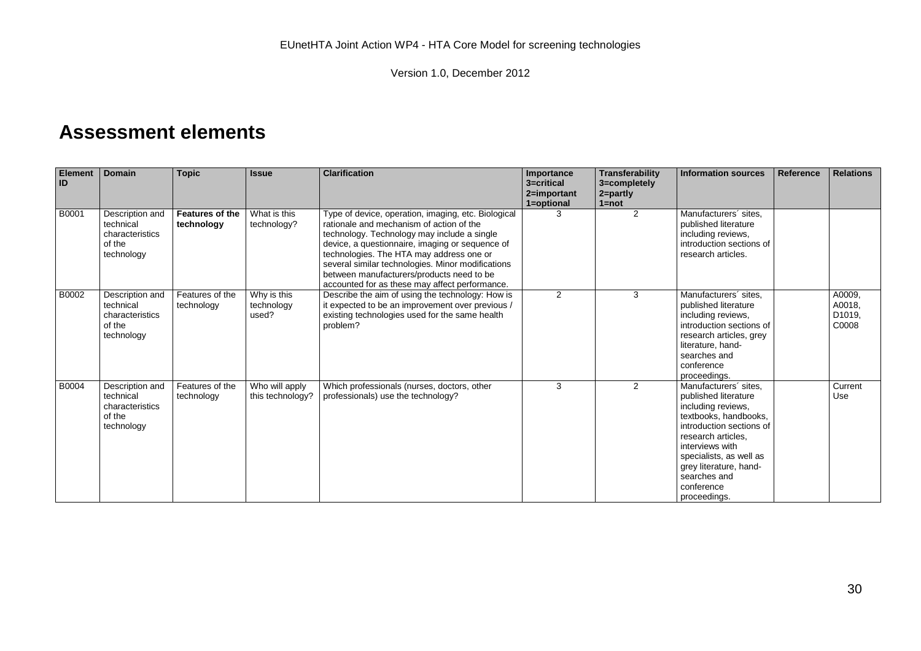# Assessment elements

| Element ID | Domain | Topic | Issue | Clarification | Importance 3=critical 2=important 1=optional | Transferability 3=completely 2=partly 1=not | Information sources | Reference | Relations |
|---|---|---|---|---|---|---|---|---|---|
| B0001 | Description and technical characteristics of the technology | **Features of the technology** | What is this technology? | Type of device, operation, imaging, etc. Biological rationale and mechanism of action of the technology. Technology may include a single device, a questionnaire, imaging or sequence of technologies. The HTA may address one or several similar technologies. Minor modifications between manufacturers/products need to be accounted for as these may affect performance. | 3 | 2 | Manufacturers´ sites, published literature including reviews, introduction sections of research articles. | | |
| B0002 | Description and technical characteristics of the technology | Features of the technology | Why is this technology used? | Describe the aim of using the technology: How is it expected to be an improvement over previous / existing technologies used for the same health problem? | 2 | 3 | Manufacturers´ sites, published literature including reviews, introduction sections of research articles, grey literature, hand-searches and conference proceedings. | | A0009, A0018, D1019, C0008 |
| B0004 | Description and technical characteristics of the technology | Features of the technology | Who will apply this technology? | Which professionals (nurses, doctors, other professionals) use the technology? | 3 | 2 | Manufacturers´ sites, published literature including reviews, textbooks, handbooks, introduction sections of research articles, interviews with specialists, as well as grey literature, hand-searches and conference proceedings. | | Current Use |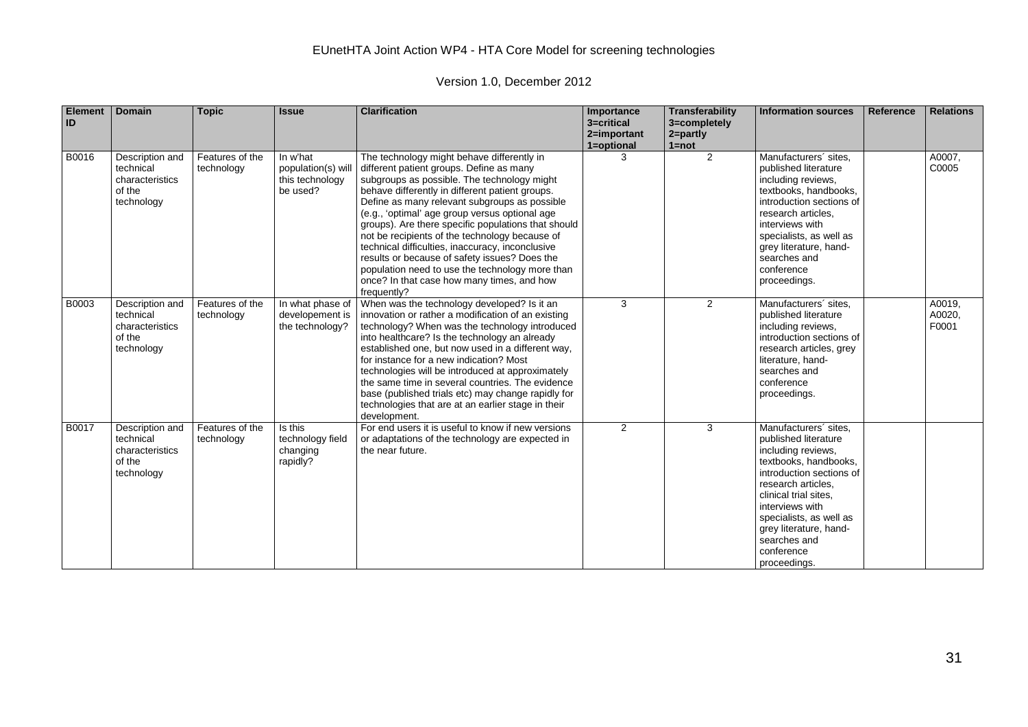| Element ID | Domain | Topic | Issue | Clarification | Importance 3=critical 2=important 1=optional | Transferability 3=completely 2=partly 1=not | Information sources | Reference | Relations |
|---|---|---|---|---|---|---|---|---|---|
| B0016 | Description and technical characteristics of the technology | Features of the technology | In w'hat population(s) will this technology be used? | The technology might behave differently in different patient groups. Define as many subgroups as possible. The technology might behave differently in different patient groups. Define as many relevant subgroups as possible (e.g., 'optimal' age group versus optional age groups). Are there specific populations that should not be recipients of the technology because of technical difficulties, inaccuracy, inconclusive results or because of safety issues? Does the population need to use the technology more than once? In that case how many times, and how frequently? | 3 | 2 | Manufacturers´ sites, published literature including reviews, textbooks, handbooks, introduction sections of research articles, interviews with specialists, as well as grey literature, hand-searches and conference proceedings. | | A0007, C0005 |
| B0003 | Description and technical characteristics of the technology | Features of the technology | In what phase of developement is the technology? | When was the technology developed? Is it an innovation or rather a modification of an existing technology? When was the technology introduced into healthcare? Is the technology an already established one, but now used in a different way, for instance for a new indication? Most technologies will be introduced at approximately the same time in several countries. The evidence base (published trials etc) may change rapidly for technologies that are at an earlier stage in their development. | 3 | 2 | Manufacturers´ sites, published literature including reviews, introduction sections of research articles, grey literature, hand-searches and conference proceedings. | | A0019, A0020, F0001 |
| B0017 | Description and technical characteristics of the technology | Features of the technology | Is this technology field changing rapidly? | For end users it is useful to know if new versions or adaptations of the technology are expected in the near future. | 2 | 3 | Manufacturers´ sites, published literature including reviews, textbooks, handbooks, introduction sections of research articles, clinical trial sites, interviews with specialists, as well as grey literature, hand-searches and conference proceedings. | | |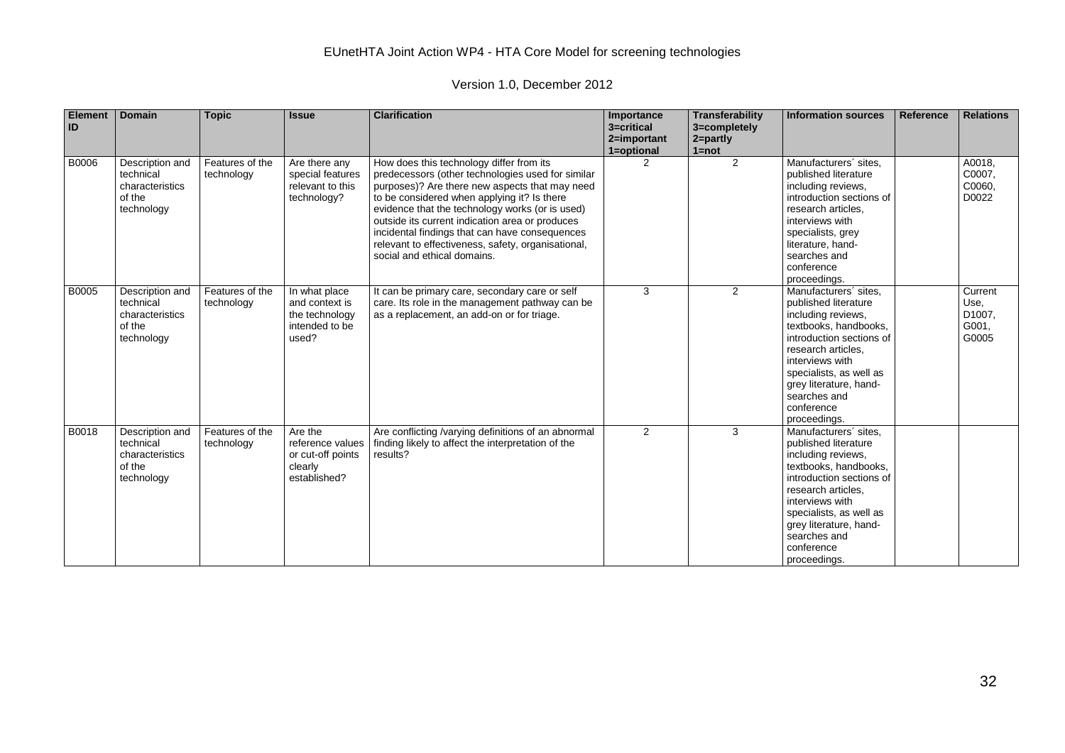| Element ID | Domain | Topic | Issue | Clarification | Importance 3=critical 2=important 1=optional | Transferability 3=completely 2=partly 1=not | Information sources | Reference | Relations |
|---|---|---|---|---|---|---|---|---|---|
| B0006 | Description and technical characteristics of the technology | Features of the technology | Are there any special features relevant to this technology? | How does this technology differ from its predecessors (other technologies used for similar purposes)? Are there new aspects that may need to be considered when applying it? Is there evidence that the technology works (or is used) outside its current indication area or produces incidental findings that can have consequences relevant to effectiveness, safety, organisational, social and ethical domains. | 2 | 2 | Manufacturers´ sites, published literature including reviews, introduction sections of research articles, interviews with specialists, grey literature, hand-searches and conference proceedings. | | A0018, C0007, C0060, D0022 |
| B0005 | Description and technical characteristics of the technology | Features of the technology | In what place and context is the technology intended to be used? | It can be primary care, secondary care or self care. Its role in the management pathway can be as a replacement, an add-on or for triage. | 3 | 2 | Manufacturers´ sites, published literature including reviews, textbooks, handbooks, introduction sections of research articles, interviews with specialists, as well as grey literature, hand-searches and conference proceedings. | | Current Use, D1007, G001, G0005 |
| B0018 | Description and technical characteristics of the technology | Features of the technology | Are the reference values or cut-off points clearly established? | Are conflicting /varying definitions of an abnormal finding likely to affect the interpretation of the results? | 2 | 3 | Manufacturers´ sites, published literature including reviews, textbooks, handbooks, introduction sections of research articles, interviews with specialists, as well as grey literature, hand-searches and conference proceedings. | | |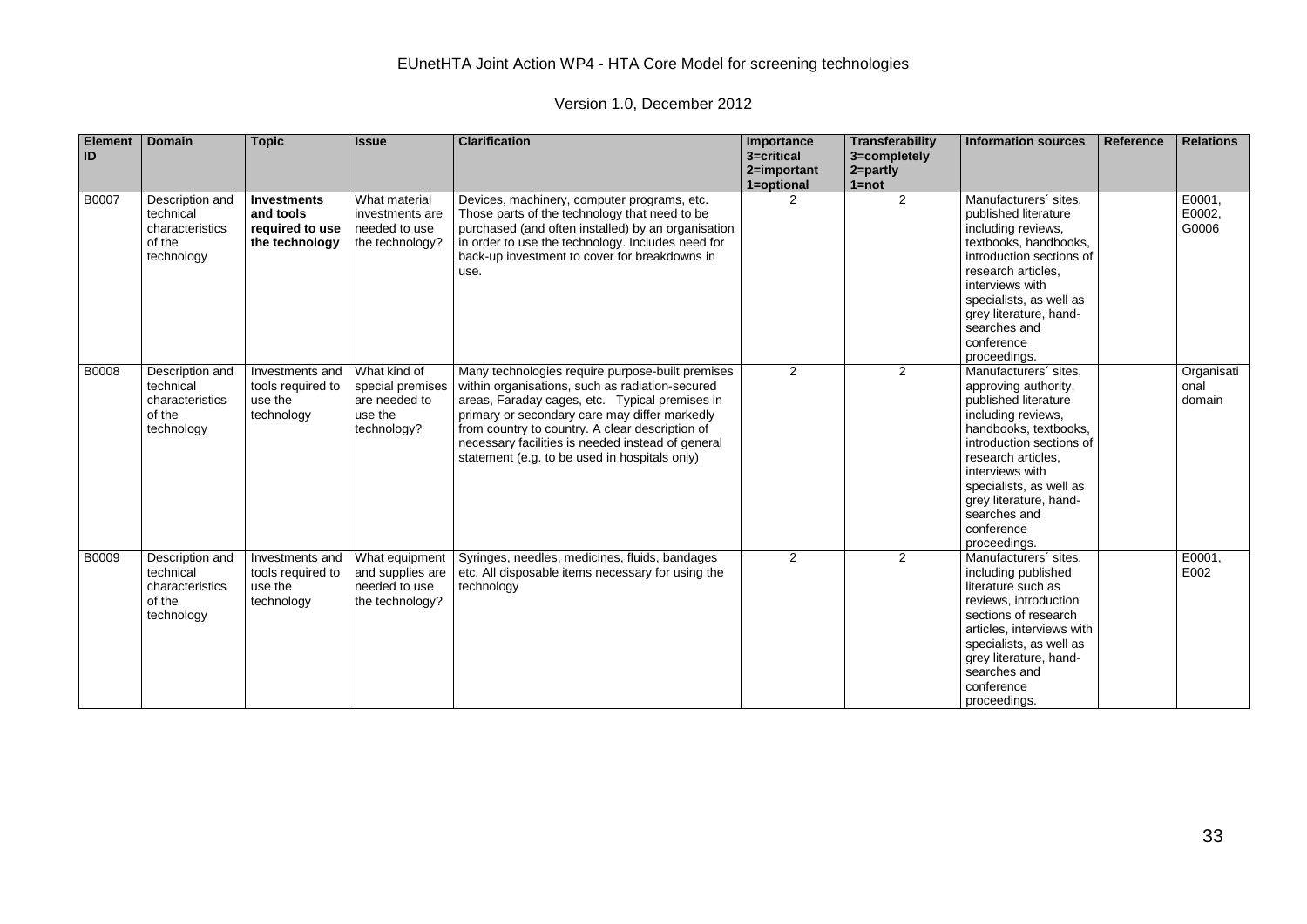| Element ID | Domain | Topic | Issue | Clarification | Importance 3=critical 2=important 1=optional | Transferability 3=completely 2=partly 1=not | Information sources | Reference | Relations |
|---|---|---|---|---|---|---|---|---|---|
| B0007 | Description and technical characteristics of the technology | **Investments and tools required to use the technology** | What material investments are needed to use the technology? | Devices, machinery, computer programs, etc. Those parts of the technology that need to be purchased (and often installed) by an organisation in order to use the technology. Includes need for back-up investment to cover for breakdowns in use. | 2 | 2 | Manufacturers´ sites, published literature including reviews, textbooks, handbooks, introduction sections of research articles, interviews with specialists, as well as grey literature, hand-searches and conference proceedings. | | E0001, E0002, G0006 |
| B0008 | Description and technical characteristics of the technology | Investments and tools required to use the technology | What kind of special premises are needed to use the technology? | Many technologies require purpose-built premises within organisations, such as radiation-secured areas, Faraday cages, etc. Typical premises in primary or secondary care may differ markedly from country to country. A clear description of necessary facilities is needed instead of general statement (e.g. to be used in hospitals only) | 2 | 2 | Manufacturers´ sites, approving authority, published literature including reviews, handbooks, textbooks, introduction sections of research articles, interviews with specialists, as well as grey literature, hand-searches and conference proceedings. | | Organisational domain |
| B0009 | Description and technical characteristics of the technology | Investments and tools required to use the technology | What equipment and supplies are needed to use the technology? | Syringes, needles, medicines, fluids, bandages etc. All disposable items necessary for using the technology | 2 | 2 | Manufacturers´ sites, including published literature such as reviews, introduction sections of research articles, interviews with specialists, as well as grey literature, hand-searches and conference proceedings. | | E0001, E002 |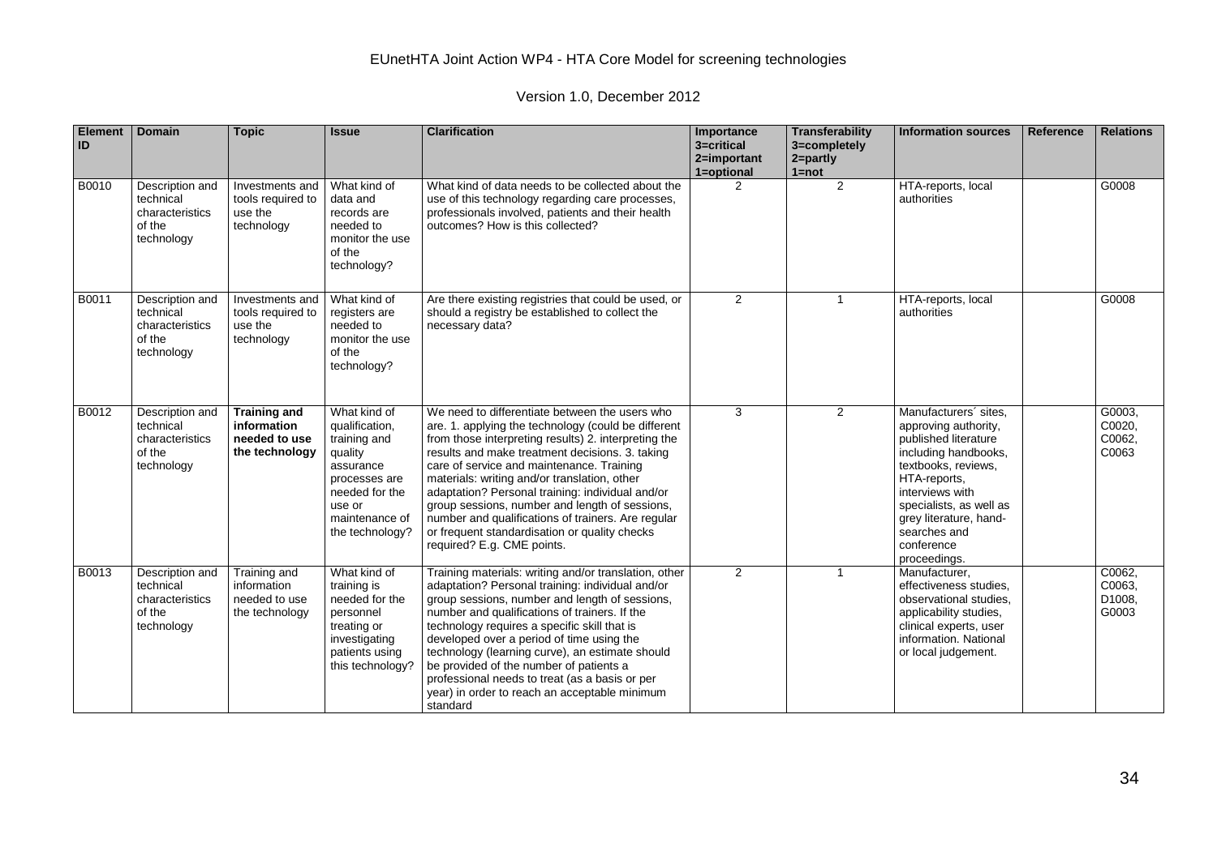EUnetHTA Joint Action WP4 - HTA Core Model for screening technologies

Version 1.0, December 2012

| Element ID | Domain | Topic | Issue | Clarification | Importance 3=critical 2=important 1=optional | Transferability 3=completely 2=partly 1=not | Information sources | Reference | Relations |
|---|---|---|---|---|---|---|---|---|---|
| B0010 | Description and technical characteristics of the technology | Investments and tools required to use the technology | What kind of data and records are needed to monitor the use of the technology? | What kind of data needs to be collected about the use of this technology regarding care processes, professionals involved, patients and their health outcomes? How is this collected? | 2 | 2 | HTA-reports, local authorities | | G0008 |
| B0011 | Description and technical characteristics of the technology | Investments and tools required to use the technology | What kind of registers are needed to monitor the use of the technology? | Are there existing registries that could be used, or should a registry be established to collect the necessary data? | 2 | 1 | HTA-reports, local authorities | | G0008 |
| B0012 | Description and technical characteristics of the technology | **Training and information needed to use the technology** | What kind of qualification, training and quality assurance processes are needed for the use or maintenance of the technology? | We need to differentiate between the users who are. 1. applying the technology (could be different from those interpreting results) 2. interpreting the results and make treatment decisions. 3. taking care of service and maintenance. Training materials: writing and/or translation, other adaptation? Personal training: individual and/or group sessions, number and length of sessions, number and qualifications of trainers. Are regular or frequent standardisation or quality checks required? E.g. CME points. | 3 | 2 | Manufacturers´ sites, approving authority, published literature including handbooks, textbooks, reviews, HTA-reports, interviews with specialists, as well as grey literature, hand-searches and conference proceedings. | | G0003, C0020, C0062, C0063 |
| B0013 | Description and technical characteristics of the technology | Training and information needed to use the technology | What kind of training is needed for the personnel treating or investigating patients using this technology? | Training materials: writing and/or translation, other adaptation? Personal training: individual and/or group sessions, number and length of sessions, number and qualifications of trainers. If the technology requires a specific skill that is developed over a period of time using the technology (learning curve), an estimate should be provided of the number of patients a professional needs to treat (as a basis or per year) in order to reach an acceptable minimum standard | 2 | 1 | Manufacturer, effectiveness studies, observational studies, applicability studies, clinical experts, user information. National or local judgement. | | C0062, C0063, D1008, G0003 |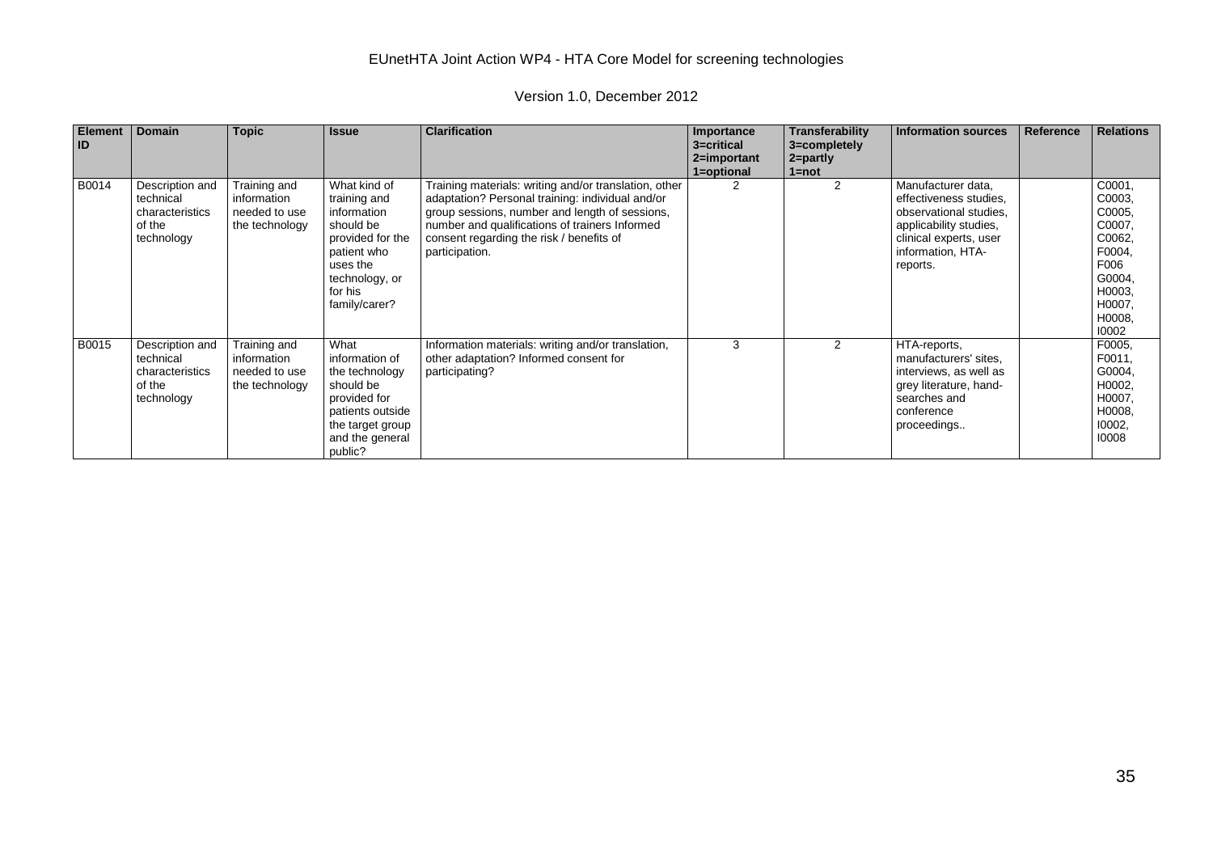| Element ID | Domain | Topic | Issue | Clarification | Importance 3=critical 2=important 1=optional | Transferability 3=completely 2=partly 1=not | Information sources | Reference | Relations |
|---|---|---|---|---|---|---|---|---|---|
| B0014 | Description and technical characteristics of the technology | Training and information needed to use the technology | What kind of training and information should be provided for the patient who uses the technology, or for his family/carer? | Training materials: writing and/or translation, other adaptation? Personal training: individual and/or group sessions, number and length of sessions, number and qualifications of trainers Informed consent regarding the risk / benefits of participation. | 2 | 2 | Manufacturer data, effectiveness studies, observational studies, applicability studies, clinical experts, user information, HTA-reports. | | C0001, C0003, C0005, C0007, C0062, F0004, F006 G0004, H0003, H0007, H0008, I0002 |
| B0015 | Description and technical characteristics of the technology | Training and information needed to use the technology | What information of the technology should be provided for patients outside the target group and the general public? | Information materials: writing and/or translation, other adaptation? Informed consent for participating? | 3 | 2 | HTA-reports, manufacturers' sites, interviews, as well as grey literature, hand-searches and conference proceedings.. | | F0005, F0011, G0004, H0002, H0007, H0008, I0002, I0008 |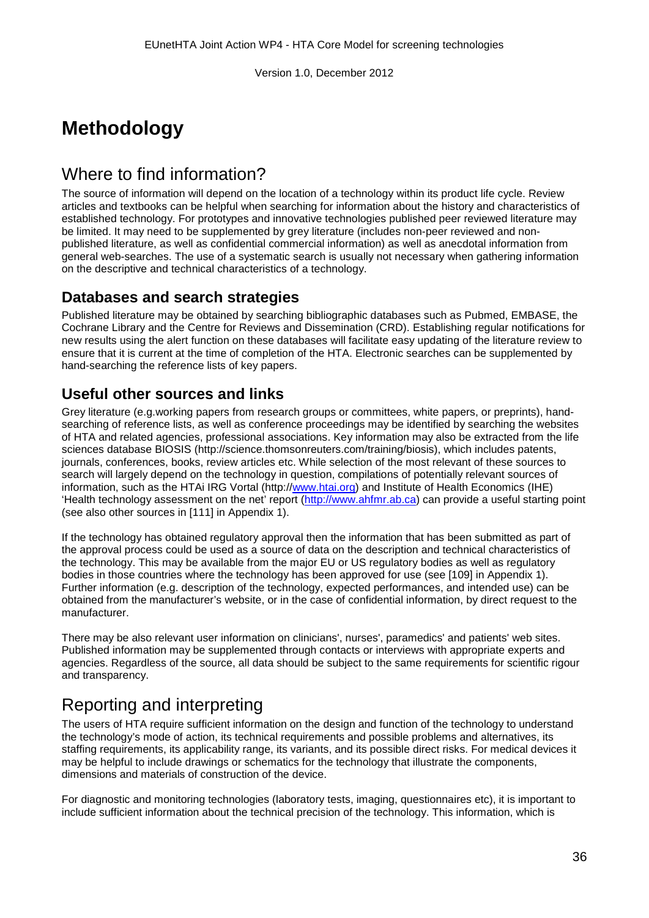# Methodology

## Where to find information?

The source of information will depend on the location of a technology within its product life cycle. Review articles and textbooks can be helpful when searching for information about the history and characteristics of established technology. For prototypes and innovative technologies published peer reviewed literature may be limited. It may need to be supplemented by grey literature (includes non-peer reviewed and non-published literature, as well as confidential commercial information) as well as anecdotal information from general web-searches. The use of a systematic search is usually not necessary when gathering information on the descriptive and technical characteristics of a technology.

### Databases and search strategies

Published literature may be obtained by searching bibliographic databases such as Pubmed, EMBASE, the Cochrane Library and the Centre for Reviews and Dissemination (CRD). Establishing regular notifications for new results using the alert function on these databases will facilitate easy updating of the literature review to ensure that it is current at the time of completion of the HTA. Electronic searches can be supplemented by hand-searching the reference lists of key papers.

### Useful other sources and links

Grey literature (e.g.working papers from research groups or committees, white papers, or preprints), hand-searching of reference lists, as well as conference proceedings may be identified by searching the websites of HTA and related agencies, professional associations. Key information may also be extracted from the life sciences database BIOSIS (http://science.thomsonreuters.com/training/biosis), which includes patents, journals, conferences, books, review articles etc. While selection of the most relevant of these sources to search will largely depend on the technology in question, compilations of potentially relevant sources of information, such as the HTAi IRG Vortal (http://www.htai.org) and Institute of Health Economics (IHE) 'Health technology assessment on the net' report (http://www.ahfmr.ab.ca) can provide a useful starting point (see also other sources in [111] in Appendix 1).

If the technology has obtained regulatory approval then the information that has been submitted as part of the approval process could be used as a source of data on the description and technical characteristics of the technology. This may be available from the major EU or US regulatory bodies as well as regulatory bodies in those countries where the technology has been approved for use (see [109] in Appendix 1). Further information (e.g. description of the technology, expected performances, and intended use) can be obtained from the manufacturer's website, or in the case of confidential information, by direct request to the manufacturer.

There may be also relevant user information on clinicians', nurses', paramedics' and patients' web sites. Published information may be supplemented through contacts or interviews with appropriate experts and agencies. Regardless of the source, all data should be subject to the same requirements for scientific rigour and transparency.

## Reporting and interpreting

The users of HTA require sufficient information on the design and function of the technology to understand the technology's mode of action, its technical requirements and possible problems and alternatives, its staffing requirements, its applicability range, its variants, and its possible direct risks. For medical devices it may be helpful to include drawings or schematics for the technology that illustrate the components, dimensions and materials of construction of the device.

For diagnostic and monitoring technologies (laboratory tests, imaging, questionnaires etc), it is important to include sufficient information about the technical precision of the technology. This information, which is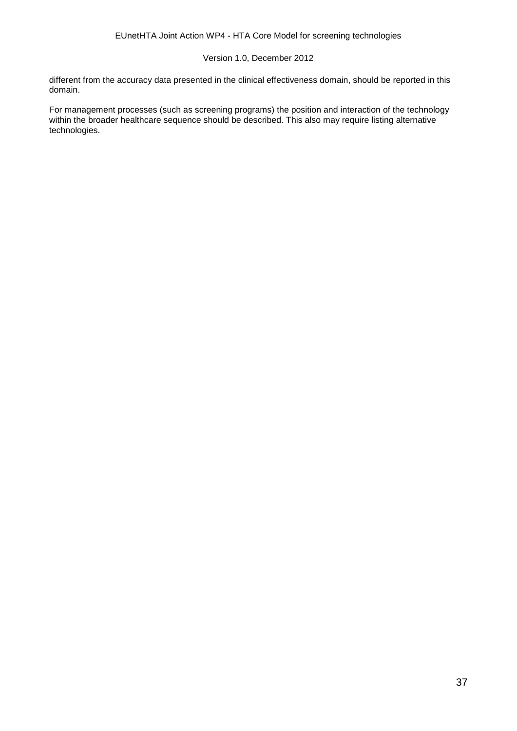different from the accuracy data presented in the clinical effectiveness domain, should be reported in this domain.

For management processes (such as screening programs) the position and interaction of the technology within the broader healthcare sequence should be described. This also may require listing alternative technologies.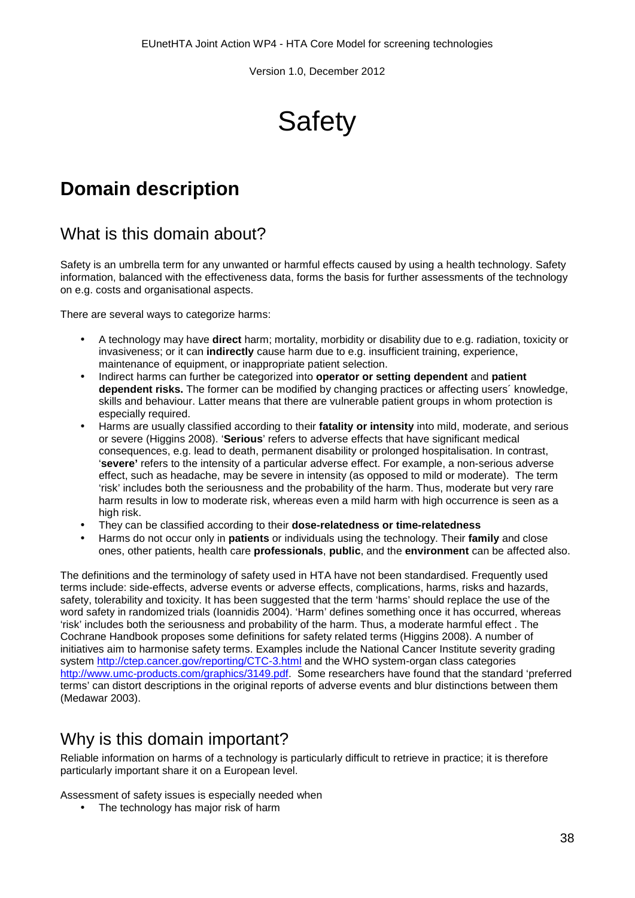# Safety

## Domain description

### What is this domain about?

Safety is an umbrella term for any unwanted or harmful effects caused by using a health technology. Safety information, balanced with the effectiveness data, forms the basis for further assessments of the technology on e.g. costs and organisational aspects.

There are several ways to categorize harms:

- A technology may have **direct** harm; mortality, morbidity or disability due to e.g. radiation, toxicity or invasiveness; or it can **indirectly** cause harm due to e.g. insufficient training, experience, maintenance of equipment, or inappropriate patient selection.
- Indirect harms can further be categorized into **operator or setting dependent** and **patient dependent risks.** The former can be modified by changing practices or affecting users´ knowledge, skills and behaviour. Latter means that there are vulnerable patient groups in whom protection is especially required.
- Harms are usually classified according to their **fatality or intensity** into mild, moderate, and serious or severe (Higgins 2008). '**Serious**' refers to adverse effects that have significant medical consequences, e.g. lead to death, permanent disability or prolonged hospitalisation. In contrast, '**severe'** refers to the intensity of a particular adverse effect. For example, a non-serious adverse effect, such as headache, may be severe in intensity (as opposed to mild or moderate). The term 'risk' includes both the seriousness and the probability of the harm. Thus, moderate but very rare harm results in low to moderate risk, whereas even a mild harm with high occurrence is seen as a high risk.
- They can be classified according to their **dose-relatedness or time-relatedness**
- Harms do not occur only in **patients** or individuals using the technology. Their **family** and close ones, other patients, health care **professionals**, **public**, and the **environment** can be affected also.

The definitions and the terminology of safety used in HTA have not been standardised. Frequently used terms include: side-effects, adverse events or adverse effects, complications, harms, risks and hazards, safety, tolerability and toxicity. It has been suggested that the term 'harms' should replace the use of the word safety in randomized trials (Ioannidis 2004). 'Harm' defines something once it has occurred, whereas 'risk' includes both the seriousness and probability of the harm. Thus, a moderate harmful effect . The Cochrane Handbook proposes some definitions for safety related terms (Higgins 2008). A number of initiatives aim to harmonise safety terms. Examples include the National Cancer Institute severity grading system http://ctep.cancer.gov/reporting/CTC-3.html and the WHO system-organ class categories http://www.umc-products.com/graphics/3149.pdf. Some researchers have found that the standard 'preferred terms' can distort descriptions in the original reports of adverse events and blur distinctions between them (Medawar 2003).

### Why is this domain important?

Reliable information on harms of a technology is particularly difficult to retrieve in practice; it is therefore particularly important share it on a European level.

Assessment of safety issues is especially needed when

- The technology has major risk of harm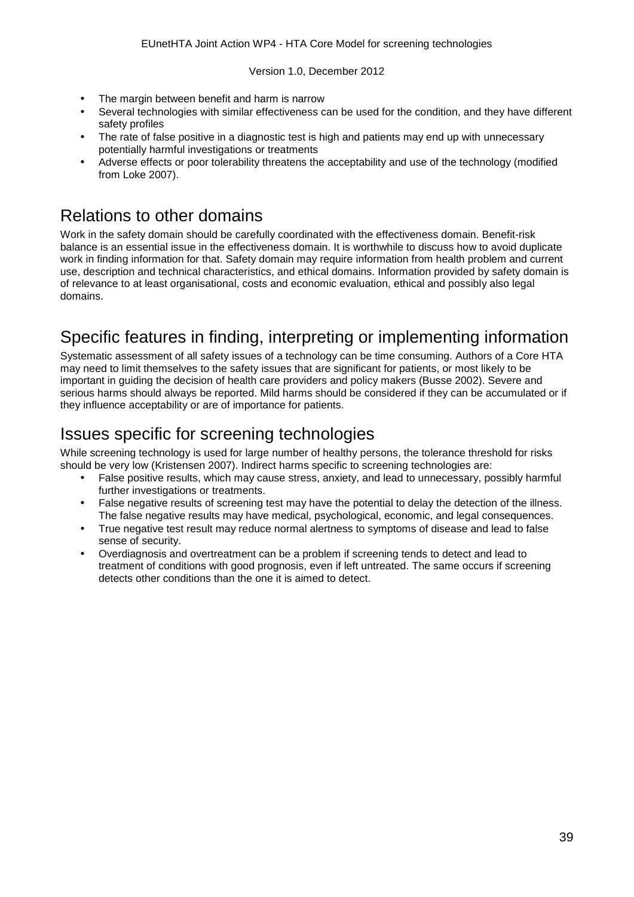- The margin between benefit and harm is narrow
- Several technologies with similar effectiveness can be used for the condition, and they have different safety profiles
- The rate of false positive in a diagnostic test is high and patients may end up with unnecessary potentially harmful investigations or treatments
- Adverse effects or poor tolerability threatens the acceptability and use of the technology (modified from Loke 2007).

## Relations to other domains

Work in the safety domain should be carefully coordinated with the effectiveness domain. Benefit-risk balance is an essential issue in the effectiveness domain. It is worthwhile to discuss how to avoid duplicate work in finding information for that. Safety domain may require information from health problem and current use, description and technical characteristics, and ethical domains. Information provided by safety domain is of relevance to at least organisational, costs and economic evaluation, ethical and possibly also legal domains.

## Specific features in finding, interpreting or implementing information

Systematic assessment of all safety issues of a technology can be time consuming. Authors of a Core HTA may need to limit themselves to the safety issues that are significant for patients, or most likely to be important in guiding the decision of health care providers and policy makers (Busse 2002). Severe and serious harms should always be reported. Mild harms should be considered if they can be accumulated or if they influence acceptability or are of importance for patients.

## Issues specific for screening technologies

While screening technology is used for large number of healthy persons, the tolerance threshold for risks should be very low (Kristensen 2007). Indirect harms specific to screening technologies are:

- False positive results, which may cause stress, anxiety, and lead to unnecessary, possibly harmful further investigations or treatments.
- False negative results of screening test may have the potential to delay the detection of the illness. The false negative results may have medical, psychological, economic, and legal consequences.
- True negative test result may reduce normal alertness to symptoms of disease and lead to false sense of security.
- Overdiagnosis and overtreatment can be a problem if screening tends to detect and lead to treatment of conditions with good prognosis, even if left untreated. The same occurs if screening detects other conditions than the one it is aimed to detect.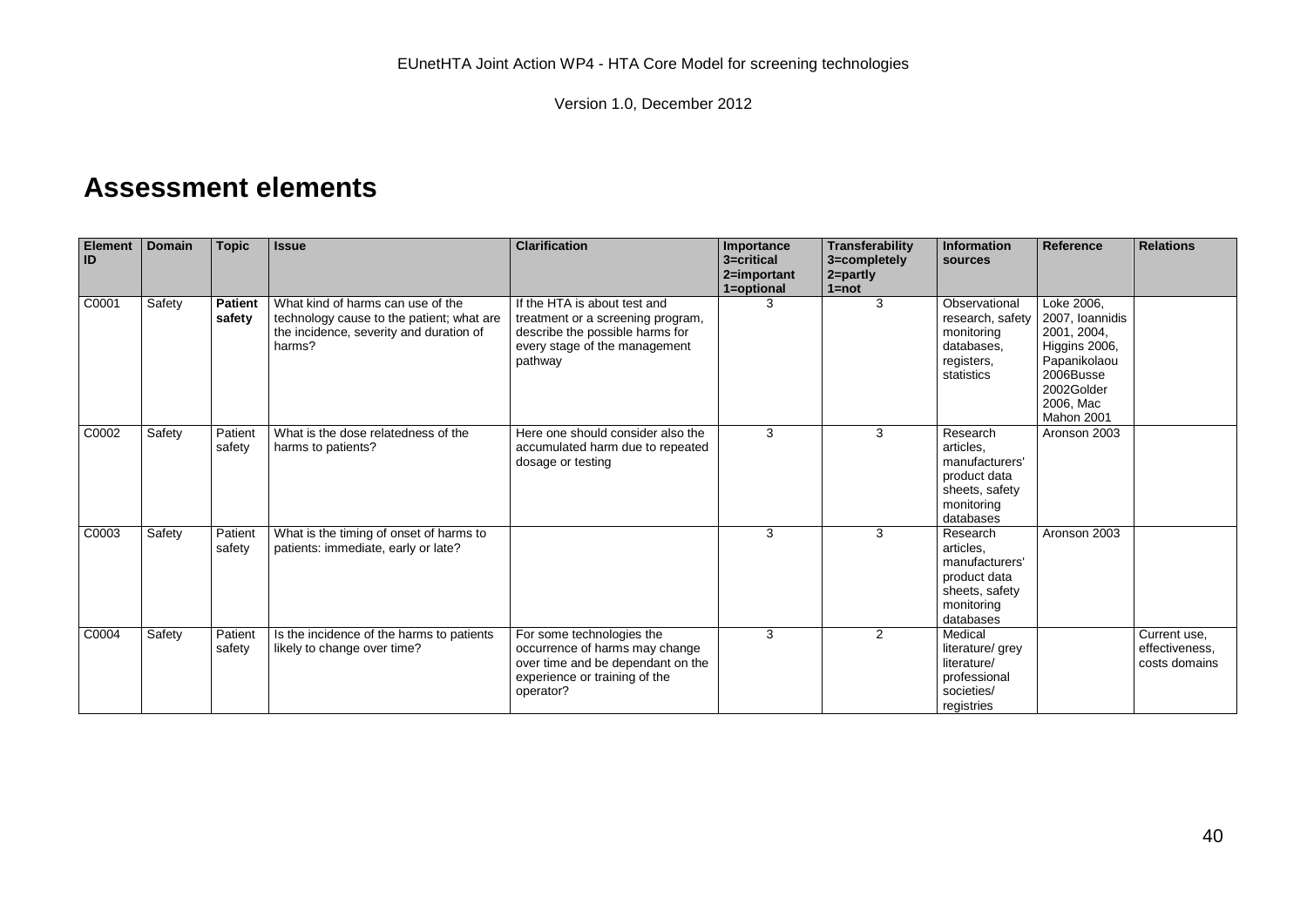# Assessment elements

| Element ID | Domain | Topic | Issue | Clarification | Importance 3=critical 2=important 1=optional | Transferability 3=completely 2=partly 1=not | Information sources | Reference | Relations |
|---|---|---|---|---|---|---|---|---|---|
| C0001 | Safety | **Patient safety** | What kind of harms can use of the technology cause to the patient; what are the incidence, severity and duration of harms? | If the HTA is about test and treatment or a screening program, describe the possible harms for every stage of the management pathway | 3 | 3 | Observational research, safety monitoring databases, registers, statistics | Loke 2006, 2007, Ioannidis 2001, 2004, Higgins 2006, Papanikolaou 2006Busse 2002Golder 2006, Mac Mahon 2001 | |
| C0002 | Safety | Patient safety | What is the dose relatedness of the harms to patients? | Here one should consider also the accumulated harm due to repeated dosage or testing | 3 | 3 | Research articles, manufacturers' product data sheets, safety monitoring databases | Aronson 2003 | |
| C0003 | Safety | Patient safety | What is the timing of onset of harms to patients: immediate, early or late? | | 3 | 3 | Research articles, manufacturers' product data sheets, safety monitoring databases | Aronson 2003 | |
| C0004 | Safety | Patient safety | Is the incidence of the harms to patients likely to change over time? | For some technologies the occurrence of harms may change over time and be dependant on the experience or training of the operator? | 3 | 2 | Medical literature/ grey literature/ professional societies/ registries | | Current use, effectiveness, costs domains |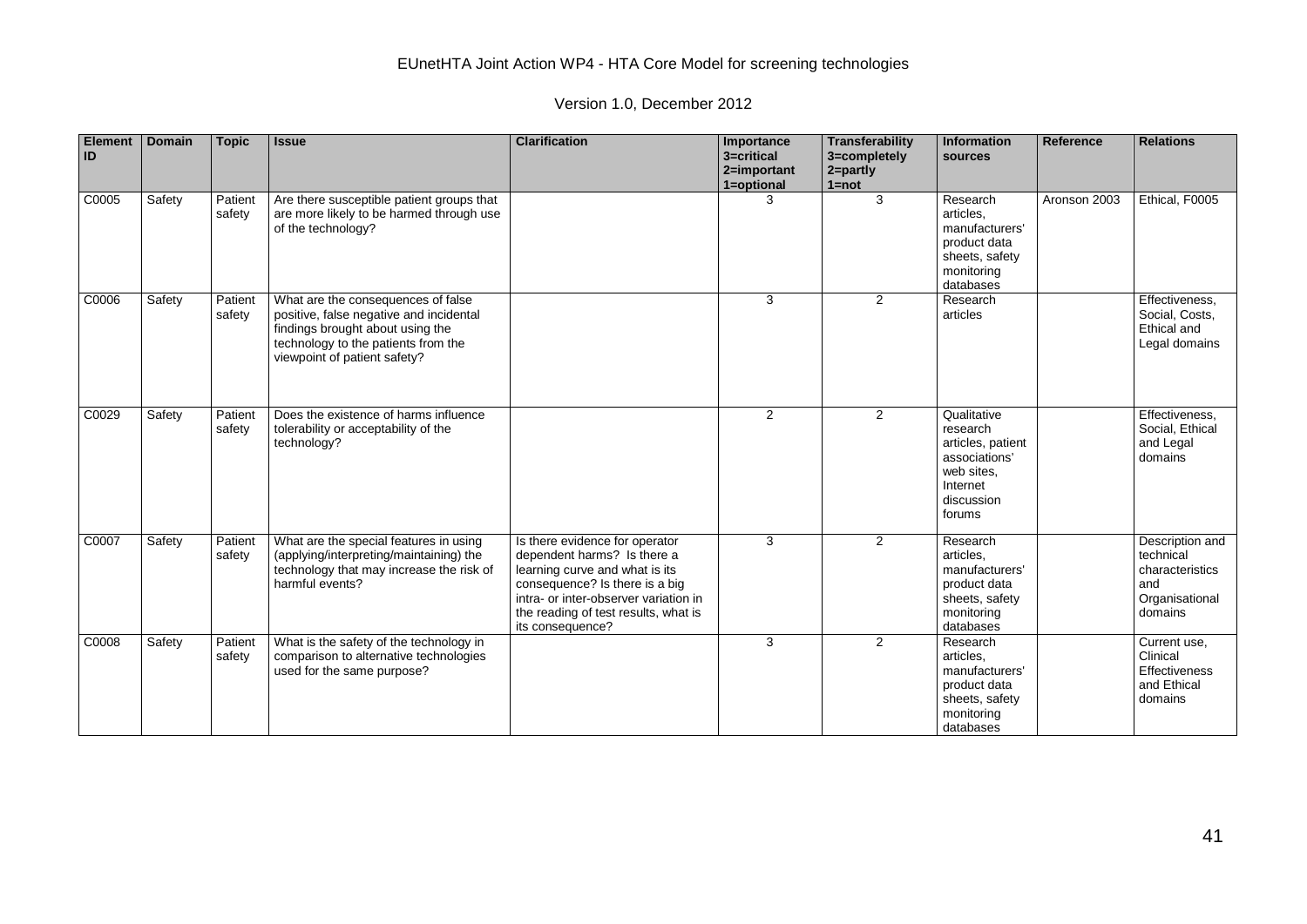| Element ID | Domain | Topic | Issue | Clarification | Importance 3=critical 2=important 1=optional | Transferability 3=completely 2=partly 1=not | Information sources | Reference | Relations |
|---|---|---|---|---|---|---|---|---|---|
| C0005 | Safety | Patient safety | Are there susceptible patient groups that are more likely to be harmed through use of the technology? | | 3 | 3 | Research articles, manufacturers' product data sheets, safety monitoring databases | Aronson 2003 | Ethical, F0005 |
| C0006 | Safety | Patient safety | What are the consequences of false positive, false negative and incidental findings brought about using the technology to the patients from the viewpoint of patient safety? | | 3 | 2 | Research articles | | Effectiveness, Social, Costs, Ethical and Legal domains |
| C0029 | Safety | Patient safety | Does the existence of harms influence tolerability or acceptability of the technology? | | 2 | 2 | Qualitative research articles, patient associations' web sites, Internet discussion forums | | Effectiveness, Social, Ethical and Legal domains |
| C0007 | Safety | Patient safety | What are the special features in using (applying/interpreting/maintaining) the technology that may increase the risk of harmful events? | Is there evidence for operator dependent harms? Is there a learning curve and what is its consequence? Is there is a big intra- or inter-observer variation in the reading of test results, what is its consequence? | 3 | 2 | Research articles, manufacturers' product data sheets, safety monitoring databases | | Description and technical characteristics and Organisational domains |
| C0008 | Safety | Patient safety | What is the safety of the technology in comparison to alternative technologies used for the same purpose? | | 3 | 2 | Research articles, manufacturers' product data sheets, safety monitoring databases | | Current use, Clinical Effectiveness and Ethical domains |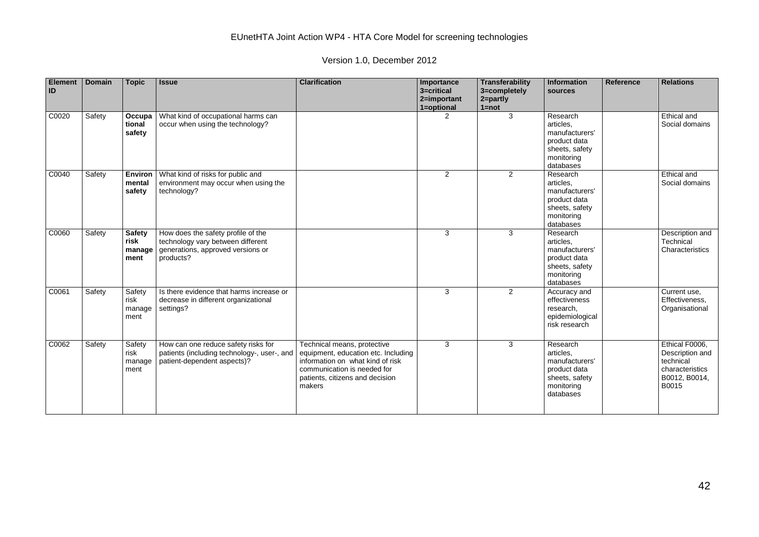| Element ID | Domain | Topic | Issue | Clarification | Importance 3=critical 2=important 1=optional | Transferability 3=completely 2=partly 1=not | Information sources | Reference | Relations |
|---|---|---|---|---|---|---|---|---|---|
| C0020 | Safety | **Occupational safety** | What kind of occupational harms can occur when using the technology? | | 2 | 3 | Research articles, manufacturers' product data sheets, safety monitoring databases | | Ethical and Social domains |
| C0040 | Safety | **Environmental safety** | What kind of risks for public and environment may occur when using the technology? | | 2 | 2 | Research articles, manufacturers' product data sheets, safety monitoring databases | | Ethical and Social domains |
| C0060 | Safety | **Safety risk management** | How does the safety profile of the technology vary between different generations, approved versions or products? | | 3 | 3 | Research articles, manufacturers' product data sheets, safety monitoring databases | | Description and Technical Characteristics |
| C0061 | Safety | Safety risk management | Is there evidence that harms increase or decrease in different organizational settings? | | 3 | 2 | Accuracy and effectiveness research, epidemiological risk research | | Current use, Effectiveness, Organisational |
| C0062 | Safety | Safety risk management | How can one reduce safety risks for patients (including technology-, user-, and patient-dependent aspects)? | Technical means, protective equipment, education etc. Including information on what kind of risk communication is needed for patients, citizens and decision makers | 3 | 3 | Research articles, manufacturers' product data sheets, safety monitoring databases | | Ethical F0006, Description and technical characteristics B0012, B0014, B0015 |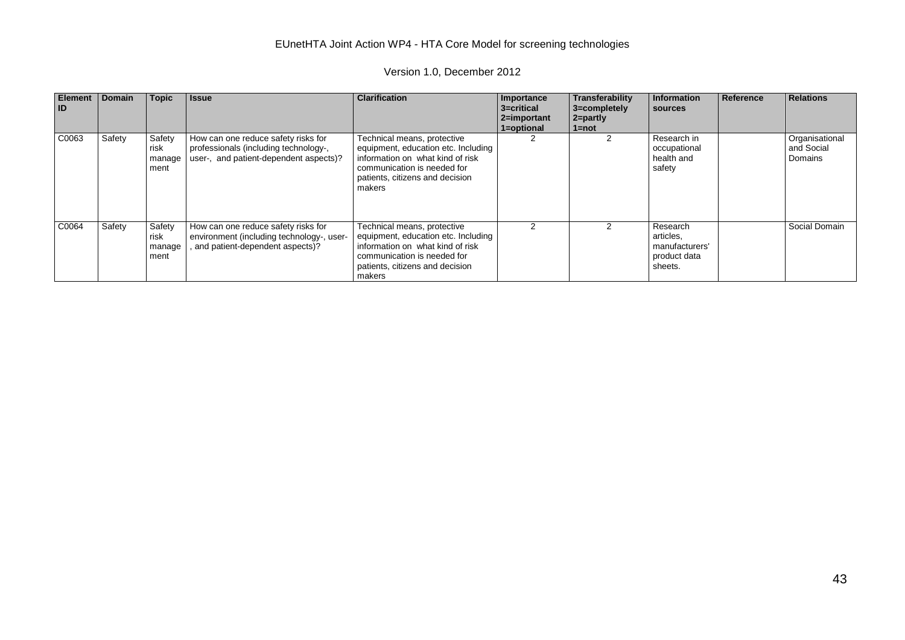| Element ID | Domain | Topic | Issue | Clarification | Importance 3=critical 2=important 1=optional | Transferability 3=completely 2=partly 1=not | Information sources | Reference | Relations |
|---|---|---|---|---|---|---|---|---|---|
| C0063 | Safety | Safety risk management | How can one reduce safety risks for professionals (including technology-, user-, and patient-dependent aspects)? | Technical means, protective equipment, education etc. Including information on what kind of risk communication is needed for patients, citizens and decision makers | 2 | 2 | Research in occupational health and safety | | Organisational and Social Domains |
| C0064 | Safety | Safety risk management | How can one reduce safety risks for environment (including technology-, user-, and patient-dependent aspects)? | Technical means, protective equipment, education etc. Including information on what kind of risk communication is needed for patients, citizens and decision makers | 2 | 2 | Research articles, manufacturers' product data sheets. | | Social Domain |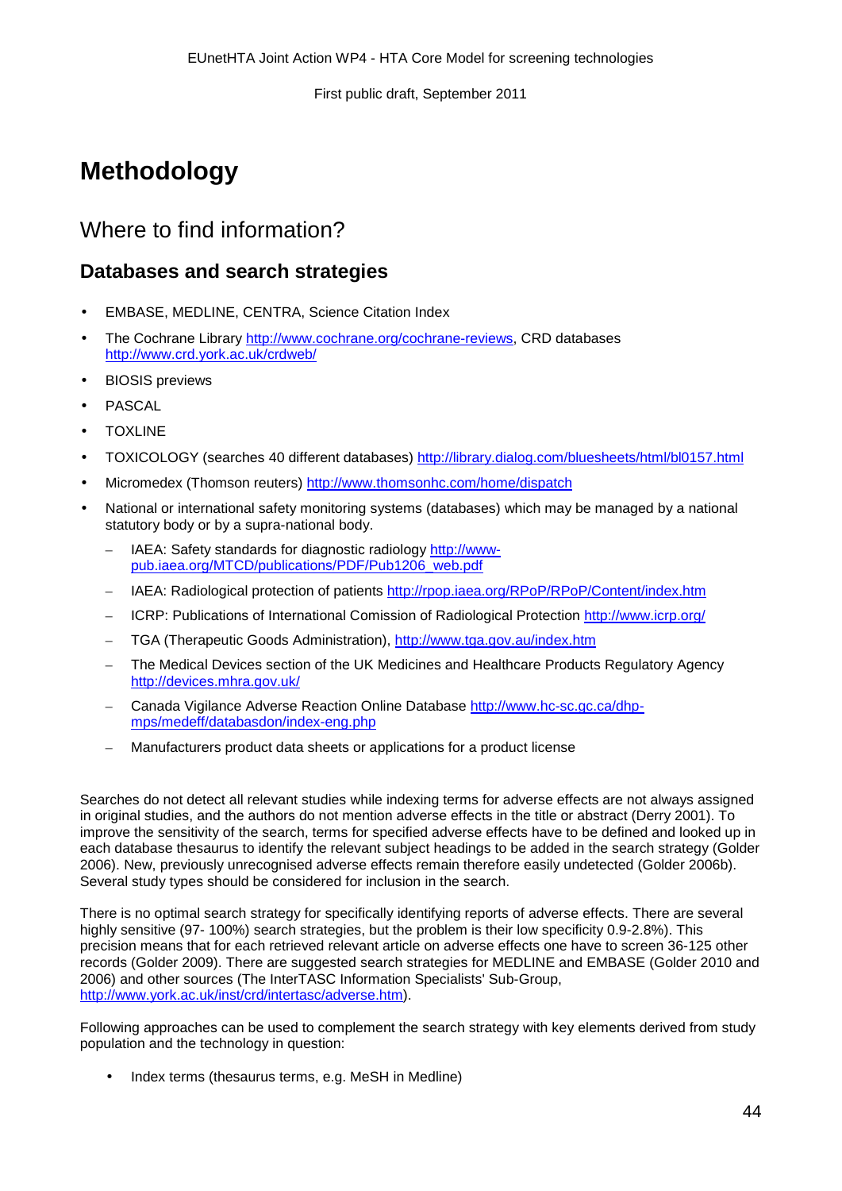# Methodology

## Where to find information?

### Databases and search strategies

- EMBASE, MEDLINE, CENTRA, Science Citation Index
- The Cochrane Library http://www.cochrane.org/cochrane-reviews, CRD databases http://www.crd.york.ac.uk/crdweb/
- BIOSIS previews
- PASCAL
- TOXLINE
- TOXICOLOGY (searches 40 different databases) http://library.dialog.com/bluesheets/html/bl0157.html
- Micromedex (Thomson reuters) http://www.thomsonhc.com/home/dispatch
- National or international safety monitoring systems (databases) which may be managed by a national statutory body or by a supra-national body.
  - IAEA: Safety standards for diagnostic radiology http://www-pub.iaea.org/MTCD/publications/PDF/Pub1206_web.pdf
  - IAEA: Radiological protection of patients http://rpop.iaea.org/RPoP/RPoP/Content/index.htm
  - ICRP: Publications of International Comission of Radiological Protection http://www.icrp.org/
  - TGA (Therapeutic Goods Administration), http://www.tga.gov.au/index.htm
  - The Medical Devices section of the UK Medicines and Healthcare Products Regulatory Agency http://devices.mhra.gov.uk/
  - Canada Vigilance Adverse Reaction Online Database http://www.hc-sc.gc.ca/dhp-mps/medeff/databasdon/index-eng.php
  - Manufacturers product data sheets or applications for a product license

Searches do not detect all relevant studies while indexing terms for adverse effects are not always assigned in original studies, and the authors do not mention adverse effects in the title or abstract (Derry 2001). To improve the sensitivity of the search, terms for specified adverse effects have to be defined and looked up in each database thesaurus to identify the relevant subject headings to be added in the search strategy (Golder 2006). New, previously unrecognised adverse effects remain therefore easily undetected (Golder 2006b). Several study types should be considered for inclusion in the search.

There is no optimal search strategy for specifically identifying reports of adverse effects. There are several highly sensitive (97- 100%) search strategies, but the problem is their low specificity 0.9-2.8%). This precision means that for each retrieved relevant article on adverse effects one have to screen 36-125 other records (Golder 2009). There are suggested search strategies for MEDLINE and EMBASE (Golder 2010 and 2006) and other sources (The InterTASC Information Specialists' Sub-Group, http://www.york.ac.uk/inst/crd/intertasc/adverse.htm).

Following approaches can be used to complement the search strategy with key elements derived from study population and the technology in question:

- Index terms (thesaurus terms, e.g. MeSH in Medline)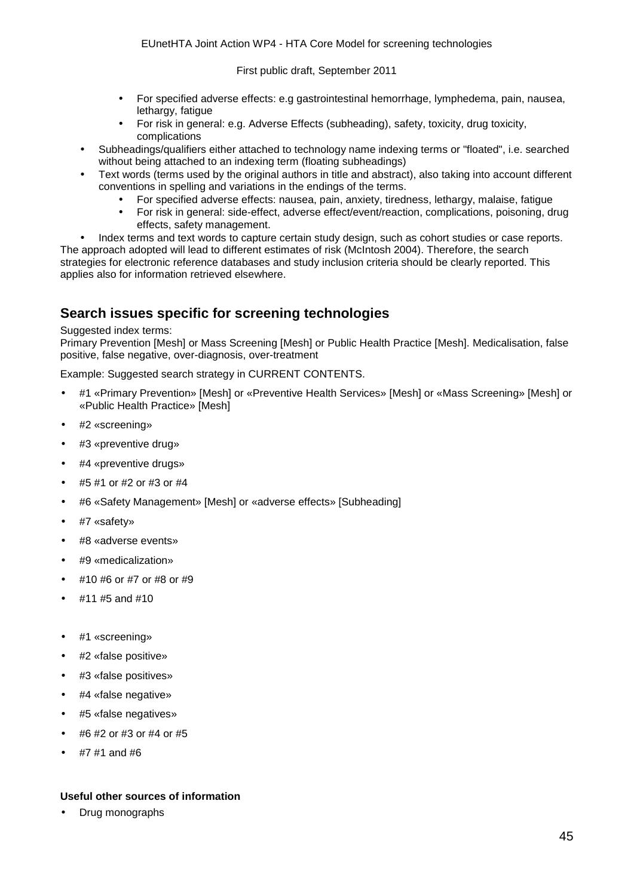- For specified adverse effects: e.g gastrointestinal hemorrhage, lymphedema, pain, nausea, lethargy, fatigue
  - For risk in general: e.g. Adverse Effects (subheading), safety, toxicity, drug toxicity, complications
- Subheadings/qualifiers either attached to technology name indexing terms or "floated", i.e. searched without being attached to an indexing term (floating subheadings)
- Text words (terms used by the original authors in title and abstract), also taking into account different conventions in spelling and variations in the endings of the terms.
  - For specified adverse effects: nausea, pain, anxiety, tiredness, lethargy, malaise, fatigue
  - For risk in general: side-effect, adverse effect/event/reaction, complications, poisoning, drug effects, safety management.
- Index terms and text words to capture certain study design, such as cohort studies or case reports.

The approach adopted will lead to different estimates of risk (McIntosh 2004). Therefore, the search strategies for electronic reference databases and study inclusion criteria should be clearly reported. This applies also for information retrieved elsewhere.

## Search issues specific for screening technologies

Suggested index terms:
Primary Prevention [Mesh] or Mass Screening [Mesh] or Public Health Practice [Mesh]. Medicalisation, false positive, false negative, over-diagnosis, over-treatment

Example: Suggested search strategy in CURRENT CONTENTS.

- #1 «Primary Prevention» [Mesh] or «Preventive Health Services» [Mesh] or «Mass Screening» [Mesh] or «Public Health Practice» [Mesh]
- #2 «screening»
- #3 «preventive drug»
- #4 «preventive drugs»
- #5 #1 or #2 or #3 or #4
- #6 «Safety Management» [Mesh] or «adverse effects» [Subheading]
- #7 «safety»
- #8 «adverse events»
- #9 «medicalization»
- #10 #6 or #7 or #8 or #9
- #11 #5 and #10

- #1 «screening»
- #2 «false positive»
- #3 «false positives»
- #4 «false negative»
- #5 «false negatives»
- #6 #2 or #3 or #4 or #5
- #7 #1 and #6

**Useful other sources of information**

- Drug monographs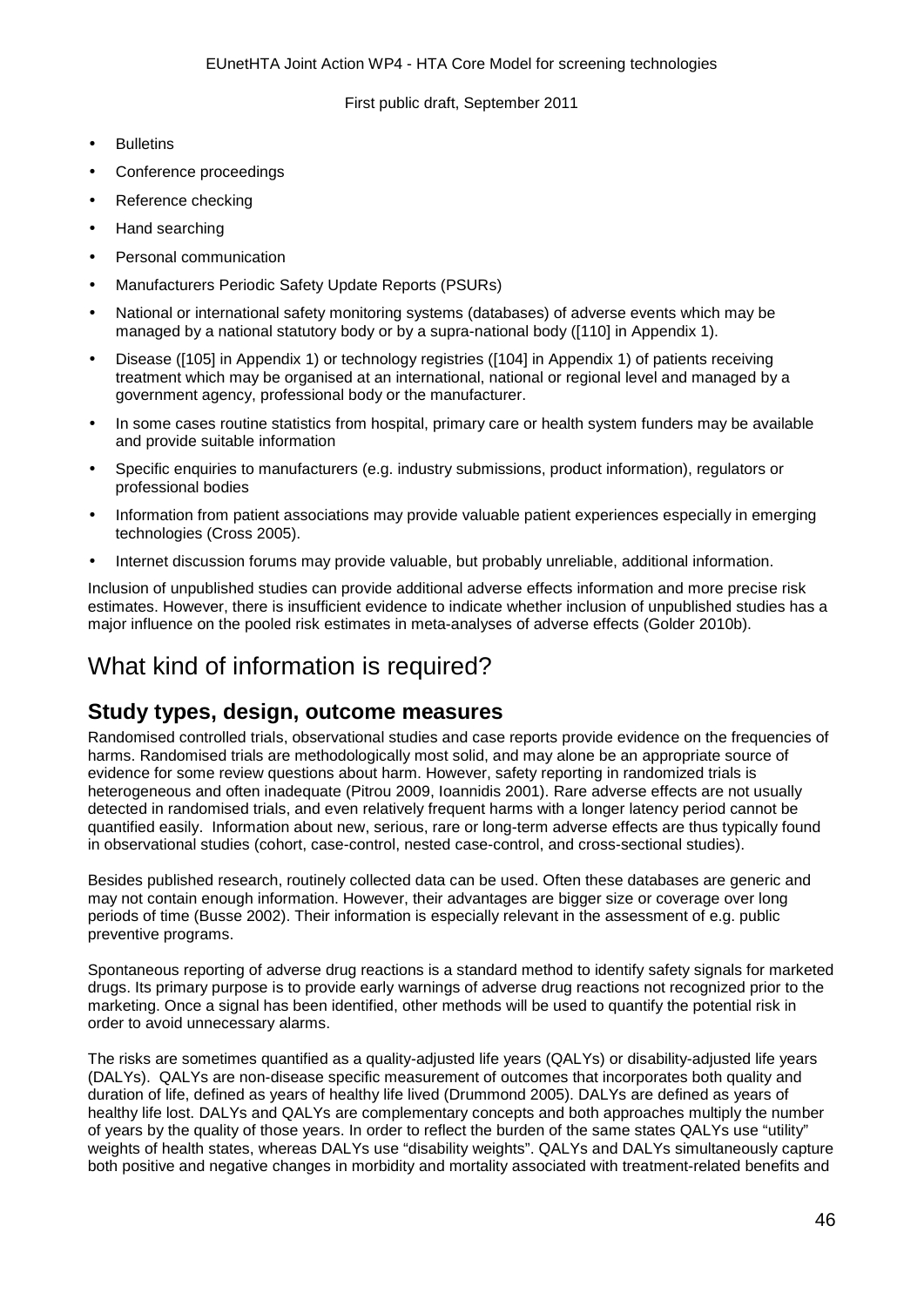- Bulletins
- Conference proceedings
- Reference checking
- Hand searching
- Personal communication
- Manufacturers Periodic Safety Update Reports (PSURs)
- National or international safety monitoring systems (databases) of adverse events which may be managed by a national statutory body or by a supra-national body ([110] in Appendix 1).
- Disease ([105] in Appendix 1) or technology registries ([104] in Appendix 1) of patients receiving treatment which may be organised at an international, national or regional level and managed by a government agency, professional body or the manufacturer.
- In some cases routine statistics from hospital, primary care or health system funders may be available and provide suitable information
- Specific enquiries to manufacturers (e.g. industry submissions, product information), regulators or professional bodies
- Information from patient associations may provide valuable patient experiences especially in emerging technologies (Cross 2005).
- Internet discussion forums may provide valuable, but probably unreliable, additional information.

Inclusion of unpublished studies can provide additional adverse effects information and more precise risk estimates. However, there is insufficient evidence to indicate whether inclusion of unpublished studies has a major influence on the pooled risk estimates in meta-analyses of adverse effects (Golder 2010b).

# What kind of information is required?

## Study types, design, outcome measures

Randomised controlled trials, observational studies and case reports provide evidence on the frequencies of harms. Randomised trials are methodologically most solid, and may alone be an appropriate source of evidence for some review questions about harm. However, safety reporting in randomized trials is heterogeneous and often inadequate (Pitrou 2009, Ioannidis 2001). Rare adverse effects are not usually detected in randomised trials, and even relatively frequent harms with a longer latency period cannot be quantified easily. Information about new, serious, rare or long-term adverse effects are thus typically found in observational studies (cohort, case-control, nested case-control, and cross-sectional studies).

Besides published research, routinely collected data can be used. Often these databases are generic and may not contain enough information. However, their advantages are bigger size or coverage over long periods of time (Busse 2002). Their information is especially relevant in the assessment of e.g. public preventive programs.

Spontaneous reporting of adverse drug reactions is a standard method to identify safety signals for marketed drugs. Its primary purpose is to provide early warnings of adverse drug reactions not recognized prior to the marketing. Once a signal has been identified, other methods will be used to quantify the potential risk in order to avoid unnecessary alarms.

The risks are sometimes quantified as a quality-adjusted life years (QALYs) or disability-adjusted life years (DALYs). QALYs are non-disease specific measurement of outcomes that incorporates both quality and duration of life, defined as years of healthy life lived (Drummond 2005). DALYs are defined as years of healthy life lost. DALYs and QALYs are complementary concepts and both approaches multiply the number of years by the quality of those years. In order to reflect the burden of the same states QALYs use "utility" weights of health states, whereas DALYs use "disability weights". QALYs and DALYs simultaneously capture both positive and negative changes in morbidity and mortality associated with treatment-related benefits and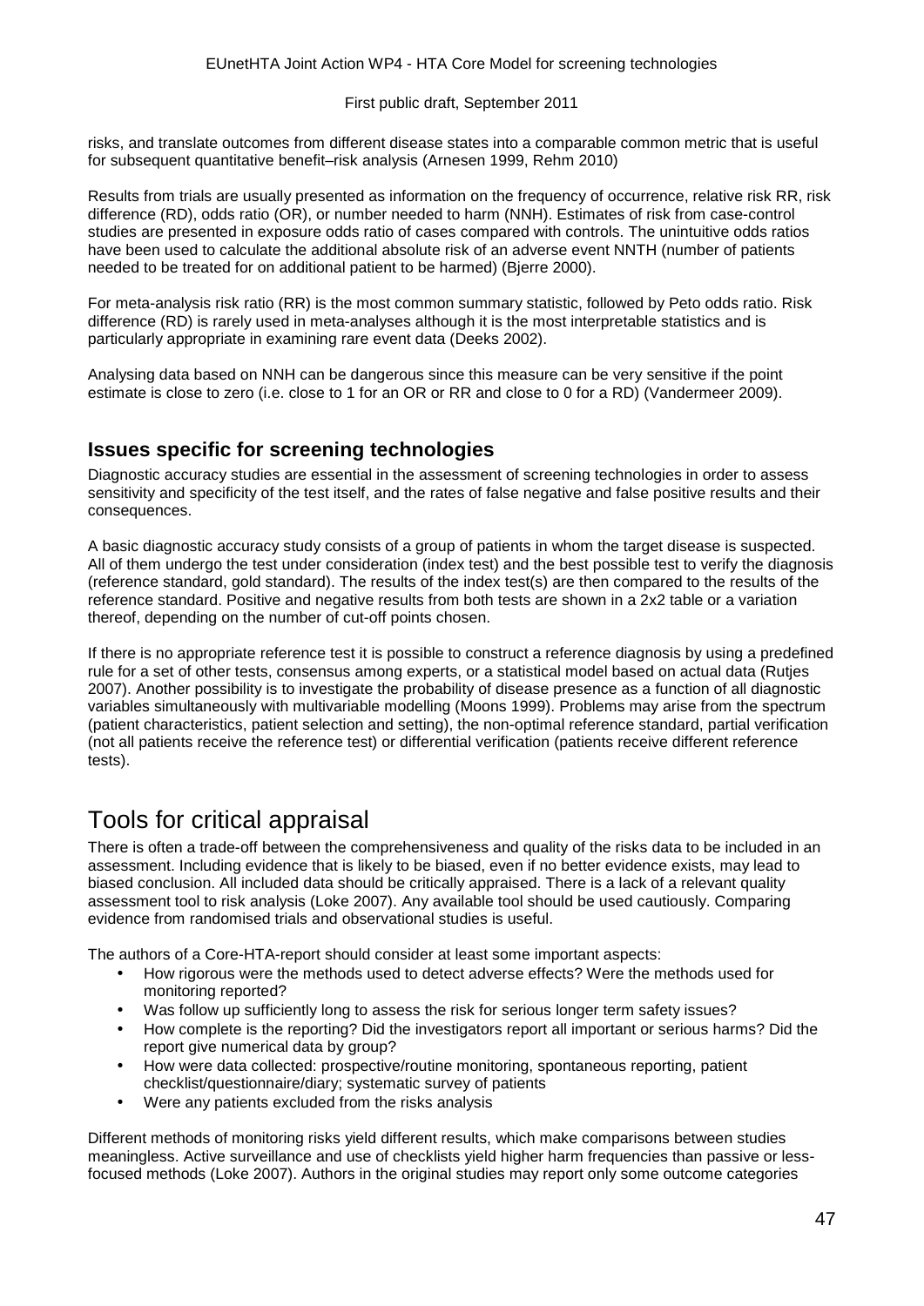risks, and translate outcomes from different disease states into a comparable common metric that is useful for subsequent quantitative benefit–risk analysis (Arnesen 1999, Rehm 2010)

Results from trials are usually presented as information on the frequency of occurrence, relative risk RR, risk difference (RD), odds ratio (OR), or number needed to harm (NNH). Estimates of risk from case-control studies are presented in exposure odds ratio of cases compared with controls. The unintuitive odds ratios have been used to calculate the additional absolute risk of an adverse event NNTH (number of patients needed to be treated for on additional patient to be harmed) (Bjerre 2000).

For meta-analysis risk ratio (RR) is the most common summary statistic, followed by Peto odds ratio. Risk difference (RD) is rarely used in meta-analyses although it is the most interpretable statistics and is particularly appropriate in examining rare event data (Deeks 2002).

Analysing data based on NNH can be dangerous since this measure can be very sensitive if the point estimate is close to zero (i.e. close to 1 for an OR or RR and close to 0 for a RD) (Vandermeer 2009).

### Issues specific for screening technologies

Diagnostic accuracy studies are essential in the assessment of screening technologies in order to assess sensitivity and specificity of the test itself, and the rates of false negative and false positive results and their consequences.

A basic diagnostic accuracy study consists of a group of patients in whom the target disease is suspected. All of them undergo the test under consideration (index test) and the best possible test to verify the diagnosis (reference standard, gold standard). The results of the index test(s) are then compared to the results of the reference standard. Positive and negative results from both tests are shown in a 2x2 table or a variation thereof, depending on the number of cut-off points chosen.

If there is no appropriate reference test it is possible to construct a reference diagnosis by using a predefined rule for a set of other tests, consensus among experts, or a statistical model based on actual data (Rutjes 2007). Another possibility is to investigate the probability of disease presence as a function of all diagnostic variables simultaneously with multivariable modelling (Moons 1999). Problems may arise from the spectrum (patient characteristics, patient selection and setting), the non-optimal reference standard, partial verification (not all patients receive the reference test) or differential verification (patients receive different reference tests).

## Tools for critical appraisal

There is often a trade-off between the comprehensiveness and quality of the risks data to be included in an assessment. Including evidence that is likely to be biased, even if no better evidence exists, may lead to biased conclusion. All included data should be critically appraised. There is a lack of a relevant quality assessment tool to risk analysis (Loke 2007). Any available tool should be used cautiously. Comparing evidence from randomised trials and observational studies is useful.

The authors of a Core-HTA-report should consider at least some important aspects:

- How rigorous were the methods used to detect adverse effects? Were the methods used for monitoring reported?
- Was follow up sufficiently long to assess the risk for serious longer term safety issues?
- How complete is the reporting? Did the investigators report all important or serious harms? Did the report give numerical data by group?
- How were data collected: prospective/routine monitoring, spontaneous reporting, patient checklist/questionnaire/diary; systematic survey of patients
- Were any patients excluded from the risks analysis

Different methods of monitoring risks yield different results, which make comparisons between studies meaningless. Active surveillance and use of checklists yield higher harm frequencies than passive or less-focused methods (Loke 2007). Authors in the original studies may report only some outcome categories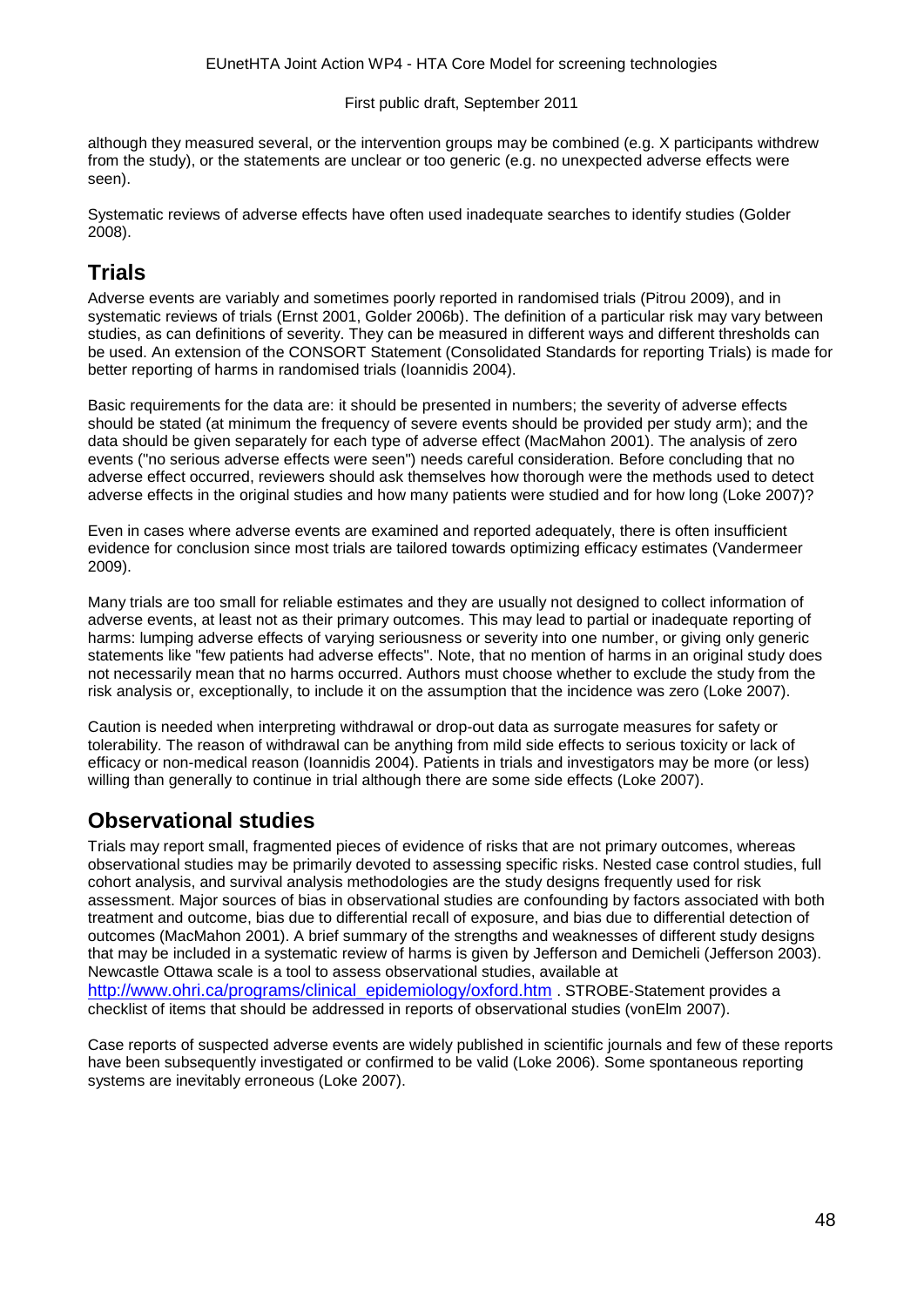although they measured several, or the intervention groups may be combined (e.g. X participants withdrew from the study), or the statements are unclear or too generic (e.g. no unexpected adverse effects were seen).

Systematic reviews of adverse effects have often used inadequate searches to identify studies (Golder 2008).

## Trials

Adverse events are variably and sometimes poorly reported in randomised trials (Pitrou 2009), and in systematic reviews of trials (Ernst 2001, Golder 2006b). The definition of a particular risk may vary between studies, as can definitions of severity. They can be measured in different ways and different thresholds can be used. An extension of the CONSORT Statement (Consolidated Standards for reporting Trials) is made for better reporting of harms in randomised trials (Ioannidis 2004).

Basic requirements for the data are: it should be presented in numbers; the severity of adverse effects should be stated (at minimum the frequency of severe events should be provided per study arm); and the data should be given separately for each type of adverse effect (MacMahon 2001). The analysis of zero events ("no serious adverse effects were seen") needs careful consideration. Before concluding that no adverse effect occurred, reviewers should ask themselves how thorough were the methods used to detect adverse effects in the original studies and how many patients were studied and for how long (Loke 2007)?

Even in cases where adverse events are examined and reported adequately, there is often insufficient evidence for conclusion since most trials are tailored towards optimizing efficacy estimates (Vandermeer 2009).

Many trials are too small for reliable estimates and they are usually not designed to collect information of adverse events, at least not as their primary outcomes. This may lead to partial or inadequate reporting of harms: lumping adverse effects of varying seriousness or severity into one number, or giving only generic statements like "few patients had adverse effects". Note, that no mention of harms in an original study does not necessarily mean that no harms occurred. Authors must choose whether to exclude the study from the risk analysis or, exceptionally, to include it on the assumption that the incidence was zero (Loke 2007).

Caution is needed when interpreting withdrawal or drop-out data as surrogate measures for safety or tolerability. The reason of withdrawal can be anything from mild side effects to serious toxicity or lack of efficacy or non-medical reason (Ioannidis 2004). Patients in trials and investigators may be more (or less) willing than generally to continue in trial although there are some side effects (Loke 2007).

## Observational studies

Trials may report small, fragmented pieces of evidence of risks that are not primary outcomes, whereas observational studies may be primarily devoted to assessing specific risks. Nested case control studies, full cohort analysis, and survival analysis methodologies are the study designs frequently used for risk assessment. Major sources of bias in observational studies are confounding by factors associated with both treatment and outcome, bias due to differential recall of exposure, and bias due to differential detection of outcomes (MacMahon 2001). A brief summary of the strengths and weaknesses of different study designs that may be included in a systematic review of harms is given by Jefferson and Demicheli (Jefferson 2003). Newcastle Ottawa scale is a tool to assess observational studies, available at http://www.ohri.ca/programs/clinical_epidemiology/oxford.htm . STROBE-Statement provides a checklist of items that should be addressed in reports of observational studies (vonElm 2007).

Case reports of suspected adverse events are widely published in scientific journals and few of these reports have been subsequently investigated or confirmed to be valid (Loke 2006). Some spontaneous reporting systems are inevitably erroneous (Loke 2007).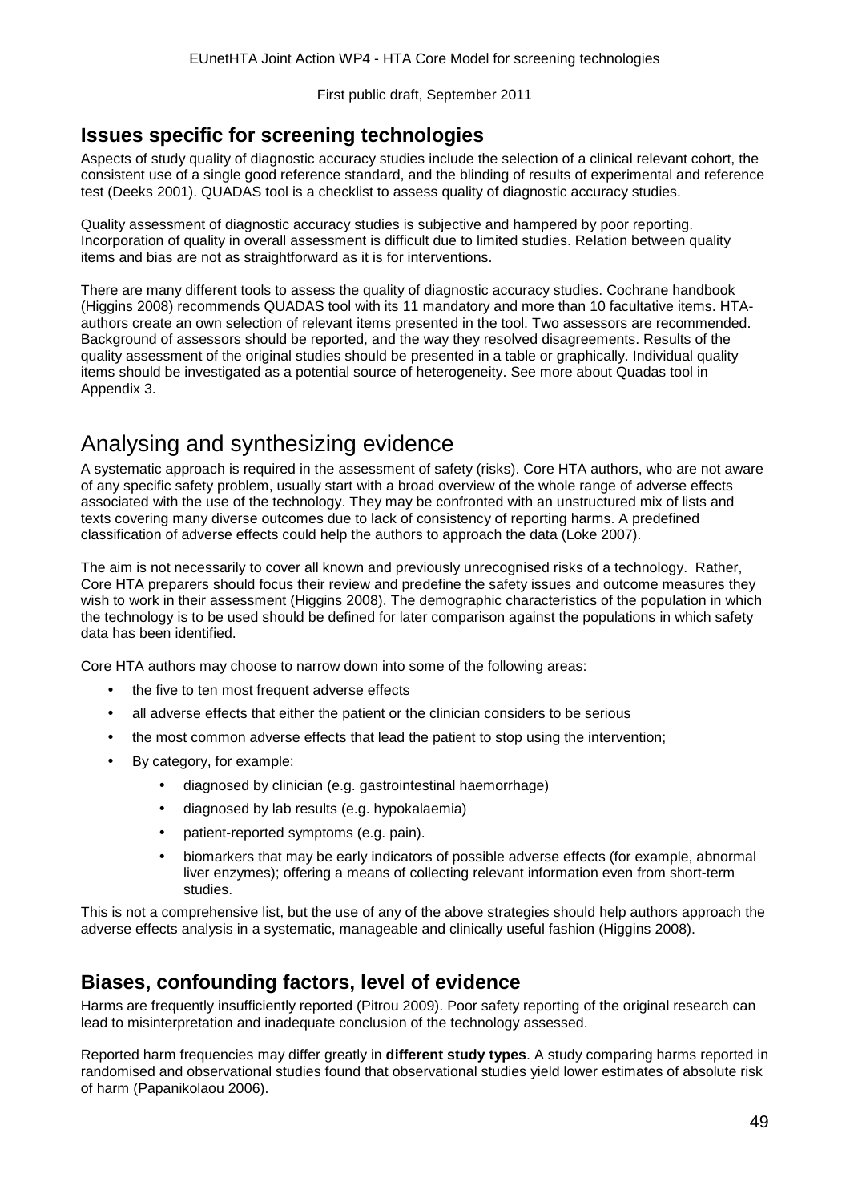## Issues specific for screening technologies

Aspects of study quality of diagnostic accuracy studies include the selection of a clinical relevant cohort, the consistent use of a single good reference standard, and the blinding of results of experimental and reference test (Deeks 2001). QUADAS tool is a checklist to assess quality of diagnostic accuracy studies.

Quality assessment of diagnostic accuracy studies is subjective and hampered by poor reporting. Incorporation of quality in overall assessment is difficult due to limited studies. Relation between quality items and bias are not as straightforward as it is for interventions.

There are many different tools to assess the quality of diagnostic accuracy studies. Cochrane handbook (Higgins 2008) recommends QUADAS tool with its 11 mandatory and more than 10 facultative items. HTA-authors create an own selection of relevant items presented in the tool. Two assessors are recommended. Background of assessors should be reported, and the way they resolved disagreements. Results of the quality assessment of the original studies should be presented in a table or graphically. Individual quality items should be investigated as a potential source of heterogeneity. See more about Quadas tool in Appendix 3.

# Analysing and synthesizing evidence

A systematic approach is required in the assessment of safety (risks). Core HTA authors, who are not aware of any specific safety problem, usually start with a broad overview of the whole range of adverse effects associated with the use of the technology. They may be confronted with an unstructured mix of lists and texts covering many diverse outcomes due to lack of consistency of reporting harms. A predefined classification of adverse effects could help the authors to approach the data (Loke 2007).

The aim is not necessarily to cover all known and previously unrecognised risks of a technology. Rather, Core HTA preparers should focus their review and predefine the safety issues and outcome measures they wish to work in their assessment (Higgins 2008). The demographic characteristics of the population in which the technology is to be used should be defined for later comparison against the populations in which safety data has been identified.

Core HTA authors may choose to narrow down into some of the following areas:

- the five to ten most frequent adverse effects
- all adverse effects that either the patient or the clinician considers to be serious
- the most common adverse effects that lead the patient to stop using the intervention;
- By category, for example:
  - diagnosed by clinician (e.g. gastrointestinal haemorrhage)
  - diagnosed by lab results (e.g. hypokalaemia)
  - patient-reported symptoms (e.g. pain).
  - biomarkers that may be early indicators of possible adverse effects (for example, abnormal liver enzymes); offering a means of collecting relevant information even from short-term studies.

This is not a comprehensive list, but the use of any of the above strategies should help authors approach the adverse effects analysis in a systematic, manageable and clinically useful fashion (Higgins 2008).

## Biases, confounding factors, level of evidence

Harms are frequently insufficiently reported (Pitrou 2009). Poor safety reporting of the original research can lead to misinterpretation and inadequate conclusion of the technology assessed.

Reported harm frequencies may differ greatly in **different study types**. A study comparing harms reported in randomised and observational studies found that observational studies yield lower estimates of absolute risk of harm (Papanikolaou 2006).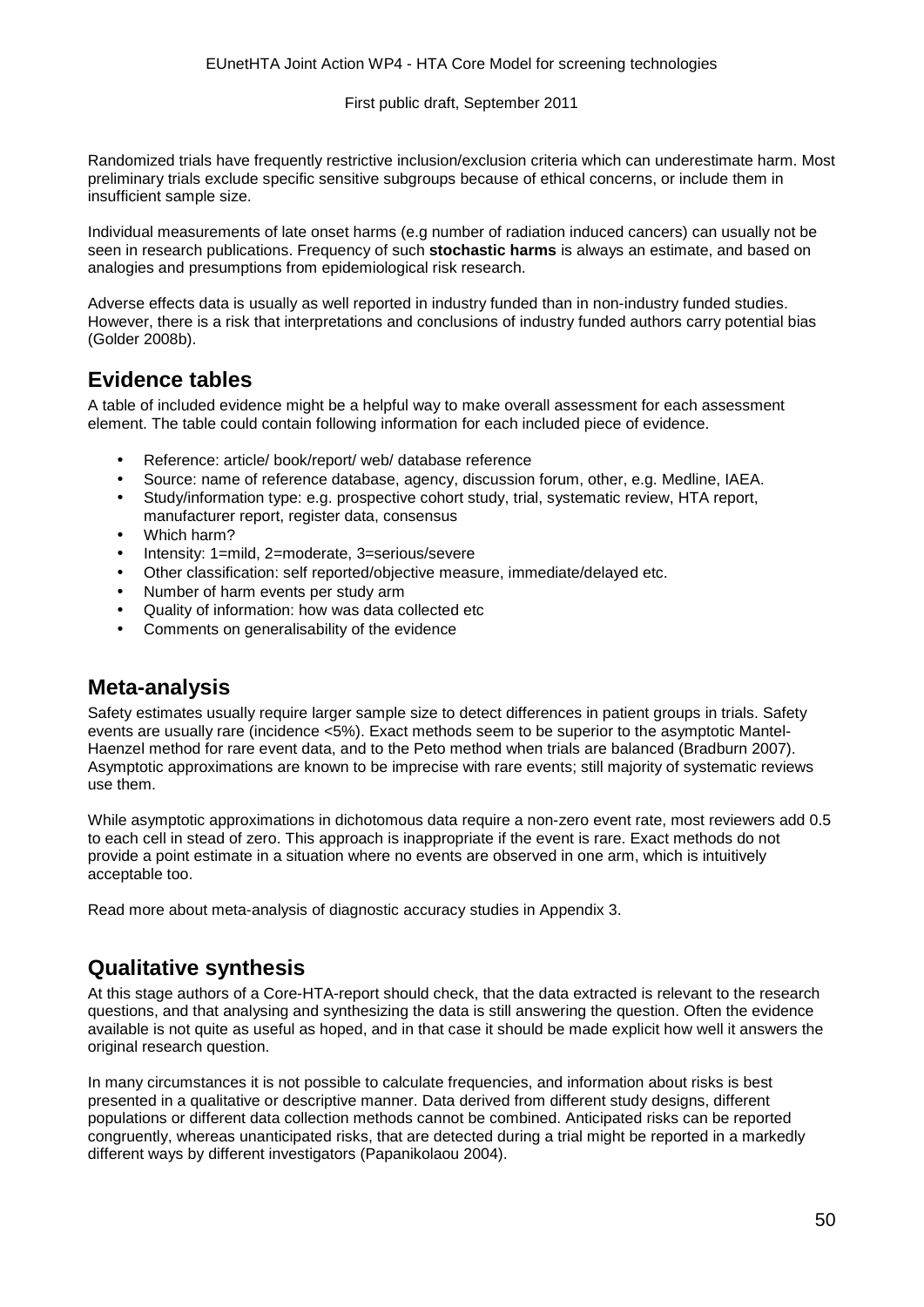Randomized trials have frequently restrictive inclusion/exclusion criteria which can underestimate harm. Most preliminary trials exclude specific sensitive subgroups because of ethical concerns, or include them in insufficient sample size.

Individual measurements of late onset harms (e.g number of radiation induced cancers) can usually not be seen in research publications. Frequency of such **stochastic harms** is always an estimate, and based on analogies and presumptions from epidemiological risk research.

Adverse effects data is usually as well reported in industry funded than in non-industry funded studies. However, there is a risk that interpretations and conclusions of industry funded authors carry potential bias (Golder 2008b).

## Evidence tables

A table of included evidence might be a helpful way to make overall assessment for each assessment element. The table could contain following information for each included piece of evidence.

- Reference: article/ book/report/ web/ database reference
- Source: name of reference database, agency, discussion forum, other, e.g. Medline, IAEA.
- Study/information type: e.g. prospective cohort study, trial, systematic review, HTA report, manufacturer report, register data, consensus
- Which harm?
- Intensity: 1=mild, 2=moderate, 3=serious/severe
- Other classification: self reported/objective measure, immediate/delayed etc.
- Number of harm events per study arm
- Quality of information: how was data collected etc
- Comments on generalisability of the evidence

## Meta-analysis

Safety estimates usually require larger sample size to detect differences in patient groups in trials. Safety events are usually rare (incidence <5%). Exact methods seem to be superior to the asymptotic Mantel-Haenzel method for rare event data, and to the Peto method when trials are balanced (Bradburn 2007). Asymptotic approximations are known to be imprecise with rare events; still majority of systematic reviews use them.

While asymptotic approximations in dichotomous data require a non-zero event rate, most reviewers add 0.5 to each cell in stead of zero. This approach is inappropriate if the event is rare. Exact methods do not provide a point estimate in a situation where no events are observed in one arm, which is intuitively acceptable too.

Read more about meta-analysis of diagnostic accuracy studies in Appendix 3.

## Qualitative synthesis

At this stage authors of a Core-HTA-report should check, that the data extracted is relevant to the research questions, and that analysing and synthesizing the data is still answering the question. Often the evidence available is not quite as useful as hoped, and in that case it should be made explicit how well it answers the original research question.

In many circumstances it is not possible to calculate frequencies, and information about risks is best presented in a qualitative or descriptive manner. Data derived from different study designs, different populations or different data collection methods cannot be combined. Anticipated risks can be reported congruently, whereas unanticipated risks, that are detected during a trial might be reported in a markedly different ways by different investigators (Papanikolaou 2004).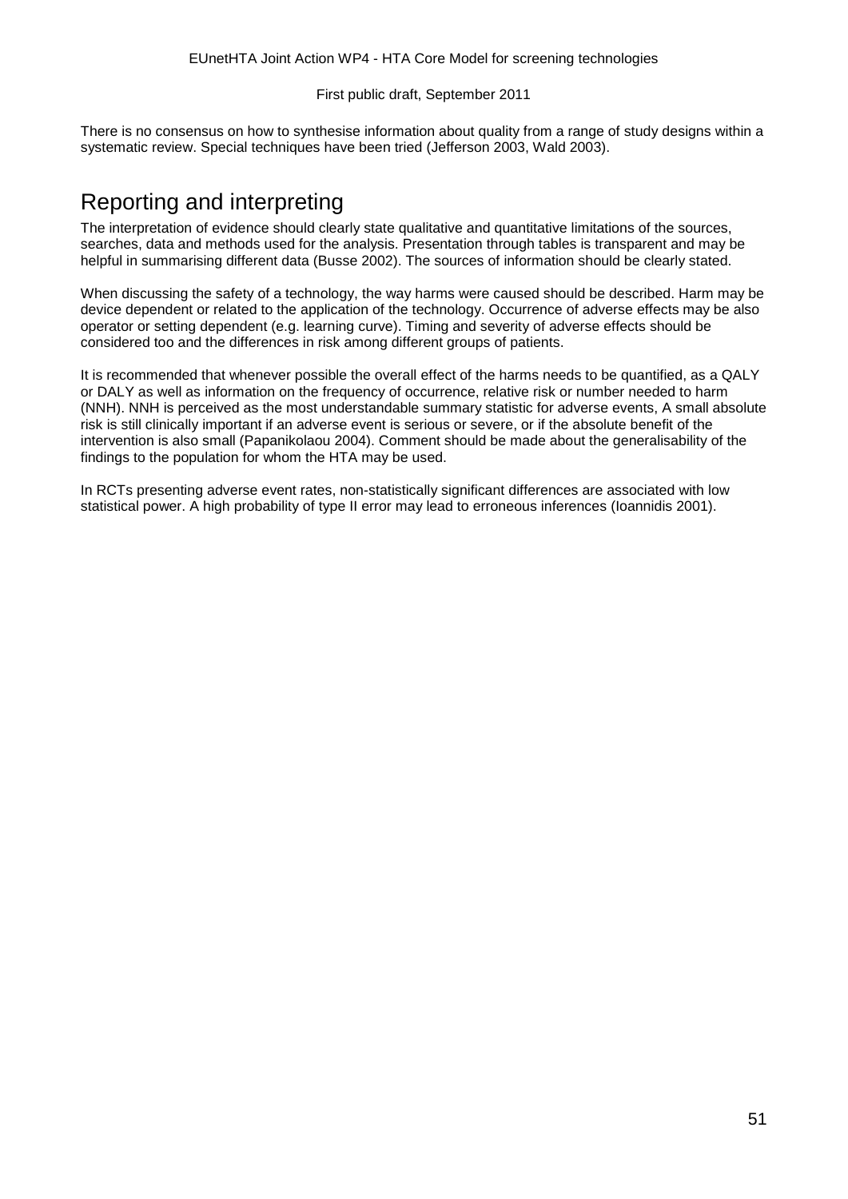There is no consensus on how to synthesise information about quality from a range of study designs within a systematic review. Special techniques have been tried (Jefferson 2003, Wald 2003).

## Reporting and interpreting

The interpretation of evidence should clearly state qualitative and quantitative limitations of the sources, searches, data and methods used for the analysis. Presentation through tables is transparent and may be helpful in summarising different data (Busse 2002). The sources of information should be clearly stated.

When discussing the safety of a technology, the way harms were caused should be described. Harm may be device dependent or related to the application of the technology. Occurrence of adverse effects may be also operator or setting dependent (e.g. learning curve). Timing and severity of adverse effects should be considered too and the differences in risk among different groups of patients.

It is recommended that whenever possible the overall effect of the harms needs to be quantified, as a QALY or DALY as well as information on the frequency of occurrence, relative risk or number needed to harm (NNH). NNH is perceived as the most understandable summary statistic for adverse events, A small absolute risk is still clinically important if an adverse event is serious or severe, or if the absolute benefit of the intervention is also small (Papanikolaou 2004). Comment should be made about the generalisability of the findings to the population for whom the HTA may be used.

In RCTs presenting adverse event rates, non-statistically significant differences are associated with low statistical power. A high probability of type II error may lead to erroneous inferences (Ioannidis 2001).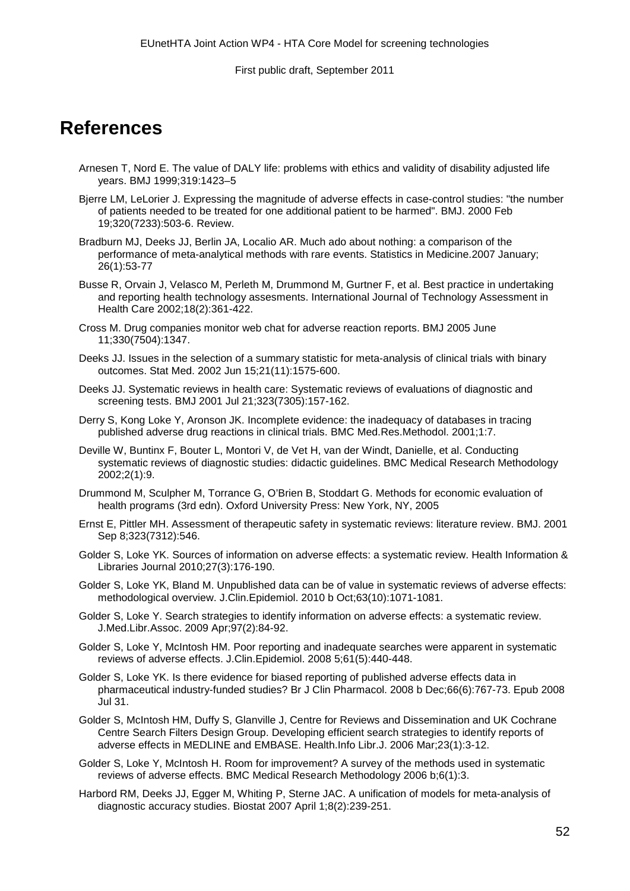# References

Arnesen T, Nord E. The value of DALY life: problems with ethics and validity of disability adjusted life years. BMJ 1999;319:1423–5

Bjerre LM, LeLorier J. Expressing the magnitude of adverse effects in case-control studies: "the number of patients needed to be treated for one additional patient to be harmed". BMJ. 2000 Feb 19;320(7233):503-6. Review.

Bradburn MJ, Deeks JJ, Berlin JA, Localio AR. Much ado about nothing: a comparison of the performance of meta-analytical methods with rare events. Statistics in Medicine.2007 January; 26(1):53-77

Busse R, Orvain J, Velasco M, Perleth M, Drummond M, Gurtner F, et al. Best practice in undertaking and reporting health technology assesments. International Journal of Technology Assessment in Health Care 2002;18(2):361-422.

Cross M. Drug companies monitor web chat for adverse reaction reports. BMJ 2005 June 11;330(7504):1347.

Deeks JJ. Issues in the selection of a summary statistic for meta-analysis of clinical trials with binary outcomes. Stat Med. 2002 Jun 15;21(11):1575-600.

Deeks JJ. Systematic reviews in health care: Systematic reviews of evaluations of diagnostic and screening tests. BMJ 2001 Jul 21;323(7305):157-162.

Derry S, Kong Loke Y, Aronson JK. Incomplete evidence: the inadequacy of databases in tracing published adverse drug reactions in clinical trials. BMC Med.Res.Methodol. 2001;1:7.

Deville W, Buntinx F, Bouter L, Montori V, de Vet H, van der Windt, Danielle, et al. Conducting systematic reviews of diagnostic studies: didactic guidelines. BMC Medical Research Methodology 2002;2(1):9.

Drummond M, Sculpher M, Torrance G, O'Brien B, Stoddart G. Methods for economic evaluation of health programs (3rd edn). Oxford University Press: New York, NY, 2005

Ernst E, Pittler MH. Assessment of therapeutic safety in systematic reviews: literature review. BMJ. 2001 Sep 8;323(7312):546.

Golder S, Loke YK. Sources of information on adverse effects: a systematic review. Health Information & Libraries Journal 2010;27(3):176-190.

Golder S, Loke YK, Bland M. Unpublished data can be of value in systematic reviews of adverse effects: methodological overview. J.Clin.Epidemiol. 2010 b Oct;63(10):1071-1081.

Golder S, Loke Y. Search strategies to identify information on adverse effects: a systematic review. J.Med.Libr.Assoc. 2009 Apr;97(2):84-92.

Golder S, Loke Y, McIntosh HM. Poor reporting and inadequate searches were apparent in systematic reviews of adverse effects. J.Clin.Epidemiol. 2008 5;61(5):440-448.

Golder S, Loke YK. Is there evidence for biased reporting of published adverse effects data in pharmaceutical industry-funded studies? Br J Clin Pharmacol. 2008 b Dec;66(6):767-73. Epub 2008 Jul 31.

Golder S, McIntosh HM, Duffy S, Glanville J, Centre for Reviews and Dissemination and UK Cochrane Centre Search Filters Design Group. Developing efficient search strategies to identify reports of adverse effects in MEDLINE and EMBASE. Health.Info Libr.J. 2006 Mar;23(1):3-12.

Golder S, Loke Y, McIntosh H. Room for improvement? A survey of the methods used in systematic reviews of adverse effects. BMC Medical Research Methodology 2006 b;6(1):3.

Harbord RM, Deeks JJ, Egger M, Whiting P, Sterne JAC. A unification of models for meta-analysis of diagnostic accuracy studies. Biostat 2007 April 1;8(2):239-251.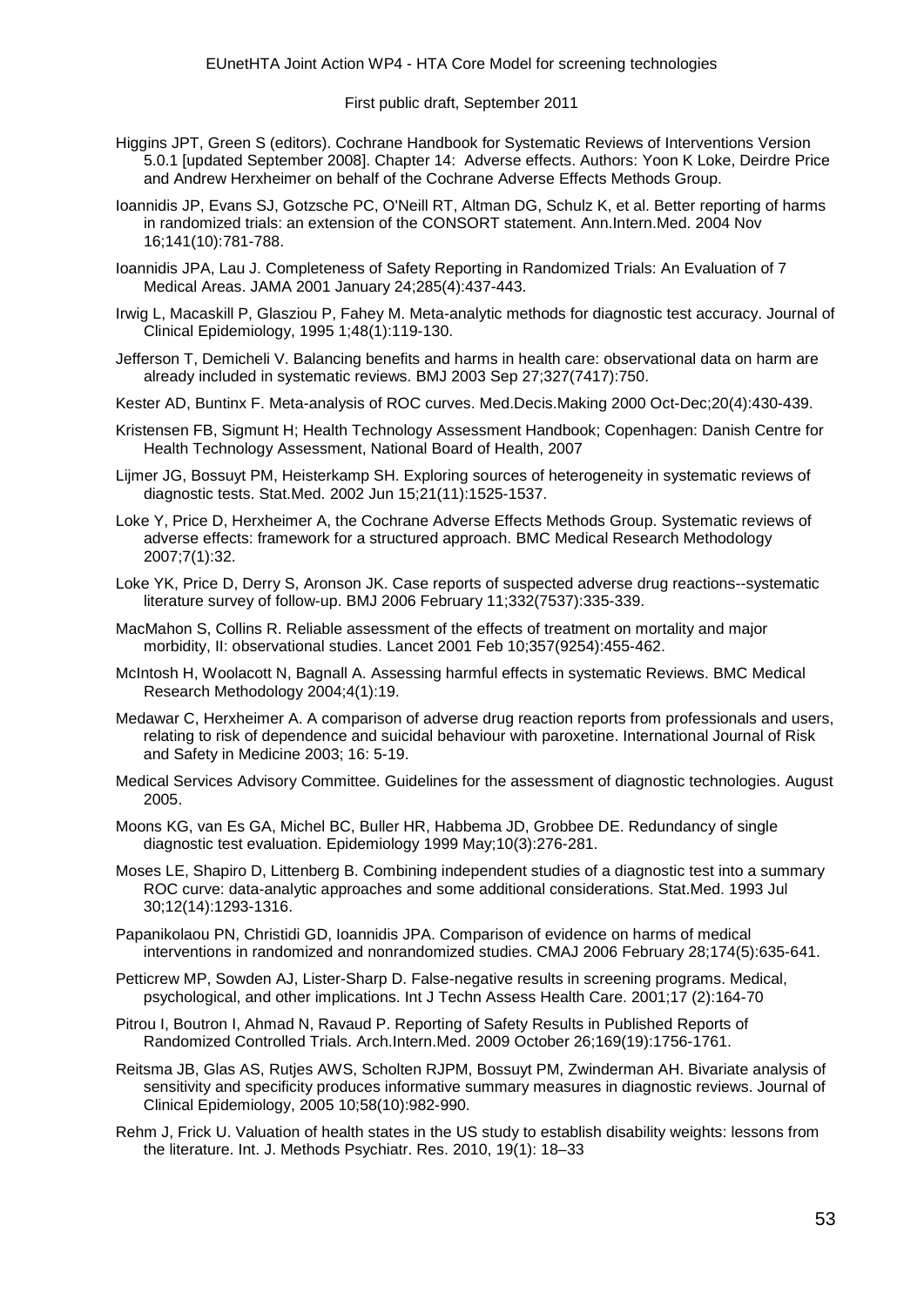Higgins JPT, Green S (editors). Cochrane Handbook for Systematic Reviews of Interventions Version 5.0.1 [updated September 2008]. Chapter 14: Adverse effects. Authors: Yoon K Loke, Deirdre Price and Andrew Herxheimer on behalf of the Cochrane Adverse Effects Methods Group.

Ioannidis JP, Evans SJ, Gotzsche PC, O'Neill RT, Altman DG, Schulz K, et al. Better reporting of harms in randomized trials: an extension of the CONSORT statement. Ann.Intern.Med. 2004 Nov 16;141(10):781-788.

Ioannidis JPA, Lau J. Completeness of Safety Reporting in Randomized Trials: An Evaluation of 7 Medical Areas. JAMA 2001 January 24;285(4):437-443.

Irwig L, Macaskill P, Glasziou P, Fahey M. Meta-analytic methods for diagnostic test accuracy. Journal of Clinical Epidemiology, 1995 1;48(1):119-130.

Jefferson T, Demicheli V. Balancing benefits and harms in health care: observational data on harm are already included in systematic reviews. BMJ 2003 Sep 27;327(7417):750.

Kester AD, Buntinx F. Meta-analysis of ROC curves. Med.Decis.Making 2000 Oct-Dec;20(4):430-439.

Kristensen FB, Sigmunt H; Health Technology Assessment Handbook; Copenhagen: Danish Centre for Health Technology Assessment, National Board of Health, 2007

Lijmer JG, Bossuyt PM, Heisterkamp SH. Exploring sources of heterogeneity in systematic reviews of diagnostic tests. Stat.Med. 2002 Jun 15;21(11):1525-1537.

Loke Y, Price D, Herxheimer A, the Cochrane Adverse Effects Methods Group. Systematic reviews of adverse effects: framework for a structured approach. BMC Medical Research Methodology 2007;7(1):32.

Loke YK, Price D, Derry S, Aronson JK. Case reports of suspected adverse drug reactions--systematic literature survey of follow-up. BMJ 2006 February 11;332(7537):335-339.

MacMahon S, Collins R. Reliable assessment of the effects of treatment on mortality and major morbidity, II: observational studies. Lancet 2001 Feb 10;357(9254):455-462.

McIntosh H, Woolacott N, Bagnall A. Assessing harmful effects in systematic Reviews. BMC Medical Research Methodology 2004;4(1):19.

Medawar C, Herxheimer A. A comparison of adverse drug reaction reports from professionals and users, relating to risk of dependence and suicidal behaviour with paroxetine. International Journal of Risk and Safety in Medicine 2003; 16: 5-19.

Medical Services Advisory Committee. Guidelines for the assessment of diagnostic technologies. August 2005.

Moons KG, van Es GA, Michel BC, Buller HR, Habbema JD, Grobbee DE. Redundancy of single diagnostic test evaluation. Epidemiology 1999 May;10(3):276-281.

Moses LE, Shapiro D, Littenberg B. Combining independent studies of a diagnostic test into a summary ROC curve: data-analytic approaches and some additional considerations. Stat.Med. 1993 Jul 30;12(14):1293-1316.

Papanikolaou PN, Christidi GD, Ioannidis JPA. Comparison of evidence on harms of medical interventions in randomized and nonrandomized studies. CMAJ 2006 February 28;174(5):635-641.

Petticrew MP, Sowden AJ, Lister-Sharp D. False-negative results in screening programs. Medical, psychological, and other implications. Int J Techn Assess Health Care. 2001;17 (2):164-70

Pitrou I, Boutron I, Ahmad N, Ravaud P. Reporting of Safety Results in Published Reports of Randomized Controlled Trials. Arch.Intern.Med. 2009 October 26;169(19):1756-1761.

Reitsma JB, Glas AS, Rutjes AWS, Scholten RJPM, Bossuyt PM, Zwinderman AH. Bivariate analysis of sensitivity and specificity produces informative summary measures in diagnostic reviews. Journal of Clinical Epidemiology, 2005 10;58(10):982-990.

Rehm J, Frick U. Valuation of health states in the US study to establish disability weights: lessons from the literature. Int. J. Methods Psychiatr. Res. 2010, 19(1): 18–33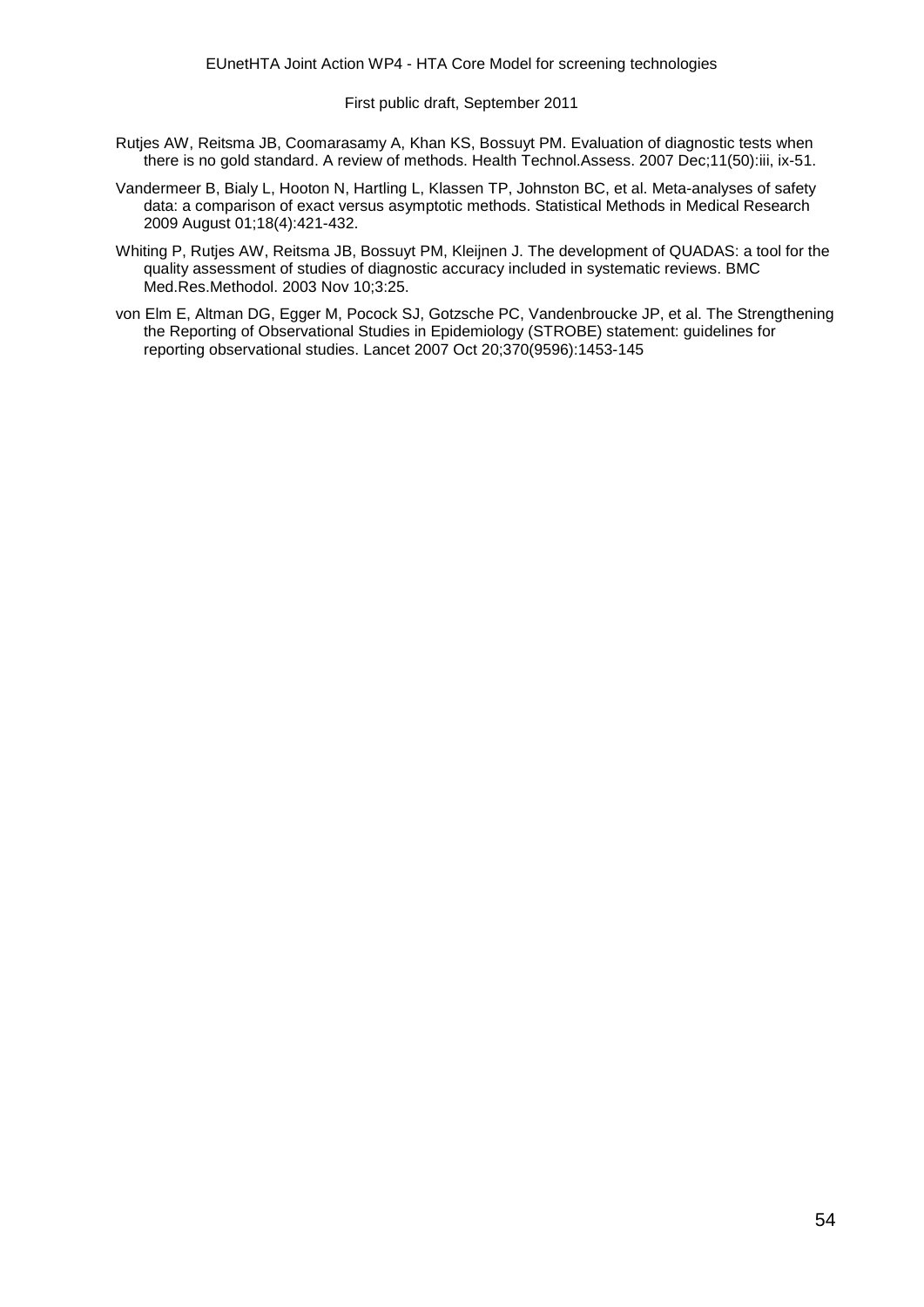Rutjes AW, Reitsma JB, Coomarasamy A, Khan KS, Bossuyt PM. Evaluation of diagnostic tests when there is no gold standard. A review of methods. Health Technol.Assess. 2007 Dec;11(50):iii, ix-51.

Vandermeer B, Bialy L, Hooton N, Hartling L, Klassen TP, Johnston BC, et al. Meta-analyses of safety data: a comparison of exact versus asymptotic methods. Statistical Methods in Medical Research 2009 August 01;18(4):421-432.

Whiting P, Rutjes AW, Reitsma JB, Bossuyt PM, Kleijnen J. The development of QUADAS: a tool for the quality assessment of studies of diagnostic accuracy included in systematic reviews. BMC Med.Res.Methodol. 2003 Nov 10;3:25.

von Elm E, Altman DG, Egger M, Pocock SJ, Gotzsche PC, Vandenbroucke JP, et al. The Strengthening the Reporting of Observational Studies in Epidemiology (STROBE) statement: guidelines for reporting observational studies. Lancet 2007 Oct 20;370(9596):1453-145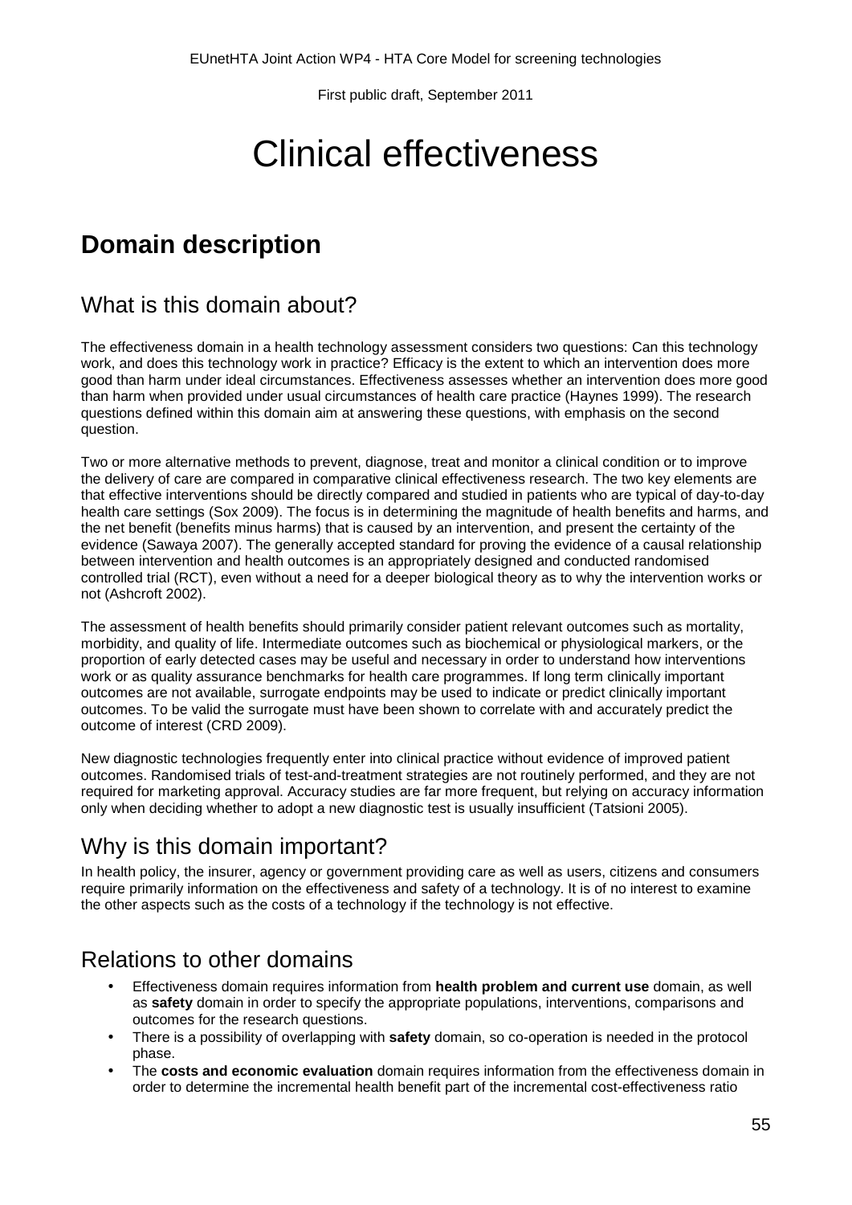# Clinical effectiveness

## Domain description

### What is this domain about?

The effectiveness domain in a health technology assessment considers two questions: Can this technology work, and does this technology work in practice? Efficacy is the extent to which an intervention does more good than harm under ideal circumstances. Effectiveness assesses whether an intervention does more good than harm when provided under usual circumstances of health care practice (Haynes 1999). The research questions defined within this domain aim at answering these questions, with emphasis on the second question.

Two or more alternative methods to prevent, diagnose, treat and monitor a clinical condition or to improve the delivery of care are compared in comparative clinical effectiveness research. The two key elements are that effective interventions should be directly compared and studied in patients who are typical of day-to-day health care settings (Sox 2009). The focus is in determining the magnitude of health benefits and harms, and the net benefit (benefits minus harms) that is caused by an intervention, and present the certainty of the evidence (Sawaya 2007). The generally accepted standard for proving the evidence of a causal relationship between intervention and health outcomes is an appropriately designed and conducted randomised controlled trial (RCT), even without a need for a deeper biological theory as to why the intervention works or not (Ashcroft 2002).

The assessment of health benefits should primarily consider patient relevant outcomes such as mortality, morbidity, and quality of life. Intermediate outcomes such as biochemical or physiological markers, or the proportion of early detected cases may be useful and necessary in order to understand how interventions work or as quality assurance benchmarks for health care programmes. If long term clinically important outcomes are not available, surrogate endpoints may be used to indicate or predict clinically important outcomes. To be valid the surrogate must have been shown to correlate with and accurately predict the outcome of interest (CRD 2009).

New diagnostic technologies frequently enter into clinical practice without evidence of improved patient outcomes. Randomised trials of test-and-treatment strategies are not routinely performed, and they are not required for marketing approval. Accuracy studies are far more frequent, but relying on accuracy information only when deciding whether to adopt a new diagnostic test is usually insufficient (Tatsioni 2005).

### Why is this domain important?

In health policy, the insurer, agency or government providing care as well as users, citizens and consumers require primarily information on the effectiveness and safety of a technology. It is of no interest to examine the other aspects such as the costs of a technology if the technology is not effective.

### Relations to other domains

- Effectiveness domain requires information from **health problem and current use** domain, as well as **safety** domain in order to specify the appropriate populations, interventions, comparisons and outcomes for the research questions.
- There is a possibility of overlapping with **safety** domain, so co-operation is needed in the protocol phase.
- The **costs and economic evaluation** domain requires information from the effectiveness domain in order to determine the incremental health benefit part of the incremental cost-effectiveness ratio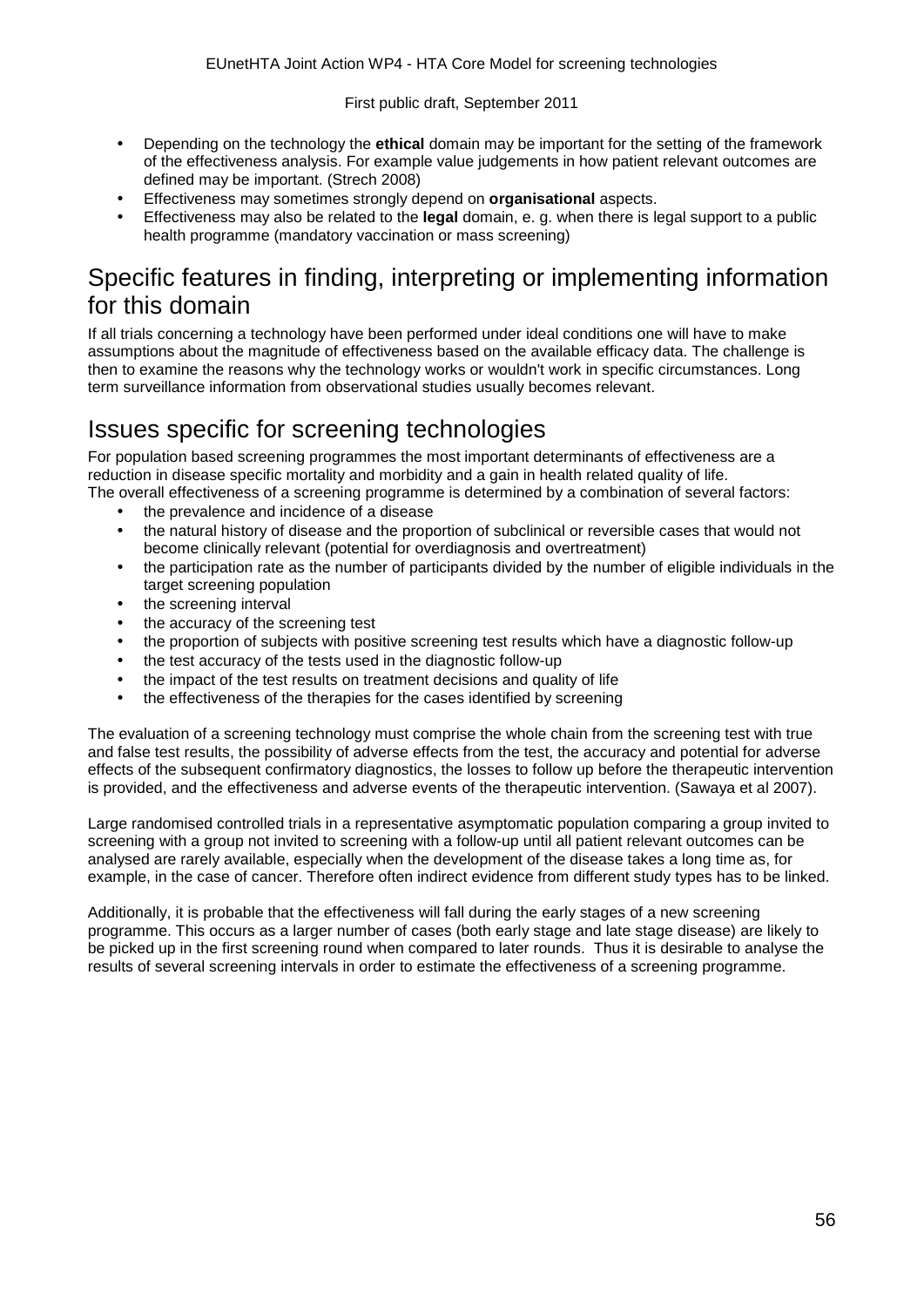- Depending on the technology the **ethical** domain may be important for the setting of the framework of the effectiveness analysis. For example value judgements in how patient relevant outcomes are defined may be important. (Strech 2008)
- Effectiveness may sometimes strongly depend on **organisational** aspects.
- Effectiveness may also be related to the **legal** domain, e. g. when there is legal support to a public health programme (mandatory vaccination or mass screening)

## Specific features in finding, interpreting or implementing information for this domain

If all trials concerning a technology have been performed under ideal conditions one will have to make assumptions about the magnitude of effectiveness based on the available efficacy data. The challenge is then to examine the reasons why the technology works or wouldn't work in specific circumstances. Long term surveillance information from observational studies usually becomes relevant.

## Issues specific for screening technologies

For population based screening programmes the most important determinants of effectiveness are a reduction in disease specific mortality and morbidity and a gain in health related quality of life.
The overall effectiveness of a screening programme is determined by a combination of several factors:

- the prevalence and incidence of a disease
- the natural history of disease and the proportion of subclinical or reversible cases that would not become clinically relevant (potential for overdiagnosis and overtreatment)
- the participation rate as the number of participants divided by the number of eligible individuals in the target screening population
- the screening interval
- the accuracy of the screening test
- the proportion of subjects with positive screening test results which have a diagnostic follow-up
- the test accuracy of the tests used in the diagnostic follow-up
- the impact of the test results on treatment decisions and quality of life
- the effectiveness of the therapies for the cases identified by screening

The evaluation of a screening technology must comprise the whole chain from the screening test with true and false test results, the possibility of adverse effects from the test, the accuracy and potential for adverse effects of the subsequent confirmatory diagnostics, the losses to follow up before the therapeutic intervention is provided, and the effectiveness and adverse events of the therapeutic intervention. (Sawaya et al 2007).

Large randomised controlled trials in a representative asymptomatic population comparing a group invited to screening with a group not invited to screening with a follow-up until all patient relevant outcomes can be analysed are rarely available, especially when the development of the disease takes a long time as, for example, in the case of cancer. Therefore often indirect evidence from different study types has to be linked.

Additionally, it is probable that the effectiveness will fall during the early stages of a new screening programme. This occurs as a larger number of cases (both early stage and late stage disease) are likely to be picked up in the first screening round when compared to later rounds. Thus it is desirable to analyse the results of several screening intervals in order to estimate the effectiveness of a screening programme.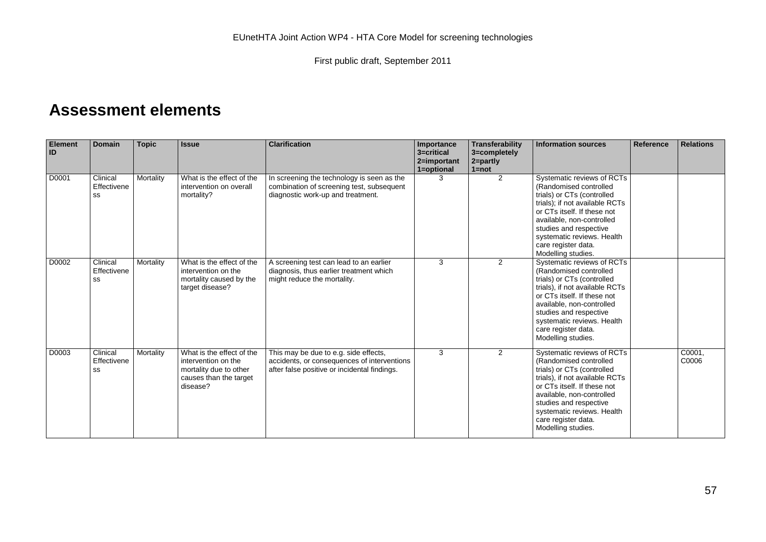# Assessment elements

| Element ID | Domain | Topic | Issue | Clarification | Importance 3=critical 2=important 1=optional | Transferability 3=completely 2=partly 1=not | Information sources | Reference | Relations |
|---|---|---|---|---|---|---|---|---|---|
| D0001 | Clinical Effectiveness | Mortality | What is the effect of the intervention on overall mortality? | In screening the technology is seen as the combination of screening test, subsequent diagnostic work-up and treatment. | 3 | 2 | Systematic reviews of RCTs (Randomised controlled trials) or CTs (controlled trials); if not available RCTs or CTs itself. If these not available, non-controlled studies and respective systematic reviews. Health care register data. Modelling studies. | | |
| D0002 | Clinical Effectiveness | Mortality | What is the effect of the intervention on the mortality caused by the target disease? | A screening test can lead to an earlier diagnosis, thus earlier treatment which might reduce the mortality. | 3 | 2 | Systematic reviews of RCTs (Randomised controlled trials) or CTs (controlled trials), if not available RCTs or CTs itself. If these not available, non-controlled studies and respective systematic reviews. Health care register data. Modelling studies. | | |
| D0003 | Clinical Effectiveness | Mortality | What is the effect of the intervention on the mortality due to other causes than the target disease? | This may be due to e.g. side effects, accidents, or consequences of interventions after false positive or incidental findings. | 3 | 2 | Systematic reviews of RCTs (Randomised controlled trials) or CTs (controlled trials), if not available RCTs or CTs itself. If these not available, non-controlled studies and respective systematic reviews. Health care register data. Modelling studies. | | C0001, C0006 |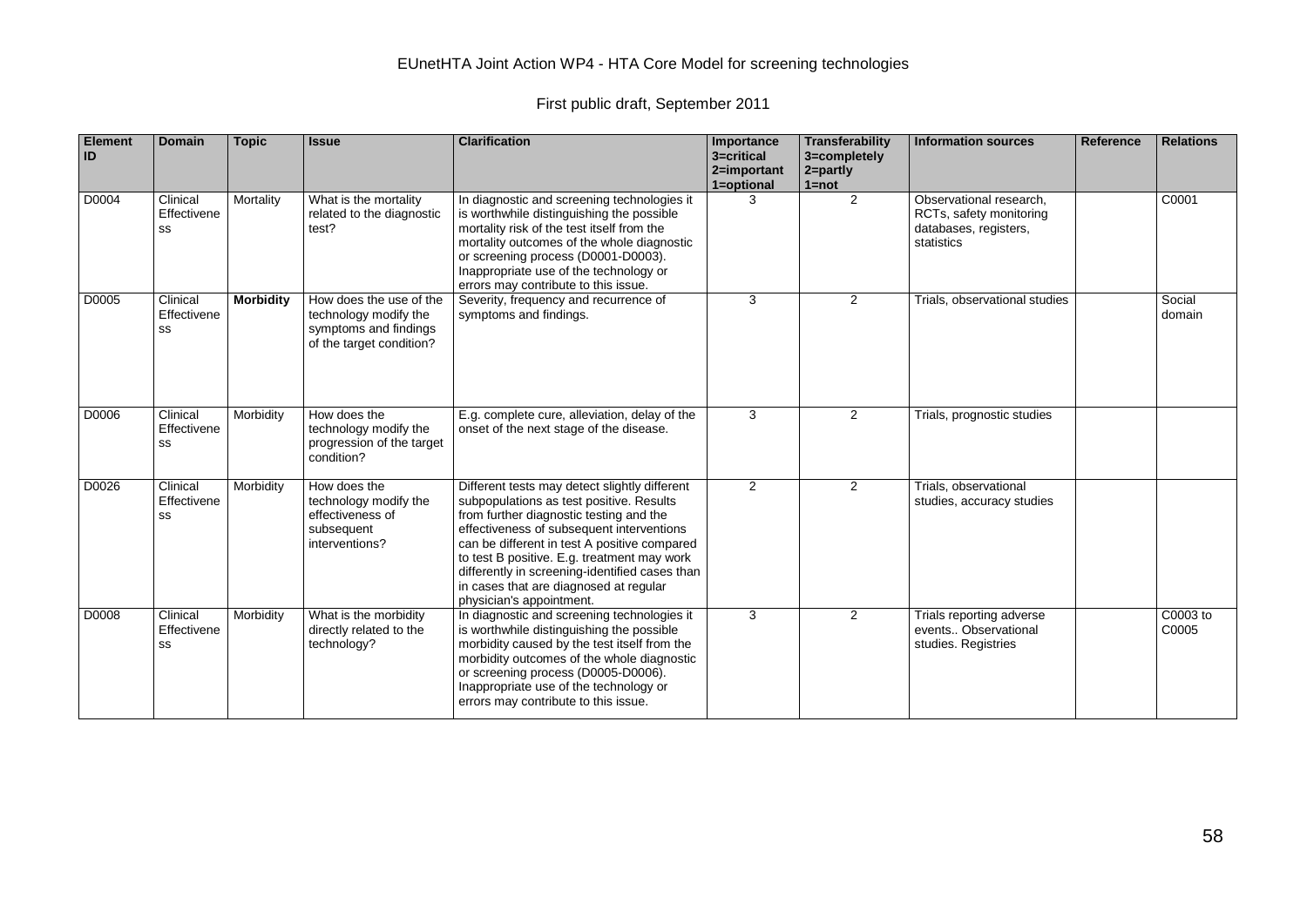| Element ID | Domain | Topic | Issue | Clarification | Importance 3=critical 2=important 1=optional | Transferability 3=completely 2=partly 1=not | Information sources | Reference | Relations |
|---|---|---|---|---|---|---|---|---|---|
| D0004 | Clinical Effectiveness | Mortality | What is the mortality related to the diagnostic test? | In diagnostic and screening technologies it is worthwhile distinguishing the possible mortality risk of the test itself from the mortality outcomes of the whole diagnostic or screening process (D0001-D0003). Inappropriate use of the technology or errors may contribute to this issue. | 3 | 2 | Observational research, RCTs, safety monitoring databases, registers, statistics | | C0001 |
| D0005 | Clinical Effectiveness | **Morbidity** | How does the use of the technology modify the symptoms and findings of the target condition? | Severity, frequency and recurrence of symptoms and findings. | 3 | 2 | Trials, observational studies | | Social domain |
| D0006 | Clinical Effectiveness | Morbidity | How does the technology modify the progression of the target condition? | E.g. complete cure, alleviation, delay of the onset of the next stage of the disease. | 3 | 2 | Trials, prognostic studies | | |
| D0026 | Clinical Effectiveness | Morbidity | How does the technology modify the effectiveness of subsequent interventions? | Different tests may detect slightly different subpopulations as test positive. Results from further diagnostic testing and the effectiveness of subsequent interventions can be different in test A positive compared to test B positive. E.g. treatment may work differently in screening-identified cases than in cases that are diagnosed at regular physician's appointment. | 2 | 2 | Trials, observational studies, accuracy studies | | |
| D0008 | Clinical Effectiveness | Morbidity | What is the morbidity directly related to the technology? | In diagnostic and screening technologies it is worthwhile distinguishing the possible morbidity caused by the test itself from the morbidity outcomes of the whole diagnostic or screening process (D0005-D0006). Inappropriate use of the technology or errors may contribute to this issue. | 3 | 2 | Trials reporting adverse events.. Observational studies. Registries | | C0003 to C0005 |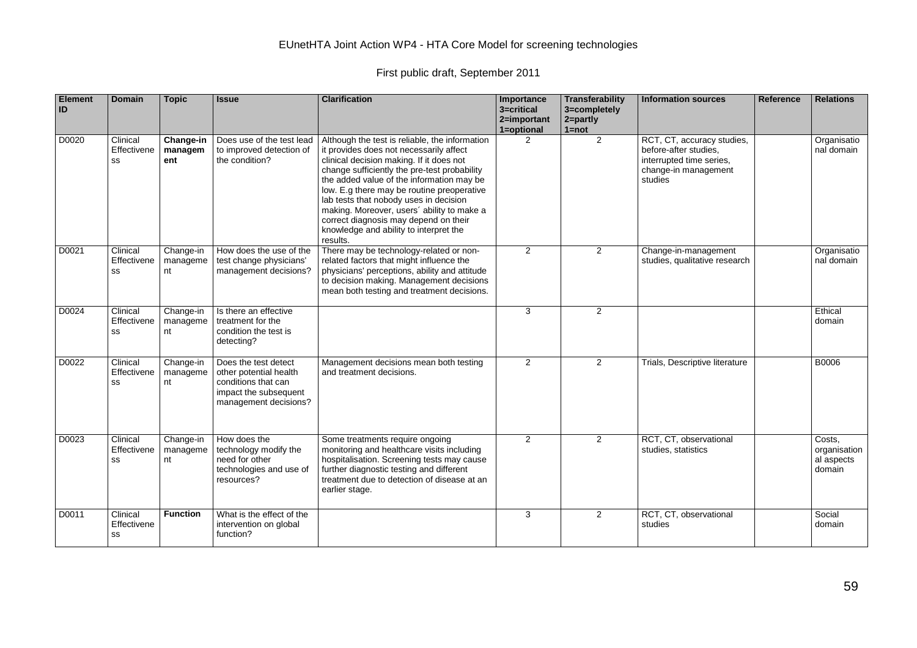EUnetHTA Joint Action WP4 - HTA Core Model for screening technologies

First public draft, September 2011

| Element ID | Domain | Topic | Issue | Clarification | Importance 3=critical 2=important 1=optional | Transferability 3=completely 2=partly 1=not | Information sources | Reference | Relations |
|---|---|---|---|---|---|---|---|---|---|
| D0020 | Clinical Effectiveness | **Change-in management** | Does use of the test lead to improved detection of the condition? | Although the test is reliable, the information it provides does not necessarily affect clinical decision making. If it does not change sufficiently the pre-test probability the added value of the information may be low. E.g there may be routine preoperative lab tests that nobody uses in decision making. Moreover, users´ ability to make a correct diagnosis may depend on their knowledge and ability to interpret the results. | 2 | 2 | RCT, CT, accuracy studies, before-after studies, interrupted time series, change-in management studies | | Organisational domain |
| D0021 | Clinical Effectiveness | Change-in management | How does the use of the test change physicians' management decisions? | There may be technology-related or non-related factors that might influence the physicians' perceptions, ability and attitude to decision making. Management decisions mean both testing and treatment decisions. | 2 | 2 | Change-in-management studies, qualitative research | | Organisational domain |
| D0024 | Clinical Effectiveness | Change-in management | Is there an effective treatment for the condition the test is detecting? | | 3 | 2 | | | Ethical domain |
| D0022 | Clinical Effectiveness | Change-in management | Does the test detect other potential health conditions that can impact the subsequent management decisions? | Management decisions mean both testing and treatment decisions. | 2 | 2 | Trials, Descriptive literature | | B0006 |
| D0023 | Clinical Effectiveness | Change-in management | How does the technology modify the need for other technologies and use of resources? | Some treatments require ongoing monitoring and healthcare visits including hospitalisation. Screening tests may cause further diagnostic testing and different treatment due to detection of disease at an earlier stage. | 2 | 2 | RCT, CT, observational studies, statistics | | Costs, organisational aspects domain |
| D0011 | Clinical Effectiveness | **Function** | What is the effect of the intervention on global function? | | 3 | 2 | RCT, CT, observational studies | | Social domain |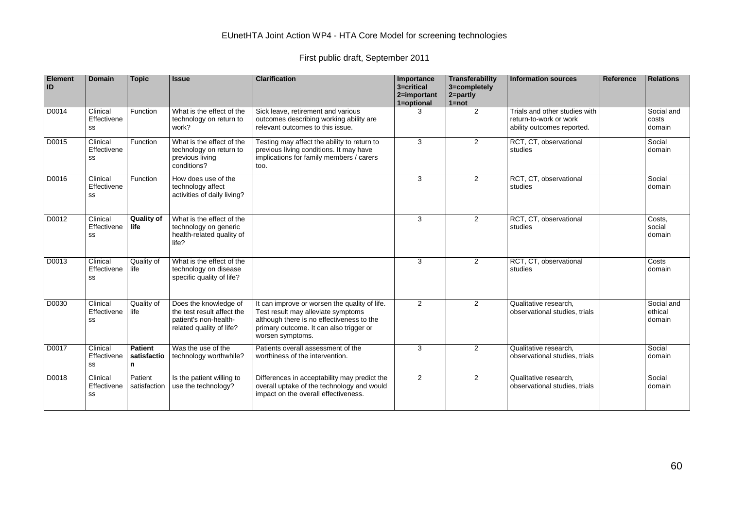| Element ID | Domain | Topic | Issue | Clarification | Importance 3=critical 2=important 1=optional | Transferability 3=completely 2=partly 1=not | Information sources | Reference | Relations |
|---|---|---|---|---|---|---|---|---|---|
| D0014 | Clinical Effectiveness | Function | What is the effect of the technology on return to work? | Sick leave, retirement and various outcomes describing working ability are relevant outcomes to this issue. | 3 | 2 | Trials and other studies with return-to-work or work ability outcomes reported. | | Social and costs domain |
| D0015 | Clinical Effectiveness | Function | What is the effect of the technology on return to previous living conditions? | Testing may affect the ability to return to previous living conditions. It may have implications for family members / carers too. | 3 | 2 | RCT, CT, observational studies | | Social domain |
| D0016 | Clinical Effectiveness | Function | How does use of the technology affect activities of daily living? | | 3 | 2 | RCT, CT, observational studies | | Social domain |
| D0012 | Clinical Effectiveness | **Quality of life** | What is the effect of the technology on generic health-related quality of life? | | 3 | 2 | RCT, CT, observational studies | | Costs, social domain |
| D0013 | Clinical Effectiveness | Quality of life | What is the effect of the technology on disease specific quality of life? | | 3 | 2 | RCT, CT, observational studies | | Costs domain |
| D0030 | Clinical Effectiveness | Quality of life | Does the knowledge of the test result affect the patient's non-health-related quality of life? | It can improve or worsen the quality of life. Test result may alleviate symptoms although there is no effectiveness to the primary outcome. It can also trigger or worsen symptoms. | 2 | 2 | Qualitative research, observational studies, trials | | Social and ethical domain |
| D0017 | Clinical Effectiveness | **Patient satisfaction** | Was the use of the technology worthwhile? | Patients overall assessment of the worthiness of the intervention. | 3 | 2 | Qualitative research, observational studies, trials | | Social domain |
| D0018 | Clinical Effectiveness | Patient satisfaction | Is the patient willing to use the technology? | Differences in acceptability may predict the overall uptake of the technology and would impact on the overall effectiveness. | 2 | 2 | Qualitative research, observational studies, trials | | Social domain |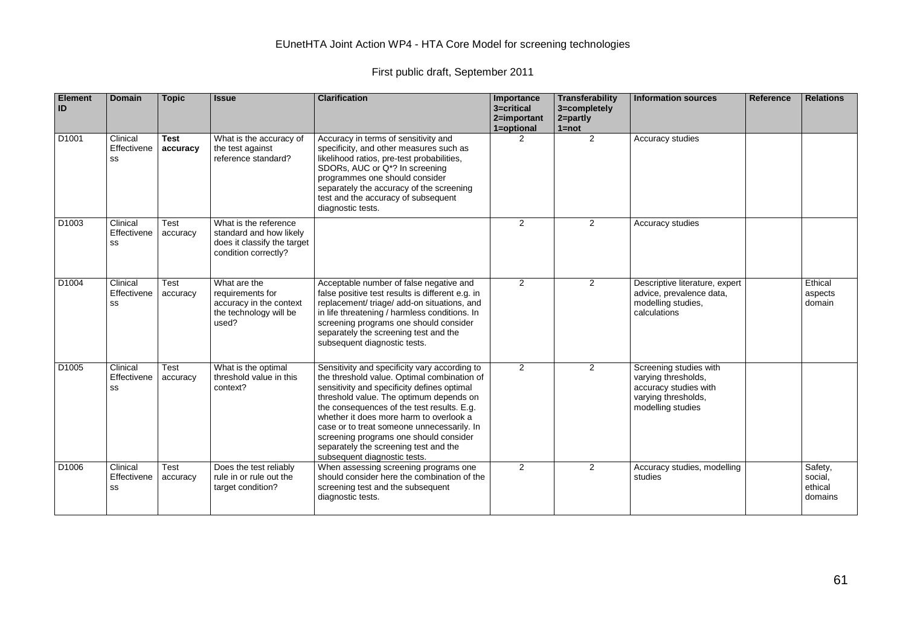| Element ID | Domain | Topic | Issue | Clarification | Importance 3=critical 2=important 1=optional | Transferability 3=completely 2=partly 1=not | Information sources | Reference | Relations |
|---|---|---|---|---|---|---|---|---|---|
| D1001 | Clinical Effectiveness | **Test accuracy** | What is the accuracy of the test against reference standard? | Accuracy in terms of sensitivity and specificity, and other measures such as likelihood ratios, pre-test probabilities, SDORs, AUC or Q*? In screening programmes one should consider separately the accuracy of the screening test and the accuracy of subsequent diagnostic tests. | 2 | 2 | Accuracy studies | | |
| D1003 | Clinical Effectiveness | Test accuracy | What is the reference standard and how likely does it classify the target condition correctly? | | 2 | 2 | Accuracy studies | | |
| D1004 | Clinical Effectiveness | Test accuracy | What are the requirements for accuracy in the context the technology will be used? | Acceptable number of false negative and false positive test results is different e.g. in replacement/ triage/ add-on situations, and in life threatening / harmless conditions. In screening programs one should consider separately the screening test and the subsequent diagnostic tests. | 2 | 2 | Descriptive literature, expert advice, prevalence data, modelling studies, calculations | | Ethical aspects domain |
| D1005 | Clinical Effectiveness | Test accuracy | What is the optimal threshold value in this context? | Sensitivity and specificity vary according to the threshold value. Optimal combination of sensitivity and specificity defines optimal threshold value. The optimum depends on the consequences of the test results. E.g. whether it does more harm to overlook a case or to treat someone unnecessarily. In screening programs one should consider separately the screening test and the subsequent diagnostic tests. | 2 | 2 | Screening studies with varying thresholds, accuracy studies with varying thresholds, modelling studies | | |
| D1006 | Clinical Effectiveness | Test accuracy | Does the test reliably rule in or rule out the target condition? | When assessing screening programs one should consider here the combination of the screening test and the subsequent diagnostic tests. | 2 | 2 | Accuracy studies, modelling studies | | Safety, social, ethical domains |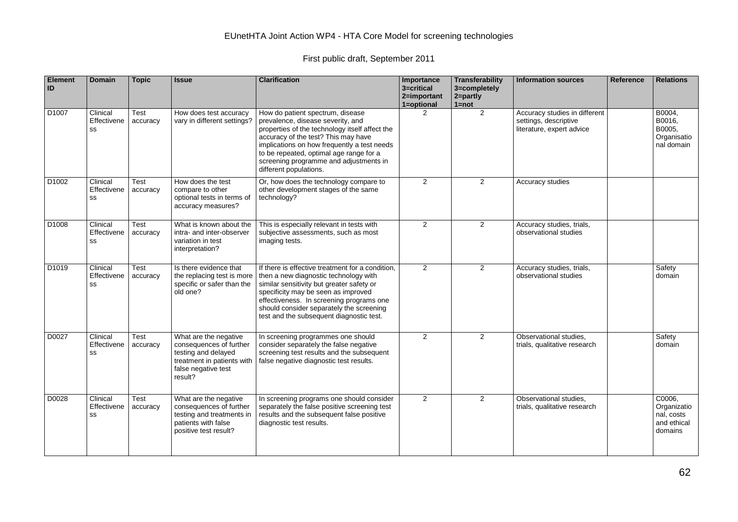| Element ID | Domain | Topic | Issue | Clarification | Importance 3=critical 2=important 1=optional | Transferability 3=completely 2=partly 1=not | Information sources | Reference | Relations |
|---|---|---|---|---|---|---|---|---|---|
| D1007 | Clinical Effectiveness | Test accuracy | How does test accuracy vary in different settings? | How do patient spectrum, disease prevalence, disease severity, and properties of the technology itself affect the accuracy of the test? This may have implications on how frequently a test needs to be repeated, optimal age range for a screening programme and adjustments in different populations. | 2 | 2 | Accuracy studies in different settings, descriptive literature, expert advice | | B0004, B0016, B0005, Organisational domain |
| D1002 | Clinical Effectiveness | Test accuracy | How does the test compare to other optional tests in terms of accuracy measures? | Or, how does the technology compare to other development stages of the same technology? | 2 | 2 | Accuracy studies | | |
| D1008 | Clinical Effectiveness | Test accuracy | What is known about the intra- and inter-observer variation in test interpretation? | This is especially relevant in tests with subjective assessments, such as most imaging tests. | 2 | 2 | Accuracy studies, trials, observational studies | | |
| D1019 | Clinical Effectiveness | Test accuracy | Is there evidence that the replacing test is more specific or safer than the old one? | If there is effective treatment for a condition, then a new diagnostic technology with similar sensitivity but greater safety or specificity may be seen as improved effectiveness. In screening programs one should consider separately the screening test and the subsequent diagnostic test. | 2 | 2 | Accuracy studies, trials, observational studies | | Safety domain |
| D0027 | Clinical Effectiveness | Test accuracy | What are the negative consequences of further testing and delayed treatment in patients with false negative test result? | In screening programmes one should consider separately the false negative screening test results and the subsequent false negative diagnostic test results. | 2 | 2 | Observational studies, trials, qualitative research | | Safety domain |
| D0028 | Clinical Effectiveness | Test accuracy | What are the negative consequences of further testing and treatments in patients with false positive test result? | In screening programs one should consider separately the false positive screening test results and the subsequent false positive diagnostic test results. | 2 | 2 | Observational studies, trials, qualitative research | | C0006, Organizational, costs and ethical domains |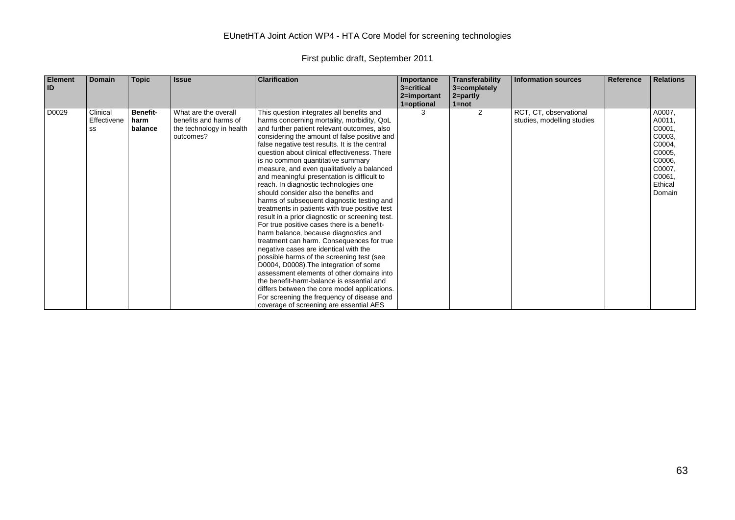EUnetHTA Joint Action WP4 - HTA Core Model for screening technologies

First public draft, September 2011

| Element ID | Domain | Topic | Issue | Clarification | Importance 3=critical 2=important 1=optional | Transferability 3=completely 2=partly 1=not | Information sources | Reference | Relations |
|---|---|---|---|---|---|---|---|---|---|
| D0029 | Clinical Effectiveness | **Benefit-harm balance** | What are the overall benefits and harms of the technology in health outcomes? | This question integrates all benefits and harms concerning mortality, morbidity, QoL and further patient relevant outcomes, also considering the amount of false positive and false negative test results. It is the central question about clinical effectiveness. There is no common quantitative summary measure, and even qualitatively a balanced and meaningful presentation is difficult to reach. In diagnostic technologies one should consider also the benefits and harms of subsequent diagnostic testing and treatments in patients with true positive test result in a prior diagnostic or screening test. For true positive cases there is a benefit-harm balance, because diagnostics and treatment can harm. Consequences for true negative cases are identical with the possible harms of the screening test (see D0004, D0008).The integration of some assessment elements of other domains into the benefit-harm-balance is essential and differs between the core model applications. For screening the frequency of disease and coverage of screening are essential AES | 3 | 2 | RCT, CT, observational studies, modelling studies | | A0007, A0011, C0001, C0003, C0004, C0005, C0006, C0007, C0061, Ethical Domain |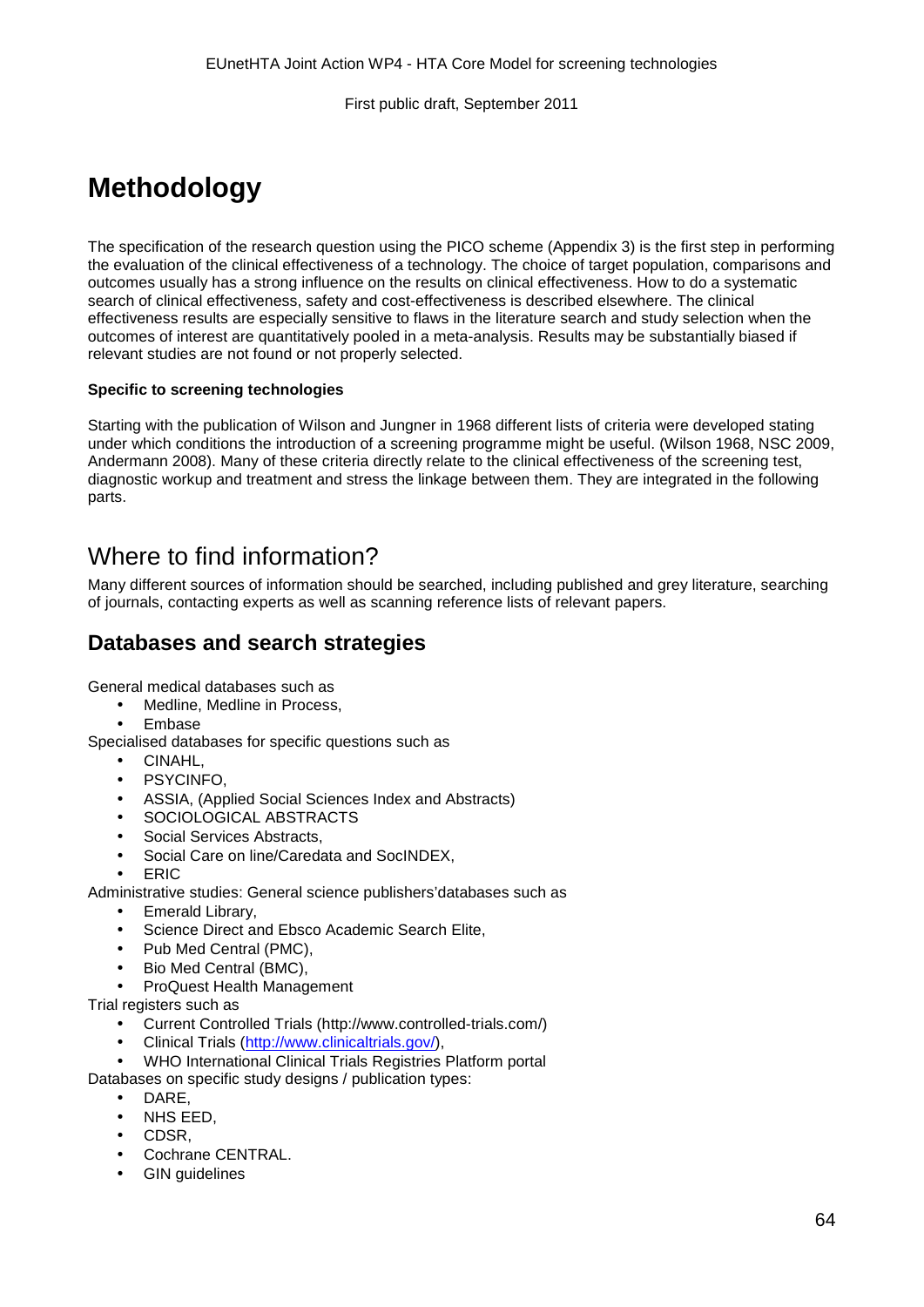# Methodology

The specification of the research question using the PICO scheme (Appendix 3) is the first step in performing the evaluation of the clinical effectiveness of a technology. The choice of target population, comparisons and outcomes usually has a strong influence on the results on clinical effectiveness. How to do a systematic search of clinical effectiveness, safety and cost-effectiveness is described elsewhere. The clinical effectiveness results are especially sensitive to flaws in the literature search and study selection when the outcomes of interest are quantitatively pooled in a meta-analysis. Results may be substantially biased if relevant studies are not found or not properly selected.

**Specific to screening technologies**

Starting with the publication of Wilson and Jungner in 1968 different lists of criteria were developed stating under which conditions the introduction of a screening programme might be useful. (Wilson 1968, NSC 2009, Andermann 2008). Many of these criteria directly relate to the clinical effectiveness of the screening test, diagnostic workup and treatment and stress the linkage between them. They are integrated in the following parts.

## Where to find information?

Many different sources of information should be searched, including published and grey literature, searching of journals, contacting experts as well as scanning reference lists of relevant papers.

### Databases and search strategies

General medical databases such as

- Medline, Medline in Process,
- Embase

Specialised databases for specific questions such as

- CINAHL,
- PSYCINFO,
- ASSIA, (Applied Social Sciences Index and Abstracts)
- SOCIOLOGICAL ABSTRACTS
- Social Services Abstracts,
- Social Care on line/Caredata and SocINDEX,
- ERIC

Administrative studies: General science publishers'databases such as

- Emerald Library,
- Science Direct and Ebsco Academic Search Elite,
- Pub Med Central (PMC),
- Bio Med Central (BMC),
- ProQuest Health Management

Trial registers such as

- Current Controlled Trials (http://www.controlled-trials.com/)
- Clinical Trials (http://www.clinicaltrials.gov/),
- WHO International Clinical Trials Registries Platform portal

Databases on specific study designs / publication types:

- DARE,
- NHS EED,
- CDSR,
- Cochrane CENTRAL.
- GIN guidelines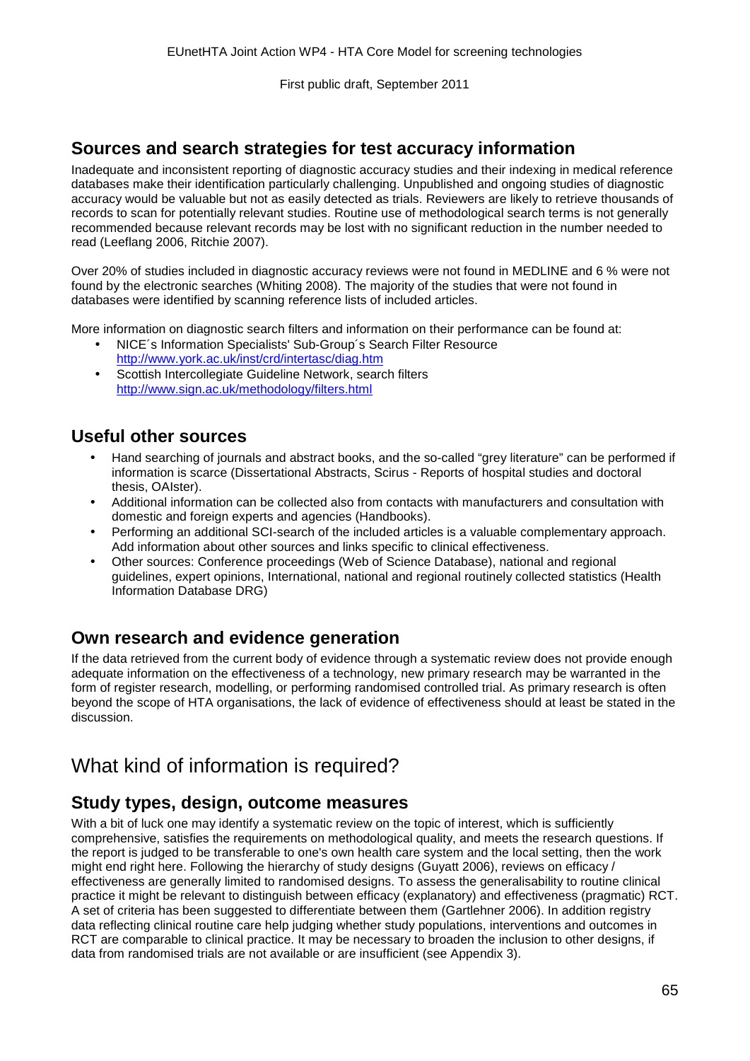## Sources and search strategies for test accuracy information

Inadequate and inconsistent reporting of diagnostic accuracy studies and their indexing in medical reference databases make their identification particularly challenging. Unpublished and ongoing studies of diagnostic accuracy would be valuable but not as easily detected as trials. Reviewers are likely to retrieve thousands of records to scan for potentially relevant studies. Routine use of methodological search terms is not generally recommended because relevant records may be lost with no significant reduction in the number needed to read (Leeflang 2006, Ritchie 2007).

Over 20% of studies included in diagnostic accuracy reviews were not found in MEDLINE and 6 % were not found by the electronic searches (Whiting 2008). The majority of the studies that were not found in databases were identified by scanning reference lists of included articles.

More information on diagnostic search filters and information on their performance can be found at:

- NICE´s Information Specialists' Sub-Group´s Search Filter Resource http://www.york.ac.uk/inst/crd/intertasc/diag.htm
- Scottish Intercollegiate Guideline Network, search filters http://www.sign.ac.uk/methodology/filters.html

## Useful other sources

- Hand searching of journals and abstract books, and the so-called "grey literature" can be performed if information is scarce (Dissertational Abstracts, Scirus - Reports of hospital studies and doctoral thesis, OAIster).
- Additional information can be collected also from contacts with manufacturers and consultation with domestic and foreign experts and agencies (Handbooks).
- Performing an additional SCI-search of the included articles is a valuable complementary approach. Add information about other sources and links specific to clinical effectiveness.
- Other sources: Conference proceedings (Web of Science Database), national and regional guidelines, expert opinions, International, national and regional routinely collected statistics (Health Information Database DRG)

## Own research and evidence generation

If the data retrieved from the current body of evidence through a systematic review does not provide enough adequate information on the effectiveness of a technology, new primary research may be warranted in the form of register research, modelling, or performing randomised controlled trial. As primary research is often beyond the scope of HTA organisations, the lack of evidence of effectiveness should at least be stated in the discussion.

# What kind of information is required?

## Study types, design, outcome measures

With a bit of luck one may identify a systematic review on the topic of interest, which is sufficiently comprehensive, satisfies the requirements on methodological quality, and meets the research questions. If the report is judged to be transferable to one's own health care system and the local setting, then the work might end right here. Following the hierarchy of study designs (Guyatt 2006), reviews on efficacy / effectiveness are generally limited to randomised designs. To assess the generalisability to routine clinical practice it might be relevant to distinguish between efficacy (explanatory) and effectiveness (pragmatic) RCT. A set of criteria has been suggested to differentiate between them (Gartlehner 2006). In addition registry data reflecting clinical routine care help judging whether study populations, interventions and outcomes in RCT are comparable to clinical practice. It may be necessary to broaden the inclusion to other designs, if data from randomised trials are not available or are insufficient (see Appendix 3).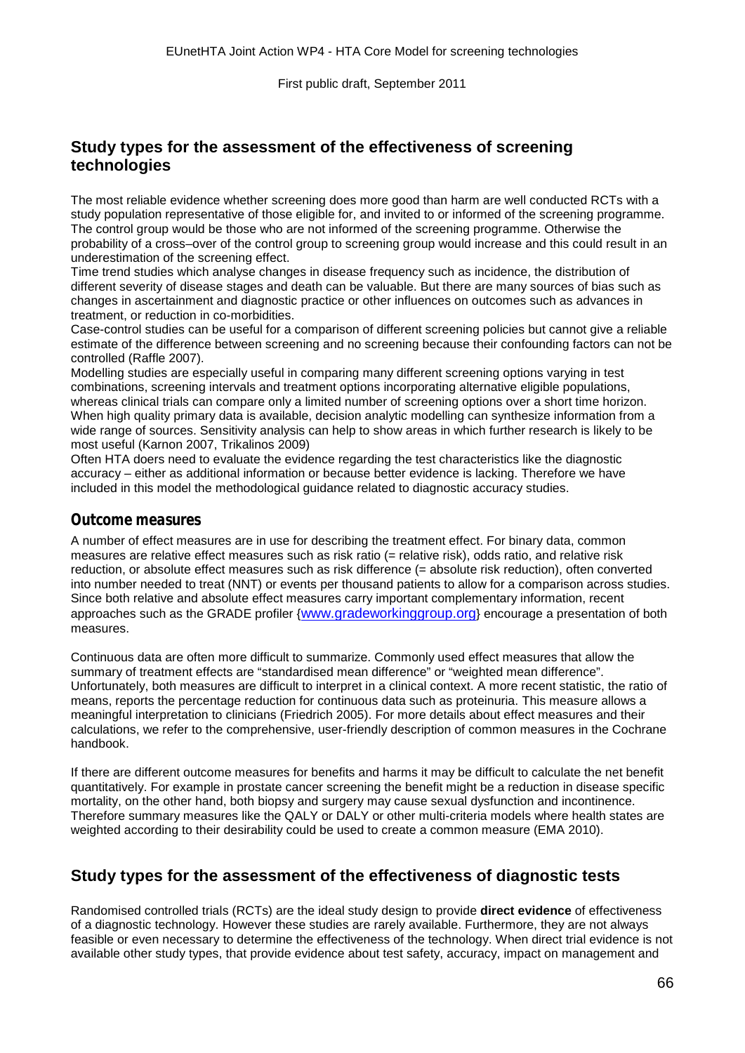## Study types for the assessment of the effectiveness of screening technologies

The most reliable evidence whether screening does more good than harm are well conducted RCTs with a study population representative of those eligible for, and invited to or informed of the screening programme. The control group would be those who are not informed of the screening programme. Otherwise the probability of a cross–over of the control group to screening group would increase and this could result in an underestimation of the screening effect.

Time trend studies which analyse changes in disease frequency such as incidence, the distribution of different severity of disease stages and death can be valuable. But there are many sources of bias such as changes in ascertainment and diagnostic practice or other influences on outcomes such as advances in treatment, or reduction in co-morbidities.

Case-control studies can be useful for a comparison of different screening policies but cannot give a reliable estimate of the difference between screening and no screening because their confounding factors can not be controlled (Raffle 2007).

Modelling studies are especially useful in comparing many different screening options varying in test combinations, screening intervals and treatment options incorporating alternative eligible populations, whereas clinical trials can compare only a limited number of screening options over a short time horizon. When high quality primary data is available, decision analytic modelling can synthesize information from a wide range of sources. Sensitivity analysis can help to show areas in which further research is likely to be most useful (Karnon 2007, Trikalinos 2009)

Often HTA doers need to evaluate the evidence regarding the test characteristics like the diagnostic accuracy – either as additional information or because better evidence is lacking. Therefore we have included in this model the methodological guidance related to diagnostic accuracy studies.

### Outcome measures

A number of effect measures are in use for describing the treatment effect. For binary data, common measures are relative effect measures such as risk ratio (= relative risk), odds ratio, and relative risk reduction, or absolute effect measures such as risk difference (= absolute risk reduction), often converted into number needed to treat (NNT) or events per thousand patients to allow for a comparison across studies. Since both relative and absolute effect measures carry important complementary information, recent approaches such as the GRADE profiler {www.gradeworkinggroup.org} encourage a presentation of both measures.

Continuous data are often more difficult to summarize. Commonly used effect measures that allow the summary of treatment effects are "standardised mean difference" or "weighted mean difference". Unfortunately, both measures are difficult to interpret in a clinical context. A more recent statistic, the ratio of means, reports the percentage reduction for continuous data such as proteinuria. This measure allows a meaningful interpretation to clinicians (Friedrich 2005). For more details about effect measures and their calculations, we refer to the comprehensive, user-friendly description of common measures in the Cochrane handbook.

If there are different outcome measures for benefits and harms it may be difficult to calculate the net benefit quantitatively. For example in prostate cancer screening the benefit might be a reduction in disease specific mortality, on the other hand, both biopsy and surgery may cause sexual dysfunction and incontinence. Therefore summary measures like the QALY or DALY or other multi-criteria models where health states are weighted according to their desirability could be used to create a common measure (EMA 2010).

## Study types for the assessment of the effectiveness of diagnostic tests

Randomised controlled trials (RCTs) are the ideal study design to provide **direct evidence** of effectiveness of a diagnostic technology. However these studies are rarely available. Furthermore, they are not always feasible or even necessary to determine the effectiveness of the technology. When direct trial evidence is not available other study types, that provide evidence about test safety, accuracy, impact on management and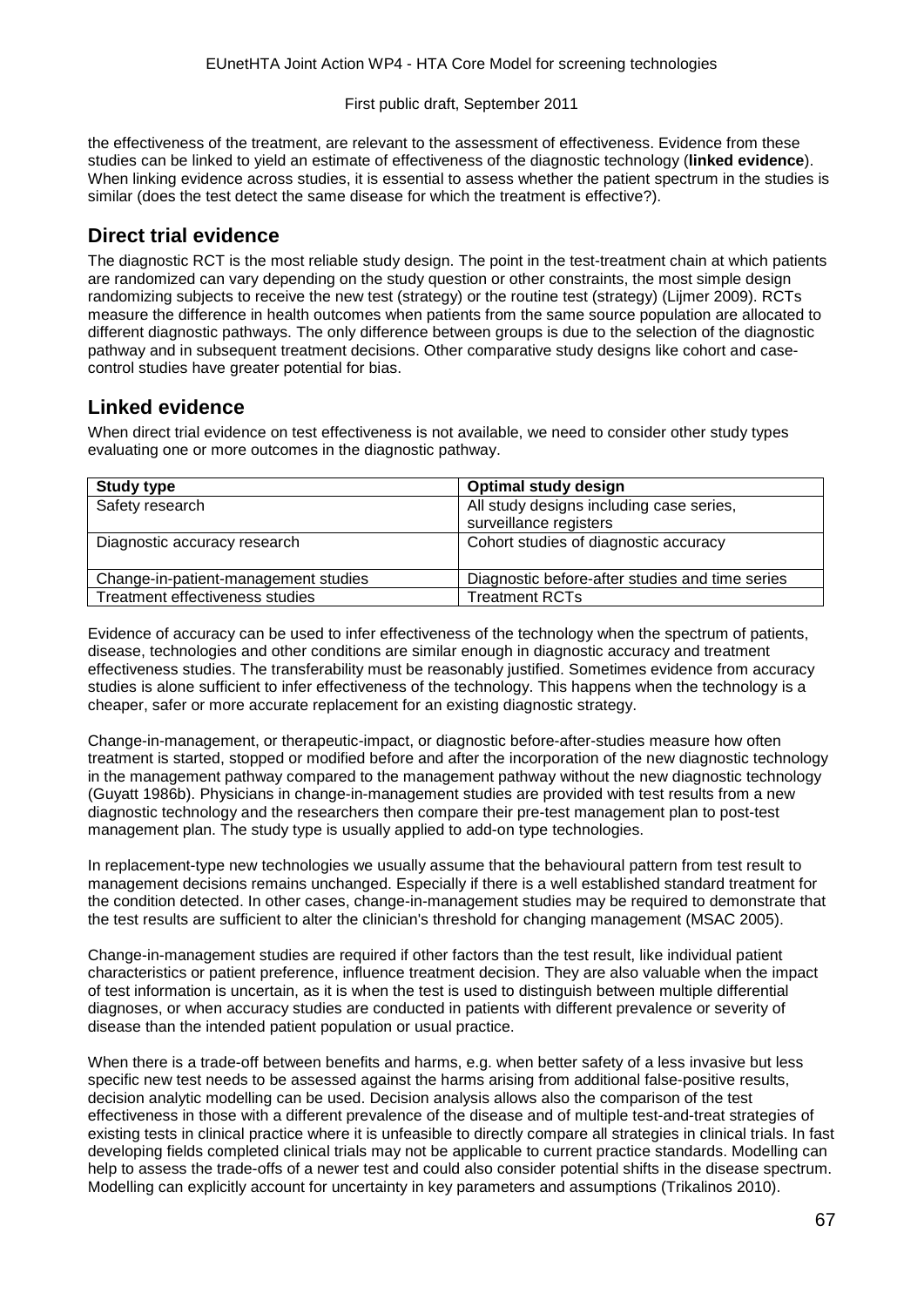the effectiveness of the treatment, are relevant to the assessment of effectiveness. Evidence from these studies can be linked to yield an estimate of effectiveness of the diagnostic technology (**linked evidence**). When linking evidence across studies, it is essential to assess whether the patient spectrum in the studies is similar (does the test detect the same disease for which the treatment is effective?).

## Direct trial evidence

The diagnostic RCT is the most reliable study design. The point in the test-treatment chain at which patients are randomized can vary depending on the study question or other constraints, the most simple design randomizing subjects to receive the new test (strategy) or the routine test (strategy) (Lijmer 2009). RCTs measure the difference in health outcomes when patients from the same source population are allocated to different diagnostic pathways. The only difference between groups is due to the selection of the diagnostic pathway and in subsequent treatment decisions. Other comparative study designs like cohort and case-control studies have greater potential for bias.

## Linked evidence

When direct trial evidence on test effectiveness is not available, we need to consider other study types evaluating one or more outcomes in the diagnostic pathway.

| Study type | Optimal study design |
|---|---|
| Safety research | All study designs including case series, surveillance registers |
| Diagnostic accuracy research | Cohort studies of diagnostic accuracy |
| Change-in-patient-management studies | Diagnostic before-after studies and time series |
| Treatment effectiveness studies | Treatment RCTs |

Evidence of accuracy can be used to infer effectiveness of the technology when the spectrum of patients, disease, technologies and other conditions are similar enough in diagnostic accuracy and treatment effectiveness studies. The transferability must be reasonably justified. Sometimes evidence from accuracy studies is alone sufficient to infer effectiveness of the technology. This happens when the technology is a cheaper, safer or more accurate replacement for an existing diagnostic strategy.

Change-in-management, or therapeutic-impact, or diagnostic before-after-studies measure how often treatment is started, stopped or modified before and after the incorporation of the new diagnostic technology in the management pathway compared to the management pathway without the new diagnostic technology (Guyatt 1986b). Physicians in change-in-management studies are provided with test results from a new diagnostic technology and the researchers then compare their pre-test management plan to post-test management plan. The study type is usually applied to add-on type technologies.

In replacement-type new technologies we usually assume that the behavioural pattern from test result to management decisions remains unchanged. Especially if there is a well established standard treatment for the condition detected. In other cases, change-in-management studies may be required to demonstrate that the test results are sufficient to alter the clinician's threshold for changing management (MSAC 2005).

Change-in-management studies are required if other factors than the test result, like individual patient characteristics or patient preference, influence treatment decision. They are also valuable when the impact of test information is uncertain, as it is when the test is used to distinguish between multiple differential diagnoses, or when accuracy studies are conducted in patients with different prevalence or severity of disease than the intended patient population or usual practice.

When there is a trade-off between benefits and harms, e.g. when better safety of a less invasive but less specific new test needs to be assessed against the harms arising from additional false-positive results, decision analytic modelling can be used. Decision analysis allows also the comparison of the test effectiveness in those with a different prevalence of the disease and of multiple test-and-treat strategies of existing tests in clinical practice where it is unfeasible to directly compare all strategies in clinical trials. In fast developing fields completed clinical trials may not be applicable to current practice standards. Modelling can help to assess the trade-offs of a newer test and could also consider potential shifts in the disease spectrum. Modelling can explicitly account for uncertainty in key parameters and assumptions (Trikalinos 2010).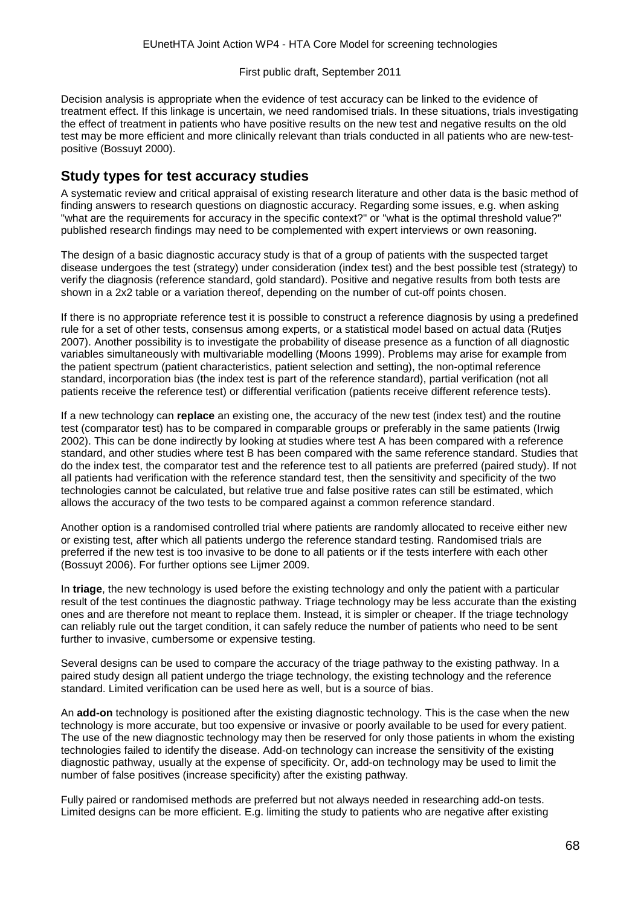Decision analysis is appropriate when the evidence of test accuracy can be linked to the evidence of treatment effect. If this linkage is uncertain, we need randomised trials. In these situations, trials investigating the effect of treatment in patients who have positive results on the new test and negative results on the old test may be more efficient and more clinically relevant than trials conducted in all patients who are new-test-positive (Bossuyt 2000).

## Study types for test accuracy studies

A systematic review and critical appraisal of existing research literature and other data is the basic method of finding answers to research questions on diagnostic accuracy. Regarding some issues, e.g. when asking "what are the requirements for accuracy in the specific context?" or "what is the optimal threshold value?" published research findings may need to be complemented with expert interviews or own reasoning.

The design of a basic diagnostic accuracy study is that of a group of patients with the suspected target disease undergoes the test (strategy) under consideration (index test) and the best possible test (strategy) to verify the diagnosis (reference standard, gold standard). Positive and negative results from both tests are shown in a 2x2 table or a variation thereof, depending on the number of cut-off points chosen.

If there is no appropriate reference test it is possible to construct a reference diagnosis by using a predefined rule for a set of other tests, consensus among experts, or a statistical model based on actual data (Rutjes 2007). Another possibility is to investigate the probability of disease presence as a function of all diagnostic variables simultaneously with multivariable modelling (Moons 1999). Problems may arise for example from the patient spectrum (patient characteristics, patient selection and setting), the non-optimal reference standard, incorporation bias (the index test is part of the reference standard), partial verification (not all patients receive the reference test) or differential verification (patients receive different reference tests).

If a new technology can **replace** an existing one, the accuracy of the new test (index test) and the routine test (comparator test) has to be compared in comparable groups or preferably in the same patients (Irwig 2002). This can be done indirectly by looking at studies where test A has been compared with a reference standard, and other studies where test B has been compared with the same reference standard. Studies that do the index test, the comparator test and the reference test to all patients are preferred (paired study). If not all patients had verification with the reference standard test, then the sensitivity and specificity of the two technologies cannot be calculated, but relative true and false positive rates can still be estimated, which allows the accuracy of the two tests to be compared against a common reference standard.

Another option is a randomised controlled trial where patients are randomly allocated to receive either new or existing test, after which all patients undergo the reference standard testing. Randomised trials are preferred if the new test is too invasive to be done to all patients or if the tests interfere with each other (Bossuyt 2006). For further options see Lijmer 2009.

In **triage**, the new technology is used before the existing technology and only the patient with a particular result of the test continues the diagnostic pathway. Triage technology may be less accurate than the existing ones and are therefore not meant to replace them. Instead, it is simpler or cheaper. If the triage technology can reliably rule out the target condition, it can safely reduce the number of patients who need to be sent further to invasive, cumbersome or expensive testing.

Several designs can be used to compare the accuracy of the triage pathway to the existing pathway. In a paired study design all patient undergo the triage technology, the existing technology and the reference standard. Limited verification can be used here as well, but is a source of bias.

An **add-on** technology is positioned after the existing diagnostic technology. This is the case when the new technology is more accurate, but too expensive or invasive or poorly available to be used for every patient. The use of the new diagnostic technology may then be reserved for only those patients in whom the existing technologies failed to identify the disease. Add-on technology can increase the sensitivity of the existing diagnostic pathway, usually at the expense of specificity. Or, add-on technology may be used to limit the number of false positives (increase specificity) after the existing pathway.

Fully paired or randomised methods are preferred but not always needed in researching add-on tests. Limited designs can be more efficient. E.g. limiting the study to patients who are negative after existing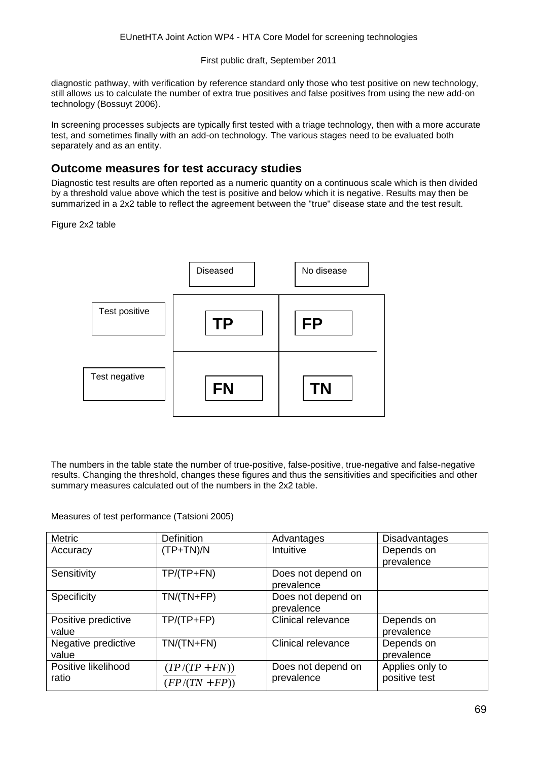diagnostic pathway, with verification by reference standard only those who test positive on new technology, still allows us to calculate the number of extra true positives and false positives from using the new add-on technology (Bossuyt 2006).

In screening processes subjects are typically first tested with a triage technology, then with a more accurate test, and sometimes finally with an add-on technology. The various stages need to be evaluated both separately and as an entity.

## Outcome measures for test accuracy studies

Diagnostic test results are often reported as a numeric quantity on a continuous scale which is then divided by a threshold value above which the test is positive and below which it is negative. Results may then be summarized in a 2x2 table to reflect the agreement between the "true" disease state and the test result.

Figure 2x2 table

| | Diseased | No disease |
|---|---|---|
| Test positive | **TP** | **FP** |
| Test negative | **FN** | **TN** |

The numbers in the table state the number of true-positive, false-positive, true-negative and false-negative results. Changing the threshold, changes these figures and thus the sensitivities and specificities and other summary measures calculated out of the numbers in the 2x2 table.

Measures of test performance (Tatsioni 2005)

| Metric | Definition | Advantages | Disadvantages |
|---|---|---|---|
| Accuracy | (TP+TN)/N | Intuitive | Depends on prevalence |
| Sensitivity | TP/(TP+FN) | Does not depend on prevalence | |
| Specificity | TN/(TN+FP) | Does not depend on prevalence | |
| Positive predictive value | TP/(TP+FP) | Clinical relevance | Depends on prevalence |
| Negative predictive value | TN/(TN+FN) | Clinical relevance | Depends on prevalence |
| Positive likelihood ratio | $\frac{(TP/(TP+FN))}{(FP/(TN+FP))}$ | Does not depend on prevalence | Applies only to positive test |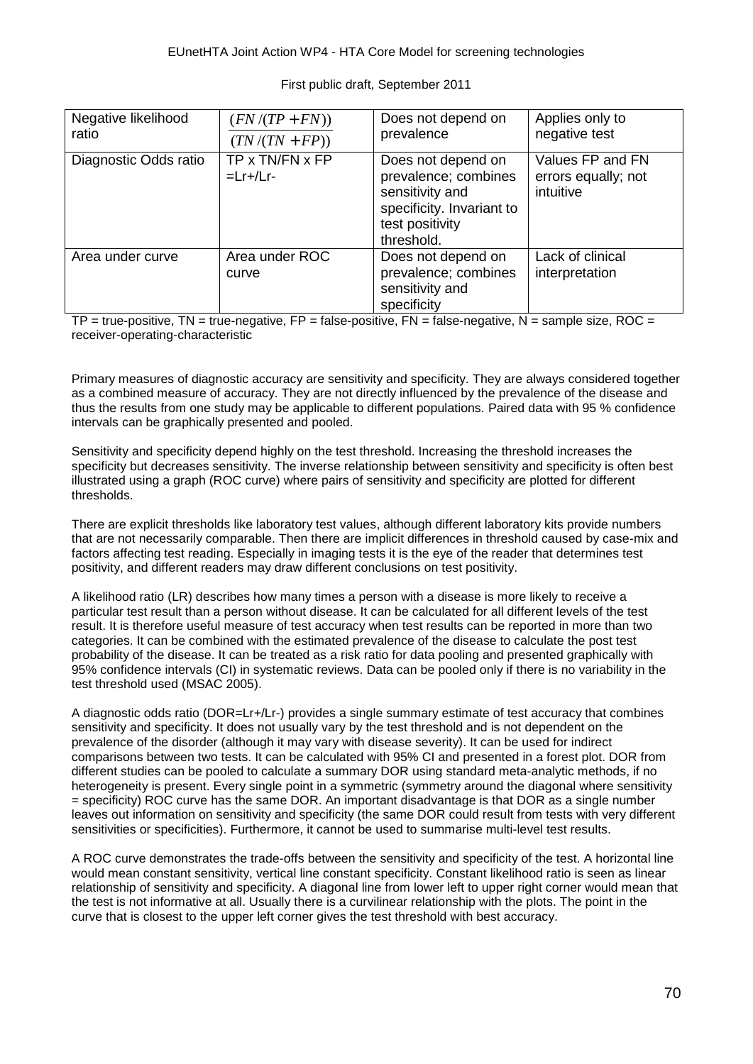| Negative likelihood ratio | $\frac{(FN/(TP+FN))}{(TN/(TN+FP))}$ | Does not depend on prevalence | Applies only to negative test |
|---|---|---|---|
| Diagnostic Odds ratio | TP x TN/FN x FP =Lr+/Lr- | Does not depend on prevalence; combines sensitivity and specificity. Invariant to test positivity threshold. | Values FP and FN errors equally; not intuitive |
| Area under curve | Area under ROC curve | Does not depend on prevalence; combines sensitivity and specificity | Lack of clinical interpretation |

TP = true-positive, TN = true-negative, FP = false-positive, FN = false-negative, N = sample size, ROC = receiver-operating-characteristic

Primary measures of diagnostic accuracy are sensitivity and specificity. They are always considered together as a combined measure of accuracy. They are not directly influenced by the prevalence of the disease and thus the results from one study may be applicable to different populations. Paired data with 95 % confidence intervals can be graphically presented and pooled.

Sensitivity and specificity depend highly on the test threshold. Increasing the threshold increases the specificity but decreases sensitivity. The inverse relationship between sensitivity and specificity is often best illustrated using a graph (ROC curve) where pairs of sensitivity and specificity are plotted for different thresholds.

There are explicit thresholds like laboratory test values, although different laboratory kits provide numbers that are not necessarily comparable. Then there are implicit differences in threshold caused by case-mix and factors affecting test reading. Especially in imaging tests it is the eye of the reader that determines test positivity, and different readers may draw different conclusions on test positivity.

A likelihood ratio (LR) describes how many times a person with a disease is more likely to receive a particular test result than a person without disease. It can be calculated for all different levels of the test result. It is therefore useful measure of test accuracy when test results can be reported in more than two categories. It can be combined with the estimated prevalence of the disease to calculate the post test probability of the disease. It can be treated as a risk ratio for data pooling and presented graphically with 95% confidence intervals (CI) in systematic reviews. Data can be pooled only if there is no variability in the test threshold used (MSAC 2005).

A diagnostic odds ratio (DOR=Lr+/Lr-) provides a single summary estimate of test accuracy that combines sensitivity and specificity. It does not usually vary by the test threshold and is not dependent on the prevalence of the disorder (although it may vary with disease severity). It can be used for indirect comparisons between two tests. It can be calculated with 95% CI and presented in a forest plot. DOR from different studies can be pooled to calculate a summary DOR using standard meta-analytic methods, if no heterogeneity is present. Every single point in a symmetric (symmetry around the diagonal where sensitivity = specificity) ROC curve has the same DOR. An important disadvantage is that DOR as a single number leaves out information on sensitivity and specificity (the same DOR could result from tests with very different sensitivities or specificities). Furthermore, it cannot be used to summarise multi-level test results.

A ROC curve demonstrates the trade-offs between the sensitivity and specificity of the test. A horizontal line would mean constant sensitivity, vertical line constant specificity. Constant likelihood ratio is seen as linear relationship of sensitivity and specificity. A diagonal line from lower left to upper right corner would mean that the test is not informative at all. Usually there is a curvilinear relationship with the plots. The point in the curve that is closest to the upper left corner gives the test threshold with best accuracy.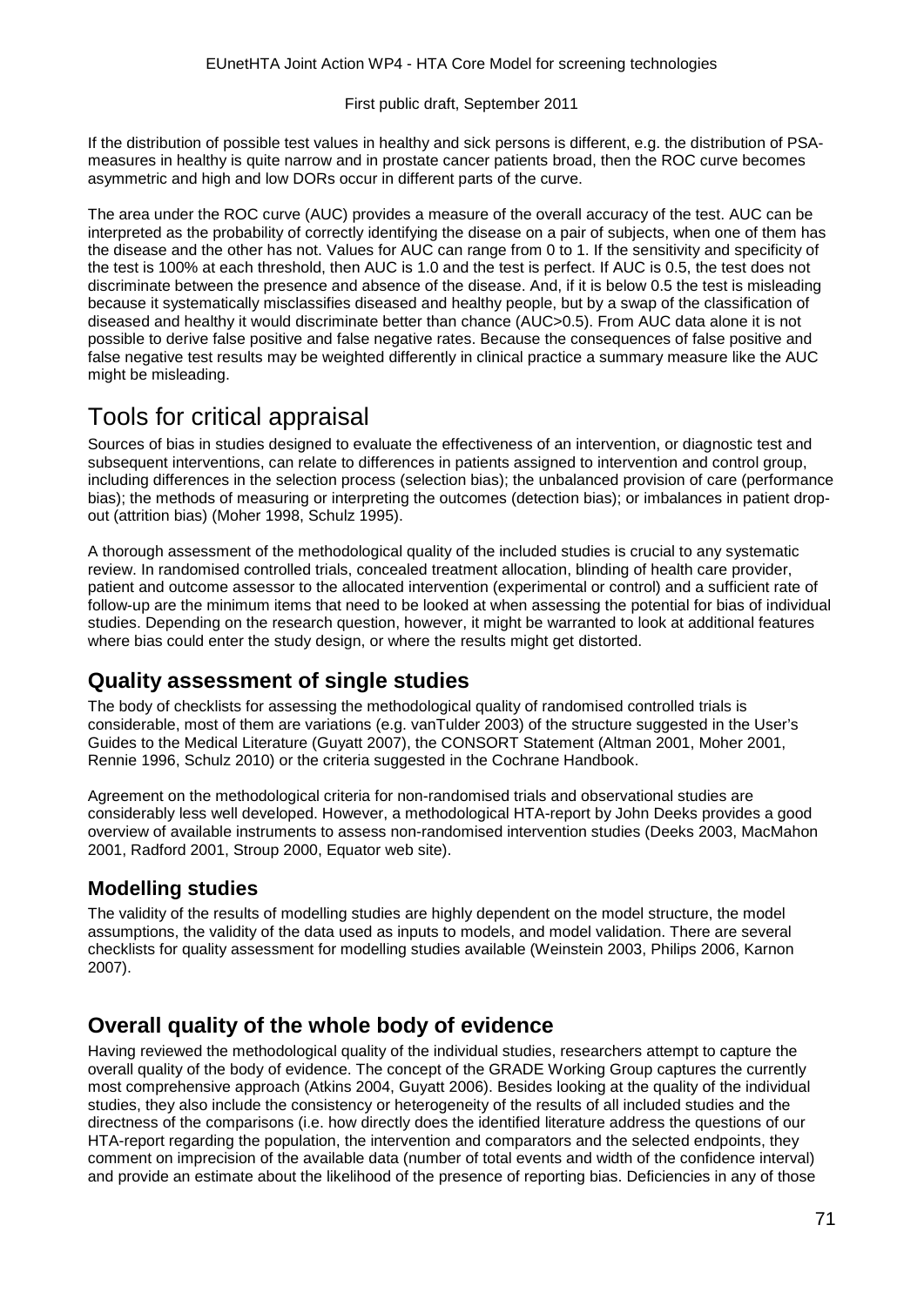If the distribution of possible test values in healthy and sick persons is different, e.g. the distribution of PSA-measures in healthy is quite narrow and in prostate cancer patients broad, then the ROC curve becomes asymmetric and high and low DORs occur in different parts of the curve.

The area under the ROC curve (AUC) provides a measure of the overall accuracy of the test. AUC can be interpreted as the probability of correctly identifying the disease on a pair of subjects, when one of them has the disease and the other has not. Values for AUC can range from 0 to 1. If the sensitivity and specificity of the test is 100% at each threshold, then AUC is 1.0 and the test is perfect. If AUC is 0.5, the test does not discriminate between the presence and absence of the disease. And, if it is below 0.5 the test is misleading because it systematically misclassifies diseased and healthy people, but by a swap of the classification of diseased and healthy it would discriminate better than chance (AUC>0.5). From AUC data alone it is not possible to derive false positive and false negative rates. Because the consequences of false positive and false negative test results may be weighted differently in clinical practice a summary measure like the AUC might be misleading.

# Tools for critical appraisal

Sources of bias in studies designed to evaluate the effectiveness of an intervention, or diagnostic test and subsequent interventions, can relate to differences in patients assigned to intervention and control group, including differences in the selection process (selection bias); the unbalanced provision of care (performance bias); the methods of measuring or interpreting the outcomes (detection bias); or imbalances in patient drop-out (attrition bias) (Moher 1998, Schulz 1995).

A thorough assessment of the methodological quality of the included studies is crucial to any systematic review. In randomised controlled trials, concealed treatment allocation, blinding of health care provider, patient and outcome assessor to the allocated intervention (experimental or control) and a sufficient rate of follow-up are the minimum items that need to be looked at when assessing the potential for bias of individual studies. Depending on the research question, however, it might be warranted to look at additional features where bias could enter the study design, or where the results might get distorted.

## Quality assessment of single studies

The body of checklists for assessing the methodological quality of randomised controlled trials is considerable, most of them are variations (e.g. vanTulder 2003) of the structure suggested in the User's Guides to the Medical Literature (Guyatt 2007), the CONSORT Statement (Altman 2001, Moher 2001, Rennie 1996, Schulz 2010) or the criteria suggested in the Cochrane Handbook.

Agreement on the methodological criteria for non-randomised trials and observational studies are considerably less well developed. However, a methodological HTA-report by John Deeks provides a good overview of available instruments to assess non-randomised intervention studies (Deeks 2003, MacMahon 2001, Radford 2001, Stroup 2000, Equator web site).

## Modelling studies

The validity of the results of modelling studies are highly dependent on the model structure, the model assumptions, the validity of the data used as inputs to models, and model validation. There are several checklists for quality assessment for modelling studies available (Weinstein 2003, Philips 2006, Karnon 2007).

## Overall quality of the whole body of evidence

Having reviewed the methodological quality of the individual studies, researchers attempt to capture the overall quality of the body of evidence. The concept of the GRADE Working Group captures the currently most comprehensive approach (Atkins 2004, Guyatt 2006). Besides looking at the quality of the individual studies, they also include the consistency or heterogeneity of the results of all included studies and the directness of the comparisons (i.e. how directly does the identified literature address the questions of our HTA-report regarding the population, the intervention and comparators and the selected endpoints, they comment on imprecision of the available data (number of total events and width of the confidence interval) and provide an estimate about the likelihood of the presence of reporting bias. Deficiencies in any of those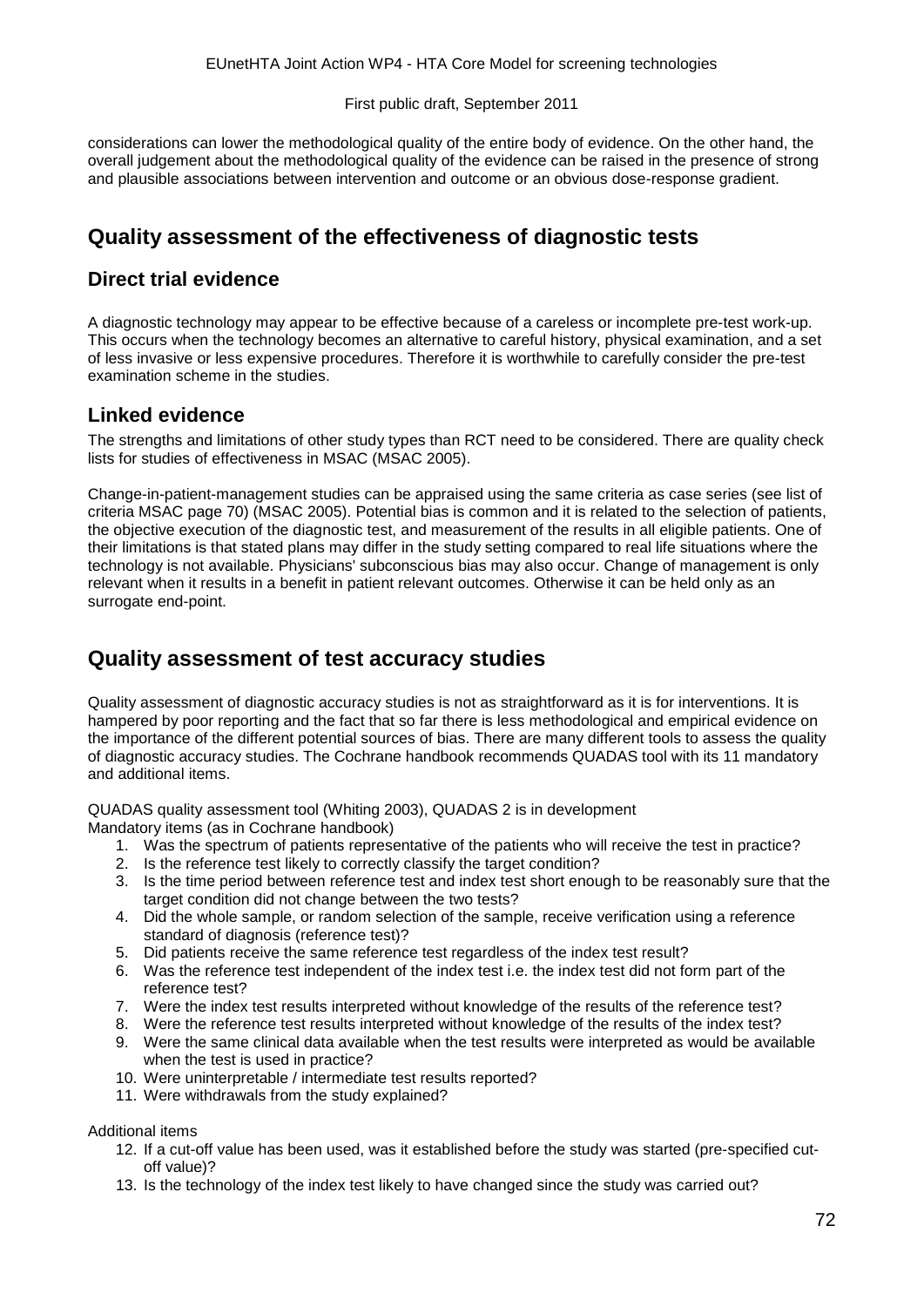considerations can lower the methodological quality of the entire body of evidence. On the other hand, the overall judgement about the methodological quality of the evidence can be raised in the presence of strong and plausible associations between intervention and outcome or an obvious dose-response gradient.

## Quality assessment of the effectiveness of diagnostic tests

### Direct trial evidence

A diagnostic technology may appear to be effective because of a careless or incomplete pre-test work-up. This occurs when the technology becomes an alternative to careful history, physical examination, and a set of less invasive or less expensive procedures. Therefore it is worthwhile to carefully consider the pre-test examination scheme in the studies.

### Linked evidence

The strengths and limitations of other study types than RCT need to be considered. There are quality check lists for studies of effectiveness in MSAC (MSAC 2005).

Change-in-patient-management studies can be appraised using the same criteria as case series (see list of criteria MSAC page 70) (MSAC 2005). Potential bias is common and it is related to the selection of patients, the objective execution of the diagnostic test, and measurement of the results in all eligible patients. One of their limitations is that stated plans may differ in the study setting compared to real life situations where the technology is not available. Physicians' subconscious bias may also occur. Change of management is only relevant when it results in a benefit in patient relevant outcomes. Otherwise it can be held only as an surrogate end-point.

## Quality assessment of test accuracy studies

Quality assessment of diagnostic accuracy studies is not as straightforward as it is for interventions. It is hampered by poor reporting and the fact that so far there is less methodological and empirical evidence on the importance of the different potential sources of bias. There are many different tools to assess the quality of diagnostic accuracy studies. The Cochrane handbook recommends QUADAS tool with its 11 mandatory and additional items.

QUADAS quality assessment tool (Whiting 2003), QUADAS 2 is in development
Mandatory items (as in Cochrane handbook)

1. Was the spectrum of patients representative of the patients who will receive the test in practice?
2. Is the reference test likely to correctly classify the target condition?
3. Is the time period between reference test and index test short enough to be reasonably sure that the target condition did not change between the two tests?
4. Did the whole sample, or random selection of the sample, receive verification using a reference standard of diagnosis (reference test)?
5. Did patients receive the same reference test regardless of the index test result?
6. Was the reference test independent of the index test i.e. the index test did not form part of the reference test?
7. Were the index test results interpreted without knowledge of the results of the reference test?
8. Were the reference test results interpreted without knowledge of the results of the index test?
9. Were the same clinical data available when the test results were interpreted as would be available when the test is used in practice?
10. Were uninterpretable / intermediate test results reported?
11. Were withdrawals from the study explained?

Additional items

12. If a cut-off value has been used, was it established before the study was started (pre-specified cut-off value)?
13. Is the technology of the index test likely to have changed since the study was carried out?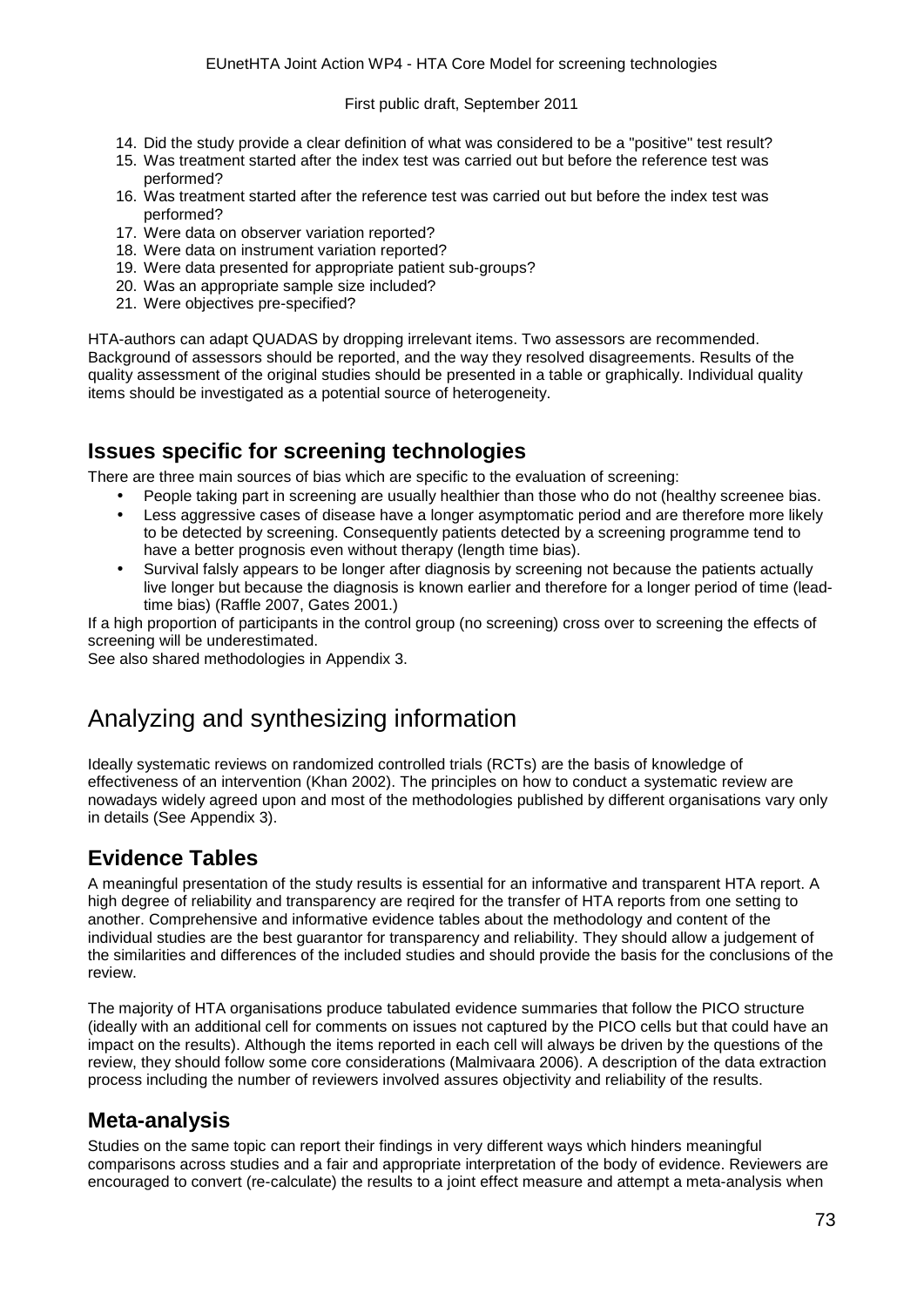14. Did the study provide a clear definition of what was considered to be a "positive" test result?
15. Was treatment started after the index test was carried out but before the reference test was performed?
16. Was treatment started after the reference test was carried out but before the index test was performed?
17. Were data on observer variation reported?
18. Were data on instrument variation reported?
19. Were data presented for appropriate patient sub-groups?
20. Was an appropriate sample size included?
21. Were objectives pre-specified?

HTA-authors can adapt QUADAS by dropping irrelevant items. Two assessors are recommended. Background of assessors should be reported, and the way they resolved disagreements. Results of the quality assessment of the original studies should be presented in a table or graphically. Individual quality items should be investigated as a potential source of heterogeneity.

## Issues specific for screening technologies

There are three main sources of bias which are specific to the evaluation of screening:

- People taking part in screening are usually healthier than those who do not (healthy screenee bias.
- Less aggressive cases of disease have a longer asymptomatic period and are therefore more likely to be detected by screening. Consequently patients detected by a screening programme tend to have a better prognosis even without therapy (length time bias).
- Survival falsly appears to be longer after diagnosis by screening not because the patients actually live longer but because the diagnosis is known earlier and therefore for a longer period of time (lead-time bias) (Raffle 2007, Gates 2001.)

If a high proportion of participants in the control group (no screening) cross over to screening the effects of screening will be underestimated.
See also shared methodologies in Appendix 3.

# Analyzing and synthesizing information

Ideally systematic reviews on randomized controlled trials (RCTs) are the basis of knowledge of effectiveness of an intervention (Khan 2002). The principles on how to conduct a systematic review are nowadays widely agreed upon and most of the methodologies published by different organisations vary only in details (See Appendix 3).

## Evidence Tables

A meaningful presentation of the study results is essential for an informative and transparent HTA report. A high degree of reliability and transparency are reqired for the transfer of HTA reports from one setting to another. Comprehensive and informative evidence tables about the methodology and content of the individual studies are the best guarantor for transparency and reliability. They should allow a judgement of the similarities and differences of the included studies and should provide the basis for the conclusions of the review.

The majority of HTA organisations produce tabulated evidence summaries that follow the PICO structure (ideally with an additional cell for comments on issues not captured by the PICO cells but that could have an impact on the results). Although the items reported in each cell will always be driven by the questions of the review, they should follow some core considerations (Malmivaara 2006). A description of the data extraction process including the number of reviewers involved assures objectivity and reliability of the results.

## Meta-analysis

Studies on the same topic can report their findings in very different ways which hinders meaningful comparisons across studies and a fair and appropriate interpretation of the body of evidence. Reviewers are encouraged to convert (re-calculate) the results to a joint effect measure and attempt a meta-analysis when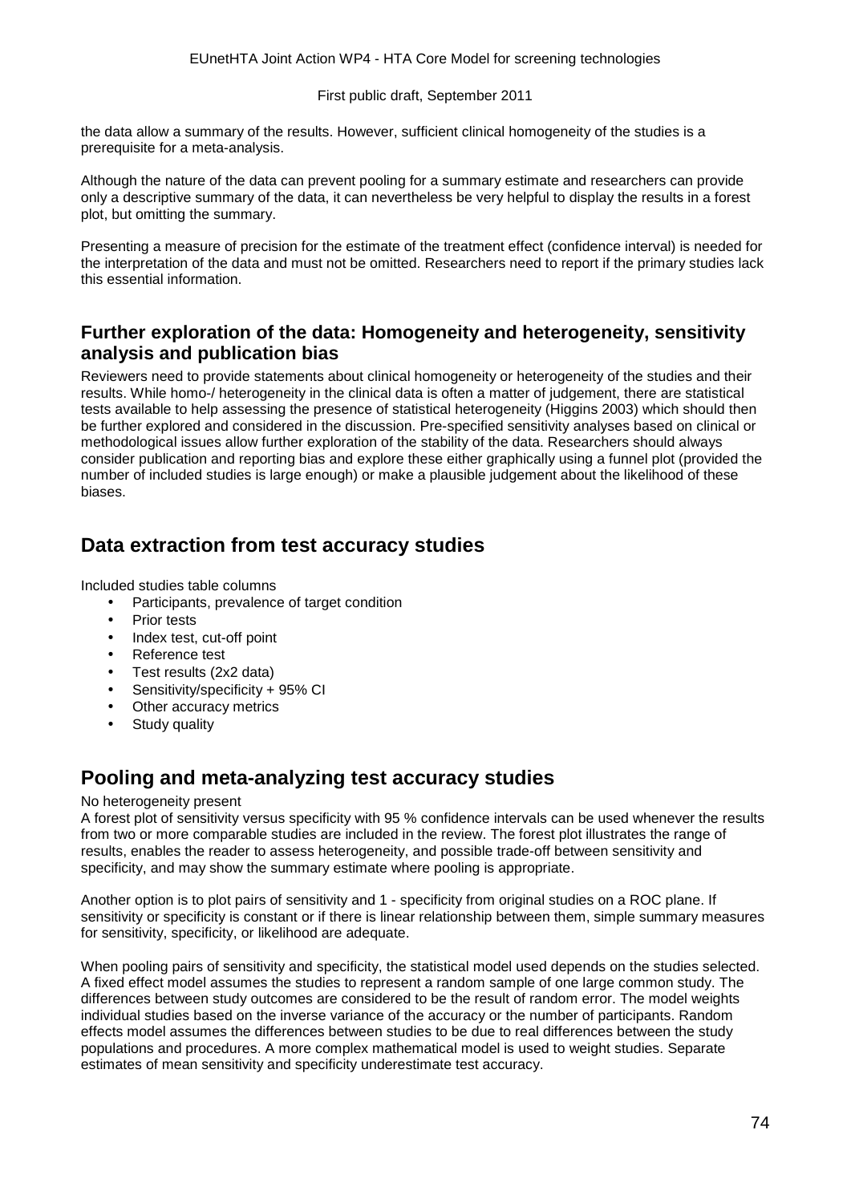the data allow a summary of the results. However, sufficient clinical homogeneity of the studies is a prerequisite for a meta-analysis.

Although the nature of the data can prevent pooling for a summary estimate and researchers can provide only a descriptive summary of the data, it can nevertheless be very helpful to display the results in a forest plot, but omitting the summary.

Presenting a measure of precision for the estimate of the treatment effect (confidence interval) is needed for the interpretation of the data and must not be omitted. Researchers need to report if the primary studies lack this essential information.

### Further exploration of the data: Homogeneity and heterogeneity, sensitivity analysis and publication bias

Reviewers need to provide statements about clinical homogeneity or heterogeneity of the studies and their results. While homo-/ heterogeneity in the clinical data is often a matter of judgement, there are statistical tests available to help assessing the presence of statistical heterogeneity (Higgins 2003) which should then be further explored and considered in the discussion. Pre-specified sensitivity analyses based on clinical or methodological issues allow further exploration of the stability of the data. Researchers should always consider publication and reporting bias and explore these either graphically using a funnel plot (provided the number of included studies is large enough) or make a plausible judgement about the likelihood of these biases.

## Data extraction from test accuracy studies

Included studies table columns

- Participants, prevalence of target condition
- Prior tests
- Index test, cut-off point
- Reference test
- Test results (2x2 data)
- Sensitivity/specificity + 95% CI
- Other accuracy metrics
- Study quality

## Pooling and meta-analyzing test accuracy studies

No heterogeneity present

A forest plot of sensitivity versus specificity with 95 % confidence intervals can be used whenever the results from two or more comparable studies are included in the review. The forest plot illustrates the range of results, enables the reader to assess heterogeneity, and possible trade-off between sensitivity and specificity, and may show the summary estimate where pooling is appropriate.

Another option is to plot pairs of sensitivity and 1 - specificity from original studies on a ROC plane. If sensitivity or specificity is constant or if there is linear relationship between them, simple summary measures for sensitivity, specificity, or likelihood are adequate.

When pooling pairs of sensitivity and specificity, the statistical model used depends on the studies selected. A fixed effect model assumes the studies to represent a random sample of one large common study. The differences between study outcomes are considered to be the result of random error. The model weights individual studies based on the inverse variance of the accuracy or the number of participants. Random effects model assumes the differences between studies to be due to real differences between the study populations and procedures. A more complex mathematical model is used to weight studies. Separate estimates of mean sensitivity and specificity underestimate test accuracy.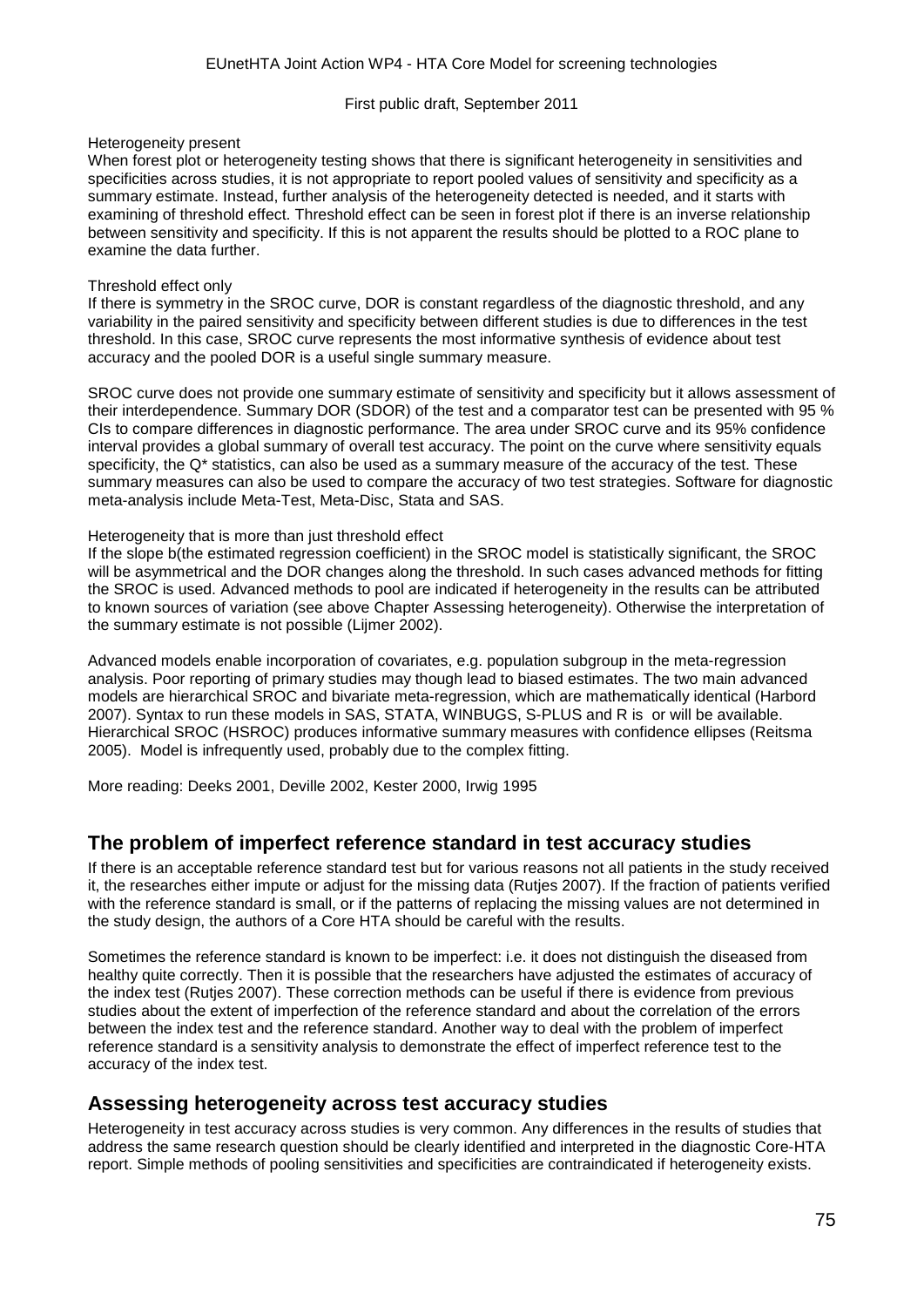Heterogeneity present

When forest plot or heterogeneity testing shows that there is significant heterogeneity in sensitivities and specificities across studies, it is not appropriate to report pooled values of sensitivity and specificity as a summary estimate. Instead, further analysis of the heterogeneity detected is needed, and it starts with examining of threshold effect. Threshold effect can be seen in forest plot if there is an inverse relationship between sensitivity and specificity. If this is not apparent the results should be plotted to a ROC plane to examine the data further.

Threshold effect only

If there is symmetry in the SROC curve, DOR is constant regardless of the diagnostic threshold, and any variability in the paired sensitivity and specificity between different studies is due to differences in the test threshold. In this case, SROC curve represents the most informative synthesis of evidence about test accuracy and the pooled DOR is a useful single summary measure.

SROC curve does not provide one summary estimate of sensitivity and specificity but it allows assessment of their interdependence. Summary DOR (SDOR) of the test and a comparator test can be presented with 95 % CIs to compare differences in diagnostic performance. The area under SROC curve and its 95% confidence interval provides a global summary of overall test accuracy. The point on the curve where sensitivity equals specificity, the Q* statistics, can also be used as a summary measure of the accuracy of the test. These summary measures can also be used to compare the accuracy of two test strategies. Software for diagnostic meta-analysis include Meta-Test, Meta-Disc, Stata and SAS.

Heterogeneity that is more than just threshold effect

If the slope b(the estimated regression coefficient) in the SROC model is statistically significant, the SROC will be asymmetrical and the DOR changes along the threshold. In such cases advanced methods for fitting the SROC is used. Advanced methods to pool are indicated if heterogeneity in the results can be attributed to known sources of variation (see above Chapter Assessing heterogeneity). Otherwise the interpretation of the summary estimate is not possible (Lijmer 2002).

Advanced models enable incorporation of covariates, e.g. population subgroup in the meta-regression analysis. Poor reporting of primary studies may though lead to biased estimates. The two main advanced models are hierarchical SROC and bivariate meta-regression, which are mathematically identical (Harbord 2007). Syntax to run these models in SAS, STATA, WINBUGS, S-PLUS and R is or will be available. Hierarchical SROC (HSROC) produces informative summary measures with confidence ellipses (Reitsma 2005). Model is infrequently used, probably due to the complex fitting.

More reading: Deeks 2001, Deville 2002, Kester 2000, Irwig 1995

## The problem of imperfect reference standard in test accuracy studies

If there is an acceptable reference standard test but for various reasons not all patients in the study received it, the researches either impute or adjust for the missing data (Rutjes 2007). If the fraction of patients verified with the reference standard is small, or if the patterns of replacing the missing values are not determined in the study design, the authors of a Core HTA should be careful with the results.

Sometimes the reference standard is known to be imperfect: i.e. it does not distinguish the diseased from healthy quite correctly. Then it is possible that the researchers have adjusted the estimates of accuracy of the index test (Rutjes 2007). These correction methods can be useful if there is evidence from previous studies about the extent of imperfection of the reference standard and about the correlation of the errors between the index test and the reference standard. Another way to deal with the problem of imperfect reference standard is a sensitivity analysis to demonstrate the effect of imperfect reference test to the accuracy of the index test.

## Assessing heterogeneity across test accuracy studies

Heterogeneity in test accuracy across studies is very common. Any differences in the results of studies that address the same research question should be clearly identified and interpreted in the diagnostic Core-HTA report. Simple methods of pooling sensitivities and specificities are contraindicated if heterogeneity exists.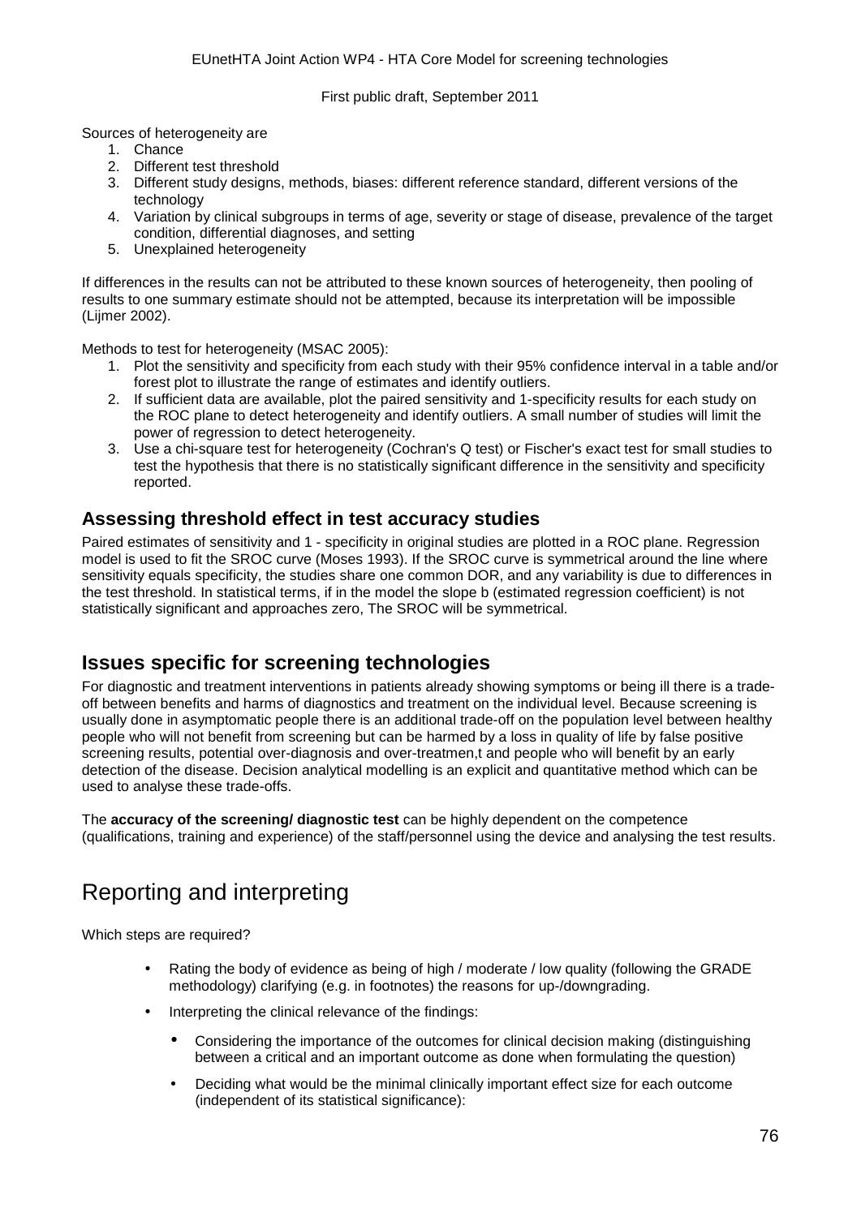Sources of heterogeneity are

1. Chance
2. Different test threshold
3. Different study designs, methods, biases: different reference standard, different versions of the technology
4. Variation by clinical subgroups in terms of age, severity or stage of disease, prevalence of the target condition, differential diagnoses, and setting
5. Unexplained heterogeneity

If differences in the results can not be attributed to these known sources of heterogeneity, then pooling of results to one summary estimate should not be attempted, because its interpretation will be impossible (Lijmer 2002).

Methods to test for heterogeneity (MSAC 2005):

1. Plot the sensitivity and specificity from each study with their 95% confidence interval in a table and/or forest plot to illustrate the range of estimates and identify outliers.
2. If sufficient data are available, plot the paired sensitivity and 1-specificity results for each study on the ROC plane to detect heterogeneity and identify outliers. A small number of studies will limit the power of regression to detect heterogeneity.
3. Use a chi-square test for heterogeneity (Cochran's Q test) or Fischer's exact test for small studies to test the hypothesis that there is no statistically significant difference in the sensitivity and specificity reported.

### Assessing threshold effect in test accuracy studies

Paired estimates of sensitivity and 1 - specificity in original studies are plotted in a ROC plane. Regression model is used to fit the SROC curve (Moses 1993). If the SROC curve is symmetrical around the line where sensitivity equals specificity, the studies share one common DOR, and any variability is due to differences in the test threshold. In statistical terms, if in the model the slope b (estimated regression coefficient) is not statistically significant and approaches zero, The SROC will be symmetrical.

## Issues specific for screening technologies

For diagnostic and treatment interventions in patients already showing symptoms or being ill there is a trade-off between benefits and harms of diagnostics and treatment on the individual level. Because screening is usually done in asymptomatic people there is an additional trade-off on the population level between healthy people who will not benefit from screening but can be harmed by a loss in quality of life by false positive screening results, potential over-diagnosis and over-treatmen,t and people who will benefit by an early detection of the disease. Decision analytical modelling is an explicit and quantitative method which can be used to analyse these trade-offs.

The **accuracy of the screening/ diagnostic test** can be highly dependent on the competence (qualifications, training and experience) of the staff/personnel using the device and analysing the test results.

# Reporting and interpreting

Which steps are required?

- Rating the body of evidence as being of high / moderate / low quality (following the GRADE methodology) clarifying (e.g. in footnotes) the reasons for up-/downgrading.
- Interpreting the clinical relevance of the findings:
  - Considering the importance of the outcomes for clinical decision making (distinguishing between a critical and an important outcome as done when formulating the question)
  - Deciding what would be the minimal clinically important effect size for each outcome (independent of its statistical significance):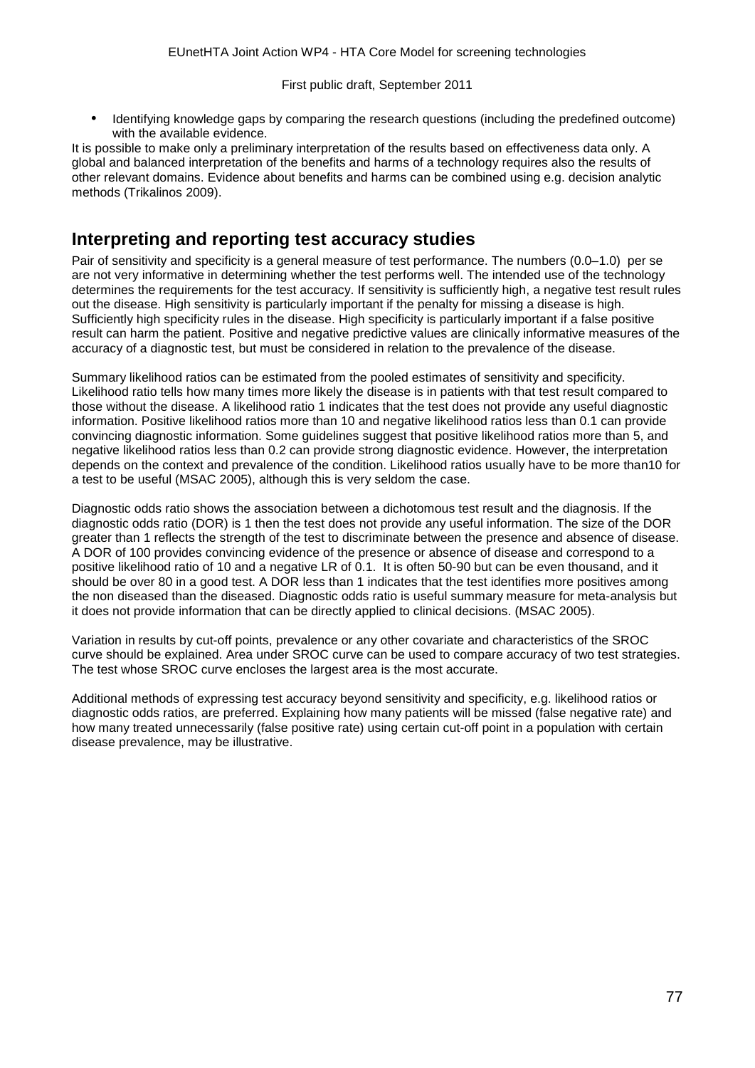- Identifying knowledge gaps by comparing the research questions (including the predefined outcome) with the available evidence.

It is possible to make only a preliminary interpretation of the results based on effectiveness data only. A global and balanced interpretation of the benefits and harms of a technology requires also the results of other relevant domains. Evidence about benefits and harms can be combined using e.g. decision analytic methods (Trikalinos 2009).

## Interpreting and reporting test accuracy studies

Pair of sensitivity and specificity is a general measure of test performance. The numbers (0.0–1.0) per se are not very informative in determining whether the test performs well. The intended use of the technology determines the requirements for the test accuracy. If sensitivity is sufficiently high, a negative test result rules out the disease. High sensitivity is particularly important if the penalty for missing a disease is high. Sufficiently high specificity rules in the disease. High specificity is particularly important if a false positive result can harm the patient. Positive and negative predictive values are clinically informative measures of the accuracy of a diagnostic test, but must be considered in relation to the prevalence of the disease.

Summary likelihood ratios can be estimated from the pooled estimates of sensitivity and specificity. Likelihood ratio tells how many times more likely the disease is in patients with that test result compared to those without the disease. A likelihood ratio 1 indicates that the test does not provide any useful diagnostic information. Positive likelihood ratios more than 10 and negative likelihood ratios less than 0.1 can provide convincing diagnostic information. Some guidelines suggest that positive likelihood ratios more than 5, and negative likelihood ratios less than 0.2 can provide strong diagnostic evidence. However, the interpretation depends on the context and prevalence of the condition. Likelihood ratios usually have to be more than10 for a test to be useful (MSAC 2005), although this is very seldom the case.

Diagnostic odds ratio shows the association between a dichotomous test result and the diagnosis. If the diagnostic odds ratio (DOR) is 1 then the test does not provide any useful information. The size of the DOR greater than 1 reflects the strength of the test to discriminate between the presence and absence of disease. A DOR of 100 provides convincing evidence of the presence or absence of disease and correspond to a positive likelihood ratio of 10 and a negative LR of 0.1. It is often 50-90 but can be even thousand, and it should be over 80 in a good test. A DOR less than 1 indicates that the test identifies more positives among the non diseased than the diseased. Diagnostic odds ratio is useful summary measure for meta-analysis but it does not provide information that can be directly applied to clinical decisions. (MSAC 2005).

Variation in results by cut-off points, prevalence or any other covariate and characteristics of the SROC curve should be explained. Area under SROC curve can be used to compare accuracy of two test strategies. The test whose SROC curve encloses the largest area is the most accurate.

Additional methods of expressing test accuracy beyond sensitivity and specificity, e.g. likelihood ratios or diagnostic odds ratios, are preferred. Explaining how many patients will be missed (false negative rate) and how many treated unnecessarily (false positive rate) using certain cut-off point in a population with certain disease prevalence, may be illustrative.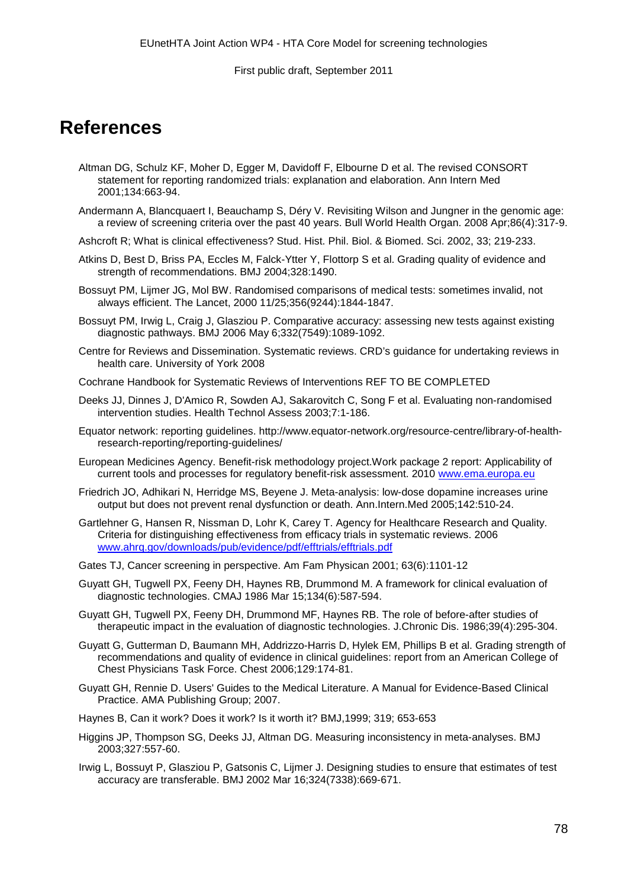# References

Altman DG, Schulz KF, Moher D, Egger M, Davidoff F, Elbourne D et al. The revised CONSORT statement for reporting randomized trials: explanation and elaboration. Ann Intern Med 2001;134:663-94.

Andermann A, Blancquaert I, Beauchamp S, Déry V. Revisiting Wilson and Jungner in the genomic age: a review of screening criteria over the past 40 years. Bull World Health Organ. 2008 Apr;86(4):317-9.

Ashcroft R; What is clinical effectiveness? Stud. Hist. Phil. Biol. & Biomed. Sci. 2002, 33; 219-233.

Atkins D, Best D, Briss PA, Eccles M, Falck-Ytter Y, Flottorp S et al. Grading quality of evidence and strength of recommendations. BMJ 2004;328:1490.

Bossuyt PM, Lijmer JG, Mol BW. Randomised comparisons of medical tests: sometimes invalid, not always efficient. The Lancet, 2000 11/25;356(9244):1844-1847.

Bossuyt PM, Irwig L, Craig J, Glasziou P. Comparative accuracy: assessing new tests against existing diagnostic pathways. BMJ 2006 May 6;332(7549):1089-1092.

Centre for Reviews and Dissemination. Systematic reviews. CRD's guidance for undertaking reviews in health care. University of York 2008

Cochrane Handbook for Systematic Reviews of Interventions REF TO BE COMPLETED

Deeks JJ, Dinnes J, D'Amico R, Sowden AJ, Sakarovitch C, Song F et al. Evaluating non-randomised intervention studies. Health Technol Assess 2003;7:1-186.

Equator network: reporting guidelines. http://www.equator-network.org/resource-centre/library-of-health-research-reporting/reporting-guidelines/

European Medicines Agency. Benefit-risk methodology project.Work package 2 report: Applicability of current tools and processes for regulatory benefit-risk assessment. 2010 www.ema.europa.eu

Friedrich JO, Adhikari N, Herridge MS, Beyene J. Meta-analysis: low-dose dopamine increases urine output but does not prevent renal dysfunction or death. Ann.Intern.Med 2005;142:510-24.

Gartlehner G, Hansen R, Nissman D, Lohr K, Carey T. Agency for Healthcare Research and Quality. Criteria for distinguishing effectiveness from efficacy trials in systematic reviews. 2006 www.ahrq.gov/downloads/pub/evidence/pdf/efftrials/efftrials.pdf

Gates TJ, Cancer screening in perspective. Am Fam Physican 2001; 63(6):1101-12

Guyatt GH, Tugwell PX, Feeny DH, Haynes RB, Drummond M. A framework for clinical evaluation of diagnostic technologies. CMAJ 1986 Mar 15;134(6):587-594.

Guyatt GH, Tugwell PX, Feeny DH, Drummond MF, Haynes RB. The role of before-after studies of therapeutic impact in the evaluation of diagnostic technologies. J.Chronic Dis. 1986;39(4):295-304.

Guyatt G, Gutterman D, Baumann MH, Addrizzo-Harris D, Hylek EM, Phillips B et al. Grading strength of recommendations and quality of evidence in clinical guidelines: report from an American College of Chest Physicians Task Force. Chest 2006;129:174-81.

Guyatt GH, Rennie D. Users' Guides to the Medical Literature. A Manual for Evidence-Based Clinical Practice. AMA Publishing Group; 2007.

Haynes B, Can it work? Does it work? Is it worth it? BMJ,1999; 319; 653-653

Higgins JP, Thompson SG, Deeks JJ, Altman DG. Measuring inconsistency in meta-analyses. BMJ 2003;327:557-60.

Irwig L, Bossuyt P, Glasziou P, Gatsonis C, Lijmer J. Designing studies to ensure that estimates of test accuracy are transferable. BMJ 2002 Mar 16;324(7338):669-671.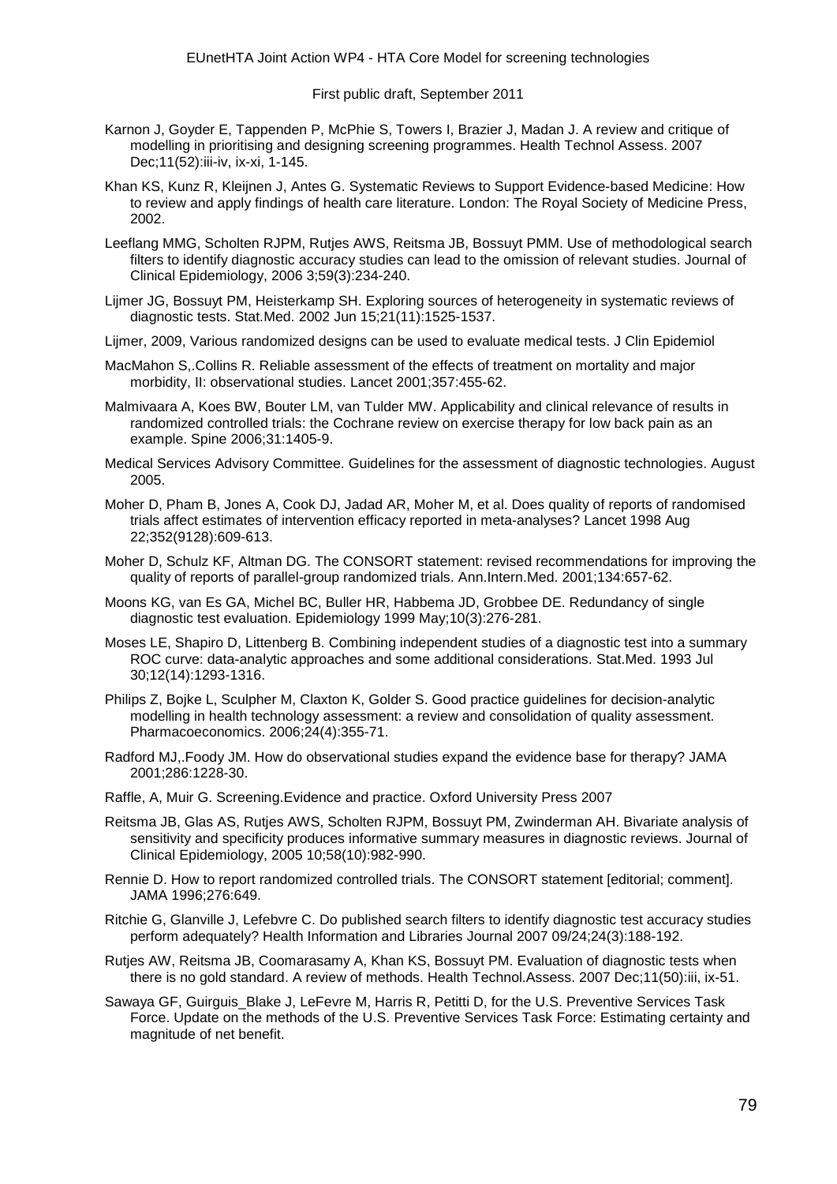Karnon J, Goyder E, Tappenden P, McPhie S, Towers I, Brazier J, Madan J. A review and critique of modelling in prioritising and designing screening programmes. Health Technol Assess. 2007 Dec;11(52):iii-iv, ix-xi, 1-145.

Khan KS, Kunz R, Kleijnen J, Antes G. Systematic Reviews to Support Evidence-based Medicine: How to review and apply findings of health care literature. London: The Royal Society of Medicine Press, 2002.

Leeflang MMG, Scholten RJPM, Rutjes AWS, Reitsma JB, Bossuyt PMM. Use of methodological search filters to identify diagnostic accuracy studies can lead to the omission of relevant studies. Journal of Clinical Epidemiology, 2006 3;59(3):234-240.

Lijmer JG, Bossuyt PM, Heisterkamp SH. Exploring sources of heterogeneity in systematic reviews of diagnostic tests. Stat.Med. 2002 Jun 15;21(11):1525-1537.

Lijmer, 2009, Various randomized designs can be used to evaluate medical tests. J Clin Epidemiol

MacMahon S,.Collins R. Reliable assessment of the effects of treatment on mortality and major morbidity, II: observational studies. Lancet 2001;357:455-62.

Malmivaara A, Koes BW, Bouter LM, van Tulder MW. Applicability and clinical relevance of results in randomized controlled trials: the Cochrane review on exercise therapy for low back pain as an example. Spine 2006;31:1405-9.

Medical Services Advisory Committee. Guidelines for the assessment of diagnostic technologies. August 2005.

Moher D, Pham B, Jones A, Cook DJ, Jadad AR, Moher M, et al. Does quality of reports of randomised trials affect estimates of intervention efficacy reported in meta-analyses? Lancet 1998 Aug 22;352(9128):609-613.

Moher D, Schulz KF, Altman DG. The CONSORT statement: revised recommendations for improving the quality of reports of parallel-group randomized trials. Ann.Intern.Med. 2001;134:657-62.

Moons KG, van Es GA, Michel BC, Buller HR, Habbema JD, Grobbee DE. Redundancy of single diagnostic test evaluation. Epidemiology 1999 May;10(3):276-281.

Moses LE, Shapiro D, Littenberg B. Combining independent studies of a diagnostic test into a summary ROC curve: data-analytic approaches and some additional considerations. Stat.Med. 1993 Jul 30;12(14):1293-1316.

Philips Z, Bojke L, Sculpher M, Claxton K, Golder S. Good practice guidelines for decision-analytic modelling in health technology assessment: a review and consolidation of quality assessment. Pharmacoeconomics. 2006;24(4):355-71.

Radford MJ,.Foody JM. How do observational studies expand the evidence base for therapy? JAMA 2001;286:1228-30.

Raffle, A, Muir G. Screening.Evidence and practice. Oxford University Press 2007

Reitsma JB, Glas AS, Rutjes AWS, Scholten RJPM, Bossuyt PM, Zwinderman AH. Bivariate analysis of sensitivity and specificity produces informative summary measures in diagnostic reviews. Journal of Clinical Epidemiology, 2005 10;58(10):982-990.

Rennie D. How to report randomized controlled trials. The CONSORT statement [editorial; comment]. JAMA 1996;276:649.

Ritchie G, Glanville J, Lefebvre C. Do published search filters to identify diagnostic test accuracy studies perform adequately? Health Information and Libraries Journal 2007 09/24;24(3):188-192.

Rutjes AW, Reitsma JB, Coomarasamy A, Khan KS, Bossuyt PM. Evaluation of diagnostic tests when there is no gold standard. A review of methods. Health Technol.Assess. 2007 Dec;11(50):iii, ix-51.

Sawaya GF, Guirguis_Blake J, LeFevre M, Harris R, Petitti D, for the U.S. Preventive Services Task Force. Update on the methods of the U.S. Preventive Services Task Force: Estimating certainty and magnitude of net benefit.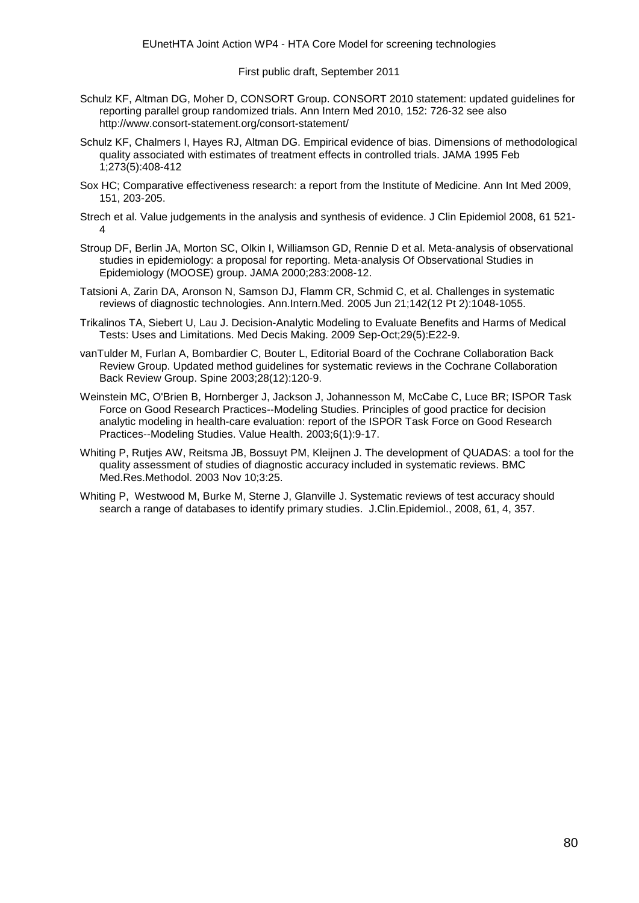Schulz KF, Altman DG, Moher D, CONSORT Group. CONSORT 2010 statement: updated guidelines for reporting parallel group randomized trials. Ann Intern Med 2010, 152: 726-32 see also http://www.consort-statement.org/consort-statement/

Schulz KF, Chalmers I, Hayes RJ, Altman DG. Empirical evidence of bias. Dimensions of methodological quality associated with estimates of treatment effects in controlled trials. JAMA 1995 Feb 1;273(5):408-412

Sox HC; Comparative effectiveness research: a report from the Institute of Medicine. Ann Int Med 2009, 151, 203-205.

Strech et al. Value judgements in the analysis and synthesis of evidence. J Clin Epidemiol 2008, 61 521-4

Stroup DF, Berlin JA, Morton SC, Olkin I, Williamson GD, Rennie D et al. Meta-analysis of observational studies in epidemiology: a proposal for reporting. Meta-analysis Of Observational Studies in Epidemiology (MOOSE) group. JAMA 2000;283:2008-12.

Tatsioni A, Zarin DA, Aronson N, Samson DJ, Flamm CR, Schmid C, et al. Challenges in systematic reviews of diagnostic technologies. Ann.Intern.Med. 2005 Jun 21;142(12 Pt 2):1048-1055.

Trikalinos TA, Siebert U, Lau J. Decision-Analytic Modeling to Evaluate Benefits and Harms of Medical Tests: Uses and Limitations. Med Decis Making. 2009 Sep-Oct;29(5):E22-9.

vanTulder M, Furlan A, Bombardier C, Bouter L, Editorial Board of the Cochrane Collaboration Back Review Group. Updated method guidelines for systematic reviews in the Cochrane Collaboration Back Review Group. Spine 2003;28(12):120-9.

Weinstein MC, O'Brien B, Hornberger J, Jackson J, Johannesson M, McCabe C, Luce BR; ISPOR Task Force on Good Research Practices--Modeling Studies. Principles of good practice for decision analytic modeling in health-care evaluation: report of the ISPOR Task Force on Good Research Practices--Modeling Studies. Value Health. 2003;6(1):9-17.

Whiting P, Rutjes AW, Reitsma JB, Bossuyt PM, Kleijnen J. The development of QUADAS: a tool for the quality assessment of studies of diagnostic accuracy included in systematic reviews. BMC Med.Res.Methodol. 2003 Nov 10;3:25.

Whiting P, Westwood M, Burke M, Sterne J, Glanville J. Systematic reviews of test accuracy should search a range of databases to identify primary studies. J.Clin.Epidemiol., 2008, 61, 4, 357.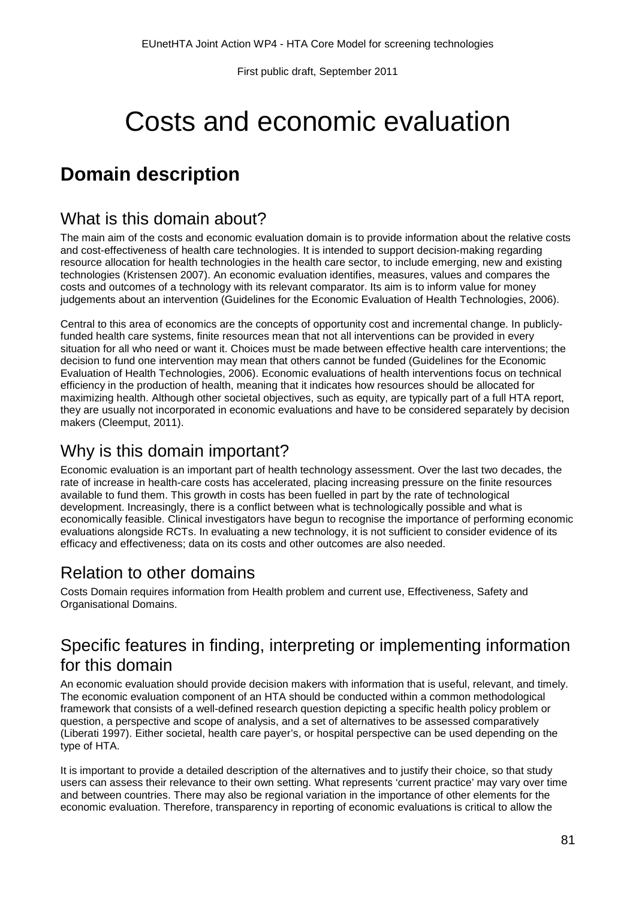# Costs and economic evaluation

## Domain description

### What is this domain about?

The main aim of the costs and economic evaluation domain is to provide information about the relative costs and cost-effectiveness of health care technologies. It is intended to support decision-making regarding resource allocation for health technologies in the health care sector, to include emerging, new and existing technologies (Kristensen 2007). An economic evaluation identifies, measures, values and compares the costs and outcomes of a technology with its relevant comparator. Its aim is to inform value for money judgements about an intervention (Guidelines for the Economic Evaluation of Health Technologies, 2006).

Central to this area of economics are the concepts of opportunity cost and incremental change. In publicly-funded health care systems, finite resources mean that not all interventions can be provided in every situation for all who need or want it. Choices must be made between effective health care interventions; the decision to fund one intervention may mean that others cannot be funded (Guidelines for the Economic Evaluation of Health Technologies, 2006). Economic evaluations of health interventions focus on technical efficiency in the production of health, meaning that it indicates how resources should be allocated for maximizing health. Although other societal objectives, such as equity, are typically part of a full HTA report, they are usually not incorporated in economic evaluations and have to be considered separately by decision makers (Cleemput, 2011).

### Why is this domain important?

Economic evaluation is an important part of health technology assessment. Over the last two decades, the rate of increase in health-care costs has accelerated, placing increasing pressure on the finite resources available to fund them. This growth in costs has been fuelled in part by the rate of technological development. Increasingly, there is a conflict between what is technologically possible and what is economically feasible. Clinical investigators have begun to recognise the importance of performing economic evaluations alongside RCTs. In evaluating a new technology, it is not sufficient to consider evidence of its efficacy and effectiveness; data on its costs and other outcomes are also needed.

### Relation to other domains

Costs Domain requires information from Health problem and current use, Effectiveness, Safety and Organisational Domains.

### Specific features in finding, interpreting or implementing information for this domain

An economic evaluation should provide decision makers with information that is useful, relevant, and timely. The economic evaluation component of an HTA should be conducted within a common methodological framework that consists of a well-defined research question depicting a specific health policy problem or question, a perspective and scope of analysis, and a set of alternatives to be assessed comparatively (Liberati 1997). Either societal, health care payer's, or hospital perspective can be used depending on the type of HTA.

It is important to provide a detailed description of the alternatives and to justify their choice, so that study users can assess their relevance to their own setting. What represents 'current practice' may vary over time and between countries. There may also be regional variation in the importance of other elements for the economic evaluation. Therefore, transparency in reporting of economic evaluations is critical to allow the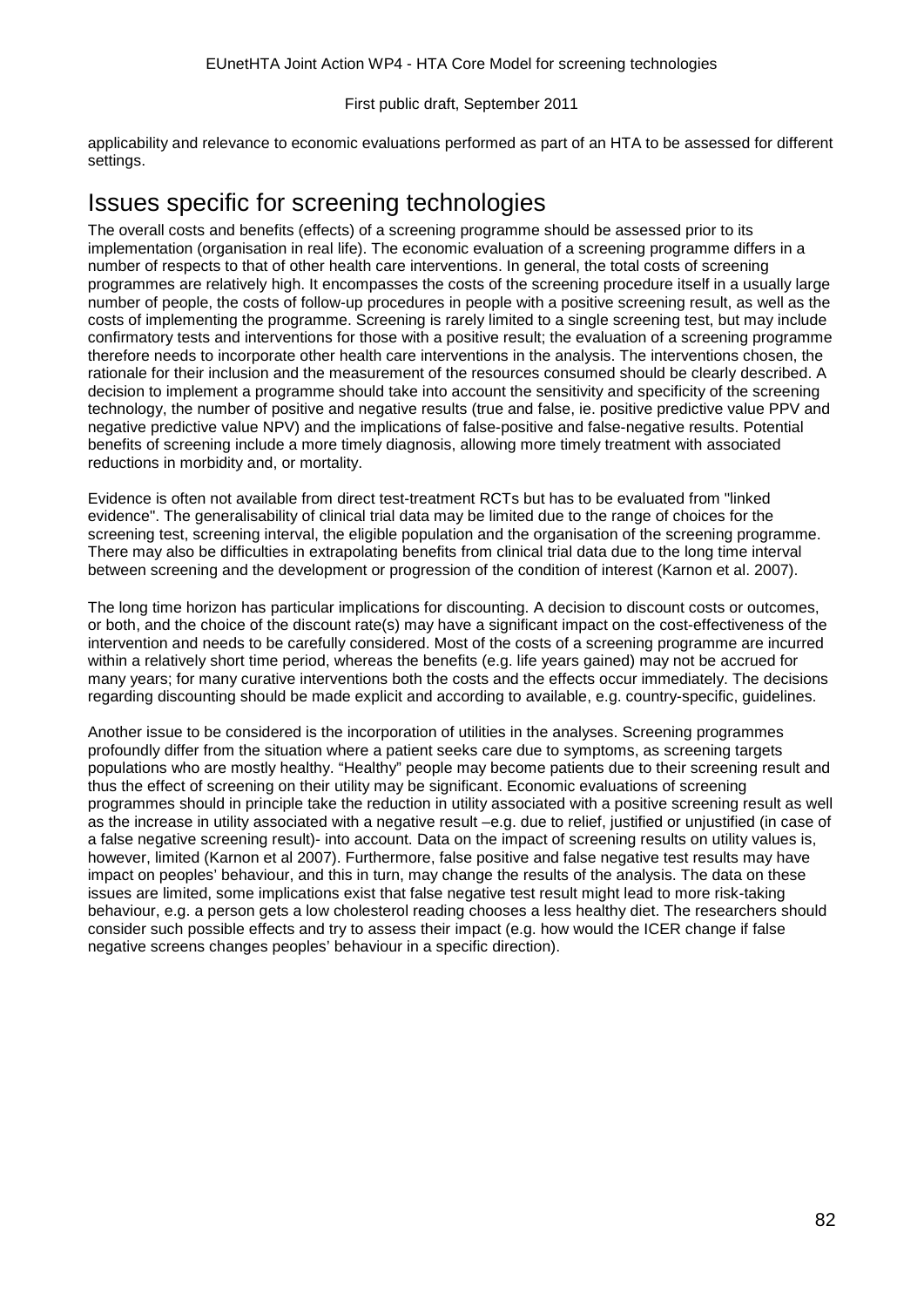applicability and relevance to economic evaluations performed as part of an HTA to be assessed for different settings.

## Issues specific for screening technologies

The overall costs and benefits (effects) of a screening programme should be assessed prior to its implementation (organisation in real life). The economic evaluation of a screening programme differs in a number of respects to that of other health care interventions. In general, the total costs of screening programmes are relatively high. It encompasses the costs of the screening procedure itself in a usually large number of people, the costs of follow-up procedures in people with a positive screening result, as well as the costs of implementing the programme. Screening is rarely limited to a single screening test, but may include confirmatory tests and interventions for those with a positive result; the evaluation of a screening programme therefore needs to incorporate other health care interventions in the analysis. The interventions chosen, the rationale for their inclusion and the measurement of the resources consumed should be clearly described. A decision to implement a programme should take into account the sensitivity and specificity of the screening technology, the number of positive and negative results (true and false, ie. positive predictive value PPV and negative predictive value NPV) and the implications of false-positive and false-negative results. Potential benefits of screening include a more timely diagnosis, allowing more timely treatment with associated reductions in morbidity and, or mortality.

Evidence is often not available from direct test-treatment RCTs but has to be evaluated from "linked evidence". The generalisability of clinical trial data may be limited due to the range of choices for the screening test, screening interval, the eligible population and the organisation of the screening programme. There may also be difficulties in extrapolating benefits from clinical trial data due to the long time interval between screening and the development or progression of the condition of interest (Karnon et al. 2007).

The long time horizon has particular implications for discounting. A decision to discount costs or outcomes, or both, and the choice of the discount rate(s) may have a significant impact on the cost-effectiveness of the intervention and needs to be carefully considered. Most of the costs of a screening programme are incurred within a relatively short time period, whereas the benefits (e.g. life years gained) may not be accrued for many years; for many curative interventions both the costs and the effects occur immediately. The decisions regarding discounting should be made explicit and according to available, e.g. country-specific, guidelines.

Another issue to be considered is the incorporation of utilities in the analyses. Screening programmes profoundly differ from the situation where a patient seeks care due to symptoms, as screening targets populations who are mostly healthy. "Healthy" people may become patients due to their screening result and thus the effect of screening on their utility may be significant. Economic evaluations of screening programmes should in principle take the reduction in utility associated with a positive screening result as well as the increase in utility associated with a negative result –e.g. due to relief, justified or unjustified (in case of a false negative screening result)- into account. Data on the impact of screening results on utility values is, however, limited (Karnon et al 2007). Furthermore, false positive and false negative test results may have impact on peoples' behaviour, and this in turn, may change the results of the analysis. The data on these issues are limited, some implications exist that false negative test result might lead to more risk-taking behaviour, e.g. a person gets a low cholesterol reading chooses a less healthy diet. The researchers should consider such possible effects and try to assess their impact (e.g. how would the ICER change if false negative screens changes peoples' behaviour in a specific direction).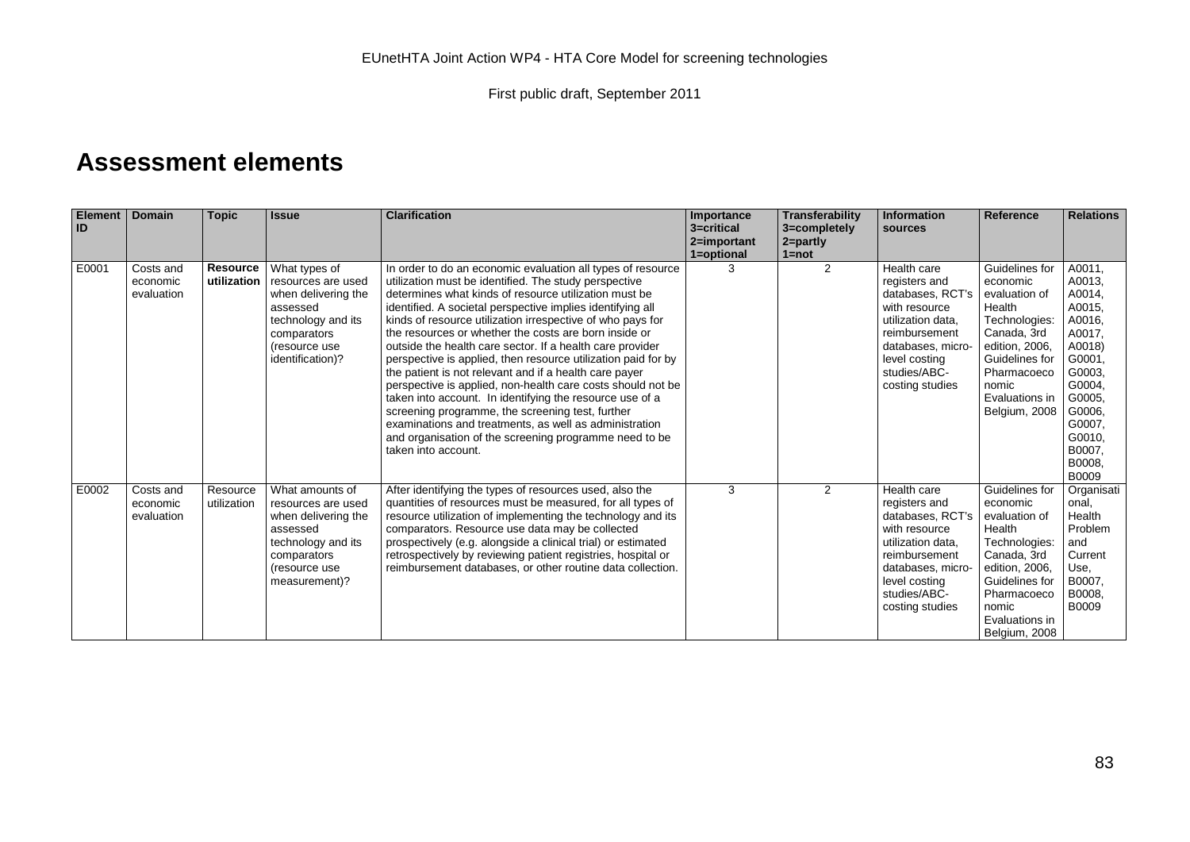# Assessment elements

| Element ID | Domain | Topic | Issue | Clarification | Importance 3=critical 2=important 1=optional | Transferability 3=completely 2=partly 1=not | Information sources | Reference | Relations |
|---|---|---|---|---|---|---|---|---|---|
| E0001 | Costs and economic evaluation | **Resource utilization** | What types of resources are used when delivering the assessed technology and its comparators (resource use identification)? | In order to do an economic evaluation all types of resource utilization must be identified. The study perspective determines what kinds of resource utilization must be identified. A societal perspective implies identifying all kinds of resource utilization irrespective of who pays for the resources or whether the costs are born inside or outside the health care sector. If a health care provider perspective is applied, then resource utilization paid for by the patient is not relevant and if a health care payer perspective is applied, non-health care costs should not be taken into account. In identifying the resource use of a screening programme, the screening test, further examinations and treatments, as well as administration and organisation of the screening programme need to be taken into account. | 3 | 2 | Health care registers and databases, RCT's with resource utilization data, reimbursement databases, micro-level costing studies/ABC-costing studies | Guidelines for economic evaluation of Health Technologies: Canada, 3rd edition, 2006, Guidelines for Pharmacoeconomic Evaluations in Belgium, 2008 | A0011, A0013, A0014, A0015, A0016, A0017, A0018) G0001, G0003, G0004, G0005, G0006, G0007, G0010, B0007, B0008, B0009 |
| E0002 | Costs and economic evaluation | Resource utilization | What amounts of resources are used when delivering the assessed technology and its comparators (resource use measurement)? | After identifying the types of resources used, also the quantities of resources must be measured, for all types of resource utilization of implementing the technology and its comparators. Resource use data may be collected prospectively (e.g. alongside a clinical trial) or estimated retrospectively by reviewing patient registries, hospital or reimbursement databases, or other routine data collection. | 3 | 2 | Health care registers and databases, RCT's with resource utilization data, reimbursement databases, micro-level costing studies/ABC-costing studies | Guidelines for economic evaluation of Health Technologies: Canada, 3rd edition, 2006, Guidelines for Pharmacoeconomic Evaluations in Belgium, 2008 | Organisational, Health Problem and Current Use, B0007, B0008, B0009 |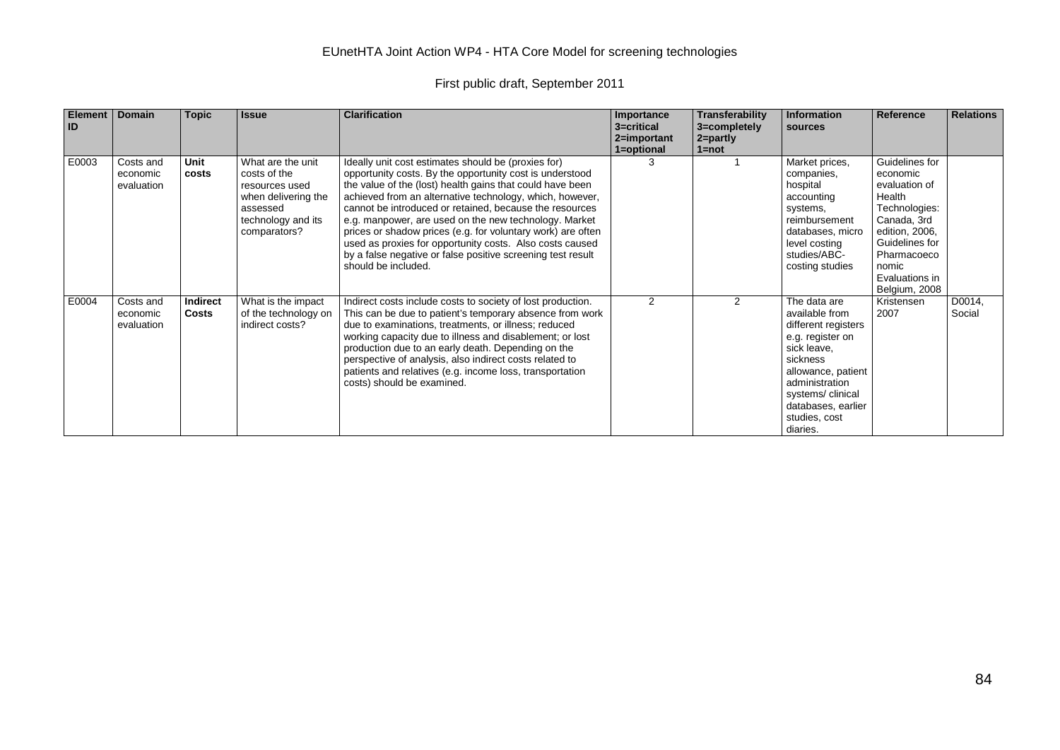| Element ID | Domain | Topic | Issue | Clarification | Importance 3=critical 2=important 1=optional | Transferability 3=completely 2=partly 1=not | Information sources | Reference | Relations |
|---|---|---|---|---|---|---|---|---|---|
| E0003 | Costs and economic evaluation | **Unit costs** | What are the unit costs of the resources used when delivering the assessed technology and its comparators? | Ideally unit cost estimates should be (proxies for) opportunity costs. By the opportunity cost is understood the value of the (lost) health gains that could have been achieved from an alternative technology, which, however, cannot be introduced or retained, because the resources e.g. manpower, are used on the new technology. Market prices or shadow prices (e.g. for voluntary work) are often used as proxies for opportunity costs. Also costs caused by a false negative or false positive screening test result should be included. | 3 | 1 | Market prices, companies, hospital accounting systems, reimbursement databases, micro level costing studies/ABC-costing studies | Guidelines for economic evaluation of Health Technologies: Canada, 3rd edition, 2006, Guidelines for Pharmacoeconomic Evaluations in Belgium, 2008 | |
| E0004 | Costs and economic evaluation | **Indirect Costs** | What is the impact of the technology on indirect costs? | Indirect costs include costs to society of lost production. This can be due to patient's temporary absence from work due to examinations, treatments, or illness; reduced working capacity due to illness and disablement; or lost production due to an early death. Depending on the perspective of analysis, also indirect costs related to patients and relatives (e.g. income loss, transportation costs) should be examined. | 2 | 2 | The data are available from different registers e.g. register on sick leave, sickness allowance, patient administration systems/ clinical databases, earlier studies, cost diaries. | Kristensen 2007 | D0014, Social |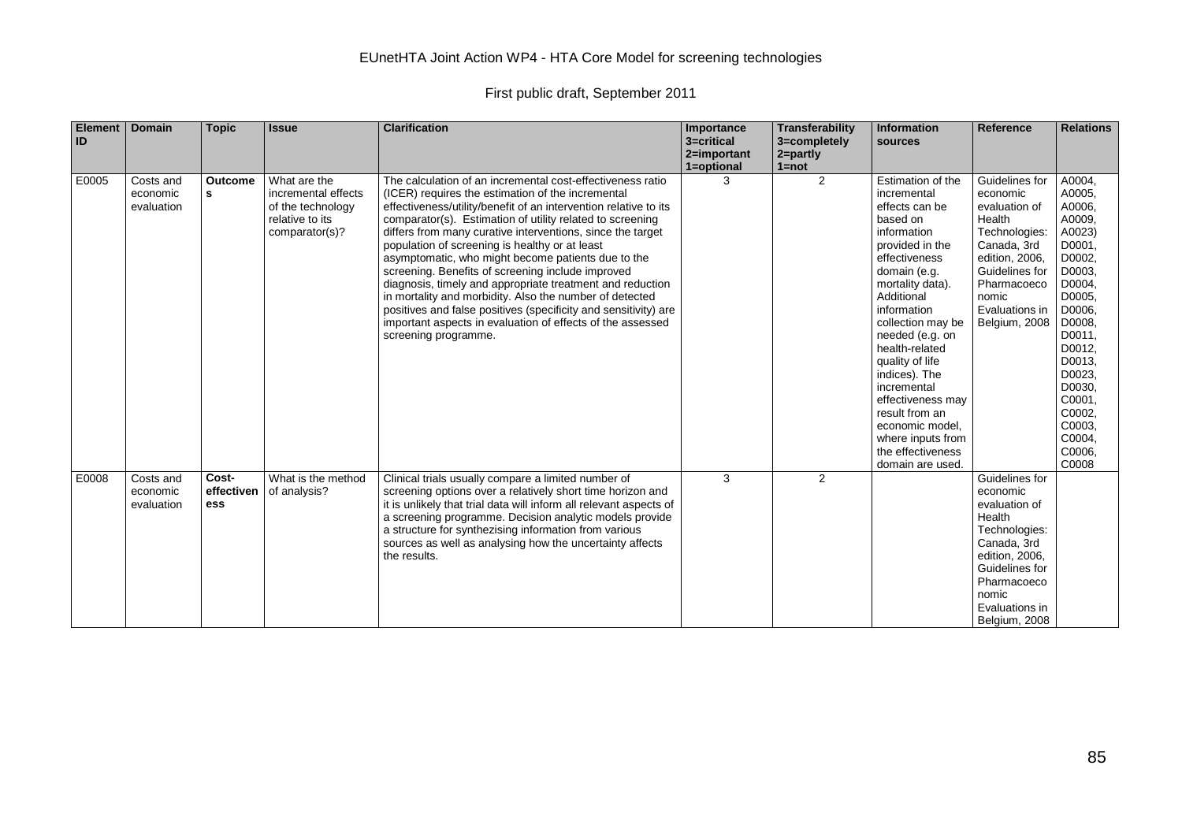| Element ID | Domain | Topic | Issue | Clarification | Importance 3=critical 2=important 1=optional | Transferability 3=completely 2=partly 1=not | Information sources | Reference | Relations |
|---|---|---|---|---|---|---|---|---|---|
| E0005 | Costs and economic evaluation | **Outcomes** | What are the incremental effects of the technology relative to its comparator(s)? | The calculation of an incremental cost-effectiveness ratio (ICER) requires the estimation of the incremental effectiveness/utility/benefit of an intervention relative to its comparator(s). Estimation of utility related to screening differs from many curative interventions, since the target population of screening is healthy or at least asymptomatic, who might become patients due to the screening. Benefits of screening include improved diagnosis, timely and appropriate treatment and reduction in mortality and morbidity. Also the number of detected positives and false positives (specificity and sensitivity) are important aspects in evaluation of effects of the assessed screening programme. | 3 | 2 | Estimation of the incremental effects can be based on information provided in the effectiveness domain (e.g. mortality data). Additional information collection may be needed (e.g. on health-related quality of life indices). The incremental effectiveness may result from an economic model, where inputs from the effectiveness domain are used. | Guidelines for economic evaluation of Health Technologies: Canada, 3rd edition, 2006, Guidelines for Pharmacoeconomic Evaluations in Belgium, 2008 | A0004, A0005, A0006, A0009, A0023) D0001, D0002, D0003, D0004, D0005, D0006, D0008, D0011, D0012, D0013, D0023, D0030, C0001, C0002, C0003, C0004, C0006, C0008 |
| E0008 | Costs and economic evaluation | **Cost-effectiveness** | What is the method of analysis? | Clinical trials usually compare a limited number of screening options over a relatively short time horizon and it is unlikely that trial data will inform all relevant aspects of a screening programme. Decision analytic models provide a structure for synthezising information from various sources as well as analysing how the uncertainty affects the results. | 3 | 2 | | Guidelines for economic evaluation of Health Technologies: Canada, 3rd edition, 2006, Guidelines for Pharmacoeconomic Evaluations in Belgium, 2008 | |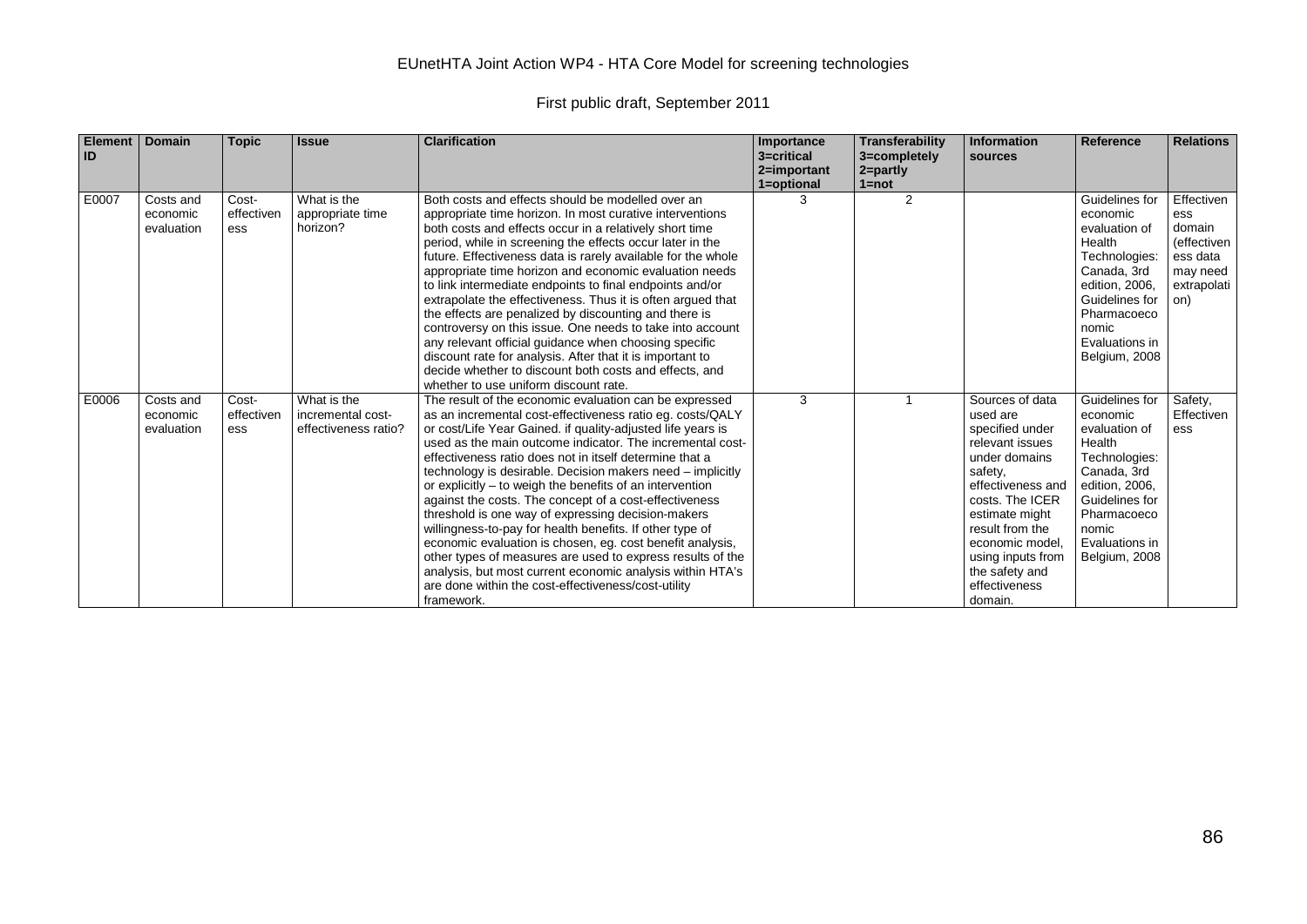EUnetHTA Joint Action WP4 - HTA Core Model for screening technologies

First public draft, September 2011

| Element ID | Domain | Topic | Issue | Clarification | Importance 3=critical 2=important 1=optional | Transferability 3=completely 2=partly 1=not | Information sources | Reference | Relations |
|---|---|---|---|---|---|---|---|---|---|
| E0007 | Costs and economic evaluation | Cost-effectiveness | What is the appropriate time horizon? | Both costs and effects should be modelled over an appropriate time horizon. In most curative interventions both costs and effects occur in a relatively short time period, while in screening the effects occur later in the future. Effectiveness data is rarely available for the whole appropriate time horizon and economic evaluation needs to link intermediate endpoints to final endpoints and/or extrapolate the effectiveness. Thus it is often argued that the effects are penalized by discounting and there is controversy on this issue. One needs to take into account any relevant official guidance when choosing specific discount rate for analysis. After that it is important to decide whether to discount both costs and effects, and whether to use uniform discount rate. | 3 | 2 | | Guidelines for economic evaluation of Health Technologies: Canada, 3rd edition, 2006, Guidelines for Pharmacoeconomic Evaluations in Belgium, 2008 | Effectiveness domain (effectiveness data may need extrapolation) |
| E0006 | Costs and economic evaluation | Cost-effectiveness | What is the incremental cost-effectiveness ratio? | The result of the economic evaluation can be expressed as an incremental cost-effectiveness ratio eg. costs/QALY or cost/Life Year Gained. if quality-adjusted life years is used as the main outcome indicator. The incremental cost-effectiveness ratio does not in itself determine that a technology is desirable. Decision makers need – implicitly or explicitly – to weigh the benefits of an intervention against the costs. The concept of a cost-effectiveness threshold is one way of expressing decision-makers willingness-to-pay for health benefits. If other type of economic evaluation is chosen, eg. cost benefit analysis, other types of measures are used to express results of the analysis, but most current economic analysis within HTA's are done within the cost-effectiveness/cost-utility framework. | 3 | 1 | Sources of data used are specified under relevant issues under domains safety, effectiveness and costs. The ICER estimate might result from the economic model, using inputs from the safety and effectiveness domain. | Guidelines for economic evaluation of Health Technologies: Canada, 3rd edition, 2006, Guidelines for Pharmacoeconomic Evaluations in Belgium, 2008 | Safety, Effectiveness |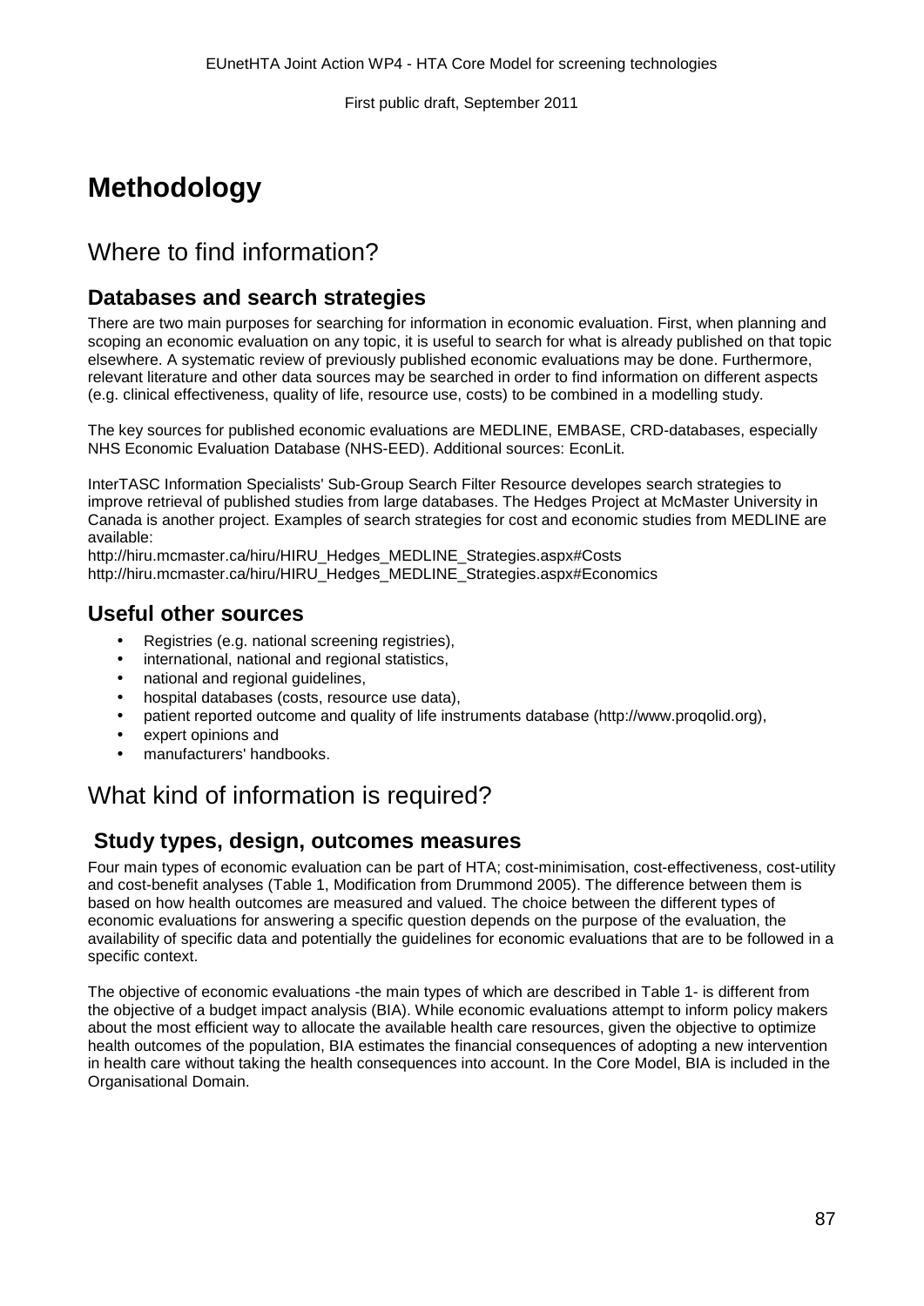# Methodology

## Where to find information?

### Databases and search strategies

There are two main purposes for searching for information in economic evaluation. First, when planning and scoping an economic evaluation on any topic, it is useful to search for what is already published on that topic elsewhere. A systematic review of previously published economic evaluations may be done. Furthermore, relevant literature and other data sources may be searched in order to find information on different aspects (e.g. clinical effectiveness, quality of life, resource use, costs) to be combined in a modelling study.

The key sources for published economic evaluations are MEDLINE, EMBASE, CRD-databases, especially NHS Economic Evaluation Database (NHS-EED). Additional sources: EconLit.

InterTASC Information Specialists' Sub-Group Search Filter Resource developes search strategies to improve retrieval of published studies from large databases. The Hedges Project at McMaster University in Canada is another project. Examples of search strategies for cost and economic studies from MEDLINE are available:
http://hiru.mcmaster.ca/hiru/HIRU_Hedges_MEDLINE_Strategies.aspx#Costs
http://hiru.mcmaster.ca/hiru/HIRU_Hedges_MEDLINE_Strategies.aspx#Economics

### Useful other sources

- Registries (e.g. national screening registries),
- international, national and regional statistics,
- national and regional guidelines,
- hospital databases (costs, resource use data),
- patient reported outcome and quality of life instruments database (http://www.proqolid.org),
- expert opinions and
- manufacturers' handbooks.

## What kind of information is required?

### Study types, design, outcomes measures

Four main types of economic evaluation can be part of HTA; cost-minimisation, cost-effectiveness, cost-utility and cost-benefit analyses (Table 1, Modification from Drummond 2005). The difference between them is based on how health outcomes are measured and valued. The choice between the different types of economic evaluations for answering a specific question depends on the purpose of the evaluation, the availability of specific data and potentially the guidelines for economic evaluations that are to be followed in a specific context.

The objective of economic evaluations -the main types of which are described in Table 1- is different from the objective of a budget impact analysis (BIA). While economic evaluations attempt to inform policy makers about the most efficient way to allocate the available health care resources, given the objective to optimize health outcomes of the population, BIA estimates the financial consequences of adopting a new intervention in health care without taking the health consequences into account. In the Core Model, BIA is included in the Organisational Domain.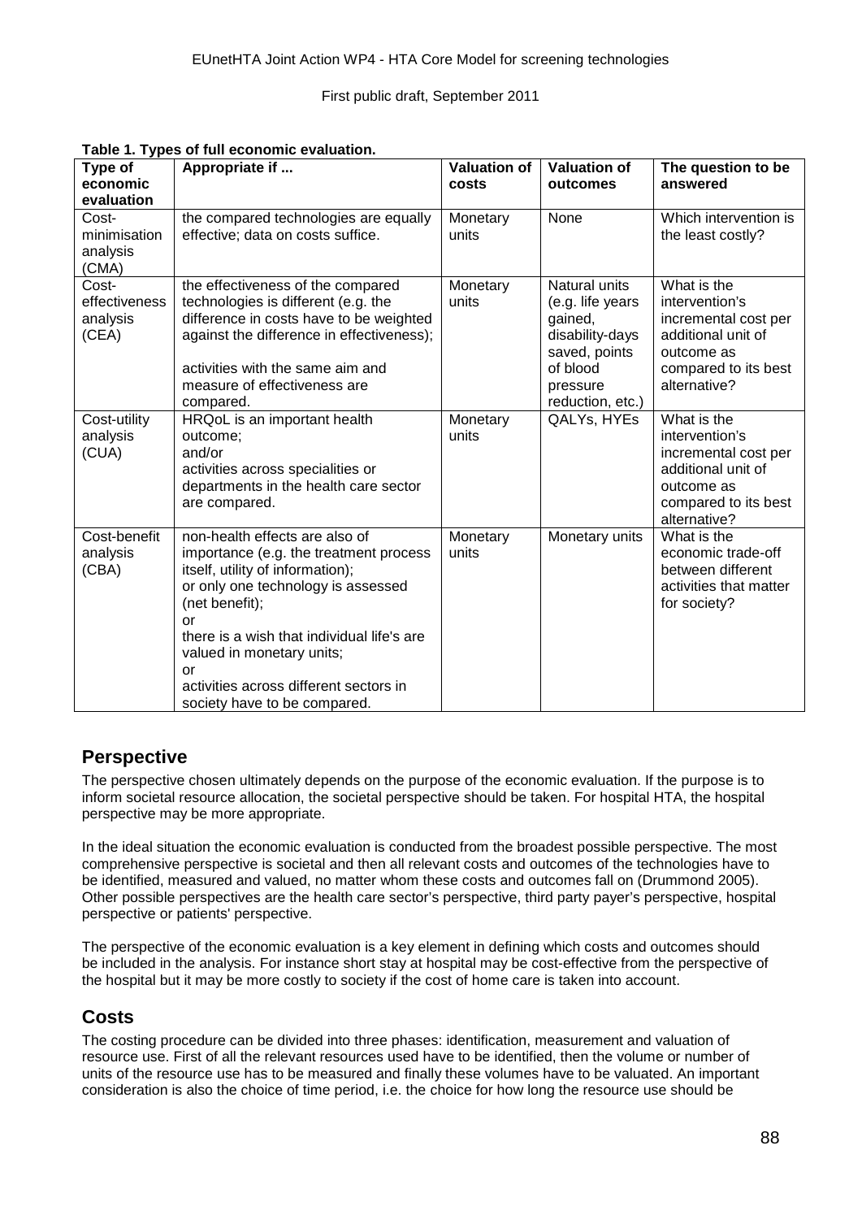**Table 1. Types of full economic evaluation.**

| Type of economic evaluation | Appropriate if ... | Valuation of costs | Valuation of outcomes | The question to be answered |
|---|---|---|---|---|
| Cost-minimisation analysis (CMA) | the compared technologies are equally effective; data on costs suffice. | Monetary units | None | Which intervention is the least costly? |
| Cost-effectiveness analysis (CEA) | the effectiveness of the compared technologies is different (e.g. the difference in costs have to be weighted against the difference in effectiveness); <br><br> activities with the same aim and measure of effectiveness are compared. | Monetary units | Natural units (e.g. life years gained, disability-days saved, points of blood pressure reduction, etc.) | What is the intervention's incremental cost per additional unit of outcome as compared to its best alternative? |
| Cost-utility analysis (CUA) | HRQoL is an important health outcome; <br> and/or <br> activities across specialities or departments in the health care sector are compared. | Monetary units | QALYs, HYEs | What is the intervention's incremental cost per additional unit of outcome as compared to its best alternative? |
| Cost-benefit analysis (CBA) | non-health effects are also of importance (e.g. the treatment process itself, utility of information); <br> or only one technology is assessed (net benefit); <br> or <br> there is a wish that individual life's are valued in monetary units; <br> or <br> activities across different sectors in society have to be compared. | Monetary units | Monetary units | What is the economic trade-off between different activities that matter for society? |

## Perspective

The perspective chosen ultimately depends on the purpose of the economic evaluation. If the purpose is to inform societal resource allocation, the societal perspective should be taken. For hospital HTA, the hospital perspective may be more appropriate.

In the ideal situation the economic evaluation is conducted from the broadest possible perspective. The most comprehensive perspective is societal and then all relevant costs and outcomes of the technologies have to be identified, measured and valued, no matter whom these costs and outcomes fall on (Drummond 2005). Other possible perspectives are the health care sector's perspective, third party payer's perspective, hospital perspective or patients' perspective.

The perspective of the economic evaluation is a key element in defining which costs and outcomes should be included in the analysis. For instance short stay at hospital may be cost-effective from the perspective of the hospital but it may be more costly to society if the cost of home care is taken into account.

## Costs

The costing procedure can be divided into three phases: identification, measurement and valuation of resource use. First of all the relevant resources used have to be identified, then the volume or number of units of the resource use has to be measured and finally these volumes have to be valuated. An important consideration is also the choice of time period, i.e. the choice for how long the resource use should be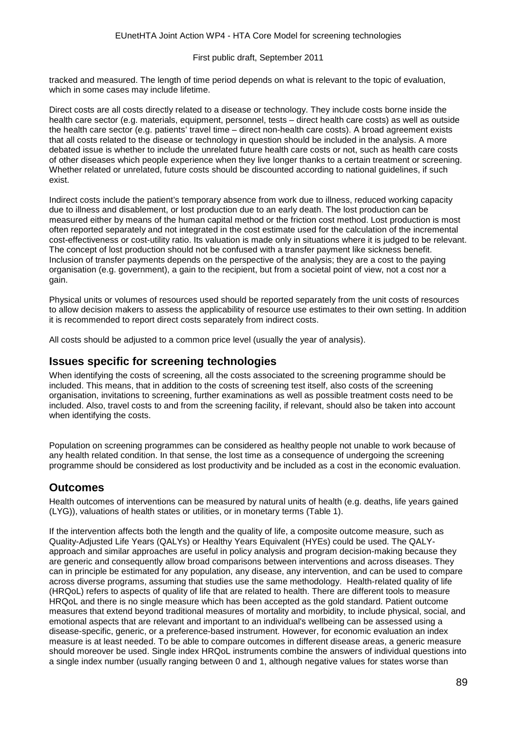tracked and measured. The length of time period depends on what is relevant to the topic of evaluation, which in some cases may include lifetime.

Direct costs are all costs directly related to a disease or technology. They include costs borne inside the health care sector (e.g. materials, equipment, personnel, tests – direct health care costs) as well as outside the health care sector (e.g. patients' travel time – direct non-health care costs). A broad agreement exists that all costs related to the disease or technology in question should be included in the analysis. A more debated issue is whether to include the unrelated future health care costs or not, such as health care costs of other diseases which people experience when they live longer thanks to a certain treatment or screening. Whether related or unrelated, future costs should be discounted according to national guidelines, if such exist.

Indirect costs include the patient's temporary absence from work due to illness, reduced working capacity due to illness and disablement, or lost production due to an early death. The lost production can be measured either by means of the human capital method or the friction cost method. Lost production is most often reported separately and not integrated in the cost estimate used for the calculation of the incremental cost-effectiveness or cost-utility ratio. Its valuation is made only in situations where it is judged to be relevant. The concept of lost production should not be confused with a transfer payment like sickness benefit. Inclusion of transfer payments depends on the perspective of the analysis; they are a cost to the paying organisation (e.g. government), a gain to the recipient, but from a societal point of view, not a cost nor a gain.

Physical units or volumes of resources used should be reported separately from the unit costs of resources to allow decision makers to assess the applicability of resource use estimates to their own setting. In addition it is recommended to report direct costs separately from indirect costs.

All costs should be adjusted to a common price level (usually the year of analysis).

## Issues specific for screening technologies

When identifying the costs of screening, all the costs associated to the screening programme should be included. This means, that in addition to the costs of screening test itself, also costs of the screening organisation, invitations to screening, further examinations as well as possible treatment costs need to be included. Also, travel costs to and from the screening facility, if relevant, should also be taken into account when identifying the costs.

Population on screening programmes can be considered as healthy people not unable to work because of any health related condition. In that sense, the lost time as a consequence of undergoing the screening programme should be considered as lost productivity and be included as a cost in the economic evaluation.

## Outcomes

Health outcomes of interventions can be measured by natural units of health (e.g. deaths, life years gained (LYG)), valuations of health states or utilities, or in monetary terms (Table 1).

If the intervention affects both the length and the quality of life, a composite outcome measure, such as Quality-Adjusted Life Years (QALYs) or Healthy Years Equivalent (HYEs) could be used. The QALY-approach and similar approaches are useful in policy analysis and program decision-making because they are generic and consequently allow broad comparisons between interventions and across diseases. They can in principle be estimated for any population, any disease, any intervention, and can be used to compare across diverse programs, assuming that studies use the same methodology. Health-related quality of life (HRQoL) refers to aspects of quality of life that are related to health. There are different tools to measure HRQoL and there is no single measure which has been accepted as the gold standard. Patient outcome measures that extend beyond traditional measures of mortality and morbidity, to include physical, social, and emotional aspects that are relevant and important to an individual's wellbeing can be assessed using a disease-specific, generic, or a preference-based instrument. However, for economic evaluation an index measure is at least needed. To be able to compare outcomes in different disease areas, a generic measure should moreover be used. Single index HRQoL instruments combine the answers of individual questions into a single index number (usually ranging between 0 and 1, although negative values for states worse than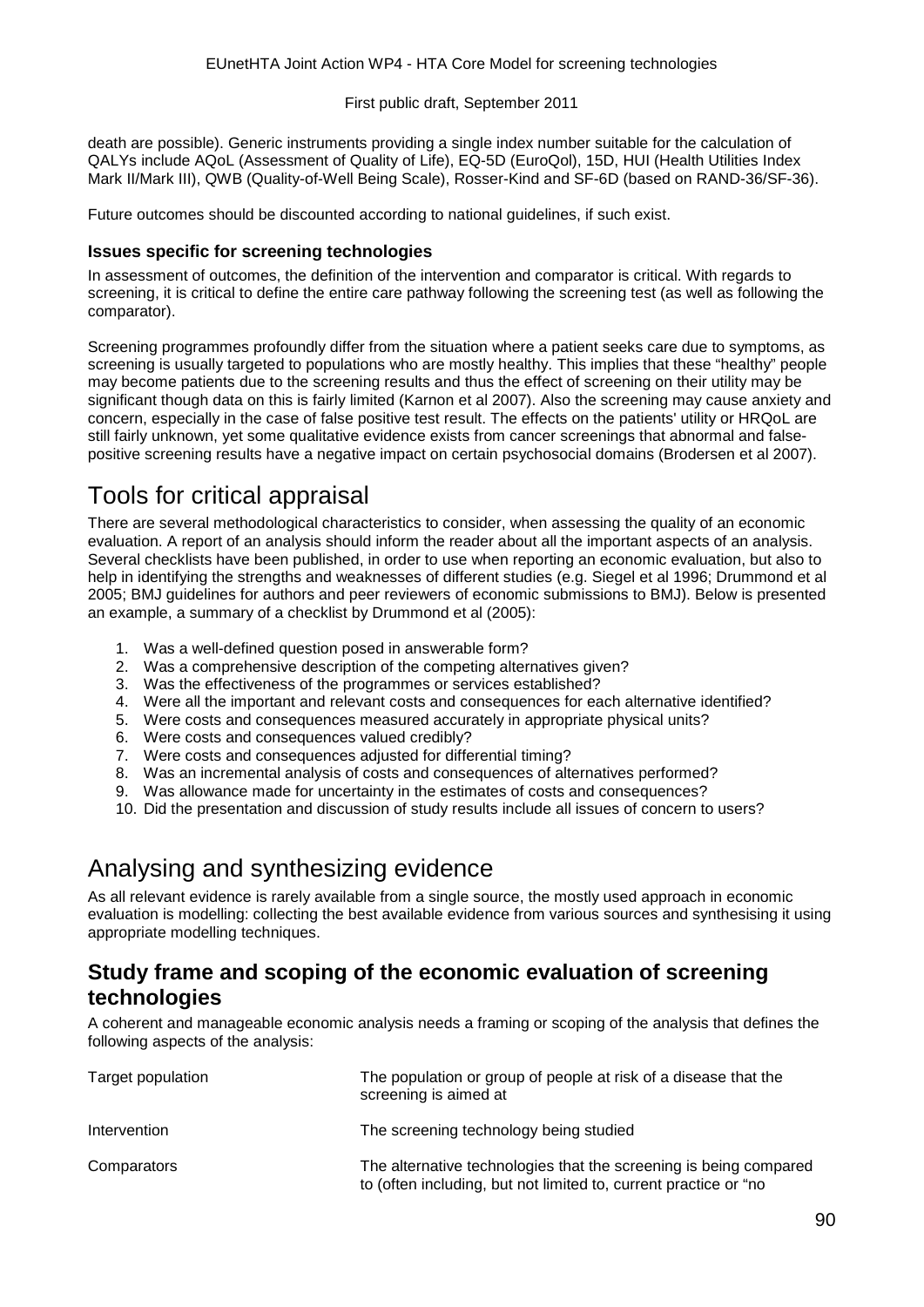death are possible). Generic instruments providing a single index number suitable for the calculation of QALYs include AQoL (Assessment of Quality of Life), EQ-5D (EuroQol), 15D, HUI (Health Utilities Index Mark II/Mark III), QWB (Quality-of-Well Being Scale), Rosser-Kind and SF-6D (based on RAND-36/SF-36).

Future outcomes should be discounted according to national guidelines, if such exist.

#### Issues specific for screening technologies

In assessment of outcomes, the definition of the intervention and comparator is critical. With regards to screening, it is critical to define the entire care pathway following the screening test (as well as following the comparator).

Screening programmes profoundly differ from the situation where a patient seeks care due to symptoms, as screening is usually targeted to populations who are mostly healthy. This implies that these "healthy" people may become patients due to the screening results and thus the effect of screening on their utility may be significant though data on this is fairly limited (Karnon et al 2007). Also the screening may cause anxiety and concern, especially in the case of false positive test result. The effects on the patients' utility or HRQoL are still fairly unknown, yet some qualitative evidence exists from cancer screenings that abnormal and false-positive screening results have a negative impact on certain psychosocial domains (Brodersen et al 2007).

# Tools for critical appraisal

There are several methodological characteristics to consider, when assessing the quality of an economic evaluation. A report of an analysis should inform the reader about all the important aspects of an analysis. Several checklists have been published, in order to use when reporting an economic evaluation, but also to help in identifying the strengths and weaknesses of different studies (e.g. Siegel et al 1996; Drummond et al 2005; BMJ guidelines for authors and peer reviewers of economic submissions to BMJ). Below is presented an example, a summary of a checklist by Drummond et al (2005):

1. Was a well-defined question posed in answerable form?
2. Was a comprehensive description of the competing alternatives given?
3. Was the effectiveness of the programmes or services established?
4. Were all the important and relevant costs and consequences for each alternative identified?
5. Were costs and consequences measured accurately in appropriate physical units?
6. Were costs and consequences valued credibly?
7. Were costs and consequences adjusted for differential timing?
8. Was an incremental analysis of costs and consequences of alternatives performed?
9. Was allowance made for uncertainty in the estimates of costs and consequences?
10. Did the presentation and discussion of study results include all issues of concern to users?

# Analysing and synthesizing evidence

As all relevant evidence is rarely available from a single source, the mostly used approach in economic evaluation is modelling: collecting the best available evidence from various sources and synthesising it using appropriate modelling techniques.

## Study frame and scoping of the economic evaluation of screening technologies

A coherent and manageable economic analysis needs a framing or scoping of the analysis that defines the following aspects of the analysis:

| | |
|---|---|
| Target population | The population or group of people at risk of a disease that the screening is aimed at |
| Intervention | The screening technology being studied |
| Comparators | The alternative technologies that the screening is being compared to (often including, but not limited to, current practice or "no |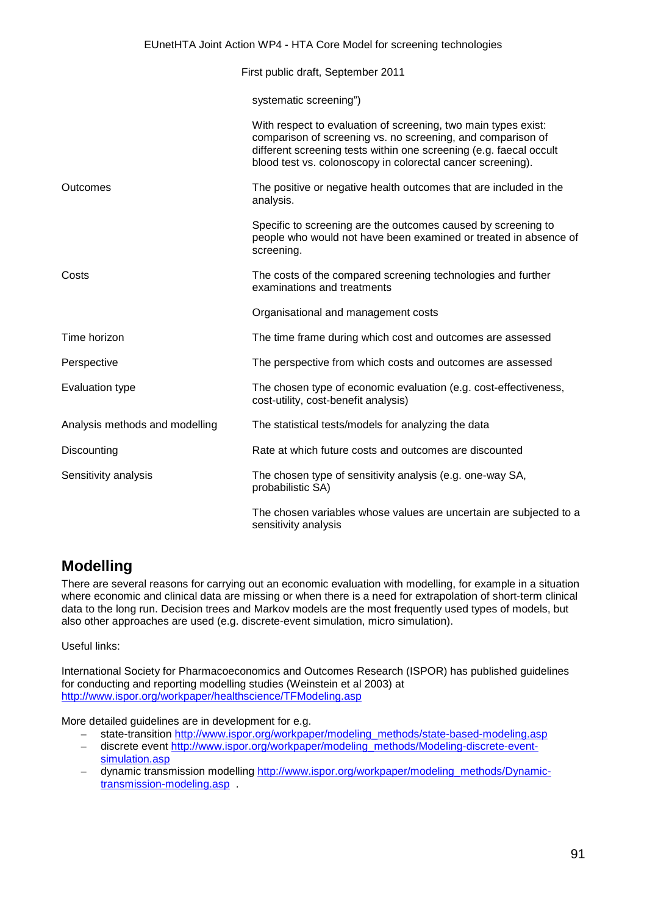| | |
|---|---|
| | systematic screening") |
| | With respect to evaluation of screening, two main types exist: comparison of screening vs. no screening, and comparison of different screening tests within one screening (e.g. faecal occult blood test vs. colonoscopy in colorectal cancer screening). |
| Outcomes | The positive or negative health outcomes that are included in the analysis. |
| | Specific to screening are the outcomes caused by screening to people who would not have been examined or treated in absence of screening. |
| Costs | The costs of the compared screening technologies and further examinations and treatments |
| | Organisational and management costs |
| Time horizon | The time frame during which cost and outcomes are assessed |
| Perspective | The perspective from which costs and outcomes are assessed |
| Evaluation type | The chosen type of economic evaluation (e.g. cost-effectiveness, cost-utility, cost-benefit analysis) |
| Analysis methods and modelling | The statistical tests/models for analyzing the data |
| Discounting | Rate at which future costs and outcomes are discounted |
| Sensitivity analysis | The chosen type of sensitivity analysis (e.g. one-way SA, probabilistic SA) |
| | The chosen variables whose values are uncertain are subjected to a sensitivity analysis |

## Modelling

There are several reasons for carrying out an economic evaluation with modelling, for example in a situation where economic and clinical data are missing or when there is a need for extrapolation of short-term clinical data to the long run. Decision trees and Markov models are the most frequently used types of models, but also other approaches are used (e.g. discrete-event simulation, micro simulation).

Useful links:

International Society for Pharmacoeconomics and Outcomes Research (ISPOR) has published guidelines for conducting and reporting modelling studies (Weinstein et al 2003) at http://www.ispor.org/workpaper/healthscience/TFModeling.asp

More detailed guidelines are in development for e.g.

- state-transition http://www.ispor.org/workpaper/modeling_methods/state-based-modeling.asp
- discrete event http://www.ispor.org/workpaper/modeling_methods/Modeling-discrete-event-simulation.asp
- dynamic transmission modelling http://www.ispor.org/workpaper/modeling_methods/Dynamic-transmission-modeling.asp .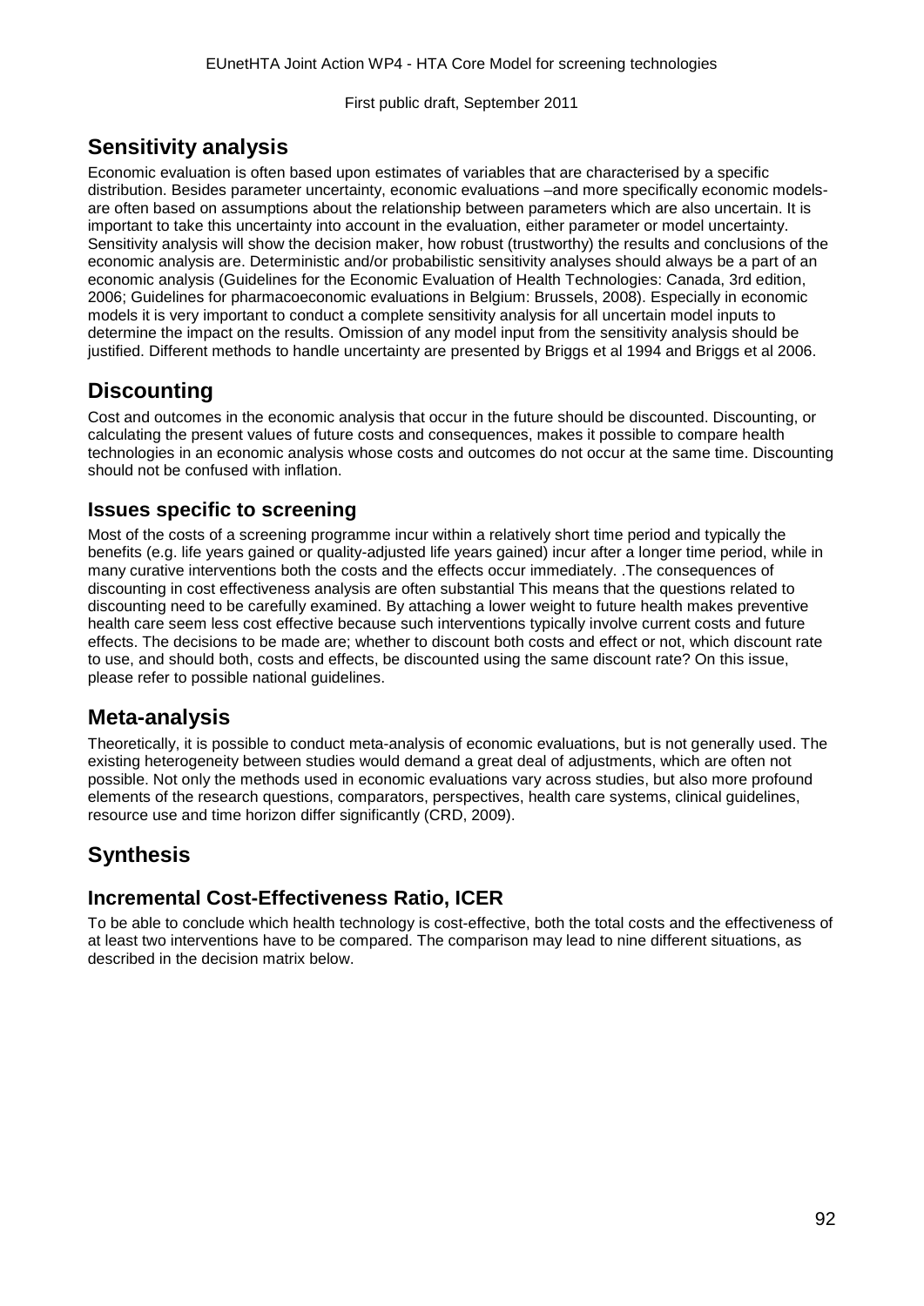## Sensitivity analysis

Economic evaluation is often based upon estimates of variables that are characterised by a specific distribution. Besides parameter uncertainty, economic evaluations –and more specifically economic models- are often based on assumptions about the relationship between parameters which are also uncertain. It is important to take this uncertainty into account in the evaluation, either parameter or model uncertainty. Sensitivity analysis will show the decision maker, how robust (trustworthy) the results and conclusions of the economic analysis are. Deterministic and/or probabilistic sensitivity analyses should always be a part of an economic analysis (Guidelines for the Economic Evaluation of Health Technologies: Canada, 3rd edition, 2006; Guidelines for pharmacoeconomic evaluations in Belgium: Brussels, 2008). Especially in economic models it is very important to conduct a complete sensitivity analysis for all uncertain model inputs to determine the impact on the results. Omission of any model input from the sensitivity analysis should be justified. Different methods to handle uncertainty are presented by Briggs et al 1994 and Briggs et al 2006.

## Discounting

Cost and outcomes in the economic analysis that occur in the future should be discounted. Discounting, or calculating the present values of future costs and consequences, makes it possible to compare health technologies in an economic analysis whose costs and outcomes do not occur at the same time. Discounting should not be confused with inflation.

### Issues specific to screening

Most of the costs of a screening programme incur within a relatively short time period and typically the benefits (e.g. life years gained or quality-adjusted life years gained) incur after a longer time period, while in many curative interventions both the costs and the effects occur immediately. .The consequences of discounting in cost effectiveness analysis are often substantial This means that the questions related to discounting need to be carefully examined. By attaching a lower weight to future health makes preventive health care seem less cost effective because such interventions typically involve current costs and future effects. The decisions to be made are; whether to discount both costs and effect or not, which discount rate to use, and should both, costs and effects, be discounted using the same discount rate? On this issue, please refer to possible national guidelines.

## Meta-analysis

Theoretically, it is possible to conduct meta-analysis of economic evaluations, but is not generally used. The existing heterogeneity between studies would demand a great deal of adjustments, which are often not possible. Not only the methods used in economic evaluations vary across studies, but also more profound elements of the research questions, comparators, perspectives, health care systems, clinical guidelines, resource use and time horizon differ significantly (CRD, 2009).

## Synthesis

### Incremental Cost-Effectiveness Ratio, ICER

To be able to conclude which health technology is cost-effective, both the total costs and the effectiveness of at least two interventions have to be compared. The comparison may lead to nine different situations, as described in the decision matrix below.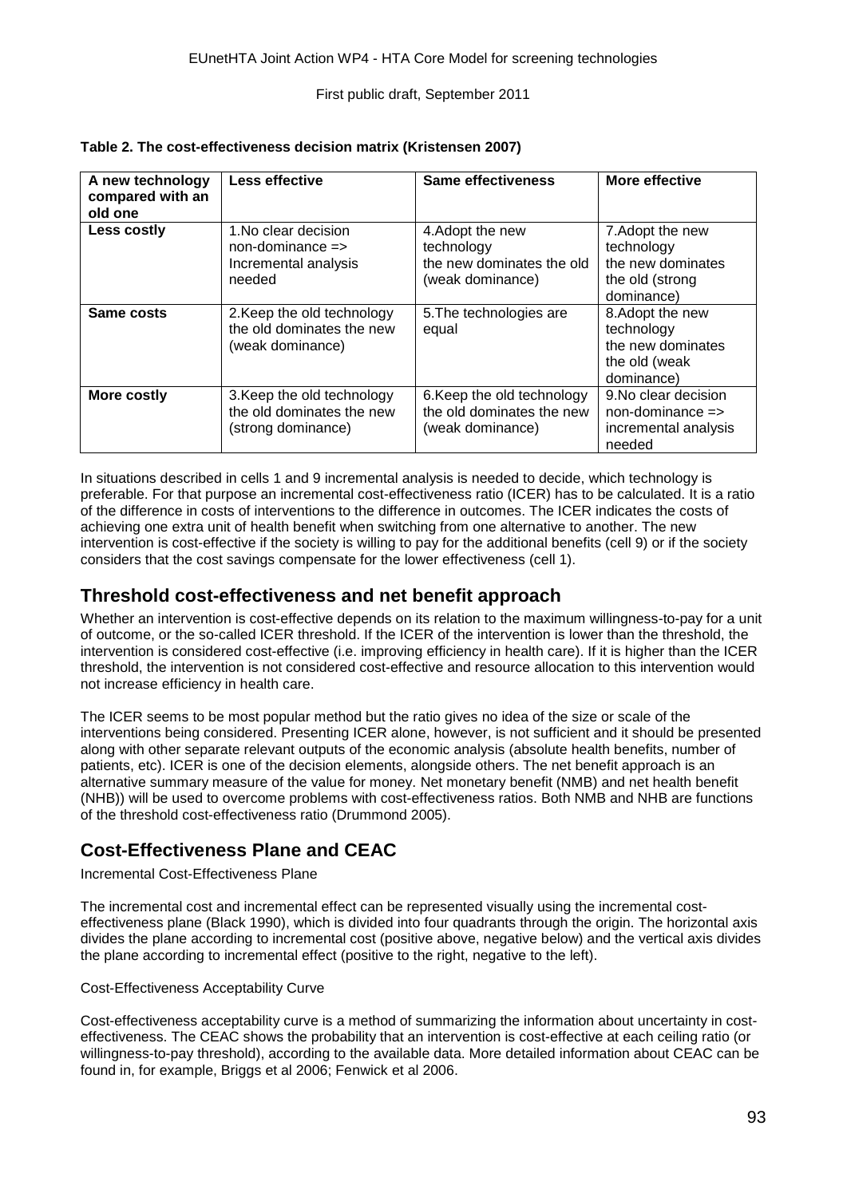**Table 2. The cost-effectiveness decision matrix (Kristensen 2007)**

| A new technology compared with an old one | Less effective | Same effectiveness | More effective |
|---|---|---|---|
| **Less costly** | 1.No clear decision non-dominance => Incremental analysis needed | 4.Adopt the new technology the new dominates the old (weak dominance) | 7.Adopt the new technology the new dominates the old (strong dominance) |
| **Same costs** | 2.Keep the old technology the old dominates the new (weak dominance) | 5.The technologies are equal | 8.Adopt the new technology the new dominates the old (weak dominance) |
| **More costly** | 3.Keep the old technology the old dominates the new (strong dominance) | 6.Keep the old technology the old dominates the new (weak dominance) | 9.No clear decision non-dominance => incremental analysis needed |

In situations described in cells 1 and 9 incremental analysis is needed to decide, which technology is preferable. For that purpose an incremental cost-effectiveness ratio (ICER) has to be calculated. It is a ratio of the difference in costs of interventions to the difference in outcomes. The ICER indicates the costs of achieving one extra unit of health benefit when switching from one alternative to another. The new intervention is cost-effective if the society is willing to pay for the additional benefits (cell 9) or if the society considers that the cost savings compensate for the lower effectiveness (cell 1).

## Threshold cost-effectiveness and net benefit approach

Whether an intervention is cost-effective depends on its relation to the maximum willingness-to-pay for a unit of outcome, or the so-called ICER threshold. If the ICER of the intervention is lower than the threshold, the intervention is considered cost-effective (i.e. improving efficiency in health care). If it is higher than the ICER threshold, the intervention is not considered cost-effective and resource allocation to this intervention would not increase efficiency in health care.

The ICER seems to be most popular method but the ratio gives no idea of the size or scale of the interventions being considered. Presenting ICER alone, however, is not sufficient and it should be presented along with other separate relevant outputs of the economic analysis (absolute health benefits, number of patients, etc). ICER is one of the decision elements, alongside others. The net benefit approach is an alternative summary measure of the value for money. Net monetary benefit (NMB) and net health benefit (NHB)) will be used to overcome problems with cost-effectiveness ratios. Both NMB and NHB are functions of the threshold cost-effectiveness ratio (Drummond 2005).

## Cost-Effectiveness Plane and CEAC

Incremental Cost-Effectiveness Plane

The incremental cost and incremental effect can be represented visually using the incremental cost-effectiveness plane (Black 1990), which is divided into four quadrants through the origin. The horizontal axis divides the plane according to incremental cost (positive above, negative below) and the vertical axis divides the plane according to incremental effect (positive to the right, negative to the left).

Cost-Effectiveness Acceptability Curve

Cost-effectiveness acceptability curve is a method of summarizing the information about uncertainty in cost-effectiveness. The CEAC shows the probability that an intervention is cost-effective at each ceiling ratio (or willingness-to-pay threshold), according to the available data. More detailed information about CEAC can be found in, for example, Briggs et al 2006; Fenwick et al 2006.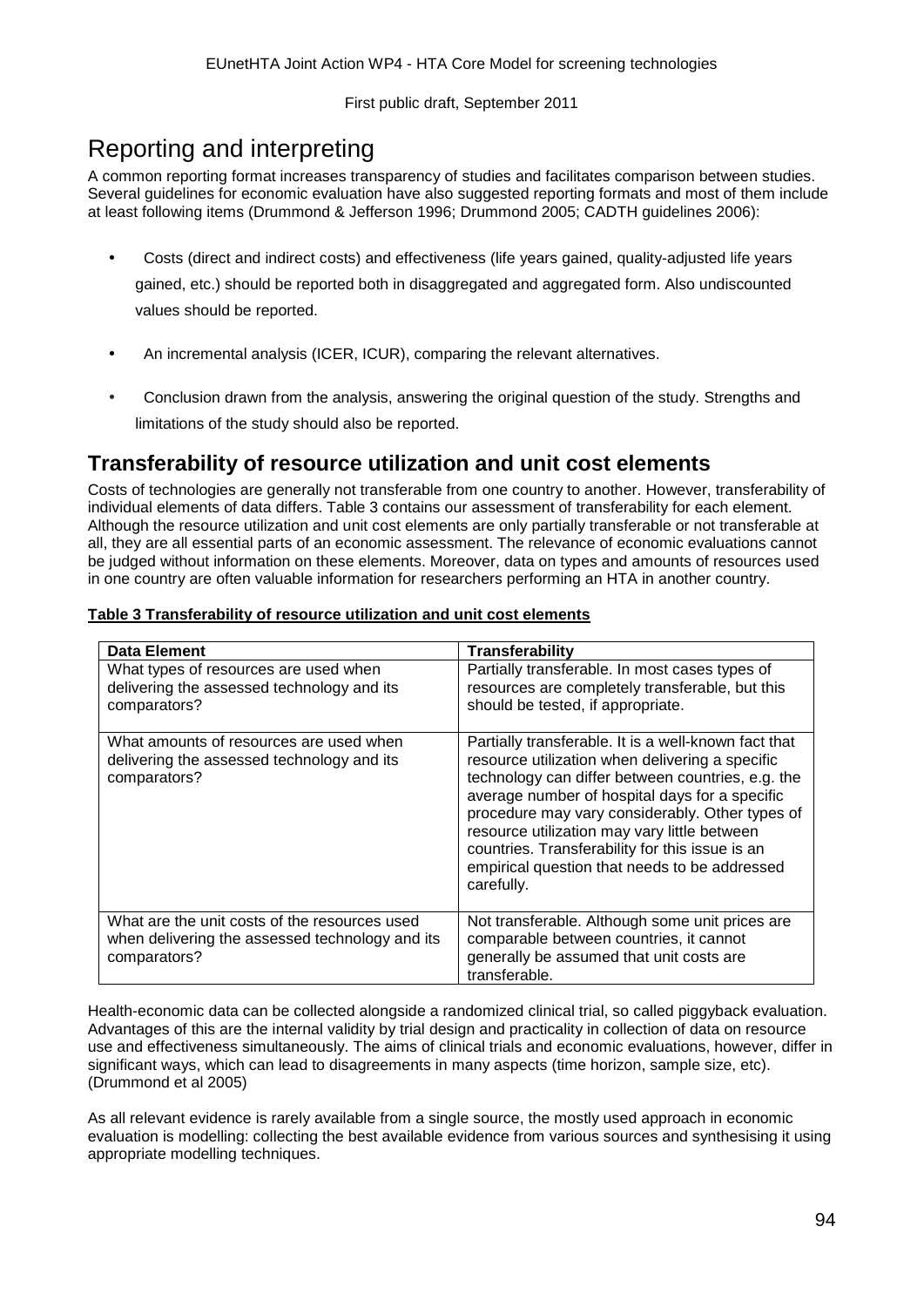# Reporting and interpreting

A common reporting format increases transparency of studies and facilitates comparison between studies. Several guidelines for economic evaluation have also suggested reporting formats and most of them include at least following items (Drummond & Jefferson 1996; Drummond 2005; CADTH guidelines 2006):

- Costs (direct and indirect costs) and effectiveness (life years gained, quality-adjusted life years gained, etc.) should be reported both in disaggregated and aggregated form. Also undiscounted values should be reported.
- An incremental analysis (ICER, ICUR), comparing the relevant alternatives.
- Conclusion drawn from the analysis, answering the original question of the study. Strengths and limitations of the study should also be reported.

## Transferability of resource utilization and unit cost elements

Costs of technologies are generally not transferable from one country to another. However, transferability of individual elements of data differs. Table 3 contains our assessment of transferability for each element. Although the resource utilization and unit cost elements are only partially transferable or not transferable at all, they are all essential parts of an economic assessment. The relevance of economic evaluations cannot be judged without information on these elements. Moreover, data on types and amounts of resources used in one country are often valuable information for researchers performing an HTA in another country.

**Table 3 Transferability of resource utilization and unit cost elements**

| Data Element | Transferability |
|---|---|
| What types of resources are used when delivering the assessed technology and its comparators? | Partially transferable. In most cases types of resources are completely transferable, but this should be tested, if appropriate. |
| What amounts of resources are used when delivering the assessed technology and its comparators? | Partially transferable. It is a well-known fact that resource utilization when delivering a specific technology can differ between countries, e.g. the average number of hospital days for a specific procedure may vary considerably. Other types of resource utilization may vary little between countries. Transferability for this issue is an empirical question that needs to be addressed carefully. |
| What are the unit costs of the resources used when delivering the assessed technology and its comparators? | Not transferable. Although some unit prices are comparable between countries, it cannot generally be assumed that unit costs are transferable. |

Health-economic data can be collected alongside a randomized clinical trial, so called piggyback evaluation. Advantages of this are the internal validity by trial design and practicality in collection of data on resource use and effectiveness simultaneously. The aims of clinical trials and economic evaluations, however, differ in significant ways, which can lead to disagreements in many aspects (time horizon, sample size, etc). (Drummond et al 2005)

As all relevant evidence is rarely available from a single source, the mostly used approach in economic evaluation is modelling: collecting the best available evidence from various sources and synthesising it using appropriate modelling techniques.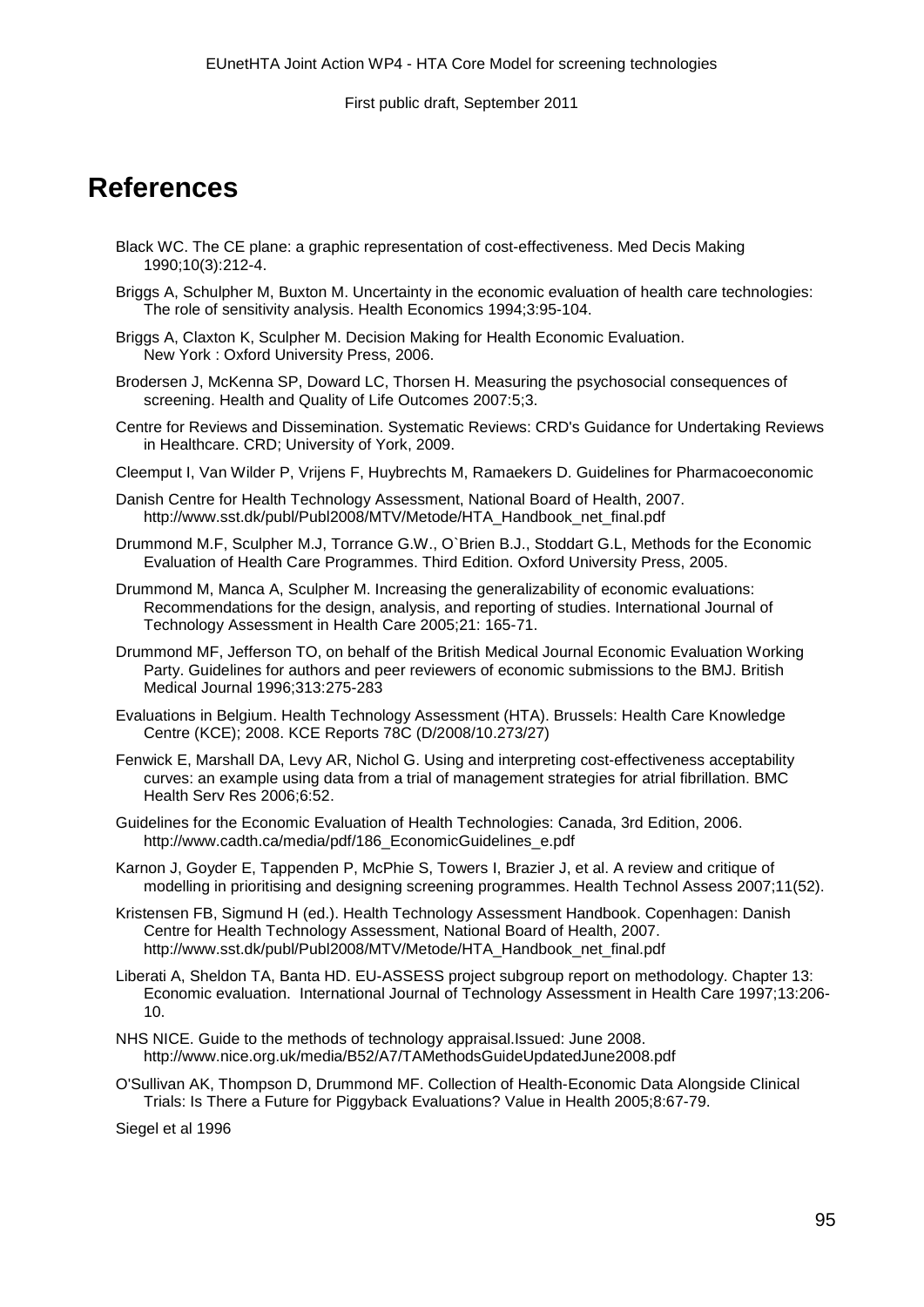# References

Black WC. The CE plane: a graphic representation of cost-effectiveness. Med Decis Making 1990;10(3):212-4.

Briggs A, Schulpher M, Buxton M. Uncertainty in the economic evaluation of health care technologies: The role of sensitivity analysis. Health Economics 1994;3:95-104.

Briggs A, Claxton K, Sculpher M. Decision Making for Health Economic Evaluation. New York : Oxford University Press, 2006.

Brodersen J, McKenna SP, Doward LC, Thorsen H. Measuring the psychosocial consequences of screening. Health and Quality of Life Outcomes 2007:5;3.

Centre for Reviews and Dissemination. Systematic Reviews: CRD's Guidance for Undertaking Reviews in Healthcare. CRD; University of York, 2009.

Cleemput I, Van Wilder P, Vrijens F, Huybrechts M, Ramaekers D. Guidelines for Pharmacoeconomic

Danish Centre for Health Technology Assessment, National Board of Health, 2007. http://www.sst.dk/publ/Publ2008/MTV/Metode/HTA_Handbook_net_final.pdf

Drummond M.F, Sculpher M.J, Torrance G.W., O`Brien B.J., Stoddart G.L, Methods for the Economic Evaluation of Health Care Programmes. Third Edition. Oxford University Press, 2005.

Drummond M, Manca A, Sculpher M. Increasing the generalizability of economic evaluations: Recommendations for the design, analysis, and reporting of studies. International Journal of Technology Assessment in Health Care 2005;21: 165-71.

Drummond MF, Jefferson TO, on behalf of the British Medical Journal Economic Evaluation Working Party. Guidelines for authors and peer reviewers of economic submissions to the BMJ. British Medical Journal 1996;313:275-283

Evaluations in Belgium. Health Technology Assessment (HTA). Brussels: Health Care Knowledge Centre (KCE); 2008. KCE Reports 78C (D/2008/10.273/27)

Fenwick E, Marshall DA, Levy AR, Nichol G. Using and interpreting cost-effectiveness acceptability curves: an example using data from a trial of management strategies for atrial fibrillation. BMC Health Serv Res 2006;6:52.

Guidelines for the Economic Evaluation of Health Technologies: Canada, 3rd Edition, 2006. http://www.cadth.ca/media/pdf/186_EconomicGuidelines_e.pdf

Karnon J, Goyder E, Tappenden P, McPhie S, Towers I, Brazier J, et al. A review and critique of modelling in prioritising and designing screening programmes. Health Technol Assess 2007;11(52).

Kristensen FB, Sigmund H (ed.). Health Technology Assessment Handbook. Copenhagen: Danish Centre for Health Technology Assessment, National Board of Health, 2007. http://www.sst.dk/publ/Publ2008/MTV/Metode/HTA_Handbook_net_final.pdf

Liberati A, Sheldon TA, Banta HD. EU-ASSESS project subgroup report on methodology. Chapter 13: Economic evaluation. International Journal of Technology Assessment in Health Care 1997;13:206-10.

NHS NICE. Guide to the methods of technology appraisal.Issued: June 2008. http://www.nice.org.uk/media/B52/A7/TAMethodsGuideUpdatedJune2008.pdf

O'Sullivan AK, Thompson D, Drummond MF. Collection of Health-Economic Data Alongside Clinical Trials: Is There a Future for Piggyback Evaluations? Value in Health 2005;8:67-79.

Siegel et al 1996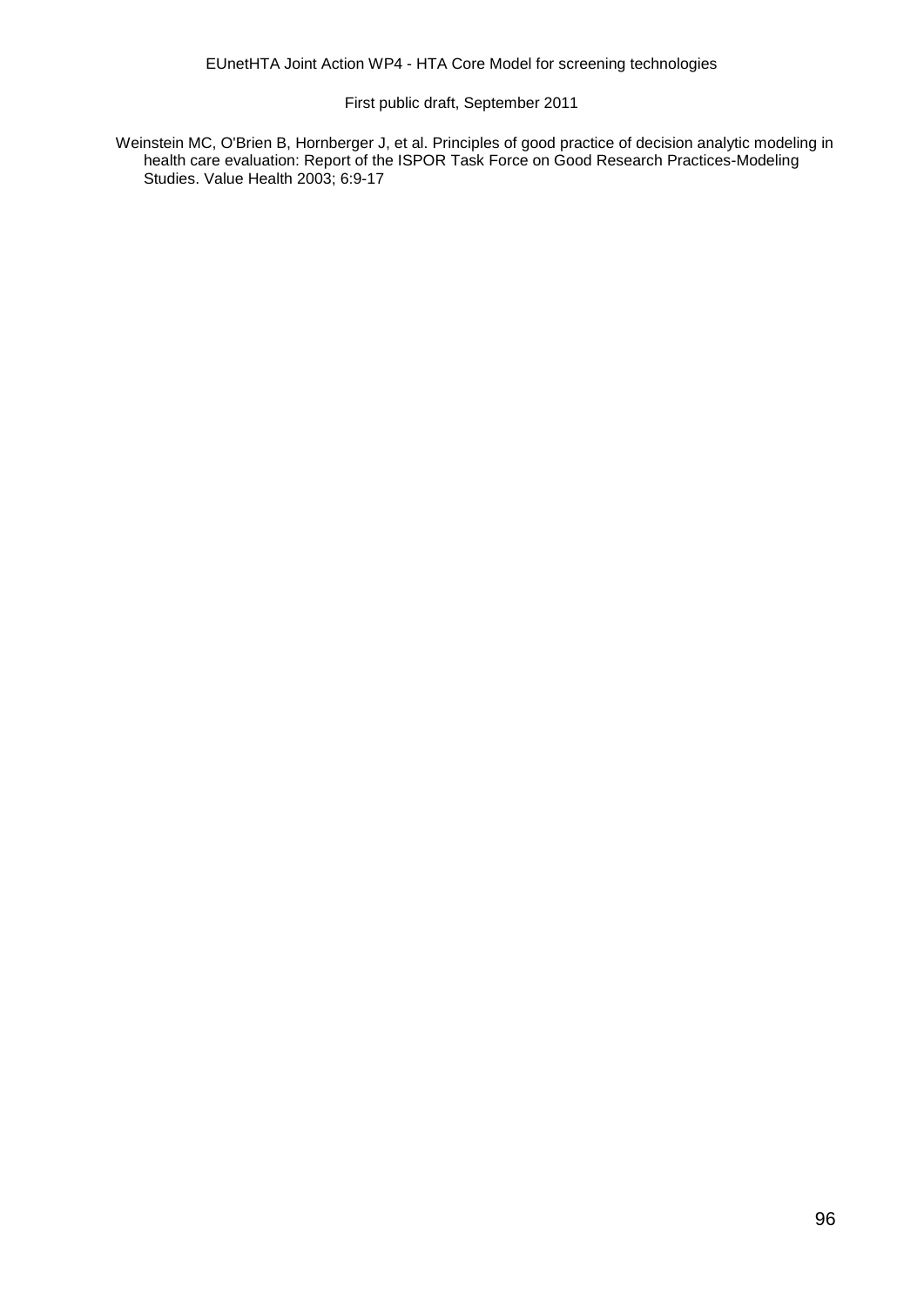Weinstein MC, O'Brien B, Hornberger J, et al. Principles of good practice of decision analytic modeling in health care evaluation: Report of the ISPOR Task Force on Good Research Practices-Modeling Studies. Value Health 2003; 6:9-17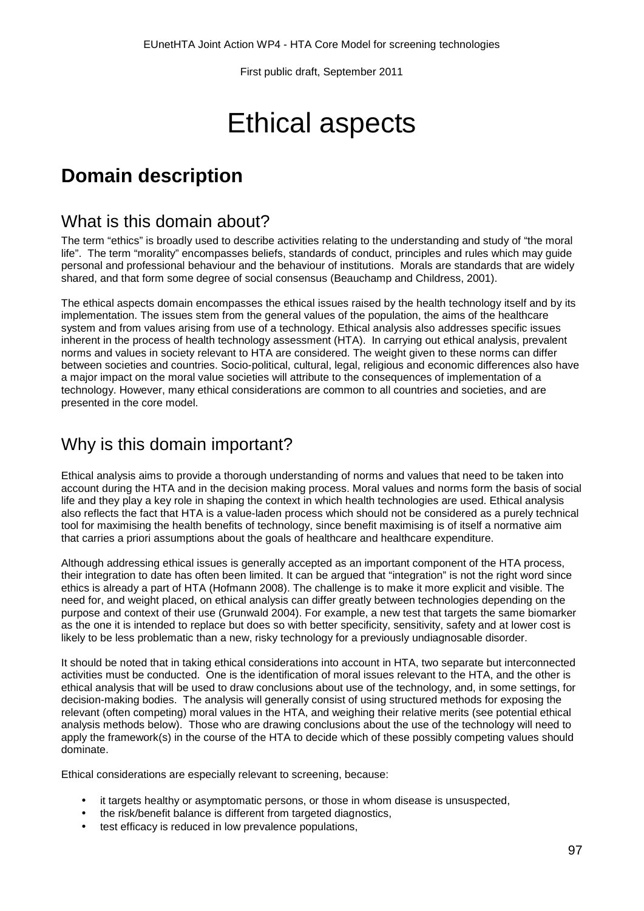# Ethical aspects

## Domain description

### What is this domain about?

The term "ethics" is broadly used to describe activities relating to the understanding and study of "the moral life". The term "morality" encompasses beliefs, standards of conduct, principles and rules which may guide personal and professional behaviour and the behaviour of institutions. Morals are standards that are widely shared, and that form some degree of social consensus (Beauchamp and Childress, 2001).

The ethical aspects domain encompasses the ethical issues raised by the health technology itself and by its implementation. The issues stem from the general values of the population, the aims of the healthcare system and from values arising from use of a technology. Ethical analysis also addresses specific issues inherent in the process of health technology assessment (HTA). In carrying out ethical analysis, prevalent norms and values in society relevant to HTA are considered. The weight given to these norms can differ between societies and countries. Socio-political, cultural, legal, religious and economic differences also have a major impact on the moral value societies will attribute to the consequences of implementation of a technology. However, many ethical considerations are common to all countries and societies, and are presented in the core model.

### Why is this domain important?

Ethical analysis aims to provide a thorough understanding of norms and values that need to be taken into account during the HTA and in the decision making process. Moral values and norms form the basis of social life and they play a key role in shaping the context in which health technologies are used. Ethical analysis also reflects the fact that HTA is a value-laden process which should not be considered as a purely technical tool for maximising the health benefits of technology, since benefit maximising is of itself a normative aim that carries a priori assumptions about the goals of healthcare and healthcare expenditure.

Although addressing ethical issues is generally accepted as an important component of the HTA process, their integration to date has often been limited. It can be argued that "integration" is not the right word since ethics is already a part of HTA (Hofmann 2008). The challenge is to make it more explicit and visible. The need for, and weight placed, on ethical analysis can differ greatly between technologies depending on the purpose and context of their use (Grunwald 2004). For example, a new test that targets the same biomarker as the one it is intended to replace but does so with better specificity, sensitivity, safety and at lower cost is likely to be less problematic than a new, risky technology for a previously undiagnosable disorder.

It should be noted that in taking ethical considerations into account in HTA, two separate but interconnected activities must be conducted. One is the identification of moral issues relevant to the HTA, and the other is ethical analysis that will be used to draw conclusions about use of the technology, and, in some settings, for decision-making bodies. The analysis will generally consist of using structured methods for exposing the relevant (often competing) moral values in the HTA, and weighing their relative merits (see potential ethical analysis methods below). Those who are drawing conclusions about the use of the technology will need to apply the framework(s) in the course of the HTA to decide which of these possibly competing values should dominate.

Ethical considerations are especially relevant to screening, because:

- it targets healthy or asymptomatic persons, or those in whom disease is unsuspected,
- the risk/benefit balance is different from targeted diagnostics,
- test efficacy is reduced in low prevalence populations,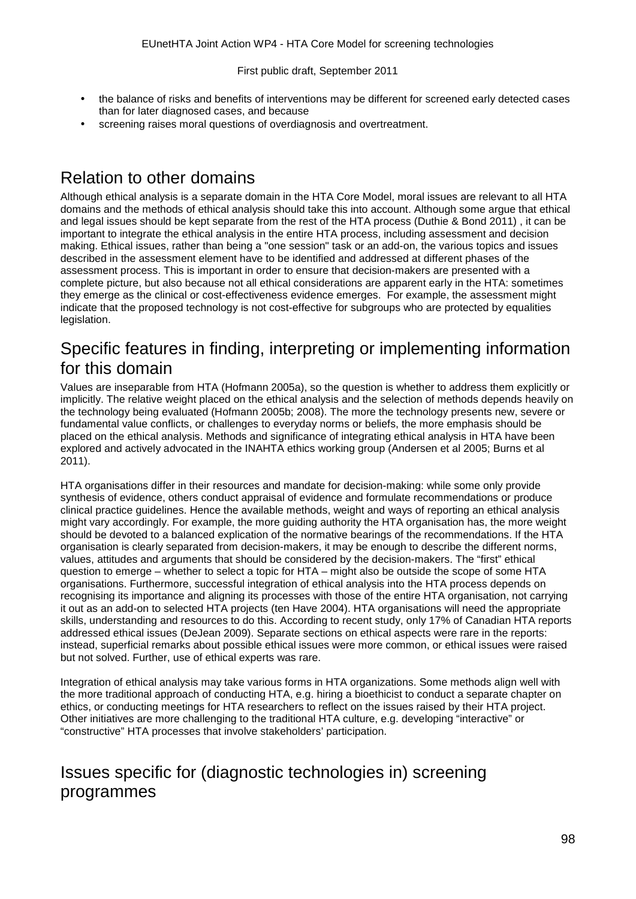- the balance of risks and benefits of interventions may be different for screened early detected cases than for later diagnosed cases, and because
- screening raises moral questions of overdiagnosis and overtreatment.

## Relation to other domains

Although ethical analysis is a separate domain in the HTA Core Model, moral issues are relevant to all HTA domains and the methods of ethical analysis should take this into account. Although some argue that ethical and legal issues should be kept separate from the rest of the HTA process (Duthie & Bond 2011) , it can be important to integrate the ethical analysis in the entire HTA process, including assessment and decision making. Ethical issues, rather than being a "one session" task or an add-on, the various topics and issues described in the assessment element have to be identified and addressed at different phases of the assessment process. This is important in order to ensure that decision-makers are presented with a complete picture, but also because not all ethical considerations are apparent early in the HTA: sometimes they emerge as the clinical or cost-effectiveness evidence emerges. For example, the assessment might indicate that the proposed technology is not cost-effective for subgroups who are protected by equalities legislation.

## Specific features in finding, interpreting or implementing information for this domain

Values are inseparable from HTA (Hofmann 2005a), so the question is whether to address them explicitly or implicitly. The relative weight placed on the ethical analysis and the selection of methods depends heavily on the technology being evaluated (Hofmann 2005b; 2008). The more the technology presents new, severe or fundamental value conflicts, or challenges to everyday norms or beliefs, the more emphasis should be placed on the ethical analysis. Methods and significance of integrating ethical analysis in HTA have been explored and actively advocated in the INAHTA ethics working group (Andersen et al 2005; Burns et al 2011).

HTA organisations differ in their resources and mandate for decision-making: while some only provide synthesis of evidence, others conduct appraisal of evidence and formulate recommendations or produce clinical practice guidelines. Hence the available methods, weight and ways of reporting an ethical analysis might vary accordingly. For example, the more guiding authority the HTA organisation has, the more weight should be devoted to a balanced explication of the normative bearings of the recommendations. If the HTA organisation is clearly separated from decision-makers, it may be enough to describe the different norms, values, attitudes and arguments that should be considered by the decision-makers. The "first" ethical question to emerge – whether to select a topic for HTA – might also be outside the scope of some HTA organisations. Furthermore, successful integration of ethical analysis into the HTA process depends on recognising its importance and aligning its processes with those of the entire HTA organisation, not carrying it out as an add-on to selected HTA projects (ten Have 2004). HTA organisations will need the appropriate skills, understanding and resources to do this. According to recent study, only 17% of Canadian HTA reports addressed ethical issues (DeJean 2009). Separate sections on ethical aspects were rare in the reports: instead, superficial remarks about possible ethical issues were more common, or ethical issues were raised but not solved. Further, use of ethical experts was rare.

Integration of ethical analysis may take various forms in HTA organizations. Some methods align well with the more traditional approach of conducting HTA, e.g. hiring a bioethicist to conduct a separate chapter on ethics, or conducting meetings for HTA researchers to reflect on the issues raised by their HTA project. Other initiatives are more challenging to the traditional HTA culture, e.g. developing "interactive" or "constructive" HTA processes that involve stakeholders' participation.

## Issues specific for (diagnostic technologies in) screening programmes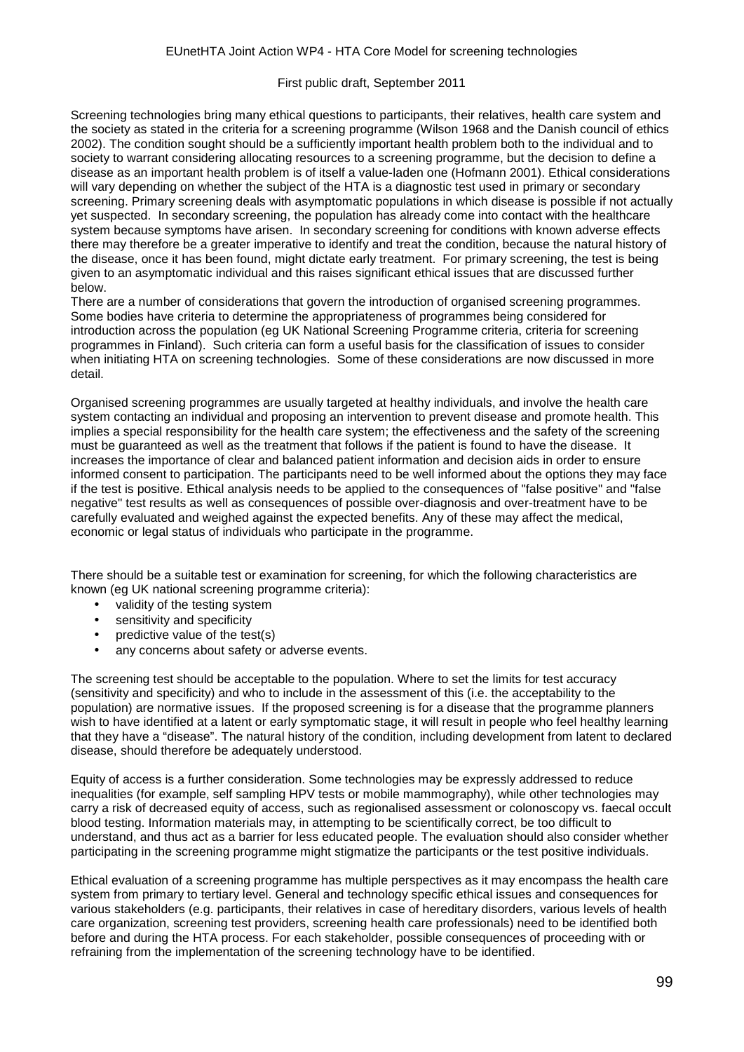Screening technologies bring many ethical questions to participants, their relatives, health care system and the society as stated in the criteria for a screening programme (Wilson 1968 and the Danish council of ethics 2002). The condition sought should be a sufficiently important health problem both to the individual and to society to warrant considering allocating resources to a screening programme, but the decision to define a disease as an important health problem is of itself a value-laden one (Hofmann 2001). Ethical considerations will vary depending on whether the subject of the HTA is a diagnostic test used in primary or secondary screening. Primary screening deals with asymptomatic populations in which disease is possible if not actually yet suspected. In secondary screening, the population has already come into contact with the healthcare system because symptoms have arisen. In secondary screening for conditions with known adverse effects there may therefore be a greater imperative to identify and treat the condition, because the natural history of the disease, once it has been found, might dictate early treatment. For primary screening, the test is being given to an asymptomatic individual and this raises significant ethical issues that are discussed further below.
There are a number of considerations that govern the introduction of organised screening programmes. Some bodies have criteria to determine the appropriateness of programmes being considered for introduction across the population (eg UK National Screening Programme criteria, criteria for screening programmes in Finland). Such criteria can form a useful basis for the classification of issues to consider when initiating HTA on screening technologies. Some of these considerations are now discussed in more detail.

Organised screening programmes are usually targeted at healthy individuals, and involve the health care system contacting an individual and proposing an intervention to prevent disease and promote health. This implies a special responsibility for the health care system; the effectiveness and the safety of the screening must be guaranteed as well as the treatment that follows if the patient is found to have the disease. It increases the importance of clear and balanced patient information and decision aids in order to ensure informed consent to participation. The participants need to be well informed about the options they may face if the test is positive. Ethical analysis needs to be applied to the consequences of "false positive" and "false negative" test results as well as consequences of possible over-diagnosis and over-treatment have to be carefully evaluated and weighed against the expected benefits. Any of these may affect the medical, economic or legal status of individuals who participate in the programme.

There should be a suitable test or examination for screening, for which the following characteristics are known (eg UK national screening programme criteria):

- validity of the testing system
- sensitivity and specificity
- predictive value of the test(s)
- any concerns about safety or adverse events.

The screening test should be acceptable to the population. Where to set the limits for test accuracy (sensitivity and specificity) and who to include in the assessment of this (i.e. the acceptability to the population) are normative issues. If the proposed screening is for a disease that the programme planners wish to have identified at a latent or early symptomatic stage, it will result in people who feel healthy learning that they have a "disease". The natural history of the condition, including development from latent to declared disease, should therefore be adequately understood.

Equity of access is a further consideration. Some technologies may be expressly addressed to reduce inequalities (for example, self sampling HPV tests or mobile mammography), while other technologies may carry a risk of decreased equity of access, such as regionalised assessment or colonoscopy vs. faecal occult blood testing. Information materials may, in attempting to be scientifically correct, be too difficult to understand, and thus act as a barrier for less educated people. The evaluation should also consider whether participating in the screening programme might stigmatize the participants or the test positive individuals.

Ethical evaluation of a screening programme has multiple perspectives as it may encompass the health care system from primary to tertiary level. General and technology specific ethical issues and consequences for various stakeholders (e.g. participants, their relatives in case of hereditary disorders, various levels of health care organization, screening test providers, screening health care professionals) need to be identified both before and during the HTA process. For each stakeholder, possible consequences of proceeding with or refraining from the implementation of the screening technology have to be identified.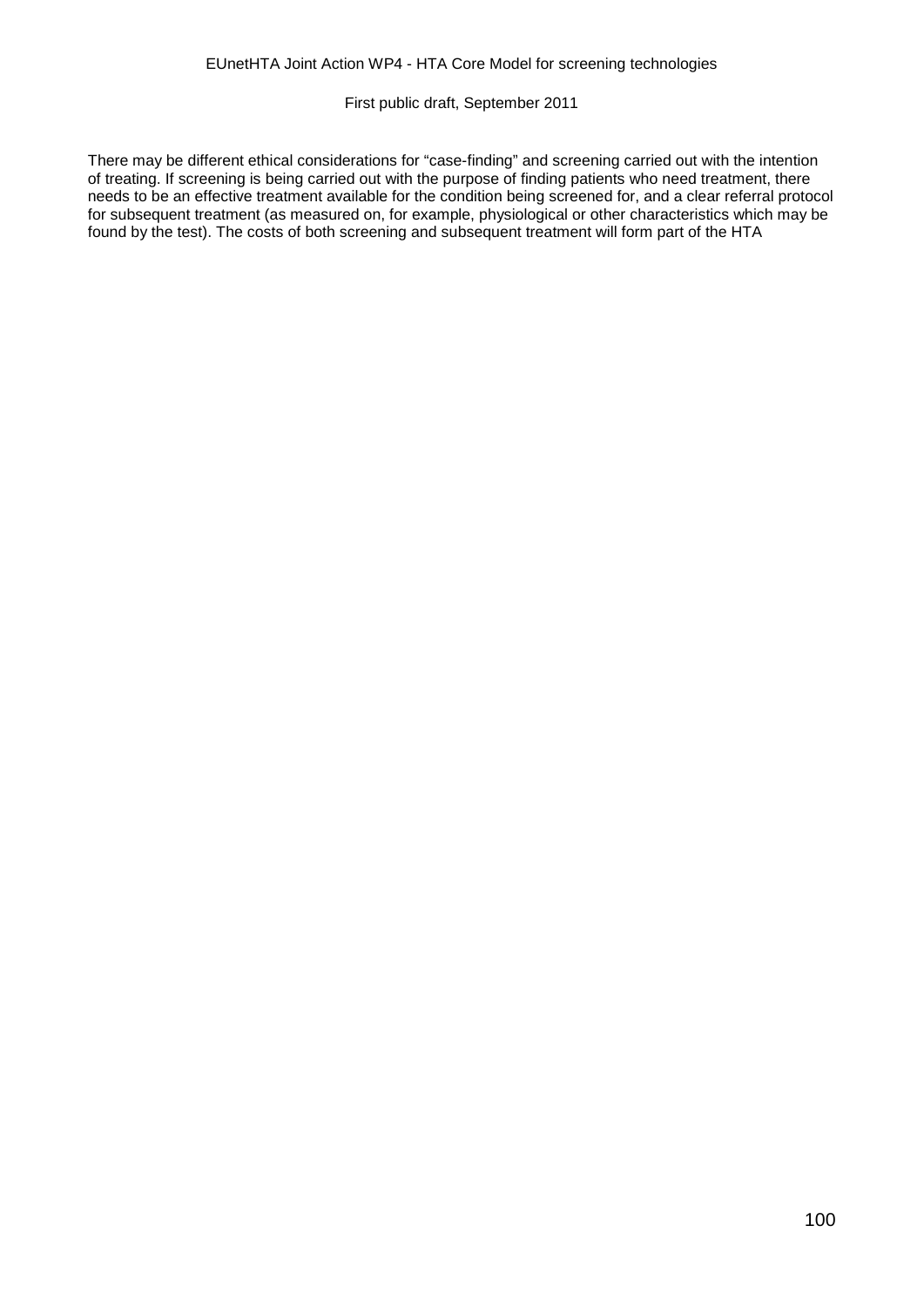There may be different ethical considerations for "case-finding" and screening carried out with the intention of treating. If screening is being carried out with the purpose of finding patients who need treatment, there needs to be an effective treatment available for the condition being screened for, and a clear referral protocol for subsequent treatment (as measured on, for example, physiological or other characteristics which may be found by the test). The costs of both screening and subsequent treatment will form part of the HTA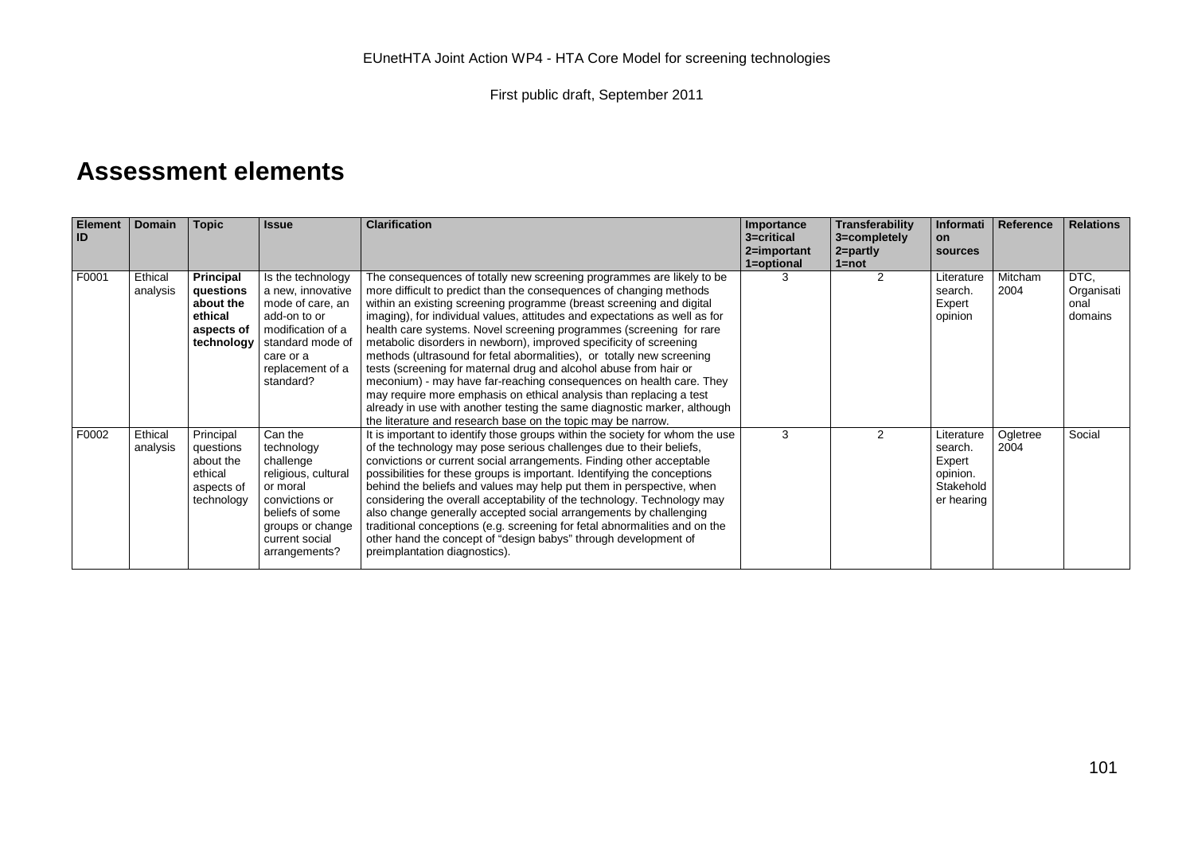# Assessment elements

| Element ID | Domain | Topic | Issue | Clarification | Importance 3=critical 2=important 1=optional | Transferability 3=completely 2=partly 1=not | Information sources | Reference | Relations |
|---|---|---|---|---|---|---|---|---|---|
| F0001 | Ethical analysis | **Principal questions about the ethical aspects of technology** | Is the technology a new, innovative mode of care, an add-on to or modification of a standard mode of care or a replacement of a standard? | The consequences of totally new screening programmes are likely to be more difficult to predict than the consequences of changing methods within an existing screening programme (breast screening and digital imaging), for individual values, attitudes and expectations as well as for health care systems. Novel screening programmes (screening for rare metabolic disorders in newborn), improved specificity of screening methods (ultrasound for fetal abnormalities), or totally new screening tests (screening for maternal drug and alcohol abuse from hair or meconium) - may have far-reaching consequences on health care. They may require more emphasis on ethical analysis than replacing a test already in use with another testing the same diagnostic marker, although the literature and research base on the topic may be narrow. | 3 | 2 | Literature search. Expert opinion | Mitcham 2004 | DTC, Organisational domains |
| F0002 | Ethical analysis | Principal questions about the ethical aspects of technology | Can the technology challenge religious, cultural or moral convictions or beliefs of some groups or change current social arrangements? | It is important to identify those groups within the society for whom the use of the technology may pose serious challenges due to their beliefs, convictions or current social arrangements. Finding other acceptable possibilities for these groups is important. Identifying the conceptions behind the beliefs and values may help put them in perspective, when considering the overall acceptability of the technology. Technology may also change generally accepted social arrangements by challenging traditional conceptions (e.g. screening for fetal abnormalities and on the other hand the concept of "design babys" through development of preimplantation diagnostics). | 3 | 2 | Literature search. Expert opinion. Stakeholder hearing | Ogletree 2004 | Social |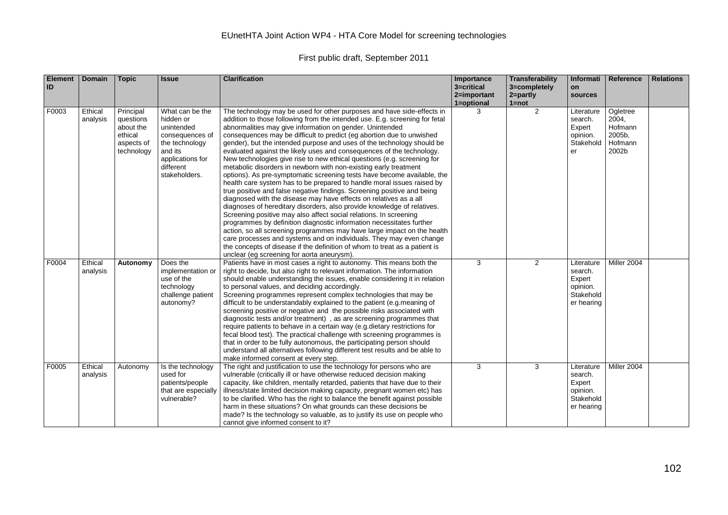| Element ID | Domain | Topic | Issue | Clarification | Importance 3=critical 2=important 1=optional | Transferability 3=completely 2=partly 1=not | Information sources | Reference | Relations |
|---|---|---|---|---|---|---|---|---|---|
| F0003 | Ethical analysis | Principal questions about the ethical aspects of technology | What can be the hidden or unintended consequences of the technology and its applications for different stakeholders. | The technology may be used for other purposes and have side-effects in addition to those following from the intended use. E.g. screening for fetal abnormalities may give information on gender. Unintended consequences may be difficult to predict (eg abortion due to unwished gender), but the intended purpose and uses of the technology should be evaluated against the likely uses and consequences of the technology. New technologies give rise to new ethical questions (e.g. screening for metabolic disorders in newborn with non-existing early treatment options). As pre-symptomatic screening tests have become available, the health care system has to be prepared to handle moral issues raised by true positive and false negative findings. Screening positive and being diagnosed with the disease may have effects on relatives as a all diagnoses of hereditary disorders, also provide knowledge of relatives. Screening positive may also affect social relations. In screening programmes by definition diagnostic information necessitates further action, so all screening programmes may have large impact on the health care processes and systems and on individuals. They may even change the concepts of disease if the definition of whom to treat as a patient is unclear (eg screening for aorta aneurysm). | 3 | 2 | Literature search. Expert opinion. Stakeholder | Ogletree 2004, Hofmann 2005b, Hofmann 2002b | |
| F0004 | Ethical analysis | **Autonomy** | Does the implementation or use of the technology challenge patient autonomy? | Patients have in most cases a right to autonomy. This means both the right to decide, but also right to relevant information. The information should enable understanding the issues, enable considering it in relation to personal values, and deciding accordingly. Screening programmes represent complex technologies that may be difficult to be understandably explained to the patient (e.g.meaning of screening positive or negative and the possible risks associated with diagnostic tests and/or treatment) , as are screening programmes that require patients to behave in a certain way (e.g.dietary restrictions for fecal blood test). The practical challenge with screening programmes is that in order to be fully autonomous, the participating person should understand all alternatives following different test results and be able to make informed consent at every step. | 3 | 2 | Literature search. Expert opinion. Stakeholder hearing | Miller 2004 | |
| F0005 | Ethical analysis | Autonomy | Is the technology used for patients/people that are especially vulnerable? | The right and justification to use the technology for persons who are vulnerable (critically ill or have otherwise reduced decision making capacity, like children, mentally retarded, patients that have due to their illness/state limited decision making capacity, pregnant women etc) has to be clarified. Who has the right to balance the benefit against possible harm in these situations? On what grounds can these decisions be made? Is the technology so valuable, as to justify its use on people who cannot give informed consent to it? | 3 | 3 | Literature search. Expert opinion. Stakeholder hearing | Miller 2004 | |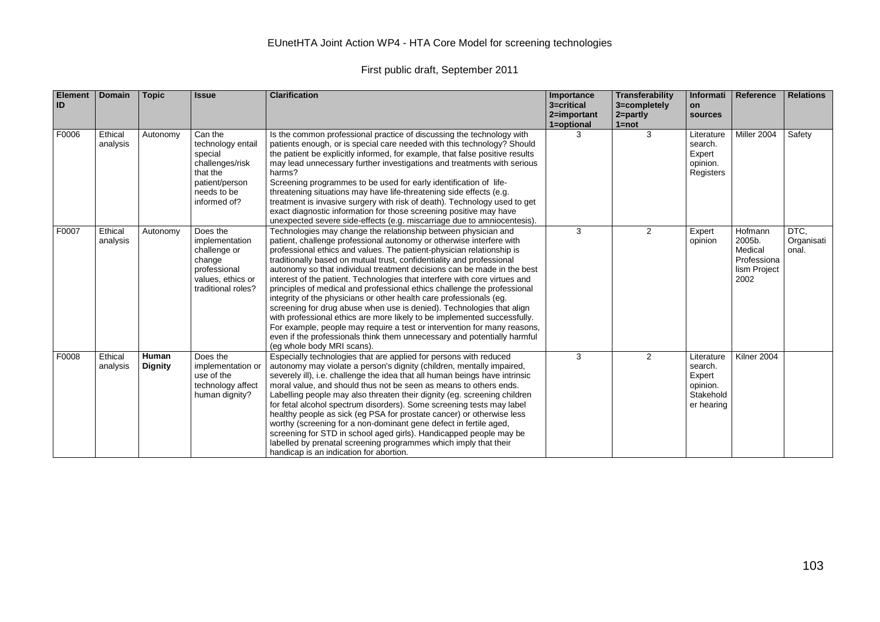EUnetHTA Joint Action WP4 - HTA Core Model for screening technologies

First public draft, September 2011

| Element ID | Domain | Topic | Issue | Clarification | Importance 3=critical 2=important 1=optional | Transferability 3=completely 2=partly 1=not | Information sources | Reference | Relations |
|---|---|---|---|---|---|---|---|---|---|
| F0006 | Ethical analysis | Autonomy | Can the technology entail special challenges/risk that the patient/person needs to be informed of? | Is the common professional practice of discussing the technology with patients enough, or is special care needed with this technology? Should the patient be explicitly informed, for example, that false positive results may lead unnecessary further investigations and treatments with serious harms?<br>Screening programmes to be used for early identification of life-threatening situations may have life-threatening side effects (e.g. treatment is invasive surgery with risk of death). Technology used to get exact diagnostic information for those screening positive may have unexpected severe side-effects (e.g. miscarriage due to amniocentesis). | 3 | 3 | Literature search. Expert opinion. Registers | Miller 2004 | Safety |
| F0007 | Ethical analysis | Autonomy | Does the implementation challenge or change professional values, ethics or traditional roles? | Technologies may change the relationship between physician and patient, challenge professional autonomy or otherwise interfere with professional ethics and values. The patient-physician relationship is traditionally based on mutual trust, confidentiality and professional autonomy so that individual treatment decisions can be made in the best interest of the patient. Technologies that interfere with core virtues and principles of medical and professional ethics challenge the professional integrity of the physicians or other health care professionals (eg. screening for drug abuse when use is denied). Technologies that align with professional ethics are more likely to be implemented successfully. For example, people may require a test or intervention for many reasons, even if the professionals think them unnecessary and potentially harmful (eg whole body MRI scans). | 3 | 2 | Expert opinion | Hofmann 2005b. Medical Professionalism Project 2002 | DTC, Organisational. |
| F0008 | Ethical analysis | **Human Dignity** | Does the implementation or use of the technology affect human dignity? | Especially technologies that are applied for persons with reduced autonomy may violate a person's dignity (children, mentally impaired, severely ill), i.e. challenge the idea that all human beings have intrinsic moral value, and should thus not be seen as means to others ends. Labelling people may also threaten their dignity (eg. screening children for fetal alcohol spectrum disorders). Some screening tests may label healthy people as sick (eg PSA for prostate cancer) or otherwise less worthy (screening for a non-dominant gene defect in fertile aged, screening for STD in school aged girls). Handicapped people may be labelled by prenatal screening programmes which imply that their handicap is an indication for abortion. | 3 | 2 | Literature search. Expert opinion. Stakeholder hearing | Kilner 2004 | |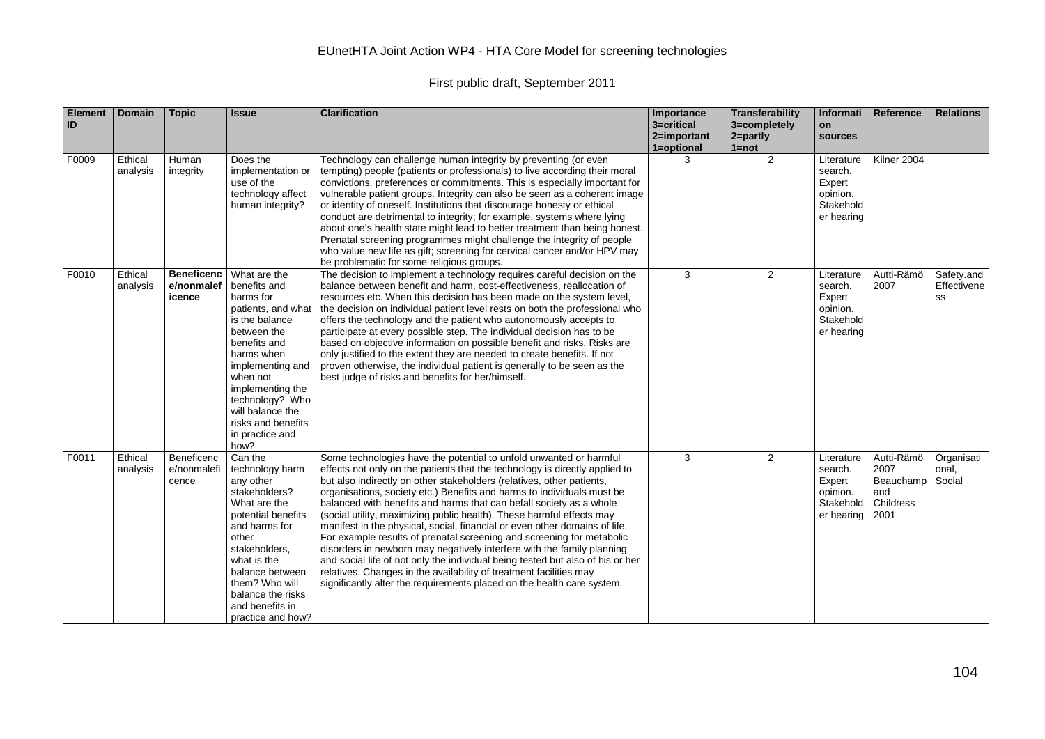EUnetHTA Joint Action WP4 - HTA Core Model for screening technologies

First public draft, September 2011

| Element ID | Domain | Topic | Issue | Clarification | Importance 3=critical 2=important 1=optional | Transferability 3=completely 2=partly 1=not | Information sources | Reference | Relations |
|---|---|---|---|---|---|---|---|---|---|
| F0009 | Ethical analysis | Human integrity | Does the implementation or use of the technology affect human integrity? | Technology can challenge human integrity by preventing (or even tempting) people (patients or professionals) to live according their moral convictions, preferences or commitments. This is especially important for vulnerable patient groups. Integrity can also be seen as a coherent image or identity of oneself. Institutions that discourage honesty or ethical conduct are detrimental to integrity; for example, systems where lying about one's health state might lead to better treatment than being honest. Prenatal screening programmes might challenge the integrity of people who value new life as gift; screening for cervical cancer and/or HPV may be problematic for some religious groups. | 3 | 2 | Literature search. Expert opinion. Stakeholder hearing | Kilner 2004 | |
| F0010 | Ethical analysis | **Beneficence/nonmaleficence** | What are the benefits and harms for patients, and what is the balance between the benefits and harms when implementing and when not implementing the technology? Who will balance the risks and benefits in practice and how? | The decision to implement a technology requires careful decision on the balance between benefit and harm, cost-effectiveness, reallocation of resources etc. When this decision has been made on the system level, the decision on individual patient level rests on both the professional who offers the technology and the patient who autonomously accepts to participate at every possible step. The individual decision has to be based on objective information on possible benefit and risks. Risks are only justified to the extent they are needed to create benefits. If not proven otherwise, the individual patient is generally to be seen as the best judge of risks and benefits for her/himself. | 3 | 2 | Literature search. Expert opinion. Stakeholder hearing | Autti-Rämö 2007 | Safety.and Effectiveness |
| F0011 | Ethical analysis | Beneficence/nonmaleficence | Can the technology harm any other stakeholders? What are the potential benefits and harms for other stakeholders, what is the balance between them? Who will balance the risks and benefits in practice and how? | Some technologies have the potential to unfold unwanted or harmful effects not only on the patients that the technology is directly applied to but also indirectly on other stakeholders (relatives, other patients, organisations, society etc.) Benefits and harms to individuals must be balanced with benefits and harms that can befall society as a whole (social utility, maximizing public health). These harmful effects may manifest in the physical, social, financial or even other domains of life. For example results of prenatal screening and screening for metabolic disorders in newborn may negatively interfere with the family planning and social life of not only the individual being tested but also of his or her relatives. Changes in the availability of treatment facilities may significantly alter the requirements placed on the health care system. | 3 | 2 | Literature search. Expert opinion. Stakeholder hearing | Autti-Rämö 2007 Beauchamp and Childress 2001 | Organisational, Social |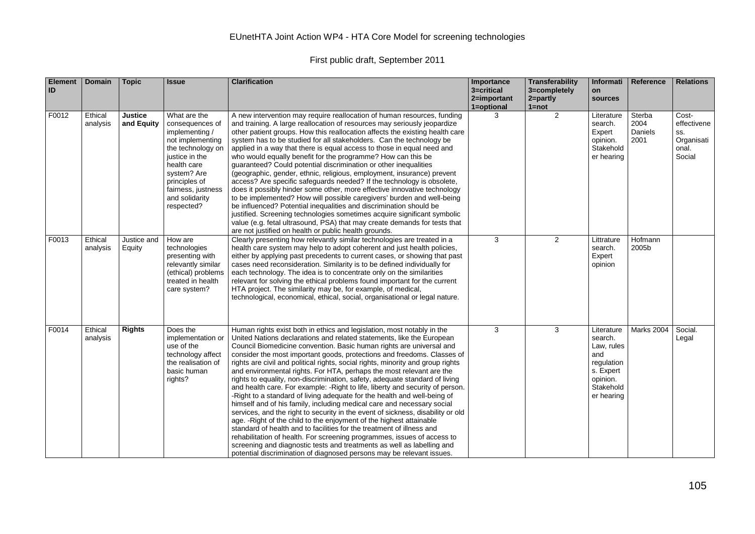EUnetHTA Joint Action WP4 - HTA Core Model for screening technologies

First public draft, September 2011

| Element ID | Domain | Topic | Issue | Clarification | Importance 3=critical 2=important 1=optional | Transferability 3=completely 2=partly 1=not | Information sources | Reference | Relations |
|---|---|---|---|---|---|---|---|---|---|
| F0012 | Ethical analysis | **Justice and Equity** | What are the consequences of implementing / not implementing the technology on justice in the health care system? Are principles of fairness, justness and solidarity respected? | A new intervention may require reallocation of human resources, funding and training. A large reallocation of resources may seriously jeopardize other patient groups. How this reallocation affects the existing health care system has to be studied for all stakeholders. Can the technology be applied in a way that there is equal access to those in equal need and who would equally benefit for the programme? How can this be guaranteed? Could potential discrimination or other inequalities (geographic, gender, ethnic, religious, employment, insurance) prevent access? Are specific safeguards needed? If the technology is obsolete, does it possibly hinder some other, more effective innovative technology to be implemented? How will possible caregivers' burden and well-being be influenced? Potential inequalities and discrimination should be justified. Screening technologies sometimes acquire significant symbolic value (e.g. fetal ultrasound, PSA) that may create demands for tests that are not justified on health or public health grounds. | 3 | 2 | Literature search. Expert opinion. Stakeholder hearing | Sterba 2004 Daniels 2001 | Cost-effectiveness. Organisational. Social |
| F0013 | Ethical analysis | Justice and Equity | How are technologies presenting with relevantly similar (ethical) problems treated in health care system? | Clearly presenting how relevantly similar technologies are treated in a health care system may help to adopt coherent and just health policies, either by applying past precedents to current cases, or showing that past cases need reconsideration. Similarity is to be defined individually for each technology. The idea is to concentrate only on the similarities relevant for solving the ethical problems found important for the current HTA project. The similarity may be, for example, of medical, technological, economical, ethical, social, organisational or legal nature. | 3 | 2 | Littrature search. Expert opinion | Hofmann 2005b | |
| F0014 | Ethical analysis | **Rights** | Does the implementation or use of the technology affect the realisation of basic human rights? | Human rights exist both in ethics and legislation, most notably in the United Nations declarations and related statements, like the European Council Biomedicine convention. Basic human rights are universal and consider the most important goods, protections and freedoms. Classes of rights are civil and political rights, social rights, minority and group rights and environmental rights. For HTA, perhaps the most relevant are the rights to equality, non-discrimination, safety, adequate standard of living and health care. For example: -Right to life, liberty and security of person. -Right to a standard of living adequate for the health and well-being of himself and of his family, including medical care and necessary social services, and the right to security in the event of sickness, disability or old age. -Right of the child to the enjoyment of the highest attainable standard of health and to facilities for the treatment of illness and rehabilitation of health. For screening programmes, issues of access to screening and diagnostic tests and treatments as well as labelling and potential discrimination of diagnosed persons may be relevant issues. | 3 | 3 | Literature search. Law, rules and regulations. Expert opinion. Stakeholder hearing | Marks 2004 | Social. Legal |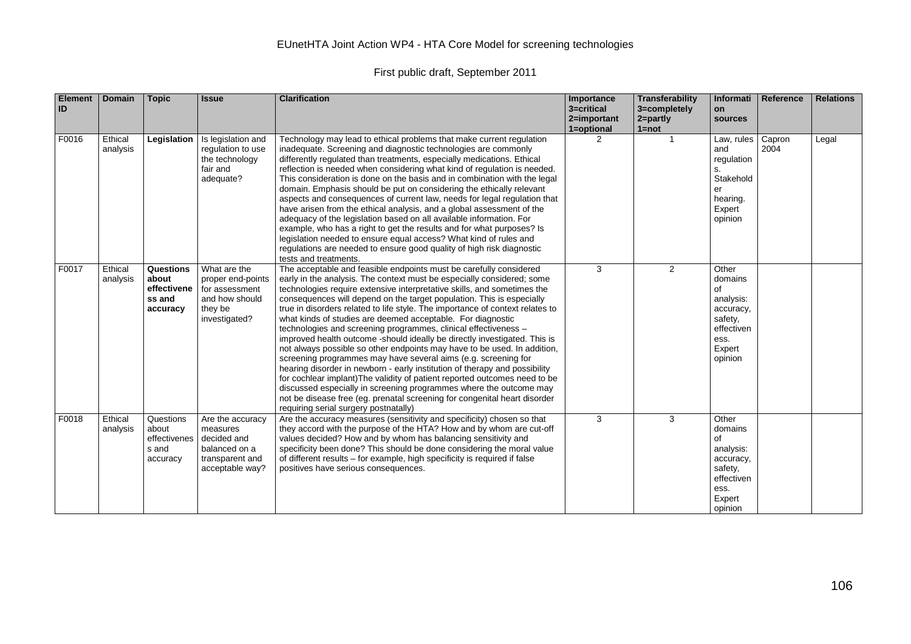EUnetHTA Joint Action WP4 - HTA Core Model for screening technologies

First public draft, September 2011

| Element ID | Domain | Topic | Issue | Clarification | Importance 3=critical 2=important 1=optional | Transferability 3=completely 2=partly 1=not | Information sources | Reference | Relations |
|---|---|---|---|---|---|---|---|---|---|
| F0016 | Ethical analysis | **Legislation** | Is legislation and regulation to use the technology fair and adequate? | Technology may lead to ethical problems that make current regulation inadequate. Screening and diagnostic technologies are commonly differently regulated than treatments, especially medications. Ethical reflection is needed when considering what kind of regulation is needed. This consideration is done on the basis and in combination with the legal domain. Emphasis should be put on considering the ethically relevant aspects and consequences of current law, needs for legal regulation that have arisen from the ethical analysis, and a global assessment of the adequacy of the legislation based on all available information. For example, who has a right to get the results and for what purposes? Is legislation needed to ensure equal access? What kind of rules and regulations are needed to ensure good quality of high risk diagnostic tests and treatments. | 2 | 1 | Law, rules and regulations. Stakeholder hearing. Expert opinion | Capron 2004 | Legal |
| F0017 | Ethical analysis | **Questions about effectiveness and accuracy** | What are the proper end-points for assessment and how should they be investigated? | The acceptable and feasible endpoints must be carefully considered early in the analysis. The context must be especially considered; some technologies require extensive interpretative skills, and sometimes the consequences will depend on the target population. This is especially true in disorders related to life style. The importance of context relates to what kinds of studies are deemed acceptable. For diagnostic technologies and screening programmes, clinical effectiveness – improved health outcome -should ideally be directly investigated. This is not always possible so other endpoints may have to be used. In addition, screening programmes may have several aims (e.g. screening for hearing disorder in newborn - early institution of therapy and possibility for cochlear implant)The validity of patient reported outcomes need to be discussed especially in screening programmes where the outcome may not be disease free (eg. prenatal screening for congenital heart disorder requiring serial surgery postnatally) | 3 | 2 | Other domains of analysis: accuracy, safety, effectiveness. Expert opinion | | |
| F0018 | Ethical analysis | Questions about effectiveness and accuracy | Are the accuracy measures decided and balanced on a transparent and acceptable way? | Are the accuracy measures (sensitivity and specificity) chosen so that they accord with the purpose of the HTA? How and by whom are cut-off values decided? How and by whom has balancing sensitivity and specificity been done? This should be done considering the moral value of different results – for example, high specificity is required if false positives have serious consequences. | 3 | 3 | Other domains of analysis: accuracy, safety, effectiveness. Expert opinion | | |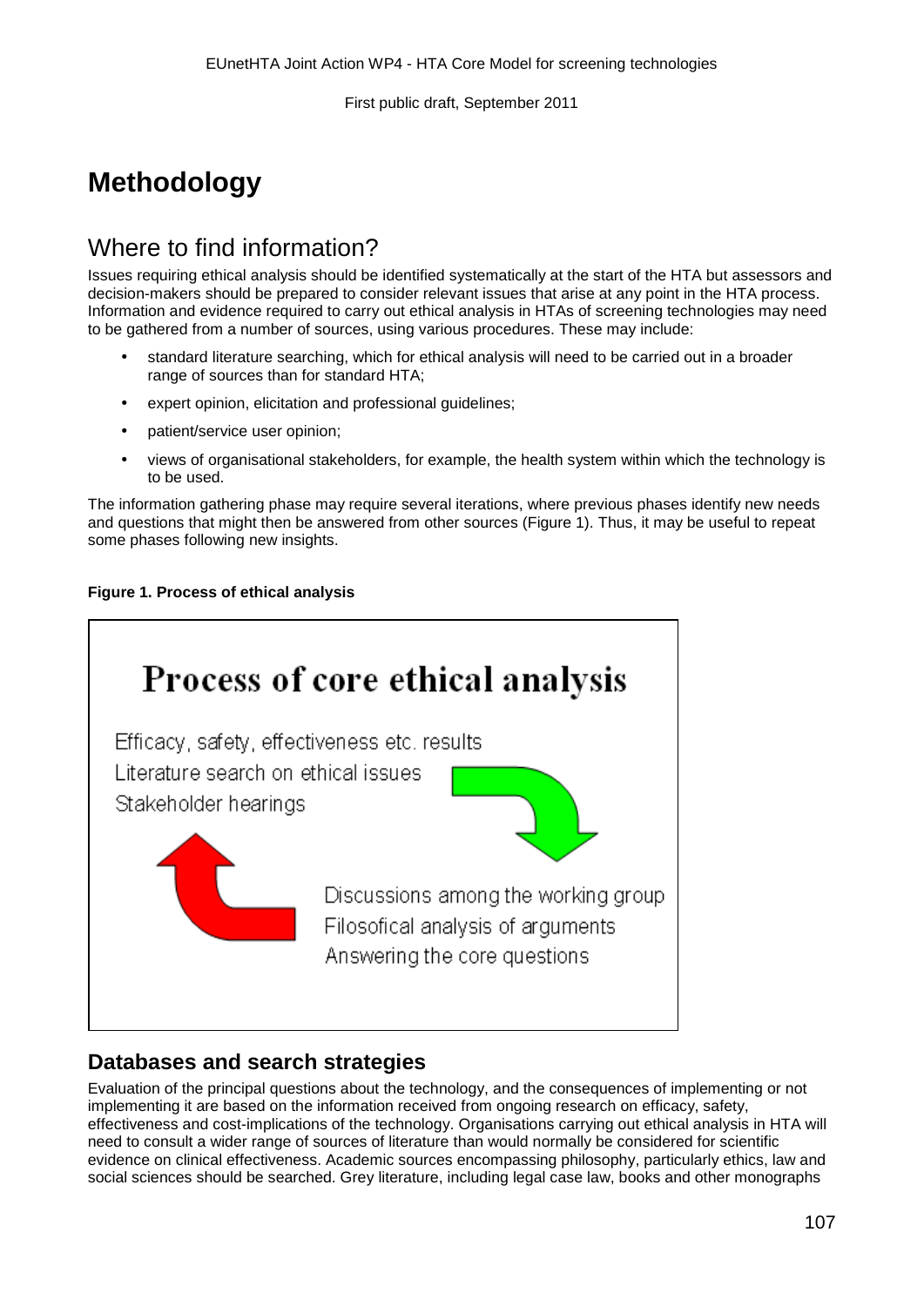# Methodology

## Where to find information?

Issues requiring ethical analysis should be identified systematically at the start of the HTA but assessors and decision-makers should be prepared to consider relevant issues that arise at any point in the HTA process. Information and evidence required to carry out ethical analysis in HTAs of screening technologies may need to be gathered from a number of sources, using various procedures. These may include:

- standard literature searching, which for ethical analysis will need to be carried out in a broader range of sources than for standard HTA;
- expert opinion, elicitation and professional guidelines;
- patient/service user opinion;
- views of organisational stakeholders, for example, the health system within which the technology is to be used.

The information gathering phase may require several iterations, where previous phases identify new needs and questions that might then be answered from other sources (Figure 1). Thus, it may be useful to repeat some phases following new insights.

**Figure 1. Process of ethical analysis**

Process of core ethical analysis

Efficacy, safety, effectiveness etc. results
Literature search on ethical issues
Stakeholder hearings

Discussions among the working group
Filosofical analysis of arguments
Answering the core questions

### Databases and search strategies

Evaluation of the principal questions about the technology, and the consequences of implementing or not implementing it are based on the information received from ongoing research on efficacy, safety, effectiveness and cost-implications of the technology. Organisations carrying out ethical analysis in HTA will need to consult a wider range of sources of literature than would normally be considered for scientific evidence on clinical effectiveness. Academic sources encompassing philosophy, particularly ethics, law and social sciences should be searched. Grey literature, including legal case law, books and other monographs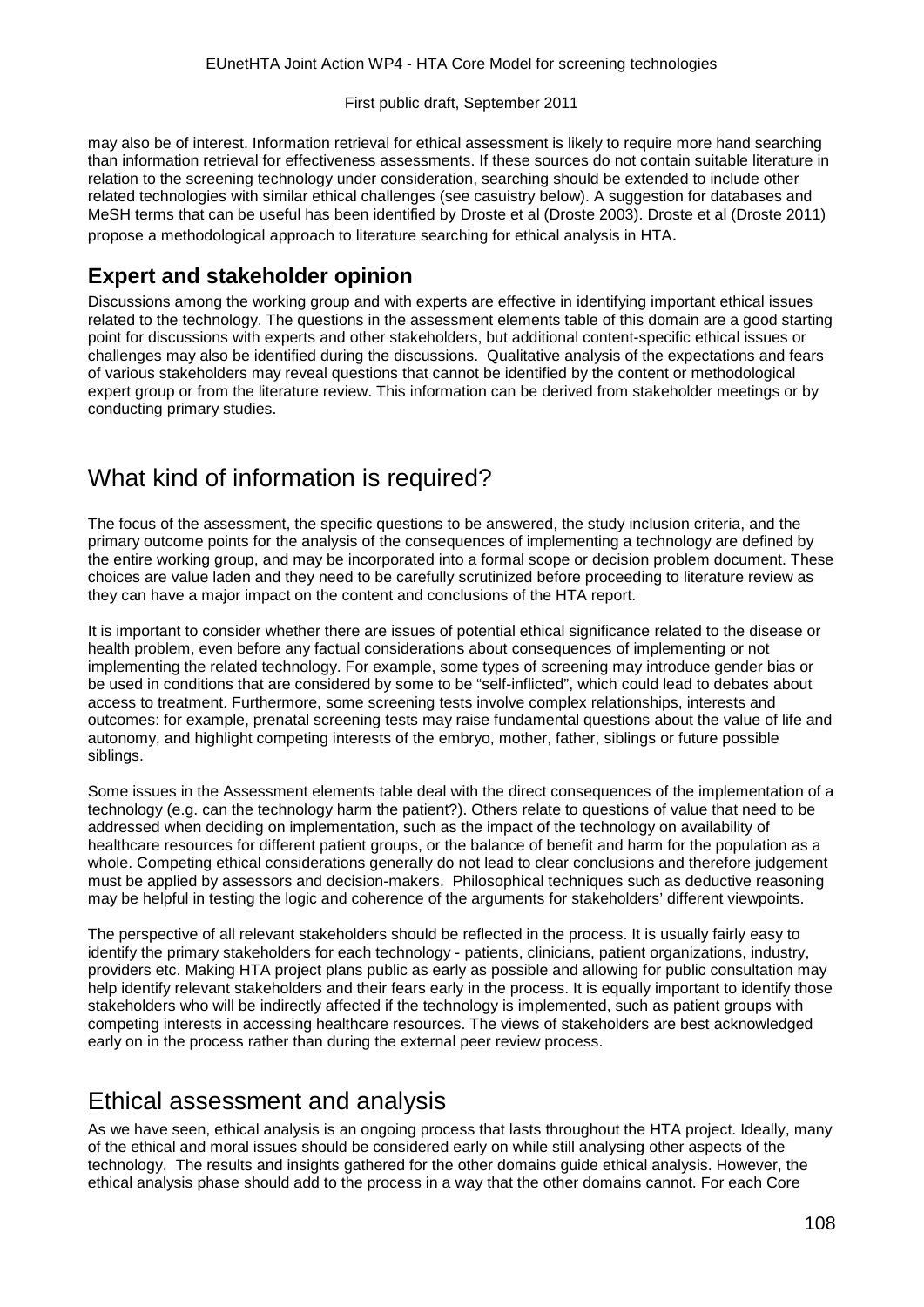may also be of interest. Information retrieval for ethical assessment is likely to require more hand searching than information retrieval for effectiveness assessments. If these sources do not contain suitable literature in relation to the screening technology under consideration, searching should be extended to include other related technologies with similar ethical challenges (see casuistry below). A suggestion for databases and MeSH terms that can be useful has been identified by Droste et al (Droste 2003). Droste et al (Droste 2011) propose a methodological approach to literature searching for ethical analysis in HTA.

## Expert and stakeholder opinion

Discussions among the working group and with experts are effective in identifying important ethical issues related to the technology. The questions in the assessment elements table of this domain are a good starting point for discussions with experts and other stakeholders, but additional content-specific ethical issues or challenges may also be identified during the discussions. Qualitative analysis of the expectations and fears of various stakeholders may reveal questions that cannot be identified by the content or methodological expert group or from the literature review. This information can be derived from stakeholder meetings or by conducting primary studies.

# What kind of information is required?

The focus of the assessment, the specific questions to be answered, the study inclusion criteria, and the primary outcome points for the analysis of the consequences of implementing a technology are defined by the entire working group, and may be incorporated into a formal scope or decision problem document. These choices are value laden and they need to be carefully scrutinized before proceeding to literature review as they can have a major impact on the content and conclusions of the HTA report.

It is important to consider whether there are issues of potential ethical significance related to the disease or health problem, even before any factual considerations about consequences of implementing or not implementing the related technology. For example, some types of screening may introduce gender bias or be used in conditions that are considered by some to be "self-inflicted", which could lead to debates about access to treatment. Furthermore, some screening tests involve complex relationships, interests and outcomes: for example, prenatal screening tests may raise fundamental questions about the value of life and autonomy, and highlight competing interests of the embryo, mother, father, siblings or future possible siblings.

Some issues in the Assessment elements table deal with the direct consequences of the implementation of a technology (e.g. can the technology harm the patient?). Others relate to questions of value that need to be addressed when deciding on implementation, such as the impact of the technology on availability of healthcare resources for different patient groups, or the balance of benefit and harm for the population as a whole. Competing ethical considerations generally do not lead to clear conclusions and therefore judgement must be applied by assessors and decision-makers. Philosophical techniques such as deductive reasoning may be helpful in testing the logic and coherence of the arguments for stakeholders' different viewpoints.

The perspective of all relevant stakeholders should be reflected in the process. It is usually fairly easy to identify the primary stakeholders for each technology - patients, clinicians, patient organizations, industry, providers etc. Making HTA project plans public as early as possible and allowing for public consultation may help identify relevant stakeholders and their fears early in the process. It is equally important to identify those stakeholders who will be indirectly affected if the technology is implemented, such as patient groups with competing interests in accessing healthcare resources. The views of stakeholders are best acknowledged early on in the process rather than during the external peer review process.

# Ethical assessment and analysis

As we have seen, ethical analysis is an ongoing process that lasts throughout the HTA project. Ideally, many of the ethical and moral issues should be considered early on while still analysing other aspects of the technology. The results and insights gathered for the other domains guide ethical analysis. However, the ethical analysis phase should add to the process in a way that the other domains cannot. For each Core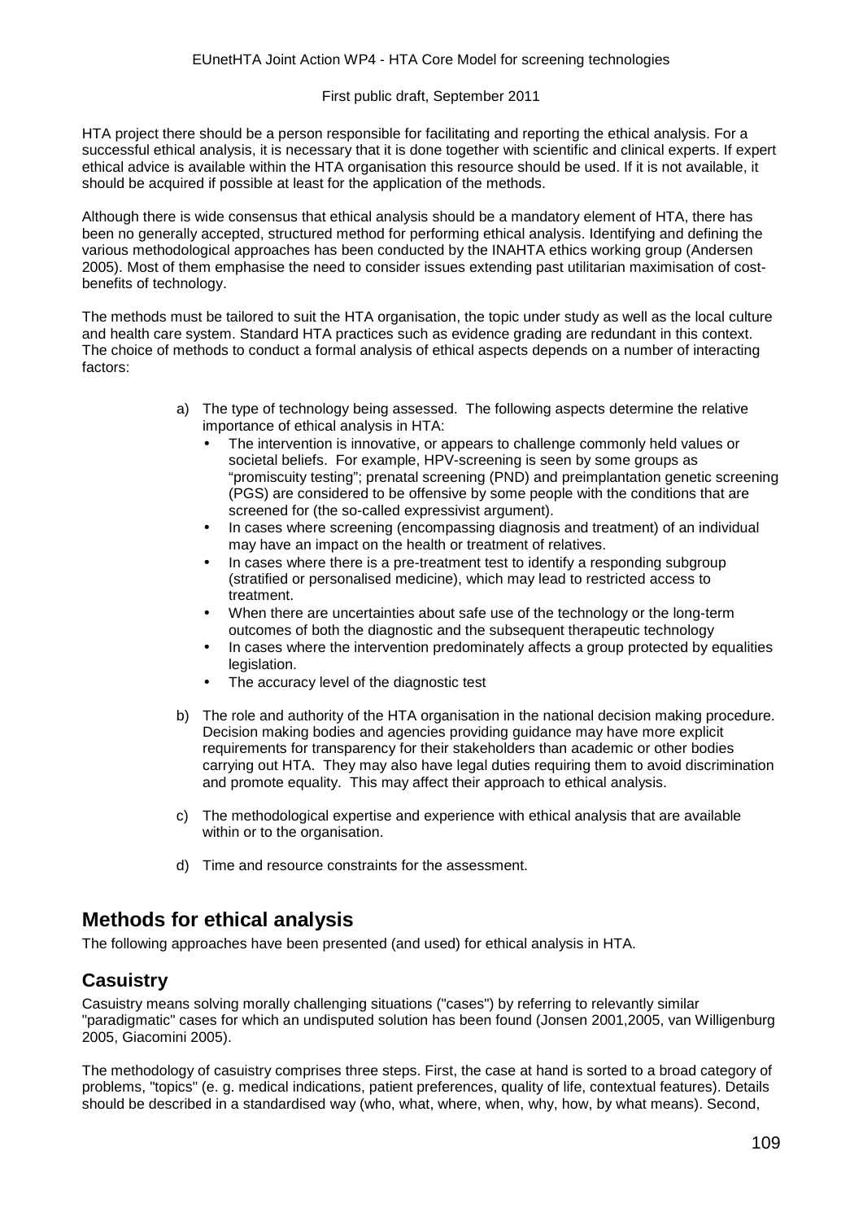HTA project there should be a person responsible for facilitating and reporting the ethical analysis. For a successful ethical analysis, it is necessary that it is done together with scientific and clinical experts. If expert ethical advice is available within the HTA organisation this resource should be used. If it is not available, it should be acquired if possible at least for the application of the methods.

Although there is wide consensus that ethical analysis should be a mandatory element of HTA, there has been no generally accepted, structured method for performing ethical analysis. Identifying and defining the various methodological approaches has been conducted by the INAHTA ethics working group (Andersen 2005). Most of them emphasise the need to consider issues extending past utilitarian maximisation of cost-benefits of technology.

The methods must be tailored to suit the HTA organisation, the topic under study as well as the local culture and health care system. Standard HTA practices such as evidence grading are redundant in this context. The choice of methods to conduct a formal analysis of ethical aspects depends on a number of interacting factors:

a) The type of technology being assessed. The following aspects determine the relative importance of ethical analysis in HTA:
   - The intervention is innovative, or appears to challenge commonly held values or societal beliefs. For example, HPV-screening is seen by some groups as "promiscuity testing"; prenatal screening (PND) and preimplantation genetic screening (PGS) are considered to be offensive by some people with the conditions that are screened for (the so-called expressivist argument).
   - In cases where screening (encompassing diagnosis and treatment) of an individual may have an impact on the health or treatment of relatives.
   - In cases where there is a pre-treatment test to identify a responding subgroup (stratified or personalised medicine), which may lead to restricted access to treatment.
   - When there are uncertainties about safe use of the technology or the long-term outcomes of both the diagnostic and the subsequent therapeutic technology
   - In cases where the intervention predominately affects a group protected by equalities legislation.
   - The accuracy level of the diagnostic test

b) The role and authority of the HTA organisation in the national decision making procedure. Decision making bodies and agencies providing guidance may have more explicit requirements for transparency for their stakeholders than academic or other bodies carrying out HTA. They may also have legal duties requiring them to avoid discrimination and promote equality. This may affect their approach to ethical analysis.

c) The methodological expertise and experience with ethical analysis that are available within or to the organisation.

d) Time and resource constraints for the assessment.

## Methods for ethical analysis

The following approaches have been presented (and used) for ethical analysis in HTA.

## Casuistry

Casuistry means solving morally challenging situations ("cases") by referring to relevantly similar "paradigmatic" cases for which an undisputed solution has been found (Jonsen 2001,2005, van Willigenburg 2005, Giacomini 2005).

The methodology of casuistry comprises three steps. First, the case at hand is sorted to a broad category of problems, "topics" (e. g. medical indications, patient preferences, quality of life, contextual features). Details should be described in a standardised way (who, what, where, when, why, how, by what means). Second,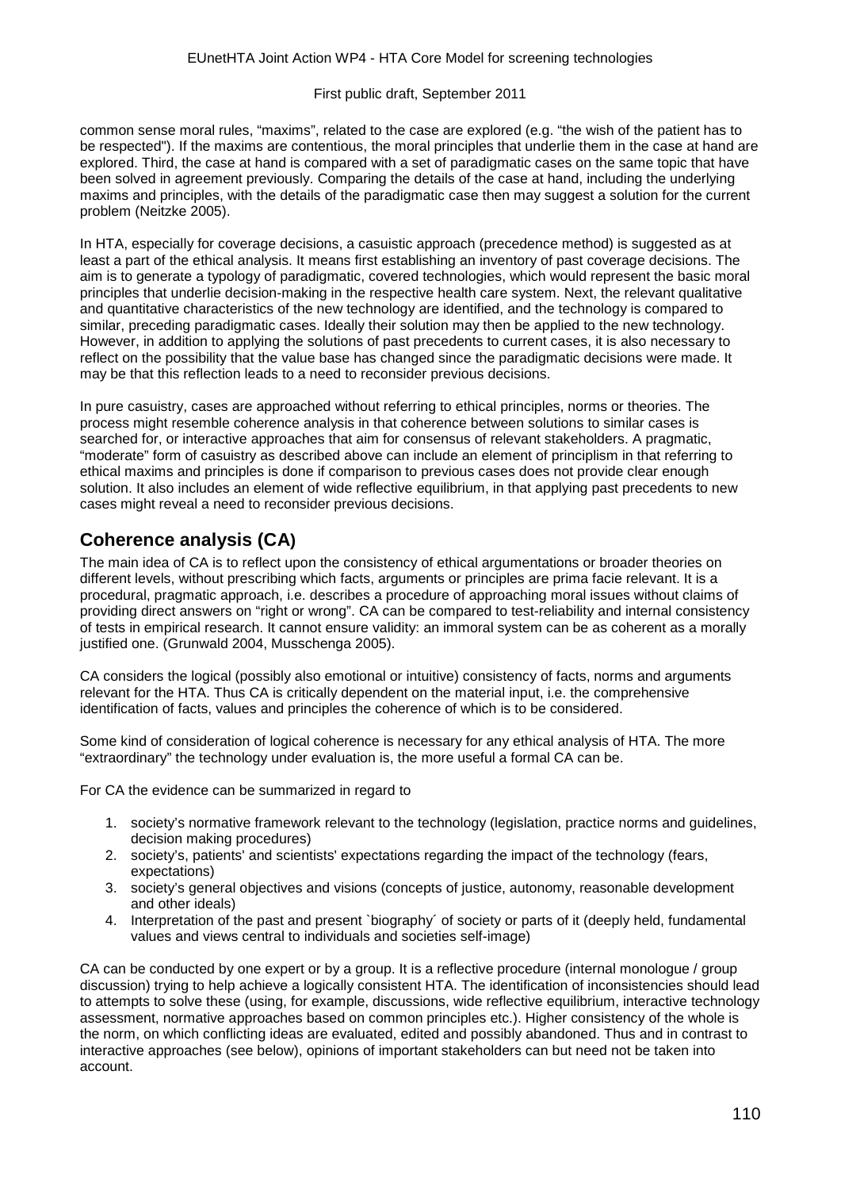common sense moral rules, "maxims", related to the case are explored (e.g. "the wish of the patient has to be respected"). If the maxims are contentious, the moral principles that underlie them in the case at hand are explored. Third, the case at hand is compared with a set of paradigmatic cases on the same topic that have been solved in agreement previously. Comparing the details of the case at hand, including the underlying maxims and principles, with the details of the paradigmatic case then may suggest a solution for the current problem (Neitzke 2005).

In HTA, especially for coverage decisions, a casuistic approach (precedence method) is suggested as at least a part of the ethical analysis. It means first establishing an inventory of past coverage decisions. The aim is to generate a typology of paradigmatic, covered technologies, which would represent the basic moral principles that underlie decision-making in the respective health care system. Next, the relevant qualitative and quantitative characteristics of the new technology are identified, and the technology is compared to similar, preceding paradigmatic cases. Ideally their solution may then be applied to the new technology. However, in addition to applying the solutions of past precedents to current cases, it is also necessary to reflect on the possibility that the value base has changed since the paradigmatic decisions were made. It may be that this reflection leads to a need to reconsider previous decisions.

In pure casuistry, cases are approached without referring to ethical principles, norms or theories. The process might resemble coherence analysis in that coherence between solutions to similar cases is searched for, or interactive approaches that aim for consensus of relevant stakeholders. A pragmatic, "moderate" form of casuistry as described above can include an element of principlism in that referring to ethical maxims and principles is done if comparison to previous cases does not provide clear enough solution. It also includes an element of wide reflective equilibrium, in that applying past precedents to new cases might reveal a need to reconsider previous decisions.

## Coherence analysis (CA)

The main idea of CA is to reflect upon the consistency of ethical argumentations or broader theories on different levels, without prescribing which facts, arguments or principles are prima facie relevant. It is a procedural, pragmatic approach, i.e. describes a procedure of approaching moral issues without claims of providing direct answers on "right or wrong". CA can be compared to test-reliability and internal consistency of tests in empirical research. It cannot ensure validity: an immoral system can be as coherent as a morally justified one. (Grunwald 2004, Musschenga 2005).

CA considers the logical (possibly also emotional or intuitive) consistency of facts, norms and arguments relevant for the HTA. Thus CA is critically dependent on the material input, i.e. the comprehensive identification of facts, values and principles the coherence of which is to be considered.

Some kind of consideration of logical coherence is necessary for any ethical analysis of HTA. The more "extraordinary" the technology under evaluation is, the more useful a formal CA can be.

For CA the evidence can be summarized in regard to

1. society's normative framework relevant to the technology (legislation, practice norms and guidelines, decision making procedures)
2. society's, patients' and scientists' expectations regarding the impact of the technology (fears, expectations)
3. society's general objectives and visions (concepts of justice, autonomy, reasonable development and other ideals)
4. Interpretation of the past and present `biography´ of society or parts of it (deeply held, fundamental values and views central to individuals and societies self-image)

CA can be conducted by one expert or by a group. It is a reflective procedure (internal monologue / group discussion) trying to help achieve a logically consistent HTA. The identification of inconsistencies should lead to attempts to solve these (using, for example, discussions, wide reflective equilibrium, interactive technology assessment, normative approaches based on common principles etc.). Higher consistency of the whole is the norm, on which conflicting ideas are evaluated, edited and possibly abandoned. Thus and in contrast to interactive approaches (see below), opinions of important stakeholders can but need not be taken into account.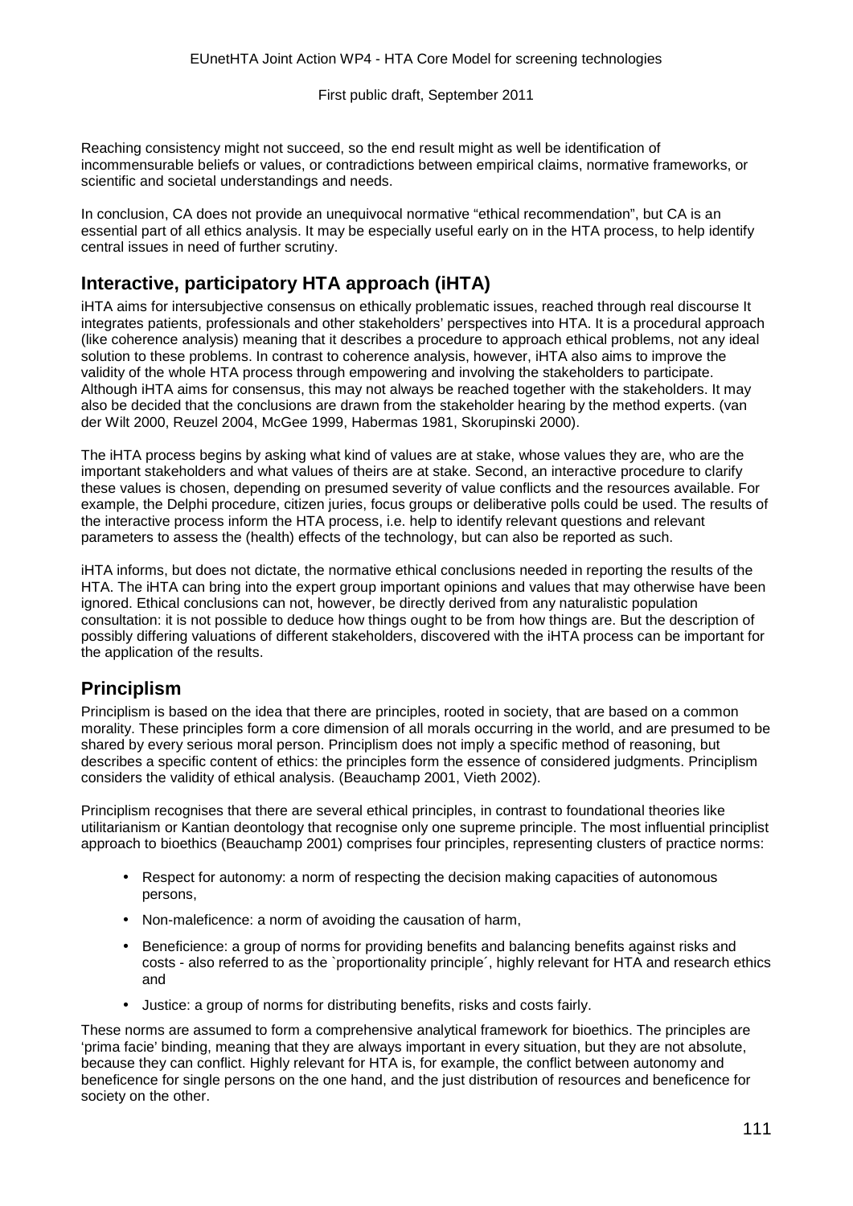Reaching consistency might not succeed, so the end result might as well be identification of incommensurable beliefs or values, or contradictions between empirical claims, normative frameworks, or scientific and societal understandings and needs.

In conclusion, CA does not provide an unequivocal normative "ethical recommendation", but CA is an essential part of all ethics analysis. It may be especially useful early on in the HTA process, to help identify central issues in need of further scrutiny.

## Interactive, participatory HTA approach (iHTA)

iHTA aims for intersubjective consensus on ethically problematic issues, reached through real discourse It integrates patients, professionals and other stakeholders' perspectives into HTA. It is a procedural approach (like coherence analysis) meaning that it describes a procedure to approach ethical problems, not any ideal solution to these problems. In contrast to coherence analysis, however, iHTA also aims to improve the validity of the whole HTA process through empowering and involving the stakeholders to participate. Although iHTA aims for consensus, this may not always be reached together with the stakeholders. It may also be decided that the conclusions are drawn from the stakeholder hearing by the method experts. (van der Wilt 2000, Reuzel 2004, McGee 1999, Habermas 1981, Skorupinski 2000).

The iHTA process begins by asking what kind of values are at stake, whose values they are, who are the important stakeholders and what values of theirs are at stake. Second, an interactive procedure to clarify these values is chosen, depending on presumed severity of value conflicts and the resources available. For example, the Delphi procedure, citizen juries, focus groups or deliberative polls could be used. The results of the interactive process inform the HTA process, i.e. help to identify relevant questions and relevant parameters to assess the (health) effects of the technology, but can also be reported as such.

iHTA informs, but does not dictate, the normative ethical conclusions needed in reporting the results of the HTA. The iHTA can bring into the expert group important opinions and values that may otherwise have been ignored. Ethical conclusions can not, however, be directly derived from any naturalistic population consultation: it is not possible to deduce how things ought to be from how things are. But the description of possibly differing valuations of different stakeholders, discovered with the iHTA process can be important for the application of the results.

## Principlism

Principlism is based on the idea that there are principles, rooted in society, that are based on a common morality. These principles form a core dimension of all morals occurring in the world, and are presumed to be shared by every serious moral person. Principlism does not imply a specific method of reasoning, but describes a specific content of ethics: the principles form the essence of considered judgments. Principlism considers the validity of ethical analysis. (Beauchamp 2001, Vieth 2002).

Principlism recognises that there are several ethical principles, in contrast to foundational theories like utilitarianism or Kantian deontology that recognise only one supreme principle. The most influential principlist approach to bioethics (Beauchamp 2001) comprises four principles, representing clusters of practice norms:

- Respect for autonomy: a norm of respecting the decision making capacities of autonomous persons,
- Non-maleficence: a norm of avoiding the causation of harm,
- Beneficience: a group of norms for providing benefits and balancing benefits against risks and costs - also referred to as the `proportionality principle´, highly relevant for HTA and research ethics and
- Justice: a group of norms for distributing benefits, risks and costs fairly.

These norms are assumed to form a comprehensive analytical framework for bioethics. The principles are 'prima facie' binding, meaning that they are always important in every situation, but they are not absolute, because they can conflict. Highly relevant for HTA is, for example, the conflict between autonomy and beneficence for single persons on the one hand, and the just distribution of resources and beneficence for society on the other.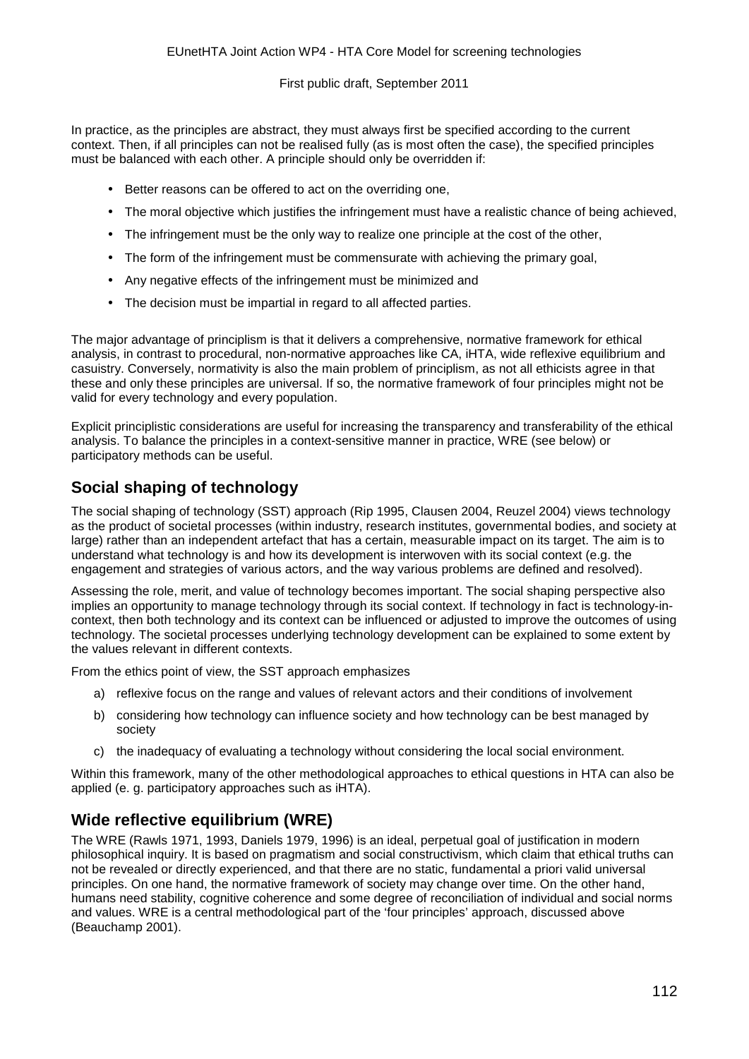In practice, as the principles are abstract, they must always first be specified according to the current context. Then, if all principles can not be realised fully (as is most often the case), the specified principles must be balanced with each other. A principle should only be overridden if:

- Better reasons can be offered to act on the overriding one,
- The moral objective which justifies the infringement must have a realistic chance of being achieved,
- The infringement must be the only way to realize one principle at the cost of the other,
- The form of the infringement must be commensurate with achieving the primary goal,
- Any negative effects of the infringement must be minimized and
- The decision must be impartial in regard to all affected parties.

The major advantage of principlism is that it delivers a comprehensive, normative framework for ethical analysis, in contrast to procedural, non-normative approaches like CA, iHTA, wide reflexive equilibrium and casuistry. Conversely, normativity is also the main problem of principlism, as not all ethicists agree in that these and only these principles are universal. If so, the normative framework of four principles might not be valid for every technology and every population.

Explicit principlistic considerations are useful for increasing the transparency and transferability of the ethical analysis. To balance the principles in a context-sensitive manner in practice, WRE (see below) or participatory methods can be useful.

## Social shaping of technology

The social shaping of technology (SST) approach (Rip 1995, Clausen 2004, Reuzel 2004) views technology as the product of societal processes (within industry, research institutes, governmental bodies, and society at large) rather than an independent artefact that has a certain, measurable impact on its target. The aim is to understand what technology is and how its development is interwoven with its social context (e.g. the engagement and strategies of various actors, and the way various problems are defined and resolved).

Assessing the role, merit, and value of technology becomes important. The social shaping perspective also implies an opportunity to manage technology through its social context. If technology in fact is technology-in-context, then both technology and its context can be influenced or adjusted to improve the outcomes of using technology. The societal processes underlying technology development can be explained to some extent by the values relevant in different contexts.

From the ethics point of view, the SST approach emphasizes

a) reflexive focus on the range and values of relevant actors and their conditions of involvement
b) considering how technology can influence society and how technology can be best managed by society
c) the inadequacy of evaluating a technology without considering the local social environment.

Within this framework, many of the other methodological approaches to ethical questions in HTA can also be applied (e. g. participatory approaches such as iHTA).

## Wide reflective equilibrium (WRE)

The WRE (Rawls 1971, 1993, Daniels 1979, 1996) is an ideal, perpetual goal of justification in modern philosophical inquiry. It is based on pragmatism and social constructivism, which claim that ethical truths can not be revealed or directly experienced, and that there are no static, fundamental a priori valid universal principles. On one hand, the normative framework of society may change over time. On the other hand, humans need stability, cognitive coherence and some degree of reconciliation of individual and social norms and values. WRE is a central methodological part of the 'four principles' approach, discussed above (Beauchamp 2001).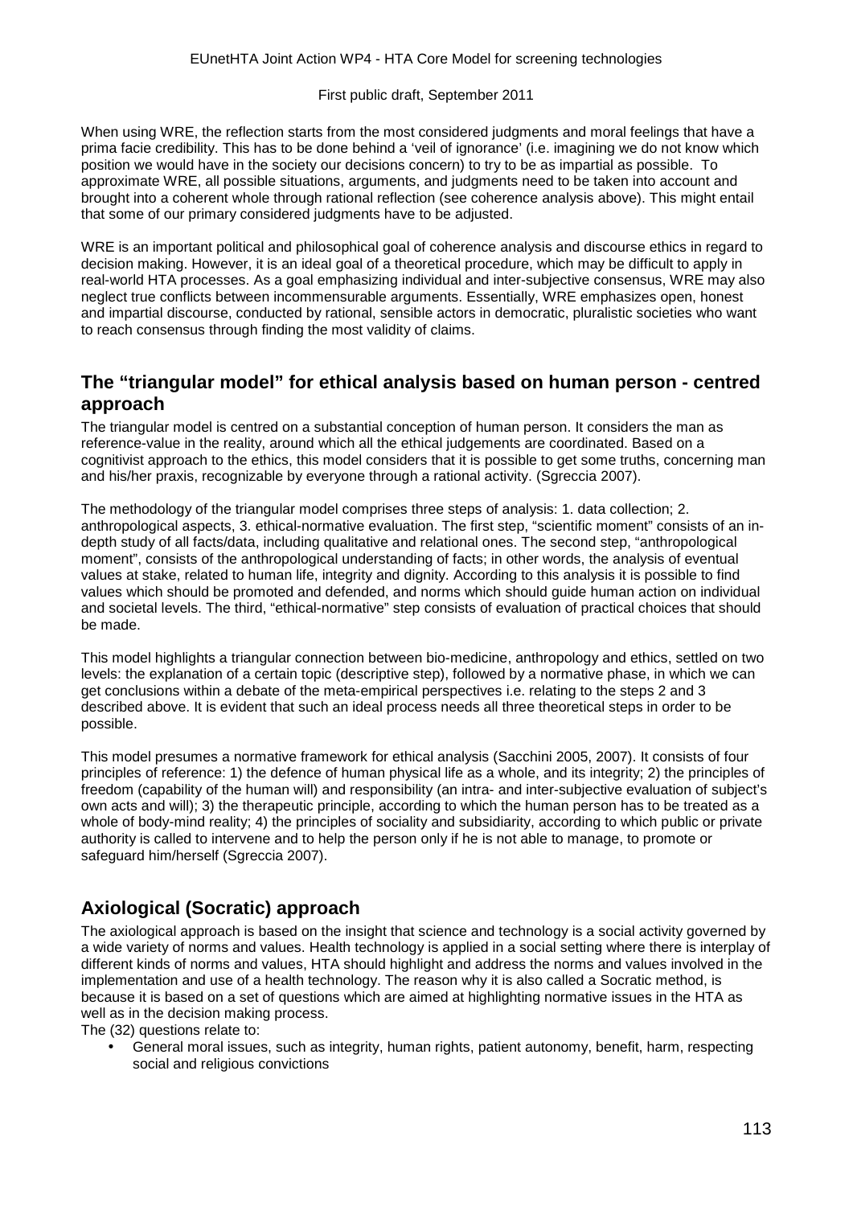When using WRE, the reflection starts from the most considered judgments and moral feelings that have a prima facie credibility. This has to be done behind a 'veil of ignorance' (i.e. imagining we do not know which position we would have in the society our decisions concern) to try to be as impartial as possible. To approximate WRE, all possible situations, arguments, and judgments need to be taken into account and brought into a coherent whole through rational reflection (see coherence analysis above). This might entail that some of our primary considered judgments have to be adjusted.

WRE is an important political and philosophical goal of coherence analysis and discourse ethics in regard to decision making. However, it is an ideal goal of a theoretical procedure, which may be difficult to apply in real-world HTA processes. As a goal emphasizing individual and inter-subjective consensus, WRE may also neglect true conflicts between incommensurable arguments. Essentially, WRE emphasizes open, honest and impartial discourse, conducted by rational, sensible actors in democratic, pluralistic societies who want to reach consensus through finding the most validity of claims.

## The "triangular model" for ethical analysis based on human person - centred approach

The triangular model is centred on a substantial conception of human person. It considers the man as reference-value in the reality, around which all the ethical judgements are coordinated. Based on a cognitivist approach to the ethics, this model considers that it is possible to get some truths, concerning man and his/her praxis, recognizable by everyone through a rational activity. (Sgreccia 2007).

The methodology of the triangular model comprises three steps of analysis: 1. data collection; 2. anthropological aspects, 3. ethical-normative evaluation. The first step, "scientific moment" consists of an in-depth study of all facts/data, including qualitative and relational ones. The second step, "anthropological moment", consists of the anthropological understanding of facts; in other words, the analysis of eventual values at stake, related to human life, integrity and dignity. According to this analysis it is possible to find values which should be promoted and defended, and norms which should guide human action on individual and societal levels. The third, "ethical-normative" step consists of evaluation of practical choices that should be made.

This model highlights a triangular connection between bio-medicine, anthropology and ethics, settled on two levels: the explanation of a certain topic (descriptive step), followed by a normative phase, in which we can get conclusions within a debate of the meta-empirical perspectives i.e. relating to the steps 2 and 3 described above. It is evident that such an ideal process needs all three theoretical steps in order to be possible.

This model presumes a normative framework for ethical analysis (Sacchini 2005, 2007). It consists of four principles of reference: 1) the defence of human physical life as a whole, and its integrity; 2) the principles of freedom (capability of the human will) and responsibility (an intra- and inter-subjective evaluation of subject's own acts and will); 3) the therapeutic principle, according to which the human person has to be treated as a whole of body-mind reality; 4) the principles of sociality and subsidiarity, according to which public or private authority is called to intervene and to help the person only if he is not able to manage, to promote or safeguard him/herself (Sgreccia 2007).

## Axiological (Socratic) approach

The axiological approach is based on the insight that science and technology is a social activity governed by a wide variety of norms and values. Health technology is applied in a social setting where there is interplay of different kinds of norms and values, HTA should highlight and address the norms and values involved in the implementation and use of a health technology. The reason why it is also called a Socratic method, is because it is based on a set of questions which are aimed at highlighting normative issues in the HTA as well as in the decision making process.

The (32) questions relate to:

- General moral issues, such as integrity, human rights, patient autonomy, benefit, harm, respecting social and religious convictions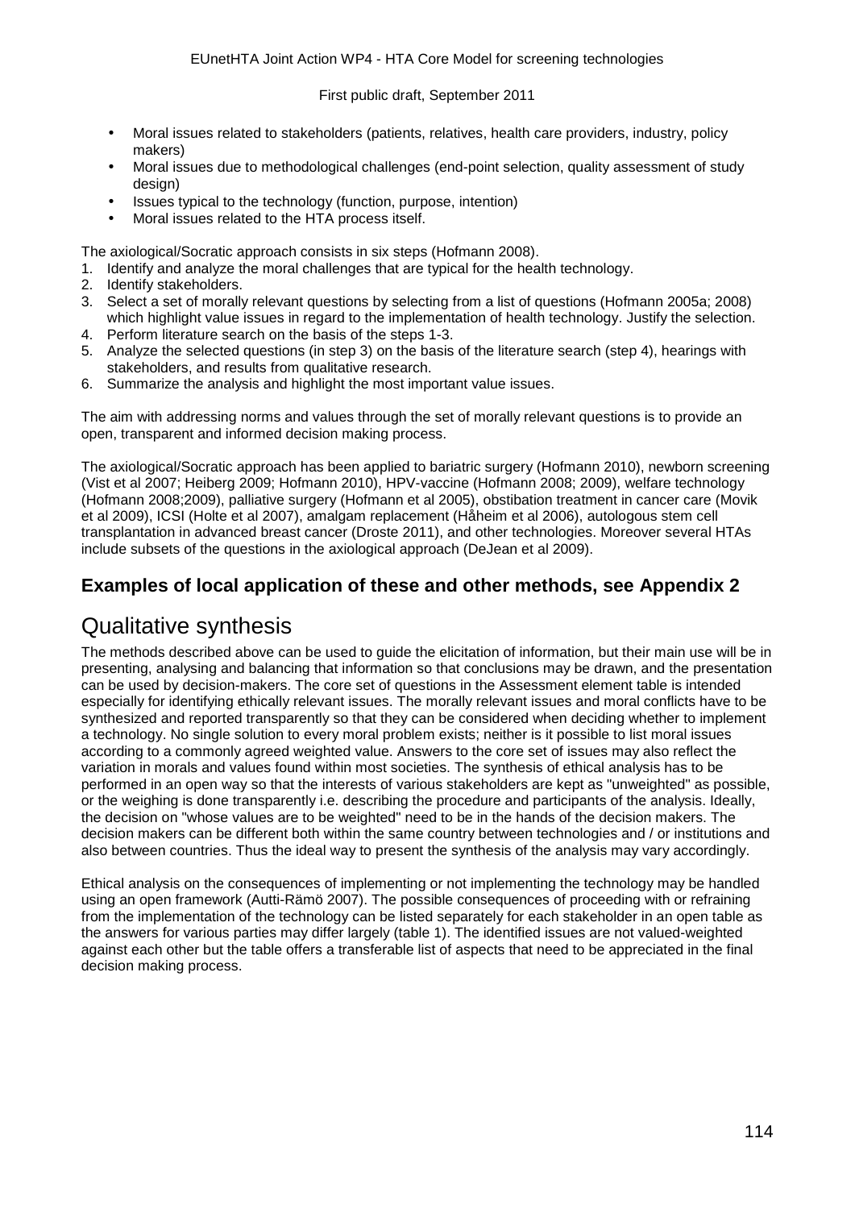- Moral issues related to stakeholders (patients, relatives, health care providers, industry, policy makers)
- Moral issues due to methodological challenges (end-point selection, quality assessment of study design)
- Issues typical to the technology (function, purpose, intention)
- Moral issues related to the HTA process itself.

The axiological/Socratic approach consists in six steps (Hofmann 2008).

1. Identify and analyze the moral challenges that are typical for the health technology.
2. Identify stakeholders.
3. Select a set of morally relevant questions by selecting from a list of questions (Hofmann 2005a; 2008) which highlight value issues in regard to the implementation of health technology. Justify the selection.
4. Perform literature search on the basis of the steps 1-3.
5. Analyze the selected questions (in step 3) on the basis of the literature search (step 4), hearings with stakeholders, and results from qualitative research.
6. Summarize the analysis and highlight the most important value issues.

The aim with addressing norms and values through the set of morally relevant questions is to provide an open, transparent and informed decision making process.

The axiological/Socratic approach has been applied to bariatric surgery (Hofmann 2010), newborn screening (Vist et al 2007; Heiberg 2009; Hofmann 2010), HPV-vaccine (Hofmann 2008; 2009), welfare technology (Hofmann 2008;2009), palliative surgery (Hofmann et al 2005), obstibation treatment in cancer care (Movik et al 2009), ICSI (Holte et al 2007), amalgam replacement (Håheim et al 2006), autologous stem cell transplantation in advanced breast cancer (Droste 2011), and other technologies. Moreover several HTAs include subsets of the questions in the axiological approach (DeJean et al 2009).

### Examples of local application of these and other methods, see Appendix 2

## Qualitative synthesis

The methods described above can be used to guide the elicitation of information, but their main use will be in presenting, analysing and balancing that information so that conclusions may be drawn, and the presentation can be used by decision-makers. The core set of questions in the Assessment element table is intended especially for identifying ethically relevant issues. The morally relevant issues and moral conflicts have to be synthesized and reported transparently so that they can be considered when deciding whether to implement a technology. No single solution to every moral problem exists; neither is it possible to list moral issues according to a commonly agreed weighted value. Answers to the core set of issues may also reflect the variation in morals and values found within most societies. The synthesis of ethical analysis has to be performed in an open way so that the interests of various stakeholders are kept as "unweighted" as possible, or the weighing is done transparently i.e. describing the procedure and participants of the analysis. Ideally, the decision on "whose values are to be weighted" need to be in the hands of the decision makers. The decision makers can be different both within the same country between technologies and / or institutions and also between countries. Thus the ideal way to present the synthesis of the analysis may vary accordingly.

Ethical analysis on the consequences of implementing or not implementing the technology may be handled using an open framework (Autti-Rämö 2007). The possible consequences of proceeding with or refraining from the implementation of the technology can be listed separately for each stakeholder in an open table as the answers for various parties may differ largely (table 1). The identified issues are not valued-weighted against each other but the table offers a transferable list of aspects that need to be appreciated in the final decision making process.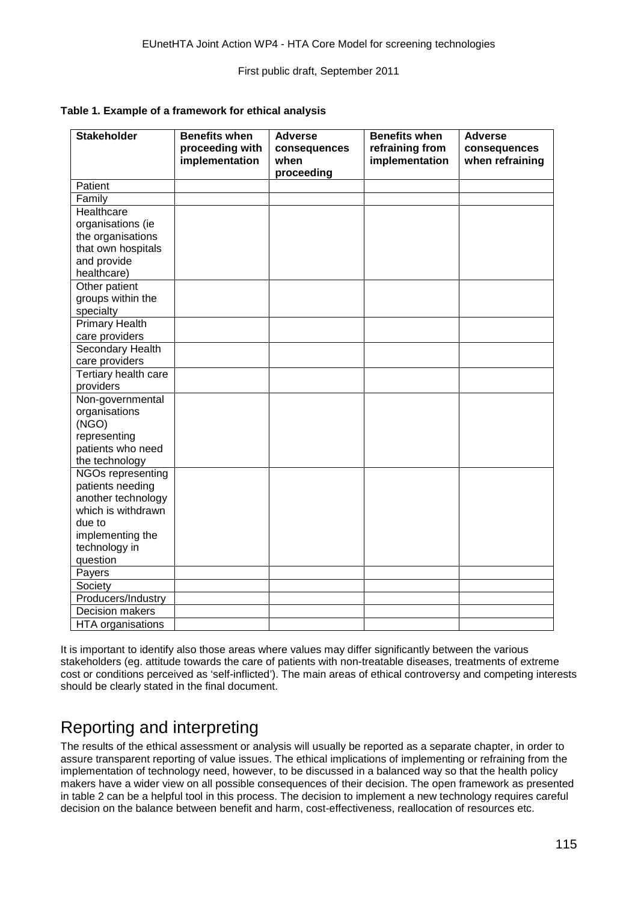**Table 1. Example of a framework for ethical analysis**

| Stakeholder | Benefits when proceeding with implementation | Adverse consequences when proceeding | Benefits when refraining from implementation | Adverse consequences when refraining |
|---|---|---|---|---|
| Patient | | | | |
| Family | | | | |
| Healthcare organisations (ie the organisations that own hospitals and provide healthcare) | | | | |
| Other patient groups within the specialty | | | | |
| Primary Health care providers | | | | |
| Secondary Health care providers | | | | |
| Tertiary health care providers | | | | |
| Non-governmental organisations (NGO) representing patients who need the technology | | | | |
| NGOs representing patients needing another technology which is withdrawn due to implementing the technology in question | | | | |
| Payers | | | | |
| Society | | | | |
| Producers/Industry | | | | |
| Decision makers | | | | |
| HTA organisations | | | | |

It is important to identify also those areas where values may differ significantly between the various stakeholders (eg. attitude towards the care of patients with non-treatable diseases, treatments of extreme cost or conditions perceived as 'self-inflicted'). The main areas of ethical controversy and competing interests should be clearly stated in the final document.

## Reporting and interpreting

The results of the ethical assessment or analysis will usually be reported as a separate chapter, in order to assure transparent reporting of value issues. The ethical implications of implementing or refraining from the implementation of technology need, however, to be discussed in a balanced way so that the health policy makers have a wider view on all possible consequences of their decision. The open framework as presented in table 2 can be a helpful tool in this process. The decision to implement a new technology requires careful decision on the balance between benefit and harm, cost-effectiveness, reallocation of resources etc.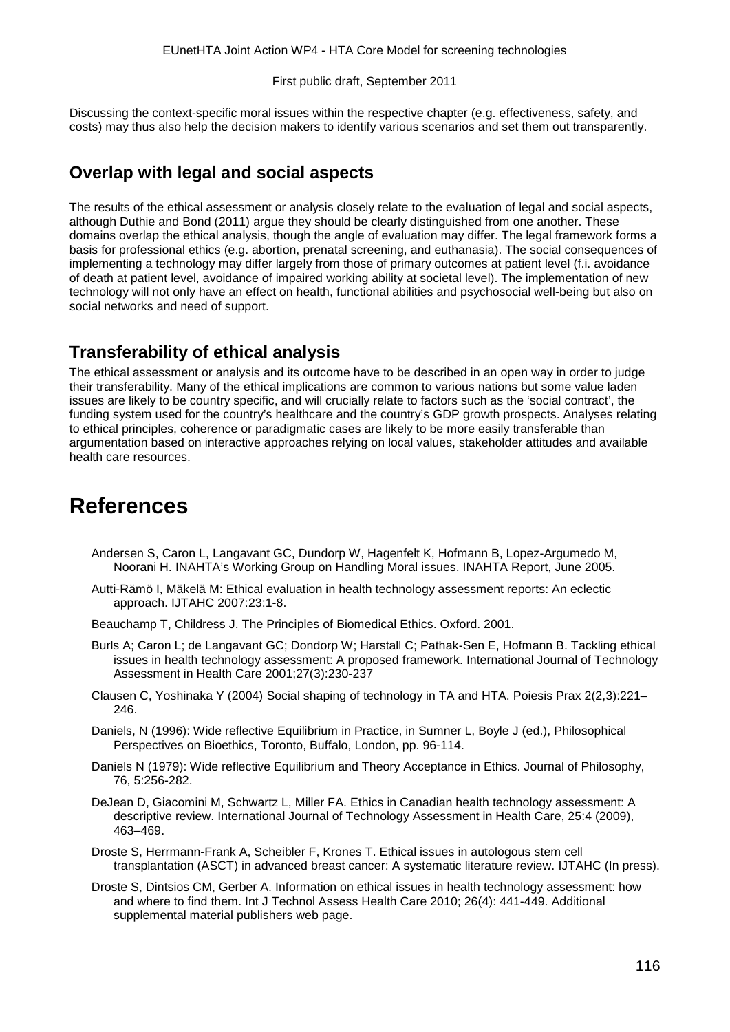Discussing the context-specific moral issues within the respective chapter (e.g. effectiveness, safety, and costs) may thus also help the decision makers to identify various scenarios and set them out transparently.

## Overlap with legal and social aspects

The results of the ethical assessment or analysis closely relate to the evaluation of legal and social aspects, although Duthie and Bond (2011) argue they should be clearly distinguished from one another. These domains overlap the ethical analysis, though the angle of evaluation may differ. The legal framework forms a basis for professional ethics (e.g. abortion, prenatal screening, and euthanasia). The social consequences of implementing a technology may differ largely from those of primary outcomes at patient level (f.i. avoidance of death at patient level, avoidance of impaired working ability at societal level). The implementation of new technology will not only have an effect on health, functional abilities and psychosocial well-being but also on social networks and need of support.

## Transferability of ethical analysis

The ethical assessment or analysis and its outcome have to be described in an open way in order to judge their transferability. Many of the ethical implications are common to various nations but some value laden issues are likely to be country specific, and will crucially relate to factors such as the 'social contract', the funding system used for the country's healthcare and the country's GDP growth prospects. Analyses relating to ethical principles, coherence or paradigmatic cases are likely to be more easily transferable than argumentation based on interactive approaches relying on local values, stakeholder attitudes and available health care resources.

# References

Andersen S, Caron L, Langavant GC, Dundorp W, Hagenfelt K, Hofmann B, Lopez-Argumedo M, Noorani H. INAHTA's Working Group on Handling Moral issues. INAHTA Report, June 2005.

Autti-Rämö I, Mäkelä M: Ethical evaluation in health technology assessment reports: An eclectic approach. IJTAHC 2007:23:1-8.

Beauchamp T, Childress J. The Principles of Biomedical Ethics. Oxford. 2001.

Burls A; Caron L; de Langavant GC; Dondorp W; Harstall C; Pathak-Sen E, Hofmann B. Tackling ethical issues in health technology assessment: A proposed framework. International Journal of Technology Assessment in Health Care 2001;27(3):230-237

Clausen C, Yoshinaka Y (2004) Social shaping of technology in TA and HTA. Poiesis Prax 2(2,3):221–246.

Daniels, N (1996): Wide reflective Equilibrium in Practice, in Sumner L, Boyle J (ed.), Philosophical Perspectives on Bioethics, Toronto, Buffalo, London, pp. 96-114.

Daniels N (1979): Wide reflective Equilibrium and Theory Acceptance in Ethics. Journal of Philosophy, 76, 5:256-282.

DeJean D, Giacomini M, Schwartz L, Miller FA. Ethics in Canadian health technology assessment: A descriptive review. International Journal of Technology Assessment in Health Care, 25:4 (2009), 463–469.

Droste S, Herrmann-Frank A, Scheibler F, Krones T. Ethical issues in autologous stem cell transplantation (ASCT) in advanced breast cancer: A systematic literature review. IJTAHC (In press).

Droste S, Dintsios CM, Gerber A. Information on ethical issues in health technology assessment: how and where to find them. Int J Technol Assess Health Care 2010; 26(4): 441-449. Additional supplemental material publishers web page.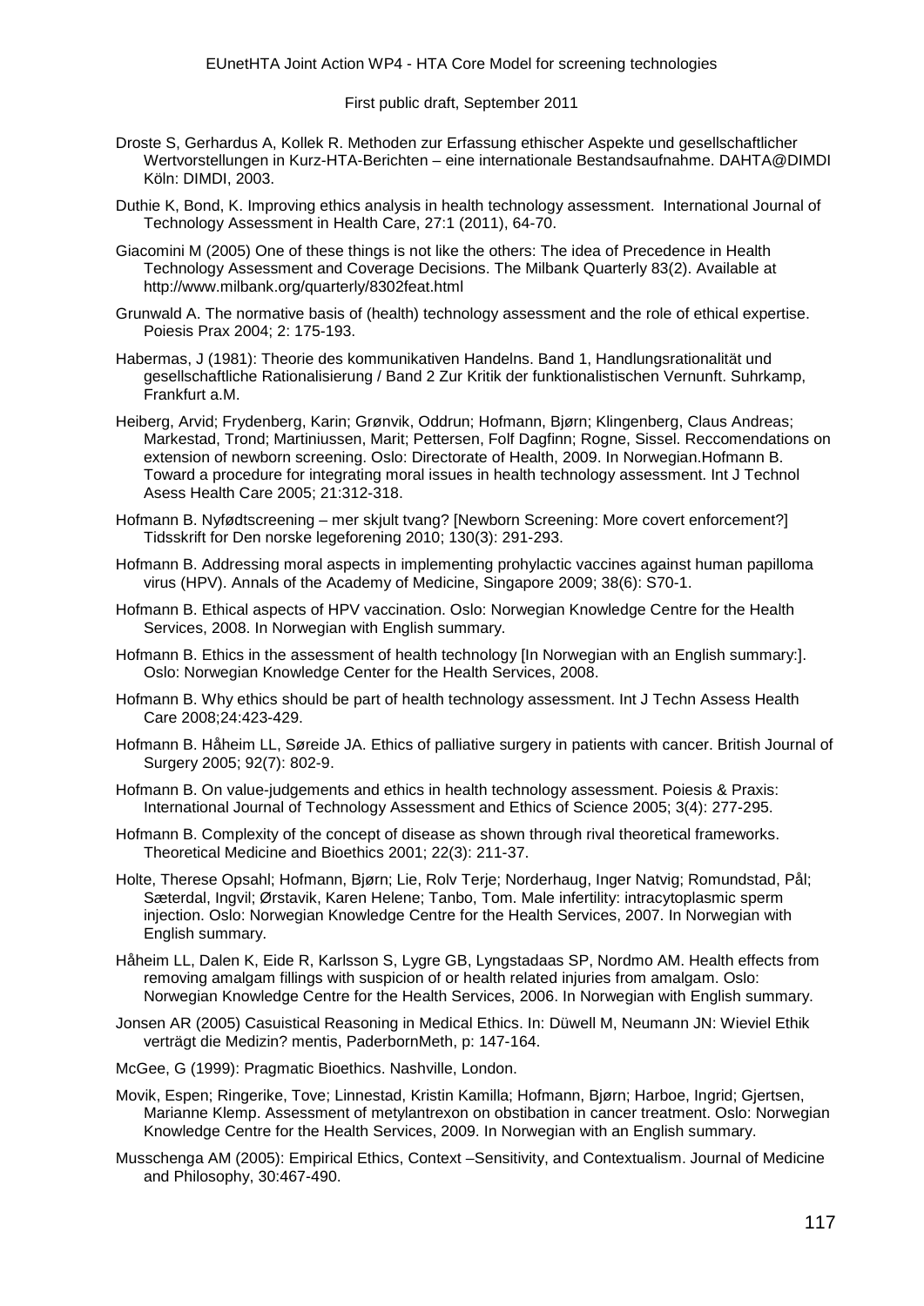Droste S, Gerhardus A, Kollek R. Methoden zur Erfassung ethischer Aspekte und gesellschaftlicher Wertvorstellungen in Kurz-HTA-Berichten – eine internationale Bestandsaufnahme. DAHTA@DIMDI Köln: DIMDI, 2003.

Duthie K, Bond, K. Improving ethics analysis in health technology assessment. International Journal of Technology Assessment in Health Care, 27:1 (2011), 64-70.

Giacomini M (2005) One of these things is not like the others: The idea of Precedence in Health Technology Assessment and Coverage Decisions. The Milbank Quarterly 83(2). Available at http://www.milbank.org/quarterly/8302feat.html

Grunwald A. The normative basis of (health) technology assessment and the role of ethical expertise. Poiesis Prax 2004; 2: 175-193.

Habermas, J (1981): Theorie des kommunikativen Handelns. Band 1, Handlungsrationalität und gesellschaftliche Rationalisierung / Band 2 Zur Kritik der funktionalistischen Vernunft. Suhrkamp, Frankfurt a.M.

Heiberg, Arvid; Frydenberg, Karin; Grønvik, Oddrun; Hofmann, Bjørn; Klingenberg, Claus Andreas; Markestad, Trond; Martiniussen, Marit; Pettersen, Folf Dagfinn; Rogne, Sissel. Reccomendations on extension of newborn screening. Oslo: Directorate of Health, 2009. In Norwegian.Hofmann B. Toward a procedure for integrating moral issues in health technology assessment. Int J Technol Asess Health Care 2005; 21:312-318.

Hofmann B. Nyfødtscreening – mer skjult tvang? [Newborn Screening: More covert enforcement?] Tidsskrift for Den norske legeforening 2010; 130(3): 291-293.

Hofmann B. Addressing moral aspects in implementing prohylactic vaccines against human papilloma virus (HPV). Annals of the Academy of Medicine, Singapore 2009; 38(6): S70-1.

Hofmann B. Ethical aspects of HPV vaccination. Oslo: Norwegian Knowledge Centre for the Health Services, 2008. In Norwegian with English summary.

Hofmann B. Ethics in the assessment of health technology [In Norwegian with an English summary:]. Oslo: Norwegian Knowledge Center for the Health Services, 2008.

Hofmann B. Why ethics should be part of health technology assessment. Int J Techn Assess Health Care 2008;24:423-429.

Hofmann B. Håheim LL, Søreide JA. Ethics of palliative surgery in patients with cancer. British Journal of Surgery 2005; 92(7): 802-9.

Hofmann B. On value-judgements and ethics in health technology assessment. Poiesis & Praxis: International Journal of Technology Assessment and Ethics of Science 2005; 3(4): 277-295.

Hofmann B. Complexity of the concept of disease as shown through rival theoretical frameworks. Theoretical Medicine and Bioethics 2001; 22(3): 211-37.

Holte, Therese Opsahl; Hofmann, Bjørn; Lie, Rolv Terje; Norderhaug, Inger Natvig; Romundstad, Pål; Sæterdal, Ingvil; Ørstavik, Karen Helene; Tanbo, Tom. Male infertility: intracytoplasmic sperm injection. Oslo: Norwegian Knowledge Centre for the Health Services, 2007. In Norwegian with English summary.

Håheim LL, Dalen K, Eide R, Karlsson S, Lygre GB, Lyngstadaas SP, Nordmo AM. Health effects from removing amalgam fillings with suspicion of or health related injuries from amalgam. Oslo: Norwegian Knowledge Centre for the Health Services, 2006. In Norwegian with English summary.

Jonsen AR (2005) Casuistical Reasoning in Medical Ethics. In: Düwell M, Neumann JN: Wieviel Ethik verträgt die Medizin? mentis, PaderbornMeth, p: 147-164.

McGee, G (1999): Pragmatic Bioethics. Nashville, London.

Movik, Espen; Ringerike, Tove; Linnestad, Kristin Kamilla; Hofmann, Bjørn; Harboe, Ingrid; Gjertsen, Marianne Klemp. Assessment of metylantrexon on obstibation in cancer treatment. Oslo: Norwegian Knowledge Centre for the Health Services, 2009. In Norwegian with an English summary.

Musschenga AM (2005): Empirical Ethics, Context –Sensitivity, and Contextualism. Journal of Medicine and Philosophy, 30:467-490.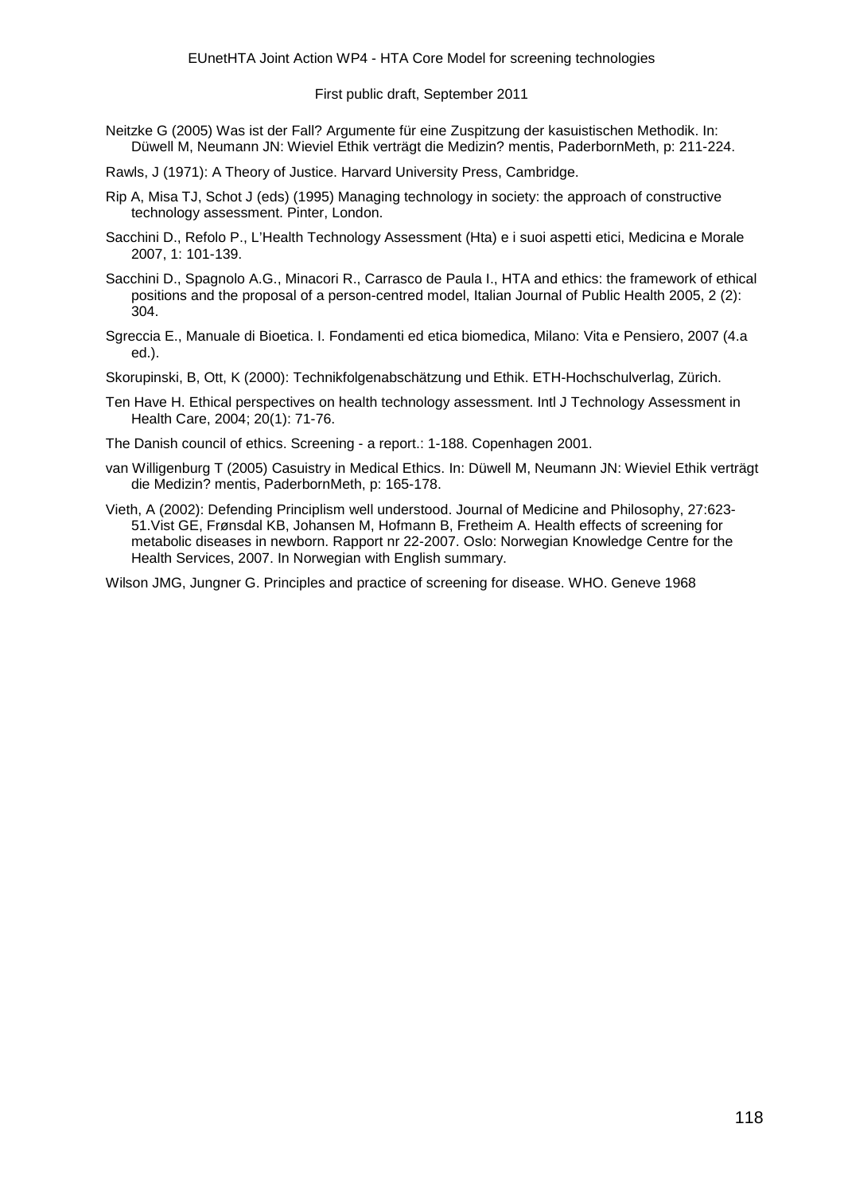Neitzke G (2005) Was ist der Fall? Argumente für eine Zuspitzung der kasuistischen Methodik. In: Düwell M, Neumann JN: Wieviel Ethik verträgt die Medizin? mentis, PaderbornMeth, p: 211-224.

Rawls, J (1971): A Theory of Justice. Harvard University Press, Cambridge.

Rip A, Misa TJ, Schot J (eds) (1995) Managing technology in society: the approach of constructive technology assessment. Pinter, London.

Sacchini D., Refolo P., L'Health Technology Assessment (Hta) e i suoi aspetti etici, Medicina e Morale 2007, 1: 101-139.

Sacchini D., Spagnolo A.G., Minacori R., Carrasco de Paula I., HTA and ethics: the framework of ethical positions and the proposal of a person-centred model, Italian Journal of Public Health 2005, 2 (2): 304.

Sgreccia E., Manuale di Bioetica. I. Fondamenti ed etica biomedica, Milano: Vita e Pensiero, 2007 (4.a ed.).

Skorupinski, B, Ott, K (2000): Technikfolgenabschätzung und Ethik. ETH-Hochschulverlag, Zürich.

Ten Have H. Ethical perspectives on health technology assessment. Intl J Technology Assessment in Health Care, 2004; 20(1): 71-76.

The Danish council of ethics. Screening - a report.: 1-188. Copenhagen 2001.

van Willigenburg T (2005) Casuistry in Medical Ethics. In: Düwell M, Neumann JN: Wieviel Ethik verträgt die Medizin? mentis, PaderbornMeth, p: 165-178.

Vieth, A (2002): Defending Principlism well understood. Journal of Medicine and Philosophy, 27:623-51.Vist GE, Frønsdal KB, Johansen M, Hofmann B, Fretheim A. Health effects of screening for metabolic diseases in newborn. Rapport nr 22-2007. Oslo: Norwegian Knowledge Centre for the Health Services, 2007. In Norwegian with English summary.

Wilson JMG, Jungner G. Principles and practice of screening for disease. WHO. Geneve 1968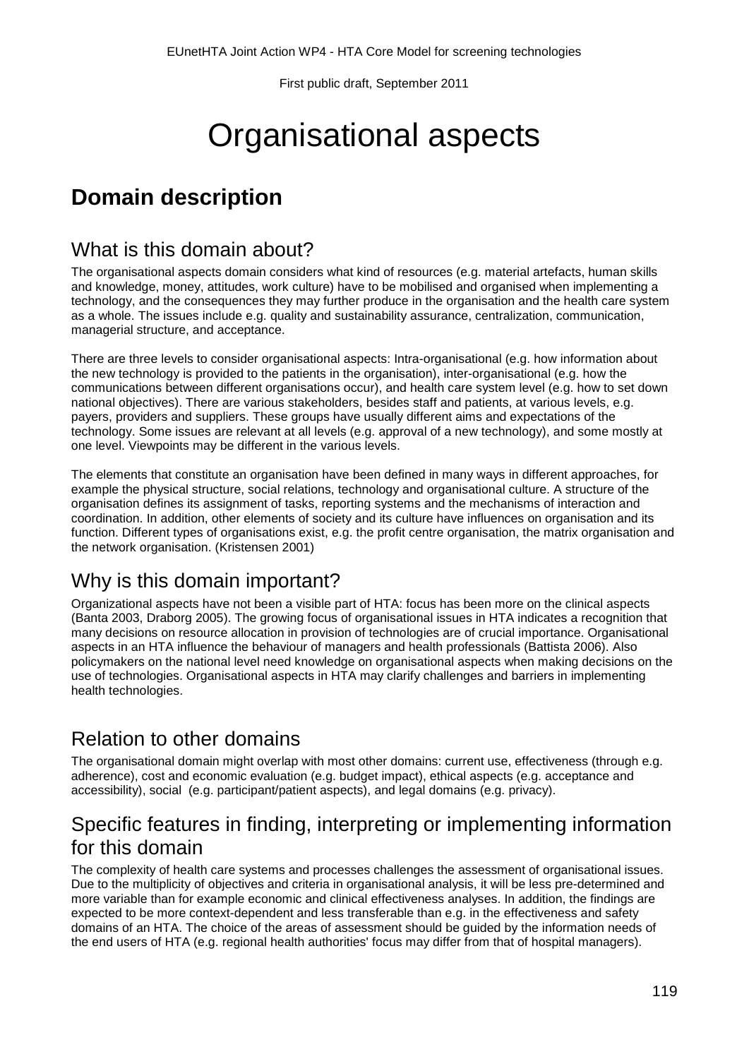# Organisational aspects

## Domain description

### What is this domain about?

The organisational aspects domain considers what kind of resources (e.g. material artefacts, human skills and knowledge, money, attitudes, work culture) have to be mobilised and organised when implementing a technology, and the consequences they may further produce in the organisation and the health care system as a whole. The issues include e.g. quality and sustainability assurance, centralization, communication, managerial structure, and acceptance.

There are three levels to consider organisational aspects: Intra-organisational (e.g. how information about the new technology is provided to the patients in the organisation), inter-organisational (e.g. how the communications between different organisations occur), and health care system level (e.g. how to set down national objectives). There are various stakeholders, besides staff and patients, at various levels, e.g. payers, providers and suppliers. These groups have usually different aims and expectations of the technology. Some issues are relevant at all levels (e.g. approval of a new technology), and some mostly at one level. Viewpoints may be different in the various levels.

The elements that constitute an organisation have been defined in many ways in different approaches, for example the physical structure, social relations, technology and organisational culture. A structure of the organisation defines its assignment of tasks, reporting systems and the mechanisms of interaction and coordination. In addition, other elements of society and its culture have influences on organisation and its function. Different types of organisations exist, e.g. the profit centre organisation, the matrix organisation and the network organisation. (Kristensen 2001)

### Why is this domain important?

Organizational aspects have not been a visible part of HTA: focus has been more on the clinical aspects (Banta 2003, Draborg 2005). The growing focus of organisational issues in HTA indicates a recognition that many decisions on resource allocation in provision of technologies are of crucial importance. Organisational aspects in an HTA influence the behaviour of managers and health professionals (Battista 2006). Also policymakers on the national level need knowledge on organisational aspects when making decisions on the use of technologies. Organisational aspects in HTA may clarify challenges and barriers in implementing health technologies.

### Relation to other domains

The organisational domain might overlap with most other domains: current use, effectiveness (through e.g. adherence), cost and economic evaluation (e.g. budget impact), ethical aspects (e.g. acceptance and accessibility), social (e.g. participant/patient aspects), and legal domains (e.g. privacy).

### Specific features in finding, interpreting or implementing information for this domain

The complexity of health care systems and processes challenges the assessment of organisational issues. Due to the multiplicity of objectives and criteria in organisational analysis, it will be less pre-determined and more variable than for example economic and clinical effectiveness analyses. In addition, the findings are expected to be more context-dependent and less transferable than e.g. in the effectiveness and safety domains of an HTA. The choice of the areas of assessment should be guided by the information needs of the end users of HTA (e.g. regional health authorities' focus may differ from that of hospital managers).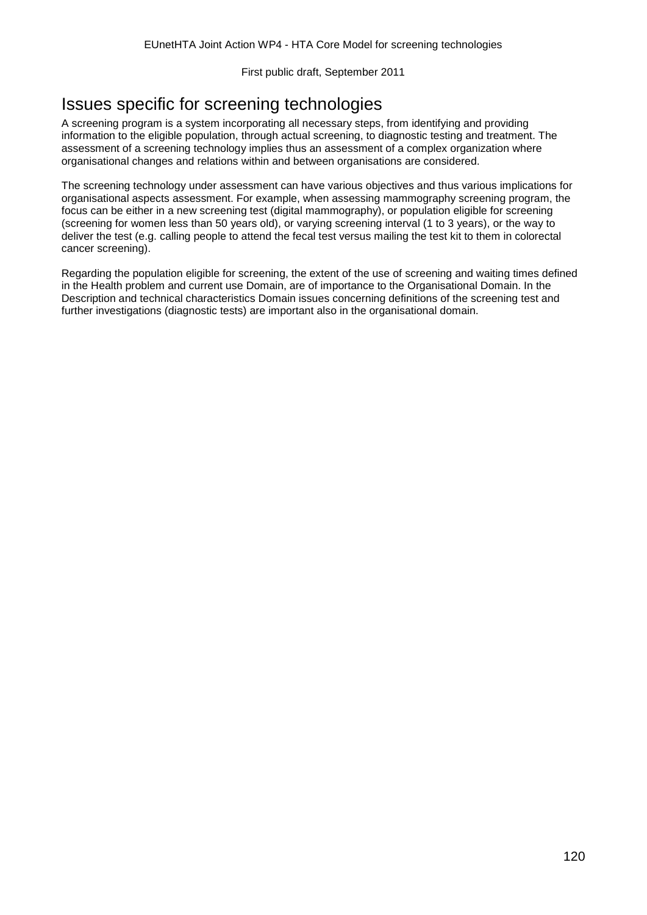## Issues specific for screening technologies

A screening program is a system incorporating all necessary steps, from identifying and providing information to the eligible population, through actual screening, to diagnostic testing and treatment. The assessment of a screening technology implies thus an assessment of a complex organization where organisational changes and relations within and between organisations are considered.

The screening technology under assessment can have various objectives and thus various implications for organisational aspects assessment. For example, when assessing mammography screening program, the focus can be either in a new screening test (digital mammography), or population eligible for screening (screening for women less than 50 years old), or varying screening interval (1 to 3 years), or the way to deliver the test (e.g. calling people to attend the fecal test versus mailing the test kit to them in colorectal cancer screening).

Regarding the population eligible for screening, the extent of the use of screening and waiting times defined in the Health problem and current use Domain, are of importance to the Organisational Domain. In the Description and technical characteristics Domain issues concerning definitions of the screening test and further investigations (diagnostic tests) are important also in the organisational domain.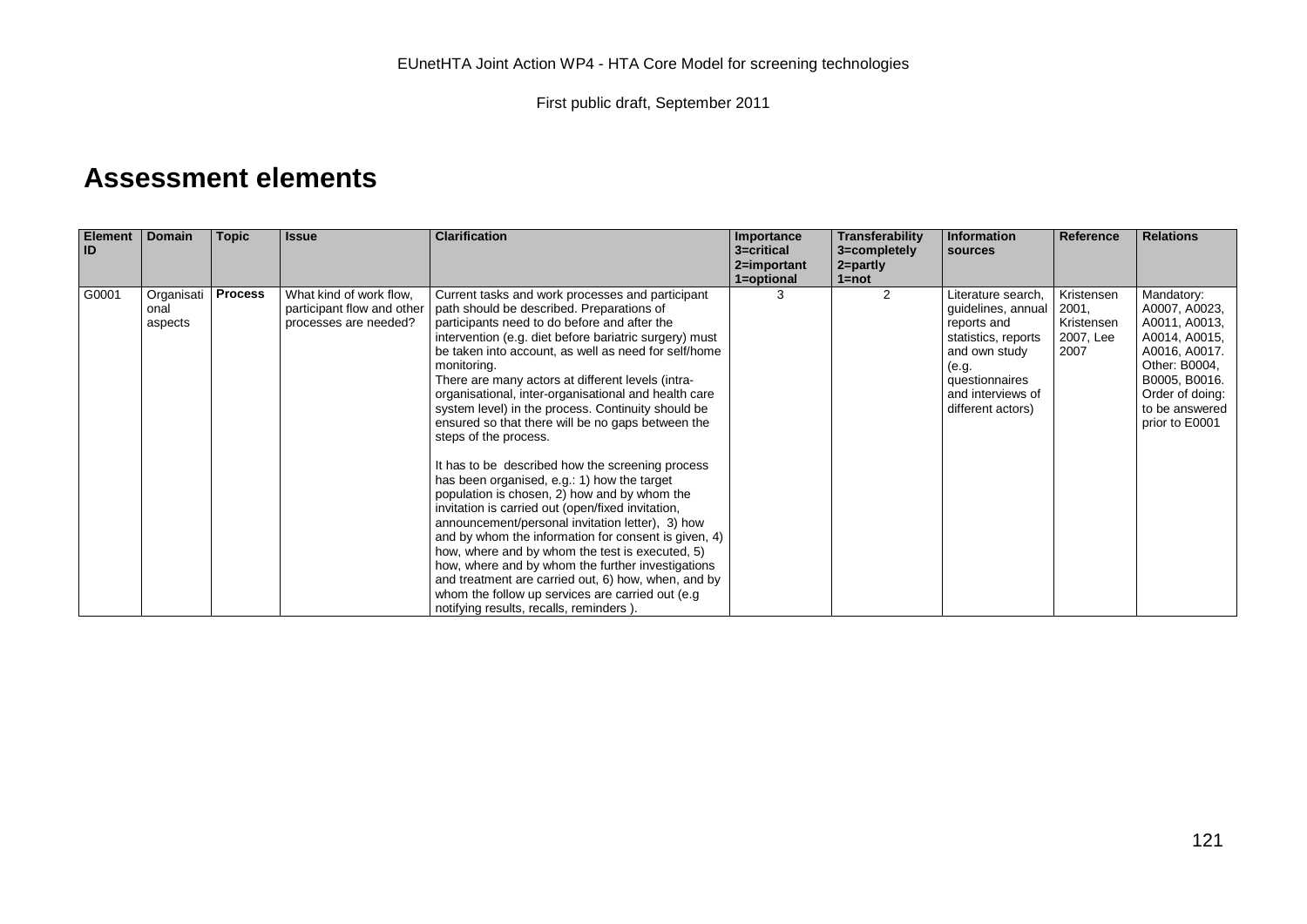# Assessment elements

| Element ID | Domain | Topic | Issue | Clarification | Importance 3=critical 2=important 1=optional | Transferability 3=completely 2=partly 1=not | Information sources | Reference | Relations |
|---|---|---|---|---|---|---|---|---|---|
| G0001 | Organisational aspects | **Process** | What kind of work flow, participant flow and other processes are needed? | Current tasks and work processes and participant path should be described. Preparations of participants need to do before and after the intervention (e.g. diet before bariatric surgery) must be taken into account, as well as need for self/home monitoring.<br>There are many actors at different levels (intra-organisational, inter-organisational and health care system level) in the process. Continuity should be ensured so that there will be no gaps between the steps of the process.<br><br>It has to be described how the screening process has been organised, e.g.: 1) how the target population is chosen, 2) how and by whom the invitation is carried out (open/fixed invitation, announcement/personal invitation letter), 3) how and by whom the information for consent is given, 4) how, where and by whom the test is executed, 5) how, where and by whom the further investigations and treatment are carried out, 6) how, when, and by whom the follow up services are carried out (e.g notifying results, recalls, reminders ). | 3 | 2 | Literature search, guidelines, annual reports and statistics, reports and own study (e.g. questionnaires and interviews of different actors) | Kristensen 2001, Kristensen 2007, Lee 2007 | Mandatory: A0007, A0023, A0011, A0013, A0014, A0015, A0016, A0017. Other: B0004, B0005, B0016. Order of doing: to be answered prior to E0001 |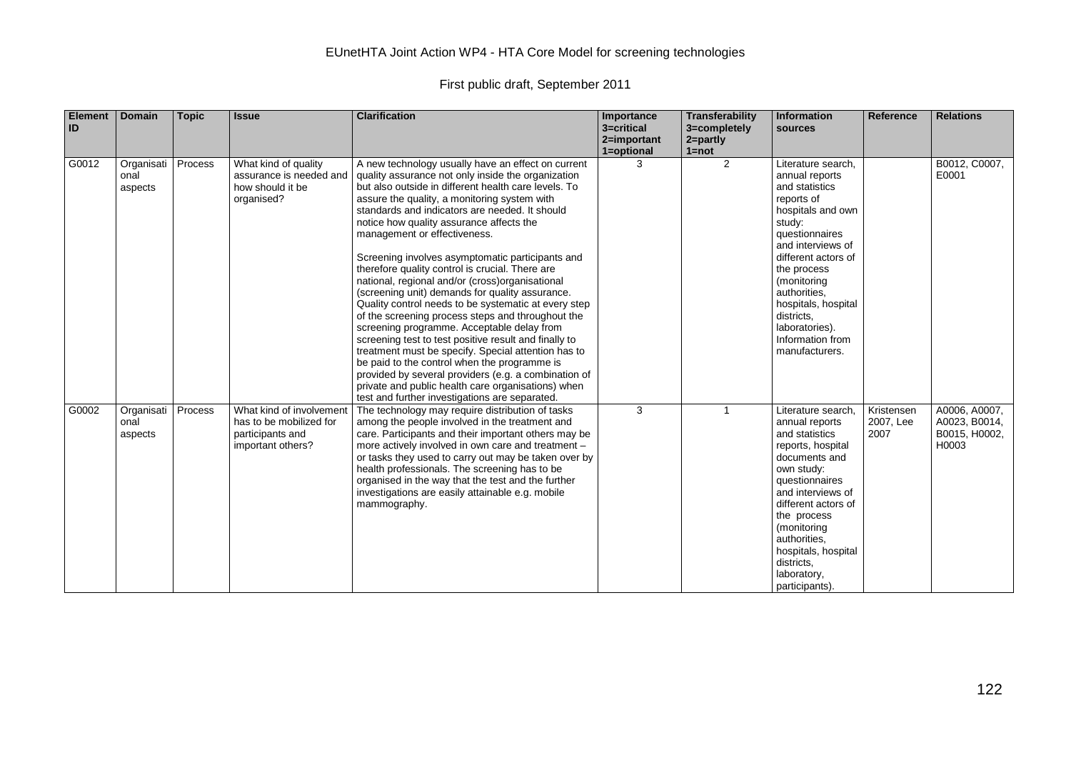| Element ID | Domain | Topic | Issue | Clarification | Importance 3=critical 2=important 1=optional | Transferability 3=completely 2=partly 1=not | Information sources | Reference | Relations |
|---|---|---|---|---|---|---|---|---|---|
| G0012 | Organisational aspects | Process | What kind of quality assurance is needed and how should it be organised? | A new technology usually have an effect on current quality assurance not only inside the organization but also outside in different health care levels. To assure the quality, a monitoring system with standards and indicators are needed. It should notice how quality assurance affects the management or effectiveness.<br><br>Screening involves asymptomatic participants and therefore quality control is crucial. There are national, regional and/or (cross)organisational (screening unit) demands for quality assurance. Quality control needs to be systematic at every step of the screening process steps and throughout the screening programme. Acceptable delay from screening test to test positive result and finally to treatment must be specify. Special attention has to be paid to the control when the programme is provided by several providers (e.g. a combination of private and public health care organisations) when test and further investigations are separated. | 3 | 2 | Literature search, annual reports and statistics reports of hospitals and own study: questionnaires and interviews of different actors of the process (monitoring authorities, hospitals, hospital districts, laboratories). Information from manufacturers. | | B0012, C0007, E0001 |
| G0002 | Organisational aspects | Process | What kind of involvement has to be mobilized for participants and important others? | The technology may require distribution of tasks among the people involved in the treatment and care. Participants and their important others may be more actively involved in own care and treatment – or tasks they used to carry out may be taken over by health professionals. The screening has to be organised in the way that the test and the further investigations are easily attainable e.g. mobile mammography. | 3 | 1 | Literature search, annual reports and statistics reports, hospital documents and own study: questionnaires and interviews of different actors of the process (monitoring authorities, hospitals, hospital districts, laboratory, participants). | Kristensen 2007, Lee 2007 | A0006, A0007, A0023, B0014, B0015, H0002, H0003 |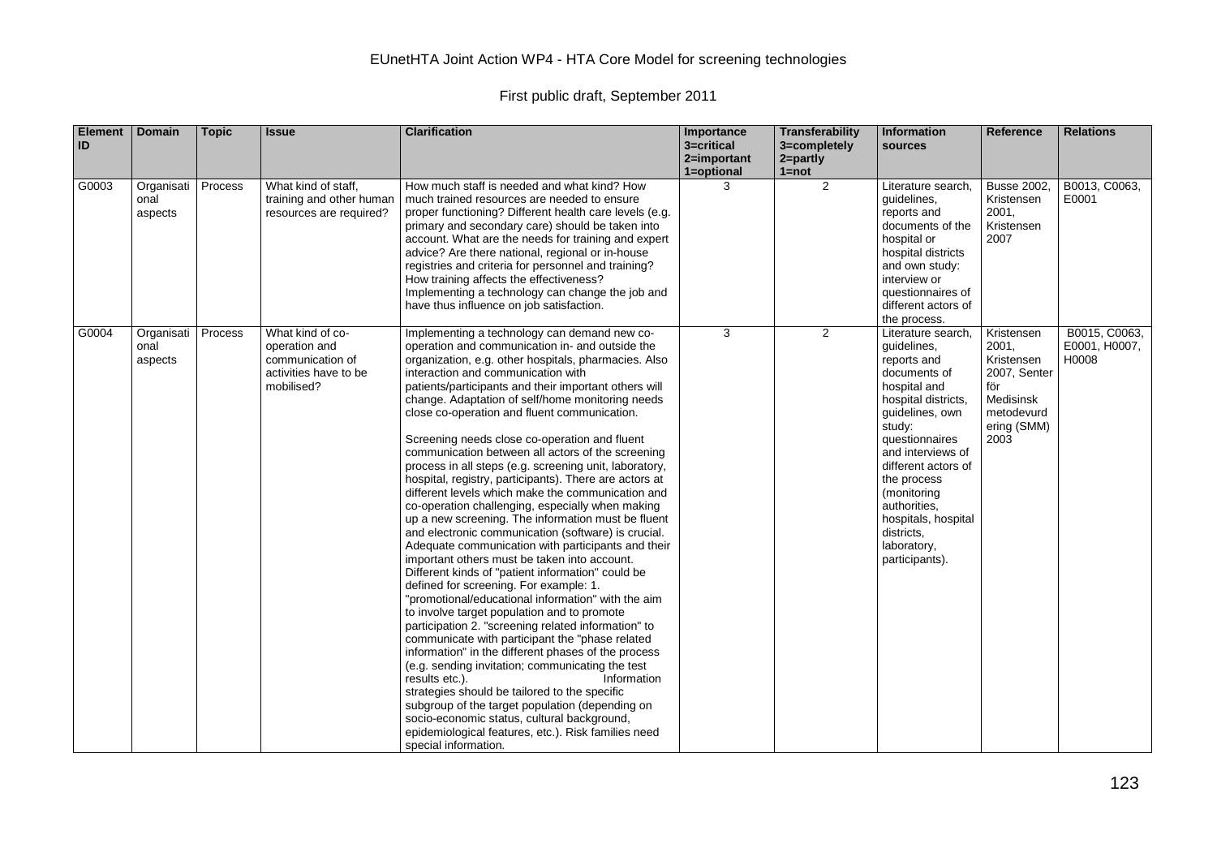| Element ID | Domain | Topic | Issue | Clarification | Importance 3=critical 2=important 1=optional | Transferability 3=completely 2=partly 1=not | Information sources | Reference | Relations |
|---|---|---|---|---|---|---|---|---|---|
| G0003 | Organisational aspects | Process | What kind of staff, training and other human resources are required? | How much staff is needed and what kind? How much trained resources are needed to ensure proper functioning? Different health care levels (e.g. primary and secondary care) should be taken into account. What are the needs for training and expert advice? Are there national, regional or in-house registries and criteria for personnel and training? How training affects the effectiveness? Implementing a technology can change the job and have thus influence on job satisfaction. | 3 | 2 | Literature search, guidelines, reports and documents of the hospital or hospital districts and own study: interview or questionnaires of different actors of the process. | Busse 2002, Kristensen 2001, Kristensen 2007 | B0013, C0063, E0001 |
| G0004 | Organisational aspects | Process | What kind of co-operation and communication of activities have to be mobilised? | Implementing a technology can demand new co-operation and communication in- and outside the organization, e.g. other hospitals, pharmacies. Also interaction and communication with patients/participants and their important others will change. Adaptation of self/home monitoring needs close co-operation and fluent communication. Screening needs close co-operation and fluent communication between all actors of the screening process in all steps (e.g. screening unit, laboratory, hospital, registry, participants). There are actors at different levels which make the communication and co-operation challenging, especially when making up a new screening. The information must be fluent and electronic communication (software) is crucial. Adequate communication with participants and their important others must be taken into account. Different kinds of "patient information" could be defined for screening. For example: 1. "promotional/educational information" with the aim to involve target population and to promote participation 2. "screening related information" to communicate with participant the "phase related information" in the different phases of the process (e.g. sending invitation; communicating the test results etc.). Information strategies should be tailored to the specific subgroup of the target population (depending on socio-economic status, cultural background, epidemiological features, etc.). Risk families need special information. | 3 | 2 | Literature search, guidelines, reports and documents of hospital and hospital districts, guidelines, own study: questionnaires and interviews of different actors of the process (monitoring authorities, hospitals, hospital districts, laboratory, participants). | Kristensen 2001, Kristensen 2007, Senter för Medisinsk metodevurdering (SMM) 2003 | B0015, C0063, E0001, H0007, H0008 |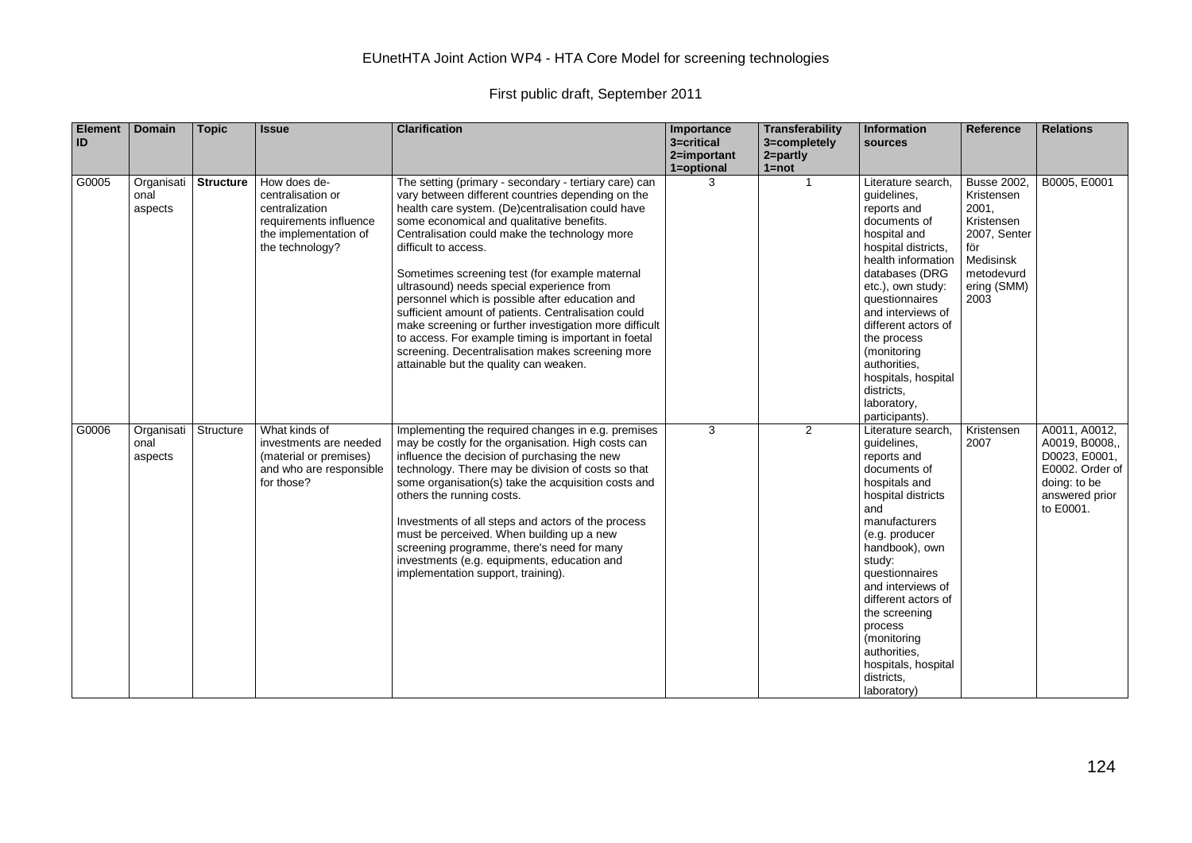| Element ID | Domain | Topic | Issue | Clarification | Importance 3=critical 2=important 1=optional | Transferability 3=completely 2=partly 1=not | Information sources | Reference | Relations |
|---|---|---|---|---|---|---|---|---|---|
| G0005 | Organisational aspects | **Structure** | How does de-centralisation or centralization requirements influence the implementation of the technology? | The setting (primary - secondary - tertiary care) can vary between different countries depending on the health care system. (De)centralisation could have some economical and qualitative benefits. Centralisation could make the technology more difficult to access.<br><br>Sometimes screening test (for example maternal ultrasound) needs special experience from personnel which is possible after education and sufficient amount of patients. Centralisation could make screening or further investigation more difficult to access. For example timing is important in foetal screening. Decentralisation makes screening more attainable but the quality can weaken. | 3 | 1 | Literature search, guidelines, reports and documents of hospital and hospital districts, health information databases (DRG etc.), own study: questionnaires and interviews of different actors of the process (monitoring authorities, hospitals, hospital districts, laboratory, participants). | Busse 2002, Kristensen 2001, Kristensen 2007, Senter för Medisinsk metodevurdering (SMM) 2003 | B0005, E0001 |
| G0006 | Organisational aspects | Structure | What kinds of investments are needed (material or premises) and who are responsible for those? | Implementing the required changes in e.g. premises may be costly for the organisation. High costs can influence the decision of purchasing the new technology. There may be division of costs so that some organisation(s) take the acquisition costs and others the running costs.<br><br>Investments of all steps and actors of the process must be perceived. When building up a new screening programme, there's need for many investments (e.g. equipments, education and implementation support, training). | 3 | 2 | Literature search, guidelines, reports and documents of hospitals and hospital districts and manufacturers (e.g. producer handbook), own study: questionnaires and interviews of different actors of the screening process (monitoring authorities, hospitals, hospital districts, laboratory) | Kristensen 2007 | A0011, A0012, A0019, B0008,, D0023, E0001, E0002. Order of doing: to be answered prior to E0001. |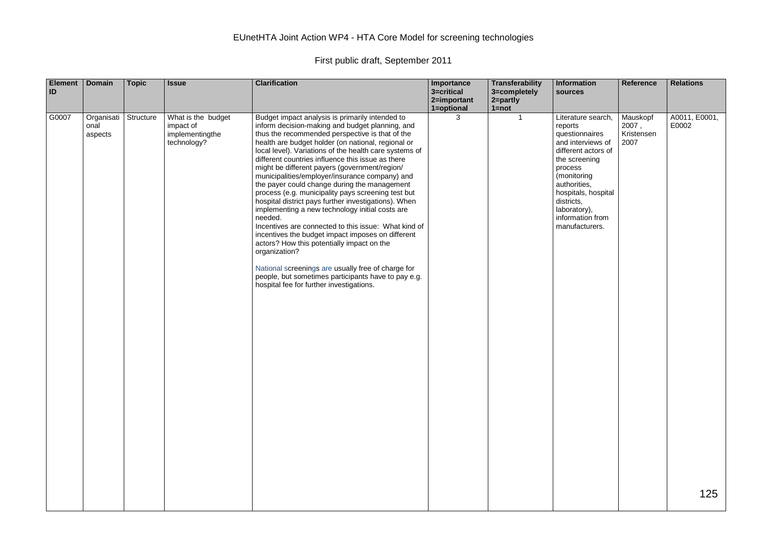EUnetHTA Joint Action WP4 - HTA Core Model for screening technologies

First public draft, September 2011

| Element ID | Domain | Topic | Issue | Clarification | Importance 3=critical 2=important 1=optional | Transferability 3=completely 2=partly 1=not | Information sources | Reference | Relations |
|---|---|---|---|---|---|---|---|---|---|
| G0007 | Organisational aspects | Structure | What is the budget impact of implementingthe technology? | Budget impact analysis is primarily intended to inform decision-making and budget planning, and thus the recommended perspective is that of the health are budget holder (on national, regional or local level). Variations of the health care systems of different countries influence this issue as there might be different payers (government/region/ municipalities/employer/insurance company) and the payer could change during the management process (e.g. municipality pays screening test but hospital district pays further investigations). When implementing a new technology initial costs are needed.<br>Incentives are connected to this issue: What kind of incentives the budget impact imposes on different actors? How this potentially impact on the organization?<br><br>National screenings are usually free of charge for people, but sometimes participants have to pay e.g. hospital fee for further investigations. | 3 | 1 | Literature search, reports questionnaires and interviews of different actors of the screening process (monitoring authorities, hospitals, hospital districts, laboratory), information from manufacturers. | Mauskopf 2007 , Kristensen 2007 | A0011, E0001, E0002 |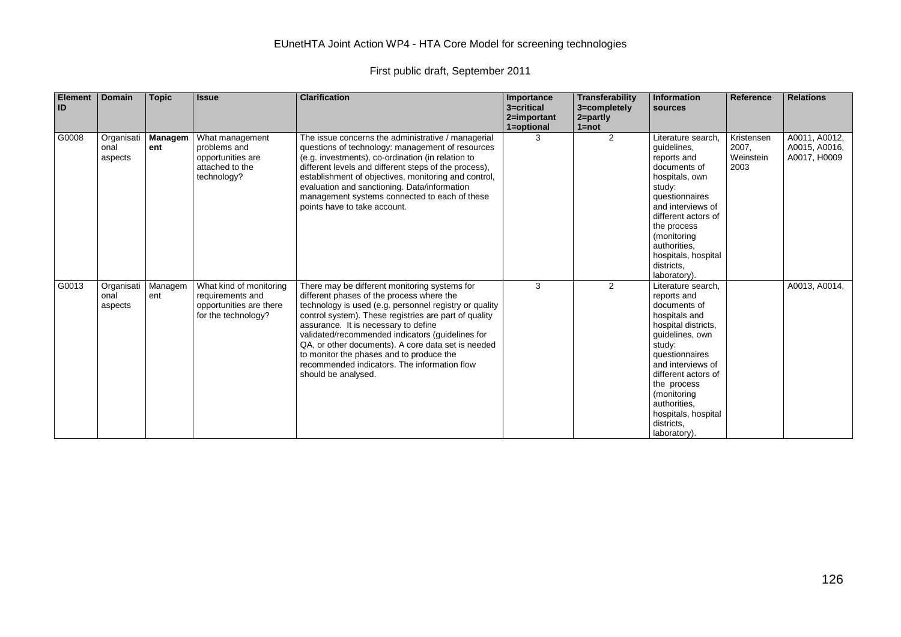| Element ID | Domain | Topic | Issue | Clarification | Importance 3=critical 2=important 1=optional | Transferability 3=completely 2=partly 1=not | Information sources | Reference | Relations |
|---|---|---|---|---|---|---|---|---|---|
| G0008 | Organisational aspects | **Management** | What management problems and opportunities are attached to the technology? | The issue concerns the administrative / managerial questions of technology: management of resources (e.g. investments), co-ordination (in relation to different levels and different steps of the process), establishment of objectives, monitoring and control, evaluation and sanctioning. Data/information management systems connected to each of these points have to take account. | 3 | 2 | Literature search, guidelines, reports and documents of hospitals, own study: questionnaires and interviews of different actors of the process (monitoring authorities, hospitals, hospital districts, laboratory). | Kristensen 2007, Weinstein 2003 | A0011, A0012, A0015, A0016, A0017, H0009 |
| G0013 | Organisational aspects | Management | What kind of monitoring requirements and opportunities are there for the technology? | There may be different monitoring systems for different phases of the process where the technology is used (e.g. personnel registry or quality control system). These registries are part of quality assurance. It is necessary to define validated/recommended indicators (guidelines for QA, or other documents). A core data set is needed to monitor the phases and to produce the recommended indicators. The information flow should be analysed. | 3 | 2 | Literature search, reports and documents of hospitals and hospital districts, guidelines, own study: questionnaires and interviews of different actors of the process (monitoring authorities, hospitals, hospital districts, laboratory). | | A0013, A0014, |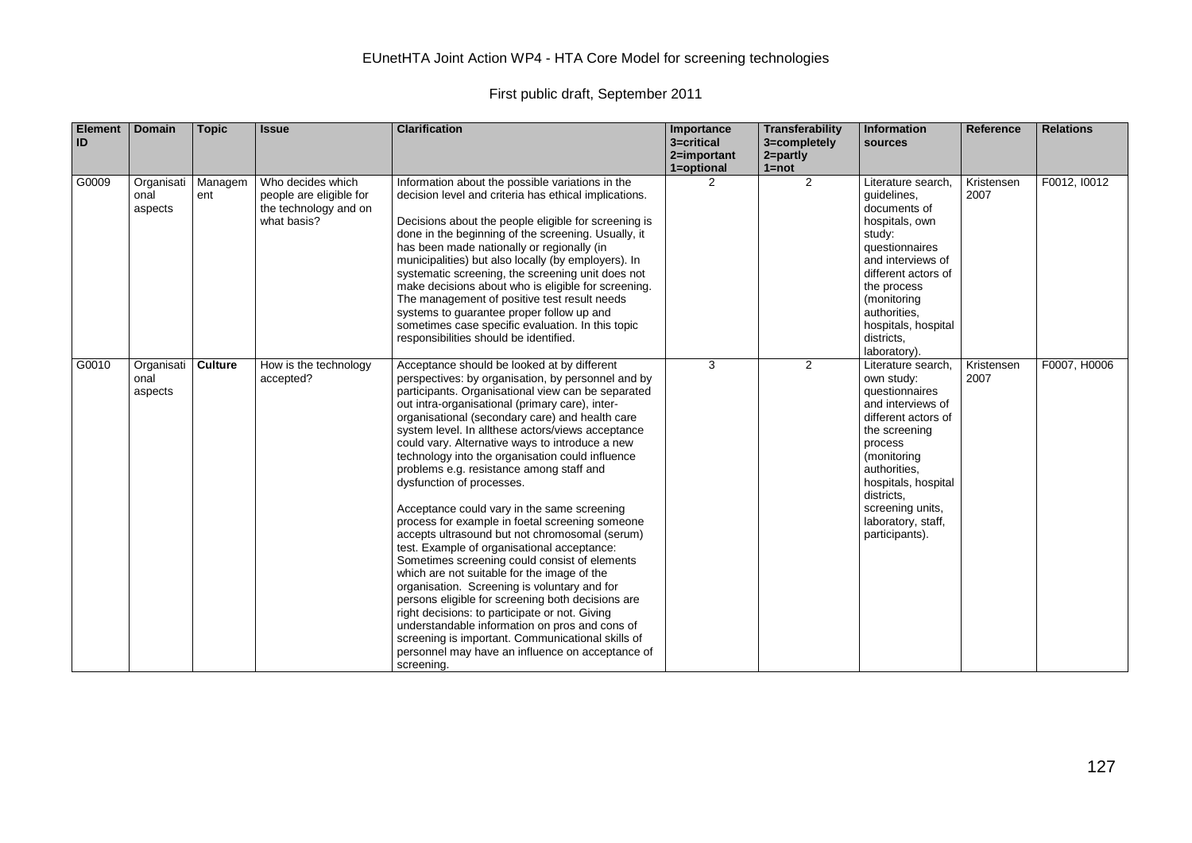| Element ID | Domain | Topic | Issue | Clarification | Importance 3=critical 2=important 1=optional | Transferability 3=completely 2=partly 1=not | Information sources | Reference | Relations |
|---|---|---|---|---|---|---|---|---|---|
| G0009 | Organisational aspects | Management | Who decides which people are eligible for the technology and on what basis? | Information about the possible variations in the decision level and criteria has ethical implications. Decisions about the people eligible for screening is done in the beginning of the screening. Usually, it has been made nationally or regionally (in municipalities) but also locally (by employers). In systematic screening, the screening unit does not make decisions about who is eligible for screening. The management of positive test result needs systems to guarantee proper follow up and sometimes case specific evaluation. In this topic responsibilities should be identified. | 2 | 2 | Literature search, guidelines, documents of hospitals, own study: questionnaires and interviews of different actors of the process (monitoring authorities, hospitals, hospital districts, laboratory). | Kristensen 2007 | F0012, I0012 |
| G0010 | Organisational aspects | **Culture** | How is the technology accepted? | Acceptance should be looked at by different perspectives: by organisation, by personnel and by participants. Organisational view can be separated out intra-organisational (primary care), inter-organisational (secondary care) and health care system level. In allthese actors/views acceptance could vary. Alternative ways to introduce a new technology into the organisation could influence problems e.g. resistance among staff and dysfunction of processes. Acceptance could vary in the same screening process for example in foetal screening someone accepts ultrasound but not chromosomal (serum) test. Example of organisational acceptance: Sometimes screening could consist of elements which are not suitable for the image of the organisation. Screening is voluntary and for persons eligible for screening both decisions are right decisions: to participate or not. Giving understandable information on pros and cons of screening is important. Communicational skills of personnel may have an influence on acceptance of screening. | 3 | 2 | Literature search, own study: questionnaires and interviews of different actors of the screening process (monitoring authorities, hospitals, hospital districts, screening units, laboratory, staff, participants). | Kristensen 2007 | F0007, H0006 |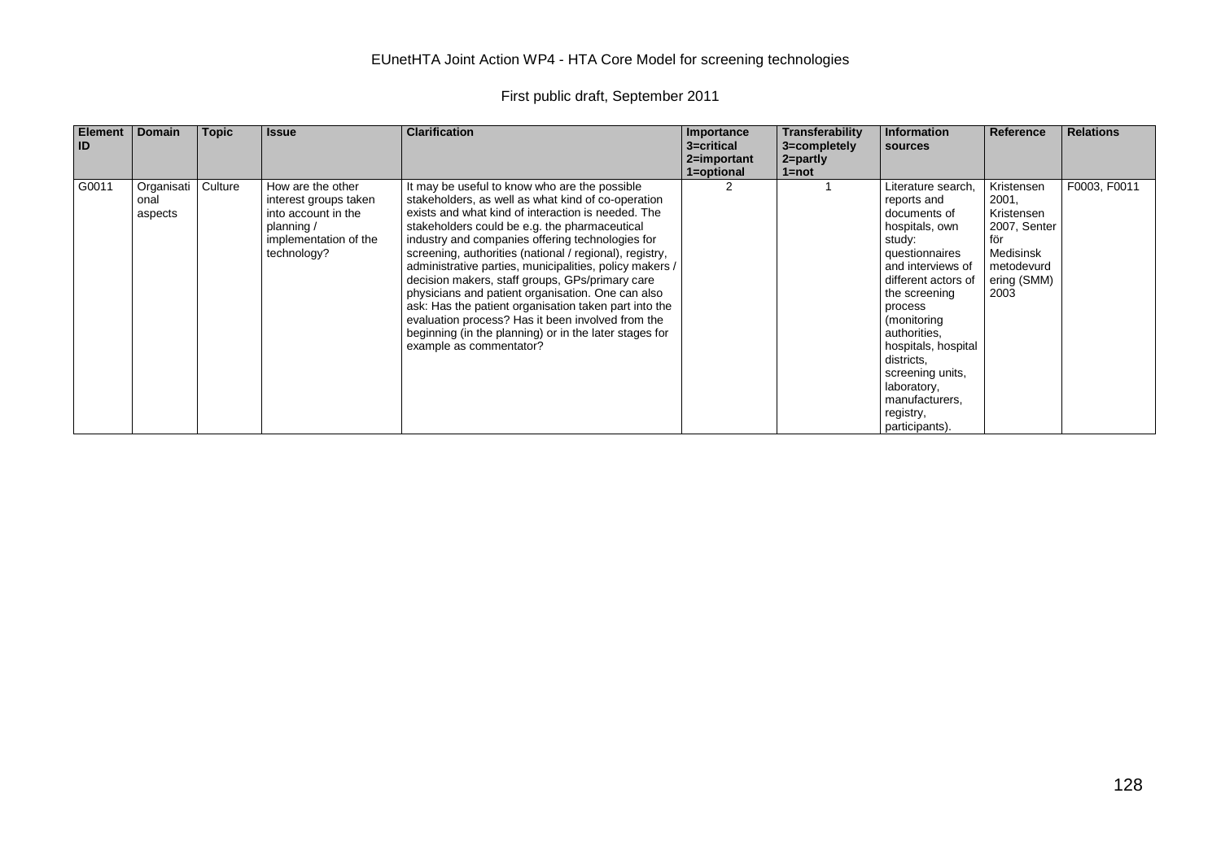| Element ID | Domain | Topic | Issue | Clarification | Importance 3=critical 2=important 1=optional | Transferability 3=completely 2=partly 1=not | Information sources | Reference | Relations |
|---|---|---|---|---|---|---|---|---|---|
| G0011 | Organisational aspects | Culture | How are the other interest groups taken into account in the planning / implementation of the technology? | It may be useful to know who are the possible stakeholders, as well as what kind of co-operation exists and what kind of interaction is needed. The stakeholders could be e.g. the pharmaceutical industry and companies offering technologies for screening, authorities (national / regional), registry, administrative parties, municipalities, policy makers / decision makers, staff groups, GPs/primary care physicians and patient organisation. One can also ask: Has the patient organisation taken part into the evaluation process? Has it been involved from the beginning (in the planning) or in the later stages for example as commentator? | 2 | 1 | Literature search, reports and documents of hospitals, own study: questionnaires and interviews of different actors of the screening process (monitoring authorities, hospitals, hospital districts, screening units, laboratory, manufacturers, registry, participants). | Kristensen 2001, Kristensen 2007, Senter för Medisinsk metodevurdering (SMM) 2003 | F0003, F0011 |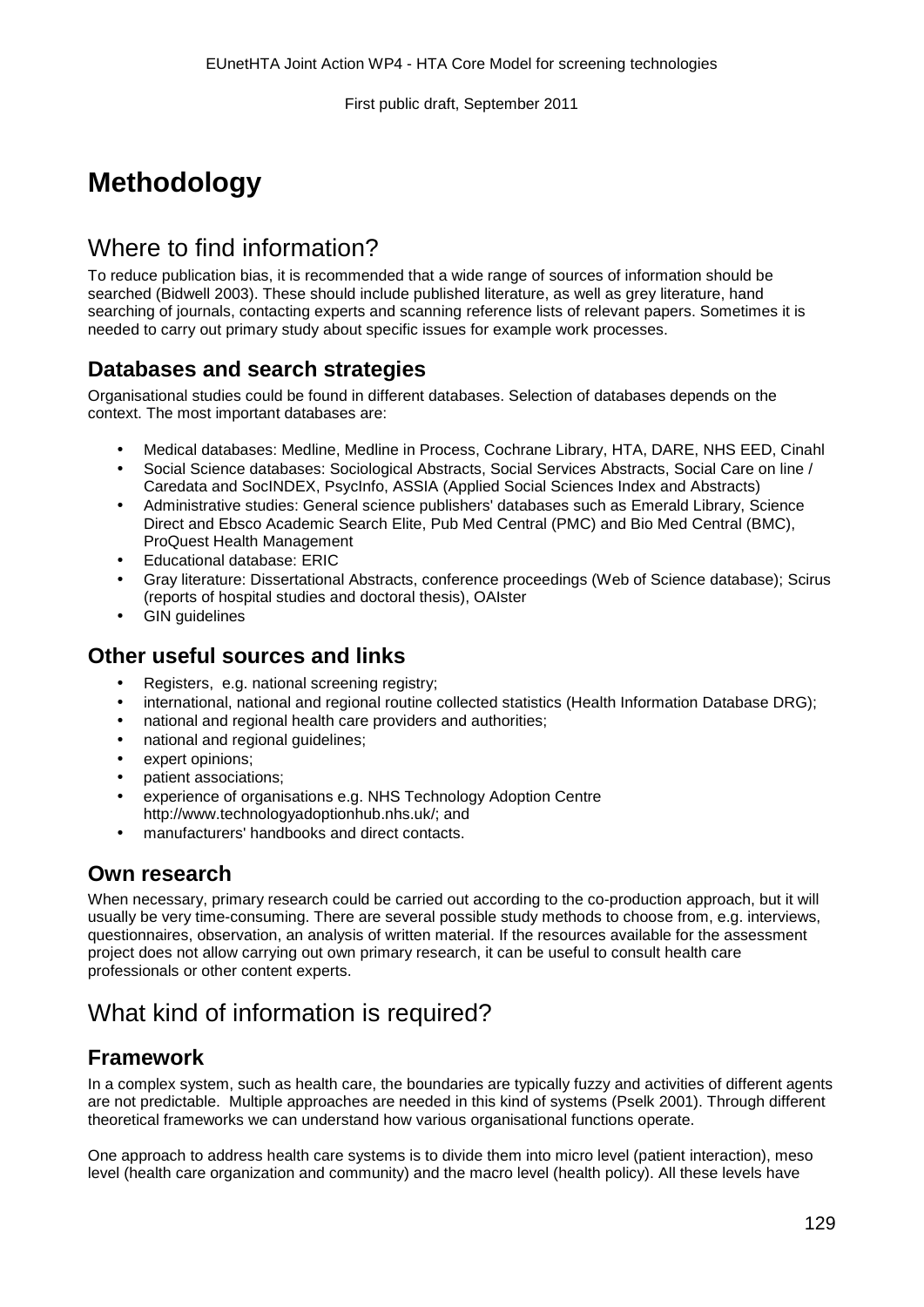# Methodology

## Where to find information?

To reduce publication bias, it is recommended that a wide range of sources of information should be searched (Bidwell 2003). These should include published literature, as well as grey literature, hand searching of journals, contacting experts and scanning reference lists of relevant papers. Sometimes it is needed to carry out primary study about specific issues for example work processes.

### Databases and search strategies

Organisational studies could be found in different databases. Selection of databases depends on the context. The most important databases are:

- Medical databases: Medline, Medline in Process, Cochrane Library, HTA, DARE, NHS EED, Cinahl
- Social Science databases: Sociological Abstracts, Social Services Abstracts, Social Care on line / Caredata and SocINDEX, PsycInfo, ASSIA (Applied Social Sciences Index and Abstracts)
- Administrative studies: General science publishers' databases such as Emerald Library, Science Direct and Ebsco Academic Search Elite, Pub Med Central (PMC) and Bio Med Central (BMC), ProQuest Health Management
- Educational database: ERIC
- Gray literature: Dissertational Abstracts, conference proceedings (Web of Science database); Scirus (reports of hospital studies and doctoral thesis), OAIster
- GIN guidelines

### Other useful sources and links

- Registers, e.g. national screening registry;
- international, national and regional routine collected statistics (Health Information Database DRG);
- national and regional health care providers and authorities;
- national and regional guidelines;
- expert opinions;
- patient associations;
- experience of organisations e.g. NHS Technology Adoption Centre http://www.technologyadoptionhub.nhs.uk/; and
- manufacturers' handbooks and direct contacts.

### Own research

When necessary, primary research could be carried out according to the co-production approach, but it will usually be very time-consuming. There are several possible study methods to choose from, e.g. interviews, questionnaires, observation, an analysis of written material. If the resources available for the assessment project does not allow carrying out own primary research, it can be useful to consult health care professionals or other content experts.

## What kind of information is required?

### Framework

In a complex system, such as health care, the boundaries are typically fuzzy and activities of different agents are not predictable. Multiple approaches are needed in this kind of systems (Pselk 2001). Through different theoretical frameworks we can understand how various organisational functions operate.

One approach to address health care systems is to divide them into micro level (patient interaction), meso level (health care organization and community) and the macro level (health policy). All these levels have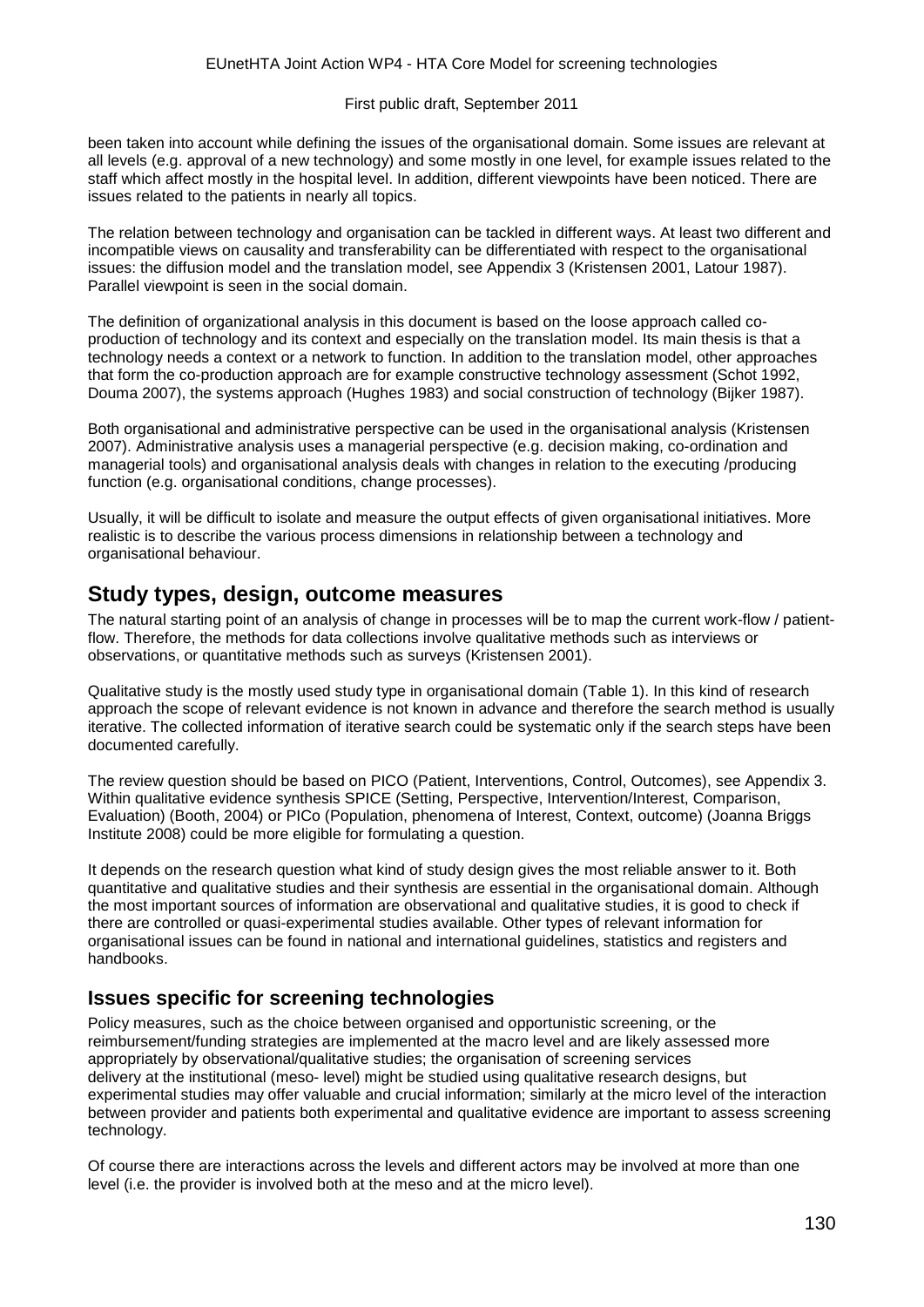been taken into account while defining the issues of the organisational domain. Some issues are relevant at all levels (e.g. approval of a new technology) and some mostly in one level, for example issues related to the staff which affect mostly in the hospital level. In addition, different viewpoints have been noticed. There are issues related to the patients in nearly all topics.

The relation between technology and organisation can be tackled in different ways. At least two different and incompatible views on causality and transferability can be differentiated with respect to the organisational issues: the diffusion model and the translation model, see Appendix 3 (Kristensen 2001, Latour 1987). Parallel viewpoint is seen in the social domain.

The definition of organizational analysis in this document is based on the loose approach called co-production of technology and its context and especially on the translation model. Its main thesis is that a technology needs a context or a network to function. In addition to the translation model, other approaches that form the co-production approach are for example constructive technology assessment (Schot 1992, Douma 2007), the systems approach (Hughes 1983) and social construction of technology (Bijker 1987).

Both organisational and administrative perspective can be used in the organisational analysis (Kristensen 2007). Administrative analysis uses a managerial perspective (e.g. decision making, co-ordination and managerial tools) and organisational analysis deals with changes in relation to the executing /producing function (e.g. organisational conditions, change processes).

Usually, it will be difficult to isolate and measure the output effects of given organisational initiatives. More realistic is to describe the various process dimensions in relationship between a technology and organisational behaviour.

## Study types, design, outcome measures

The natural starting point of an analysis of change in processes will be to map the current work-flow / patient-flow. Therefore, the methods for data collections involve qualitative methods such as interviews or observations, or quantitative methods such as surveys (Kristensen 2001).

Qualitative study is the mostly used study type in organisational domain (Table 1). In this kind of research approach the scope of relevant evidence is not known in advance and therefore the search method is usually iterative. The collected information of iterative search could be systematic only if the search steps have been documented carefully.

The review question should be based on PICO (Patient, Interventions, Control, Outcomes), see Appendix 3. Within qualitative evidence synthesis SPICE (Setting, Perspective, Intervention/Interest, Comparison, Evaluation) (Booth, 2004) or PICo (Population, phenomena of Interest, Context, outcome) (Joanna Briggs Institute 2008) could be more eligible for formulating a question.

It depends on the research question what kind of study design gives the most reliable answer to it. Both quantitative and qualitative studies and their synthesis are essential in the organisational domain. Although the most important sources of information are observational and qualitative studies, it is good to check if there are controlled or quasi-experimental studies available. Other types of relevant information for organisational issues can be found in national and international guidelines, statistics and registers and handbooks.

### Issues specific for screening technologies

Policy measures, such as the choice between organised and opportunistic screening, or the reimbursement/funding strategies are implemented at the macro level and are likely assessed more appropriately by observational/qualitative studies; the organisation of screening services delivery at the institutional (meso- level) might be studied using qualitative research designs, but experimental studies may offer valuable and crucial information; similarly at the micro level of the interaction between provider and patients both experimental and qualitative evidence are important to assess screening technology.

Of course there are interactions across the levels and different actors may be involved at more than one level (i.e. the provider is involved both at the meso and at the micro level).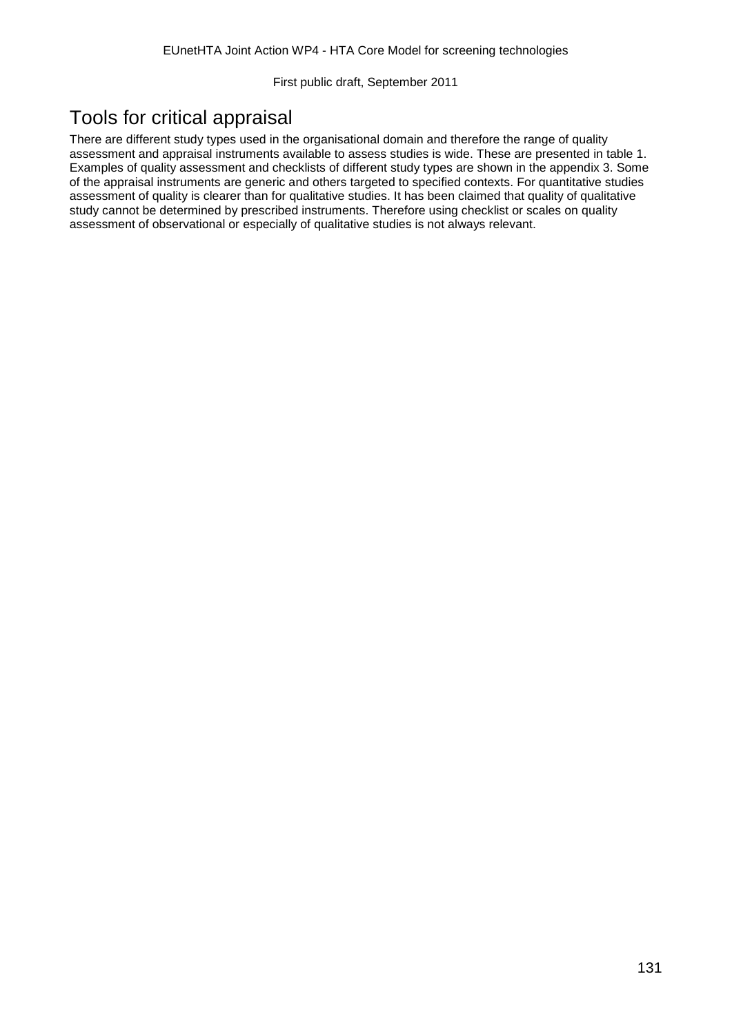# Tools for critical appraisal

There are different study types used in the organisational domain and therefore the range of quality assessment and appraisal instruments available to assess studies is wide. These are presented in table 1. Examples of quality assessment and checklists of different study types are shown in the appendix 3. Some of the appraisal instruments are generic and others targeted to specified contexts. For quantitative studies assessment of quality is clearer than for qualitative studies. It has been claimed that quality of qualitative study cannot be determined by prescribed instruments. Therefore using checklist or scales on quality assessment of observational or especially of qualitative studies is not always relevant.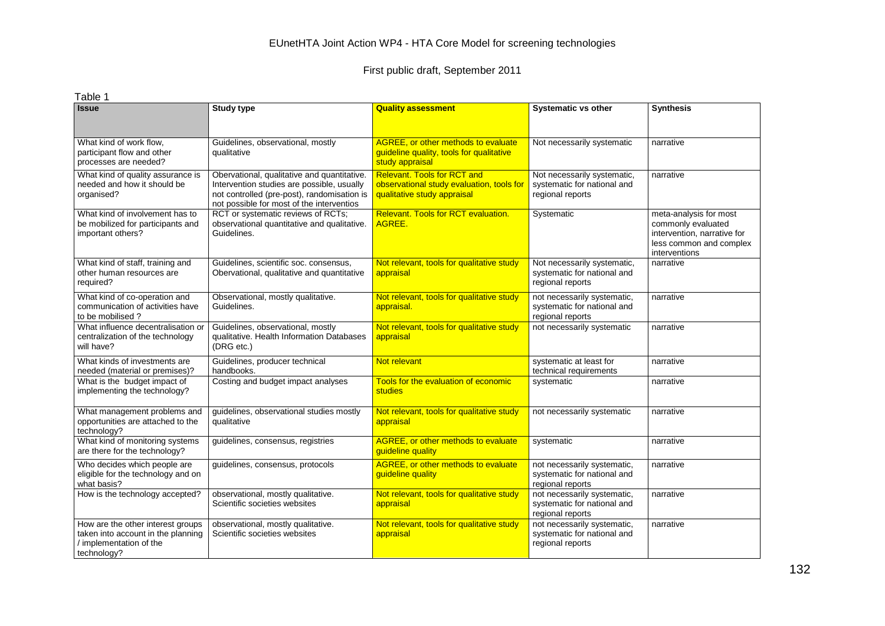Table 1

| Issue | Study type | Quality assessment | Systematic vs other | Synthesis |
|---|---|---|---|---|
| What kind of work flow, participant flow and other processes are needed? | Guidelines, observational, mostly qualitative | AGREE, or other methods to evaluate guideline quality, tools for qualitative study appraisal | Not necessarily systematic | narrative |
| What kind of quality assurance is needed and how it should be organised? | Obervational, qualitative and quantitative. Intervention studies are possible, usually not controlled (pre-post), randomisation is not possible for most of the interventios | Relevant. Tools for RCT and observational study evaluation, tools for qualitative study appraisal | Not necessarily systematic, systematic for national and regional reports | narrative |
| What kind of involvement has to be mobilized for participants and important others? | RCT or systematic reviews of RCTs; observational quantitative and qualitative. Guidelines. | Relevant. Tools for RCT evaluation. AGREE. | Systematic | meta-analysis for most commonly evaluated intervention, narrative for less common and complex interventions |
| What kind of staff, training and other human resources are required? | Guidelines, scientific soc. consensus, Obervational, qualitative and quantitative | Not relevant, tools for qualitative study appraisal | Not necessarily systematic, systematic for national and regional reports | narrative |
| What kind of co-operation and communication of activities have to be mobilised ? | Observational, mostly qualitative. Guidelines. | Not relevant, tools for qualitative study appraisal. | not necessarily systematic, systematic for national and regional reports | narrative |
| What influence decentralisation or centralization of the technology will have? | Guidelines, observational, mostly qualitative. Health Information Databases (DRG etc.) | Not relevant, tools for qualitative study appraisal | not necessarily systematic | narrative |
| What kinds of investments are needed (material or premises)? | Guidelines, producer technical handbooks. | Not relevant | systematic at least for technical requirements | narrative |
| What is the budget impact of implementing the technology? | Costing and budget impact analyses | Tools for the evaluation of economic studies | systematic | narrative |
| What management problems and opportunities are attached to the technology? | guidelines, observational studies mostly qualitative | Not relevant, tools for qualitative study appraisal | not necessarily systematic | narrative |
| What kind of monitoring systems are there for the technology? | guidelines, consensus, registries | AGREE, or other methods to evaluate guideline quality | systematic | narrative |
| Who decides which people are eligible for the technology and on what basis? | guidelines, consensus, protocols | AGREE, or other methods to evaluate guideline quality | not necessarily systematic, systematic for national and regional reports | narrative |
| How is the technology accepted? | observational, mostly qualitative. Scientific societies websites | Not relevant, tools for qualitative study appraisal | not necessarily systematic, systematic for national and regional reports | narrative |
| How are the other interest groups taken into account in the planning / implementation of the technology? | observational, mostly qualitative. Scientific societies websites | Not relevant, tools for qualitative study appraisal | not necessarily systematic, systematic for national and regional reports | narrative |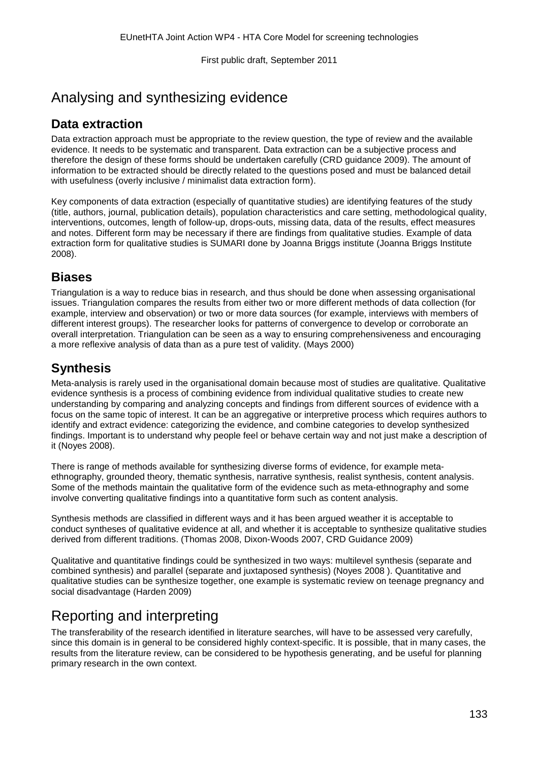# Analysing and synthesizing evidence

## Data extraction

Data extraction approach must be appropriate to the review question, the type of review and the available evidence. It needs to be systematic and transparent. Data extraction can be a subjective process and therefore the design of these forms should be undertaken carefully (CRD guidance 2009). The amount of information to be extracted should be directly related to the questions posed and must be balanced detail with usefulness (overly inclusive / minimalist data extraction form).

Key components of data extraction (especially of quantitative studies) are identifying features of the study (title, authors, journal, publication details), population characteristics and care setting, methodological quality, interventions, outcomes, length of follow-up, drops-outs, missing data, data of the results, effect measures and notes. Different form may be necessary if there are findings from qualitative studies. Example of data extraction form for qualitative studies is SUMARI done by Joanna Briggs institute (Joanna Briggs Institute 2008).

## Biases

Triangulation is a way to reduce bias in research, and thus should be done when assessing organisational issues. Triangulation compares the results from either two or more different methods of data collection (for example, interview and observation) or two or more data sources (for example, interviews with members of different interest groups). The researcher looks for patterns of convergence to develop or corroborate an overall interpretation. Triangulation can be seen as a way to ensuring comprehensiveness and encouraging a more reflexive analysis of data than as a pure test of validity. (Mays 2000)

## Synthesis

Meta-analysis is rarely used in the organisational domain because most of studies are qualitative. Qualitative evidence synthesis is a process of combining evidence from individual qualitative studies to create new understanding by comparing and analyzing concepts and findings from different sources of evidence with a focus on the same topic of interest. It can be an aggregative or interpretive process which requires authors to identify and extract evidence: categorizing the evidence, and combine categories to develop synthesized findings. Important is to understand why people feel or behave certain way and not just make a description of it (Noyes 2008).

There is range of methods available for synthesizing diverse forms of evidence, for example meta-ethnography, grounded theory, thematic synthesis, narrative synthesis, realist synthesis, content analysis. Some of the methods maintain the qualitative form of the evidence such as meta-ethnography and some involve converting qualitative findings into a quantitative form such as content analysis.

Synthesis methods are classified in different ways and it has been argued weather it is acceptable to conduct syntheses of qualitative evidence at all, and whether it is acceptable to synthesize qualitative studies derived from different traditions. (Thomas 2008, Dixon-Woods 2007, CRD Guidance 2009)

Qualitative and quantitative findings could be synthesized in two ways: multilevel synthesis (separate and combined synthesis) and parallel (separate and juxtaposed synthesis) (Noyes 2008 ). Quantitative and qualitative studies can be synthesize together, one example is systematic review on teenage pregnancy and social disadvantage (Harden 2009)

# Reporting and interpreting

The transferability of the research identified in literature searches, will have to be assessed very carefully, since this domain is in general to be considered highly context-specific. It is possible, that in many cases, the results from the literature review, can be considered to be hypothesis generating, and be useful for planning primary research in the own context.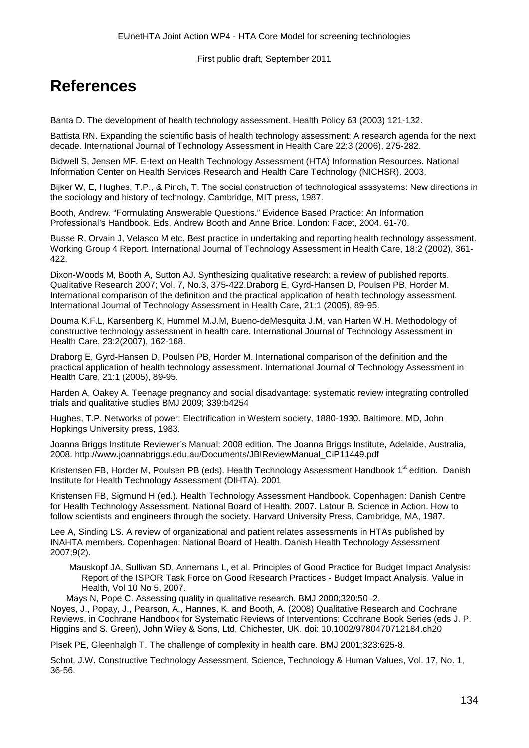# References

Banta D. The development of health technology assessment. Health Policy 63 (2003) 121-132.

Battista RN. Expanding the scientific basis of health technology assessment: A research agenda for the next decade. International Journal of Technology Assessment in Health Care 22:3 (2006), 275-282.

Bidwell S, Jensen MF. E-text on Health Technology Assessment (HTA) Information Resources. National Information Center on Health Services Research and Health Care Technology (NICHSR). 2003.

Bijker W, E, Hughes, T.P., & Pinch, T. The social construction of technological ssssystems: New directions in the sociology and history of technology. Cambridge, MIT press, 1987.

Booth, Andrew. "Formulating Answerable Questions." Evidence Based Practice: An Information Professional's Handbook. Eds. Andrew Booth and Anne Brice. London: Facet, 2004. 61-70.

Busse R, Orvain J, Velasco M etc. Best practice in undertaking and reporting health technology assessment. Working Group 4 Report. International Journal of Technology Assessment in Health Care, 18:2 (2002), 361-422.

Dixon-Woods M, Booth A, Sutton AJ. Synthesizing qualitative research: a review of published reports. Qualitative Research 2007; Vol. 7, No.3, 375-422.Draborg E, Gyrd-Hansen D, Poulsen PB, Horder M. International comparison of the definition and the practical application of health technology assessment. International Journal of Technology Assessment in Health Care, 21:1 (2005), 89-95.

Douma K.F.L, Karsenberg K, Hummel M.J.M, Bueno-deMesquita J.M, van Harten W.H. Methodology of constructive technology assessment in health care. International Journal of Technology Assessment in Health Care, 23:2(2007), 162-168.

Draborg E, Gyrd-Hansen D, Poulsen PB, Horder M. International comparison of the definition and the practical application of health technology assessment. International Journal of Technology Assessment in Health Care, 21:1 (2005), 89-95.

Harden A, Oakey A. Teenage pregnancy and social disadvantage: systematic review integrating controlled trials and qualitative studies BMJ 2009; 339:b4254

Hughes, T.P. Networks of power: Electrification in Western society, 1880-1930. Baltimore, MD, John Hopkings University press, 1983.

Joanna Briggs Institute Reviewer's Manual: 2008 edition. The Joanna Briggs Institute, Adelaide, Australia, 2008. http://www.joannabriggs.edu.au/Documents/JBIReviewManual_CiP11449.pdf

Kristensen FB, Horder M, Poulsen PB (eds). Health Technology Assessment Handbook 1st edition. Danish Institute for Health Technology Assessment (DIHTA). 2001

Kristensen FB, Sigmund H (ed.). Health Technology Assessment Handbook. Copenhagen: Danish Centre for Health Technology Assessment. National Board of Health, 2007. Latour B. Science in Action. How to follow scientists and engineers through the society. Harvard University Press, Cambridge, MA, 1987.

Lee A, Sinding LS. A review of organizational and patient relates assessments in HTAs published by INAHTA members. Copenhagen: National Board of Health. Danish Health Technology Assessment 2007;9(2).

Mauskopf JA, Sullivan SD, Annemans L, et al. Principles of Good Practice for Budget Impact Analysis: Report of the ISPOR Task Force on Good Research Practices - Budget Impact Analysis. Value in Health, Vol 10 No 5, 2007.

Mays N, Pope C. Assessing quality in qualitative research. BMJ 2000;320:50–2.

Noyes, J., Popay, J., Pearson, A., Hannes, K. and Booth, A. (2008) Qualitative Research and Cochrane Reviews, in Cochrane Handbook for Systematic Reviews of Interventions: Cochrane Book Series (eds J. P. Higgins and S. Green), John Wiley & Sons, Ltd, Chichester, UK. doi: 10.1002/9780470712184.ch20

Plsek PE, Gleenhalgh T. The challenge of complexity in health care. BMJ 2001;323:625-8.

Schot, J.W. Constructive Technology Assessment. Science, Technology & Human Values, Vol. 17, No. 1, 36-56.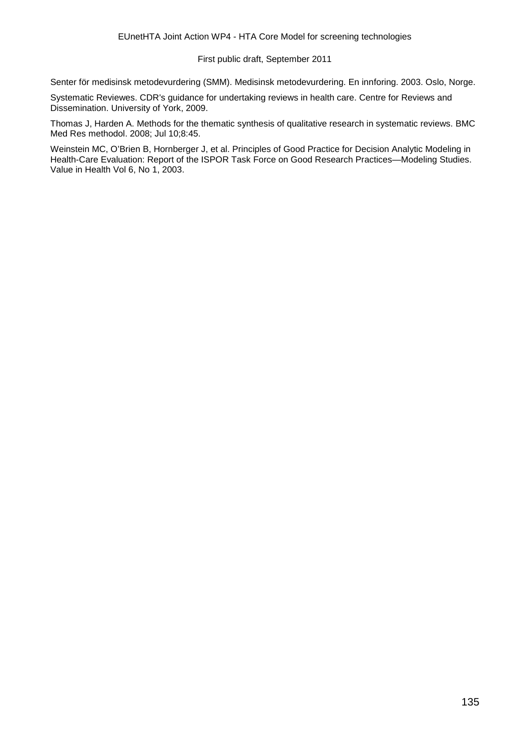Senter för medisinsk metodevurdering (SMM). Medisinsk metodevurdering. En innforing. 2003. Oslo, Norge.

Systematic Reviewes. CDR's guidance for undertaking reviews in health care. Centre for Reviews and Dissemination. University of York, 2009.

Thomas J, Harden A. Methods for the thematic synthesis of qualitative research in systematic reviews. BMC Med Res methodol. 2008; Jul 10;8:45.

Weinstein MC, O'Brien B, Hornberger J, et al. Principles of Good Practice for Decision Analytic Modeling in Health-Care Evaluation: Report of the ISPOR Task Force on Good Research Practices—Modeling Studies. Value in Health Vol 6, No 1, 2003.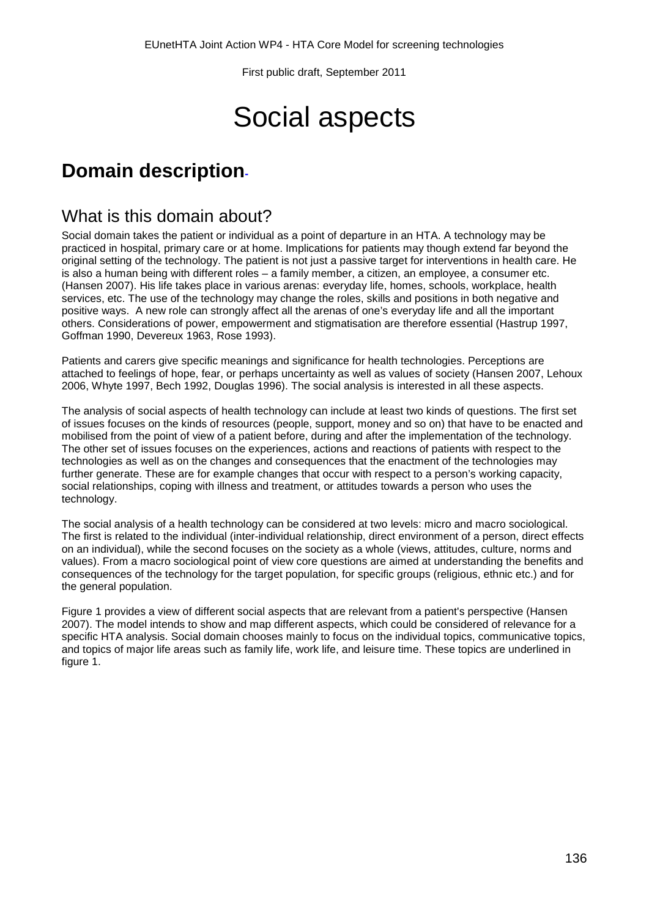# Social aspects

## Domain description

### What is this domain about?

Social domain takes the patient or individual as a point of departure in an HTA. A technology may be practiced in hospital, primary care or at home. Implications for patients may though extend far beyond the original setting of the technology. The patient is not just a passive target for interventions in health care. He is also a human being with different roles – a family member, a citizen, an employee, a consumer etc. (Hansen 2007). His life takes place in various arenas: everyday life, homes, schools, workplace, health services, etc. The use of the technology may change the roles, skills and positions in both negative and positive ways.  A new role can strongly affect all the arenas of one's everyday life and all the important others. Considerations of power, empowerment and stigmatisation are therefore essential (Hastrup 1997, Goffman 1990, Devereux 1963, Rose 1993).

Patients and carers give specific meanings and significance for health technologies. Perceptions are attached to feelings of hope, fear, or perhaps uncertainty as well as values of society (Hansen 2007, Lehoux 2006, Whyte 1997, Bech 1992, Douglas 1996). The social analysis is interested in all these aspects.

The analysis of social aspects of health technology can include at least two kinds of questions. The first set of issues focuses on the kinds of resources (people, support, money and so on) that have to be enacted and mobilised from the point of view of a patient before, during and after the implementation of the technology. The other set of issues focuses on the experiences, actions and reactions of patients with respect to the technologies as well as on the changes and consequences that the enactment of the technologies may further generate. These are for example changes that occur with respect to a person's working capacity, social relationships, coping with illness and treatment, or attitudes towards a person who uses the technology.

The social analysis of a health technology can be considered at two levels: micro and macro sociological. The first is related to the individual (inter-individual relationship, direct environment of a person, direct effects on an individual), while the second focuses on the society as a whole (views, attitudes, culture, norms and values). From a macro sociological point of view core questions are aimed at understanding the benefits and consequences of the technology for the target population, for specific groups (religious, ethnic etc.) and for the general population.

Figure 1 provides a view of different social aspects that are relevant from a patient's perspective (Hansen 2007). The model intends to show and map different aspects, which could be considered of relevance for a specific HTA analysis. Social domain chooses mainly to focus on the individual topics, communicative topics, and topics of major life areas such as family life, work life, and leisure time. These topics are underlined in figure 1.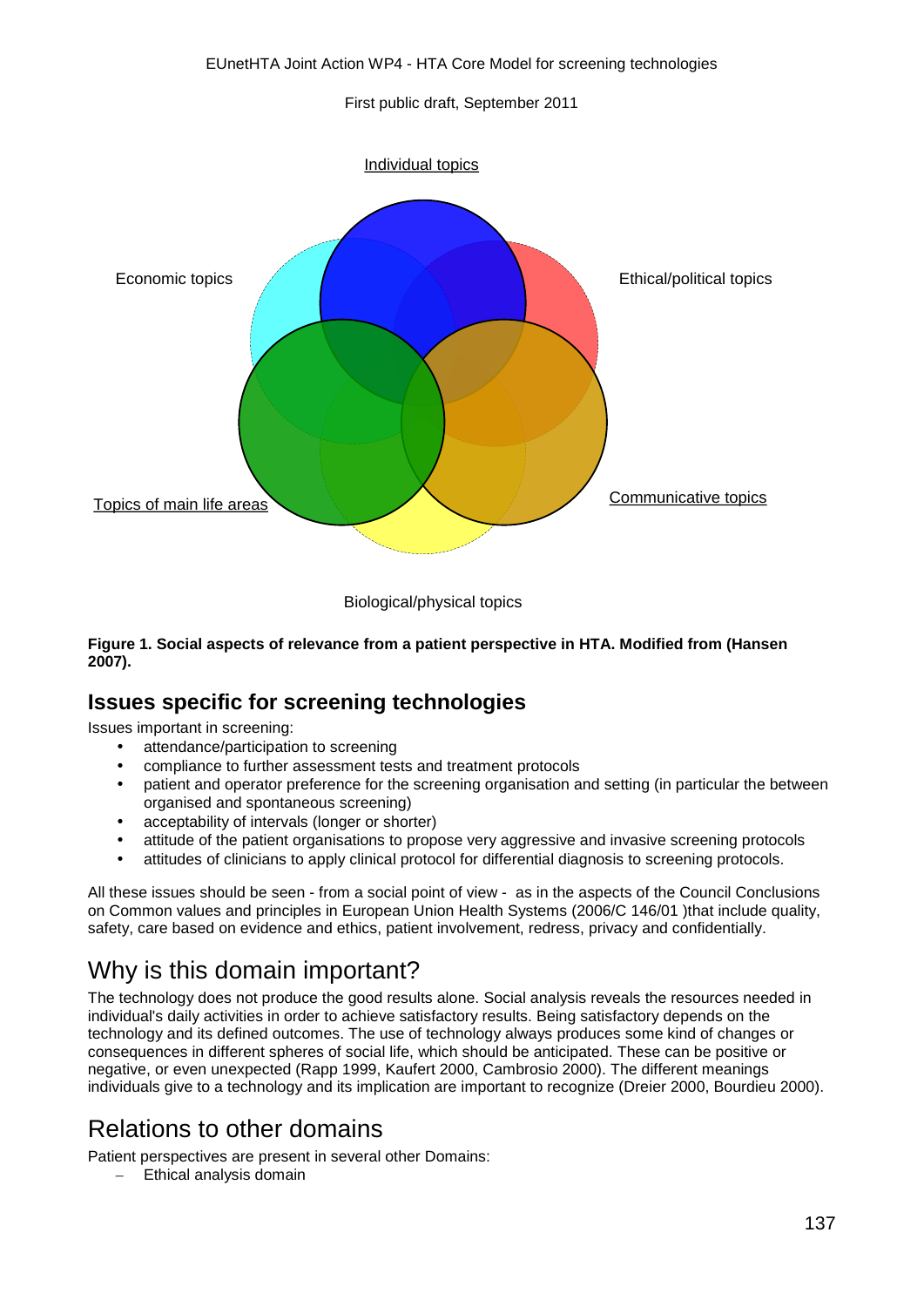Individual topics

Economic topics

Ethical/political topics

Topics of main life areas

Communicative topics

Biological/physical topics

**Figure 1. Social aspects of relevance from a patient perspective in HTA. Modified from (Hansen 2007).**

## Issues specific for screening technologies

Issues important in screening:

- attendance/participation to screening
- compliance to further assessment tests and treatment protocols
- patient and operator preference for the screening organisation and setting (in particular the between organised and spontaneous screening)
- acceptability of intervals (longer or shorter)
- attitude of the patient organisations to propose very aggressive and invasive screening protocols
- attitudes of clinicians to apply clinical protocol for differential diagnosis to screening protocols.

All these issues should be seen - from a social point of view - as in the aspects of the Council Conclusions on Common values and principles in European Union Health Systems (2006/C 146/01 )that include quality, safety, care based on evidence and ethics, patient involvement, redress, privacy and confidentially.

# Why is this domain important?

The technology does not produce the good results alone. Social analysis reveals the resources needed in individual's daily activities in order to achieve satisfactory results. Being satisfactory depends on the technology and its defined outcomes. The use of technology always produces some kind of changes or consequences in different spheres of social life, which should be anticipated. These can be positive or negative, or even unexpected (Rapp 1999, Kaufert 2000, Cambrosio 2000). The different meanings individuals give to a technology and its implication are important to recognize (Dreier 2000, Bourdieu 2000).

# Relations to other domains

Patient perspectives are present in several other Domains:

- Ethical analysis domain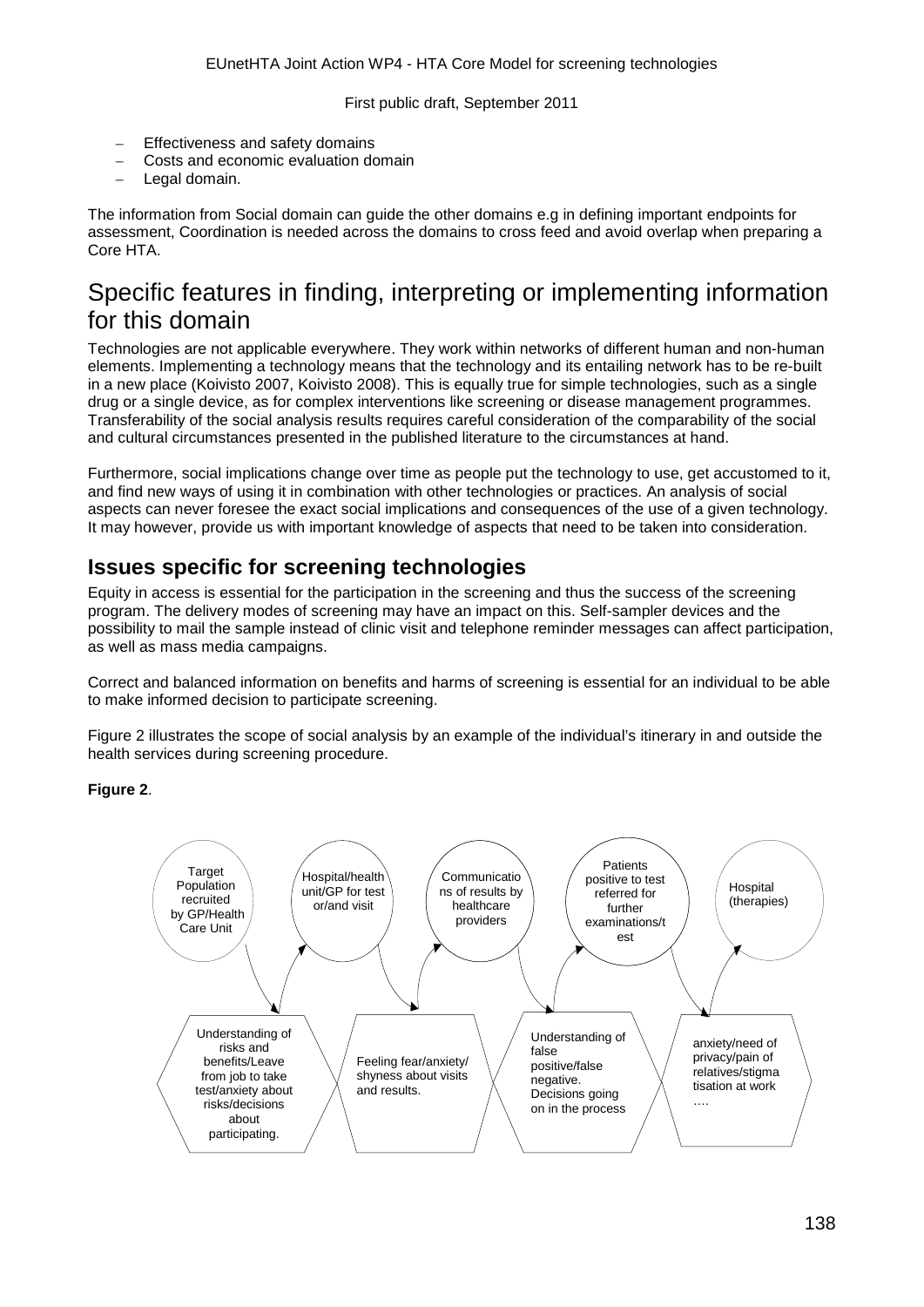- Effectiveness and safety domains
- Costs and economic evaluation domain
- Legal domain.

The information from Social domain can guide the other domains e.g in defining important endpoints for assessment, Coordination is needed across the domains to cross feed and avoid overlap when preparing a Core HTA.

# Specific features in finding, interpreting or implementing information for this domain

Technologies are not applicable everywhere. They work within networks of different human and non-human elements. Implementing a technology means that the technology and its entailing network has to be re-built in a new place (Koivisto 2007, Koivisto 2008). This is equally true for simple technologies, such as a single drug or a single device, as for complex interventions like screening or disease management programmes. Transferability of the social analysis results requires careful consideration of the comparability of the social and cultural circumstances presented in the published literature to the circumstances at hand.

Furthermore, social implications change over time as people put the technology to use, get accustomed to it, and find new ways of using it in combination with other technologies or practices. An analysis of social aspects can never foresee the exact social implications and consequences of the use of a given technology. It may however, provide us with important knowledge of aspects that need to be taken into consideration.

## Issues specific for screening technologies

Equity in access is essential for the participation in the screening and thus the success of the screening program. The delivery modes of screening may have an impact on this. Self-sampler devices and the possibility to mail the sample instead of clinic visit and telephone reminder messages can affect participation, as well as mass media campaigns.

Correct and balanced information on benefits and harms of screening is essential for an individual to be able to make informed decision to participate screening.

Figure 2 illustrates the scope of social analysis by an example of the individual's itinerary in and outside the health services during screening procedure.

**Figure 2**.

Target Population recruited by GP/Health Care Unit → Understanding of risks and benefits/Leave from job to take test/anxiety about risks/decisions about participating. → Hospital/health unit/GP for test or/and visit → Feeling fear/anxiety/ shyness about visits and results. → Communications of results by healthcare providers → Understanding of false positive/false negative. Decisions going on in the process → Patients positive to test referred for further examinations/test → anxiety/need of privacy/pain of relatives/stigmatisation at work …. → Hospital (therapies)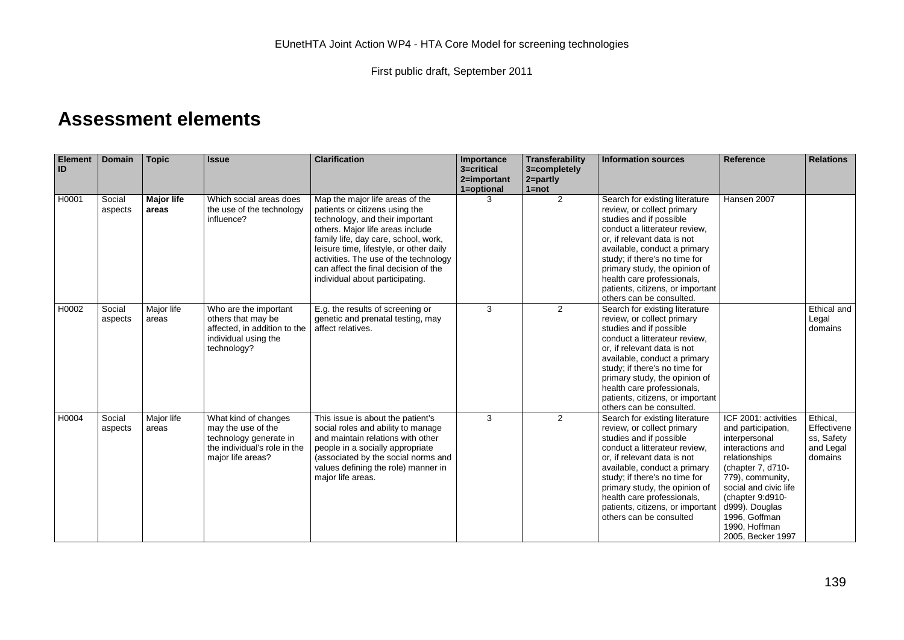# Assessment elements

| Element ID | Domain | Topic | Issue | Clarification | Importance 3=critical 2=important 1=optional | Transferability 3=completely 2=partly 1=not | Information sources | Reference | Relations |
|---|---|---|---|---|---|---|---|---|---|
| H0001 | Social aspects | **Major life areas** | Which social areas does the use of the technology influence? | Map the major life areas of the patients or citizens using the technology, and their important others. Major life areas include family life, day care, school, work, leisure time, lifestyle, or other daily activities. The use of the technology can affect the final decision of the individual about participating. | 3 | 2 | Search for existing literature review, or collect primary studies and if possible conduct a litterateur review, or, if relevant data is not available, conduct a primary study; if there's no time for primary study, the opinion of health care professionals, patients, citizens, or important others can be consulted. | Hansen 2007 | |
| H0002 | Social aspects | Major life areas | Who are the important others that may be affected, in addition to the individual using the technology? | E.g. the results of screening or genetic and prenatal testing, may affect relatives. | 3 | 2 | Search for existing literature review, or collect primary studies and if possible conduct a litterateur review, or, if relevant data is not available, conduct a primary study; if there's no time for primary study, the opinion of health care professionals, patients, citizens, or important others can be consulted. | | Ethical and Legal domains |
| H0004 | Social aspects | Major life areas | What kind of changes may the use of the technology generate in the individual's role in the major life areas? | This issue is about the patient's social roles and ability to manage and maintain relations with other people in a socially appropriate (associated by the social norms and values defining the role) manner in major life areas. | 3 | 2 | Search for existing literature review, or collect primary studies and if possible conduct a litterateur review, or, if relevant data is not available, conduct a primary study; if there's no time for primary study, the opinion of health care professionals, patients, citizens, or important others can be consulted | ICF 2001: activities and participation, interpersonal interactions and relationships (chapter 7, d710-779), community, social and civic life (chapter 9:d910-d999). Douglas 1996, Goffman 1990, Hoffman 2005, Becker 1997 | Ethical, Effectiveness, Safety and Legal domains |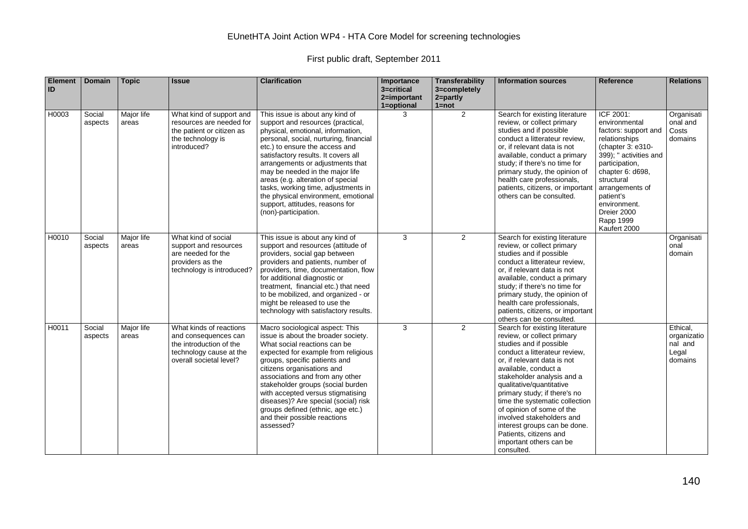EUnetHTA Joint Action WP4 - HTA Core Model for screening technologies

First public draft, September 2011

| Element ID | Domain | Topic | Issue | Clarification | Importance 3=critical 2=important 1=optional | Transferability 3=completely 2=partly 1=not | Information sources | Reference | Relations |
|---|---|---|---|---|---|---|---|---|---|
| H0003 | Social aspects | Major life areas | What kind of support and resources are needed for the patient or citizen as the technology is introduced? | This issue is about any kind of support and resources (practical, physical, emotional, information, personal, social, nurturing, financial etc.) to ensure the access and satisfactory results. It covers all arrangements or adjustments that may be needed in the major life areas (e.g. alteration of special tasks, working time, adjustments in the physical environment, emotional support, attitudes, reasons for (non)-participation. | 3 | 2 | Search for existing literature review, or collect primary studies and if possible conduct a litterateur review, or, if relevant data is not available, conduct a primary study; if there's no time for primary study, the opinion of health care professionals, patients, citizens, or important others can be consulted. | ICF 2001: environmental factors: support and relationships (chapter 3: e310-399); " activities and participation, chapter 6: d698, structural arrangements of patient's environment. Dreier 2000 Rapp 1999 Kaufert 2000 | Organisational and Costs domains |
| H0010 | Social aspects | Major life areas | What kind of social support and resources are needed for the providers as the technology is introduced? | This issue is about any kind of support and resources (attitude of providers, social gap between providers and patients, number of providers, time, documentation, flow for additional diagnostic or treatment, financial etc.) that need to be mobilized, and organized - or might be released to use the technology with satisfactory results. | 3 | 2 | Search for existing literature review, or collect primary studies and if possible conduct a litterateur review, or, if relevant data is not available, conduct a primary study; if there's no time for primary study, the opinion of health care professionals, patients, citizens, or important others can be consulted. | | Organisational domain |
| H0011 | Social aspects | Major life areas | What kinds of reactions and consequences can the introduction of the technology cause at the overall societal level? | Macro sociological aspect: This issue is about the broader society. What social reactions can be expected for example from religious groups, specific patients and citizens organisations and associations and from any other stakeholder groups (social burden with accepted versus stigmatising diseases)? Are special (social) risk groups defined (ethnic, age etc.) and their possible reactions assessed? | 3 | 2 | Search for existing literature review, or collect primary studies and if possible conduct a litterateur review, or, if relevant data is not available, conduct a stakeholder analysis and a qualitative/quantitative primary study; if there's no time the systematic collection of opinion of some of the involved stakeholders and interest groups can be done. Patients, citizens and important others can be consulted. | | Ethical, organizational and Legal domains |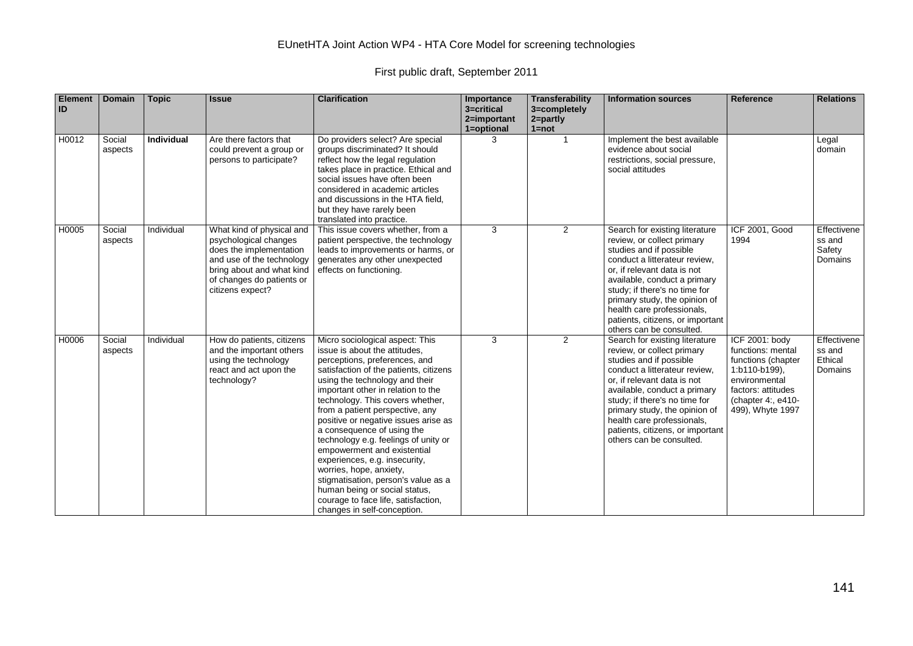| Element ID | Domain | Topic | Issue | Clarification | Importance 3=critical 2=important 1=optional | Transferability 3=completely 2=partly 1=not | Information sources | Reference | Relations |
|---|---|---|---|---|---|---|---|---|---|
| H0012 | Social aspects | **Individual** | Are there factors that could prevent a group or persons to participate? | Do providers select? Are special groups discriminated? It should reflect how the legal regulation takes place in practice. Ethical and social issues have often been considered in academic articles and discussions in the HTA field, but they have rarely been translated into practice. | 3 | 1 | Implement the best available evidence about social restrictions, social pressure, social attitudes | | Legal domain |
| H0005 | Social aspects | Individual | What kind of physical and psychological changes does the implementation and use of the technology bring about and what kind of changes do patients or citizens expect? | This issue covers whether, from a patient perspective, the technology leads to improvements or harms, or generates any other unexpected effects on functioning. | 3 | 2 | Search for existing literature review, or collect primary studies and if possible conduct a litterateur review, or, if relevant data is not available, conduct a primary study; if there's no time for primary study, the opinion of health care professionals, patients, citizens, or important others can be consulted. | ICF 2001, Good 1994 | Effectiveness and Safety Domains |
| H0006 | Social aspects | Individual | How do patients, citizens and the important others using the technology react and act upon the technology? | Micro sociological aspect: This issue is about the attitudes, perceptions, preferences, and satisfaction of the patients, citizens using the technology and their important other in relation to the technology. This covers whether, from a patient perspective, any positive or negative issues arise as a consequence of using the technology e.g. feelings of unity or empowerment and existential experiences, e.g. insecurity, worries, hope, anxiety, stigmatisation, person's value as a human being or social status, courage to face life, satisfaction, changes in self-conception. | 3 | 2 | Search for existing literature review, or collect primary studies and if possible conduct a litterateur review, or, if relevant data is not available, conduct a primary study; if there's no time for primary study, the opinion of health care professionals, patients, citizens, or important others can be consulted. | ICF 2001: body functions: mental functions (chapter 1:b110-b199), environmental factors: attitudes (chapter 4:, e410-499), Whyte 1997 | Effectiveness and Ethical Domains |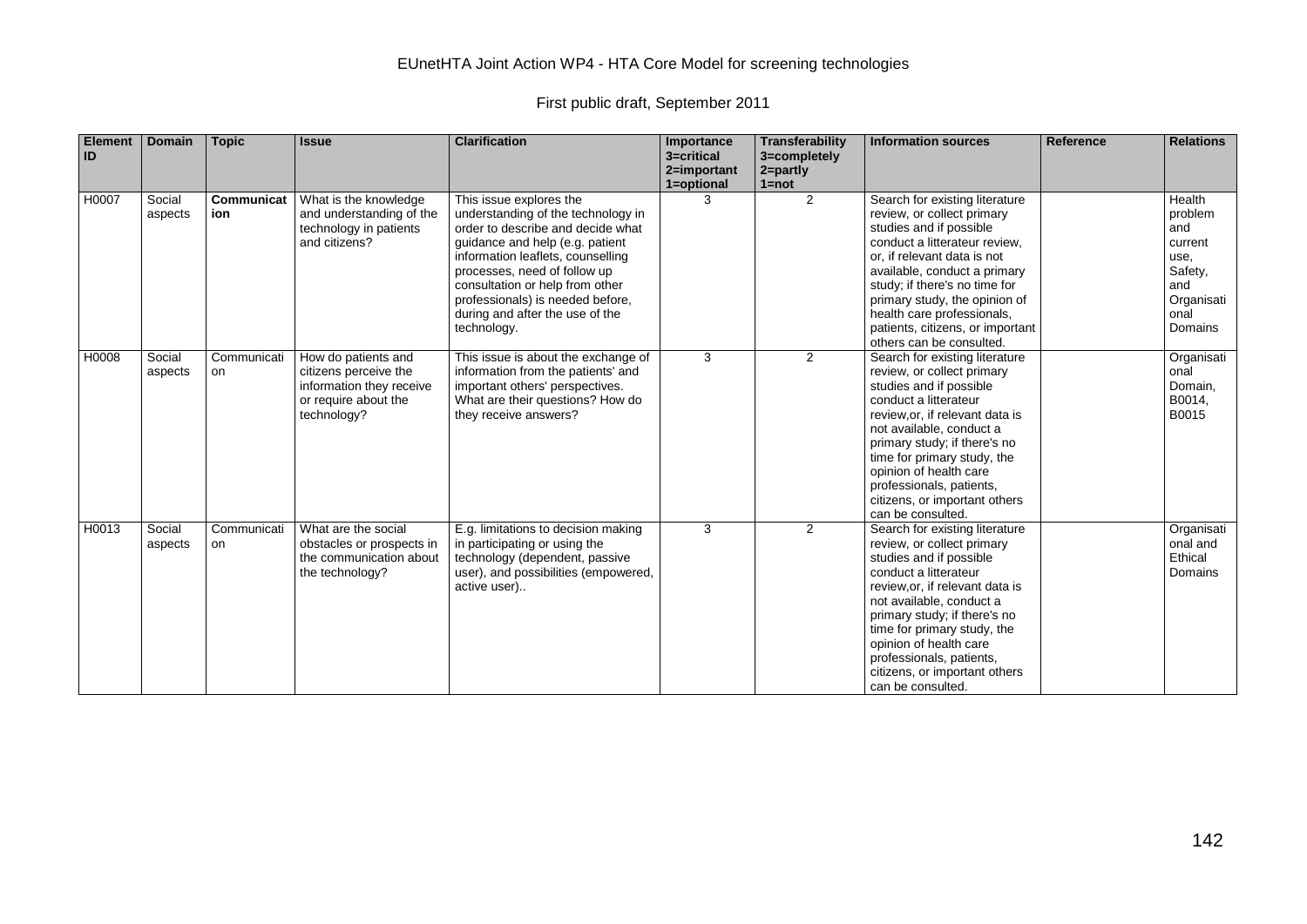| Element ID | Domain | Topic | Issue | Clarification | Importance 3=critical 2=important 1=optional | Transferability 3=completely 2=partly 1=not | Information sources | Reference | Relations |
|---|---|---|---|---|---|---|---|---|---|
| H0007 | Social aspects | **Communication** | What is the knowledge and understanding of the technology in patients and citizens? | This issue explores the understanding of the technology in order to describe and decide what guidance and help (e.g. patient information leaflets, counselling processes, need of follow up consultation or help from other professionals) is needed before, during and after the use of the technology. | 3 | 2 | Search for existing literature review, or collect primary studies and if possible conduct a litterateur review, or, if relevant data is not available, conduct a primary study; if there's no time for primary study, the opinion of health care professionals, patients, citizens, or important others can be consulted. | | Health problem and current use, Safety, and Organisational Domains |
| H0008 | Social aspects | Communication | How do patients and citizens perceive the information they receive or require about the technology? | This issue is about the exchange of information from the patients' and important others' perspectives. What are their questions? How do they receive answers? | 3 | 2 | Search for existing literature review, or collect primary studies and if possible conduct a litterateur review,or, if relevant data is not available, conduct a primary study; if there's no time for primary study, the opinion of health care professionals, patients, citizens, or important others can be consulted. | | Organisational Domain, B0014, B0015 |
| H0013 | Social aspects | Communication | What are the social obstacles or prospects in the communication about the technology? | E.g. limitations to decision making in participating or using the technology (dependent, passive user), and possibilities (empowered, active user).. | 3 | 2 | Search for existing literature review, or collect primary studies and if possible conduct a litterateur review,or, if relevant data is not available, conduct a primary study; if there's no time for primary study, the opinion of health care professionals, patients, citizens, or important others can be consulted. | | Organisational and Ethical Domains |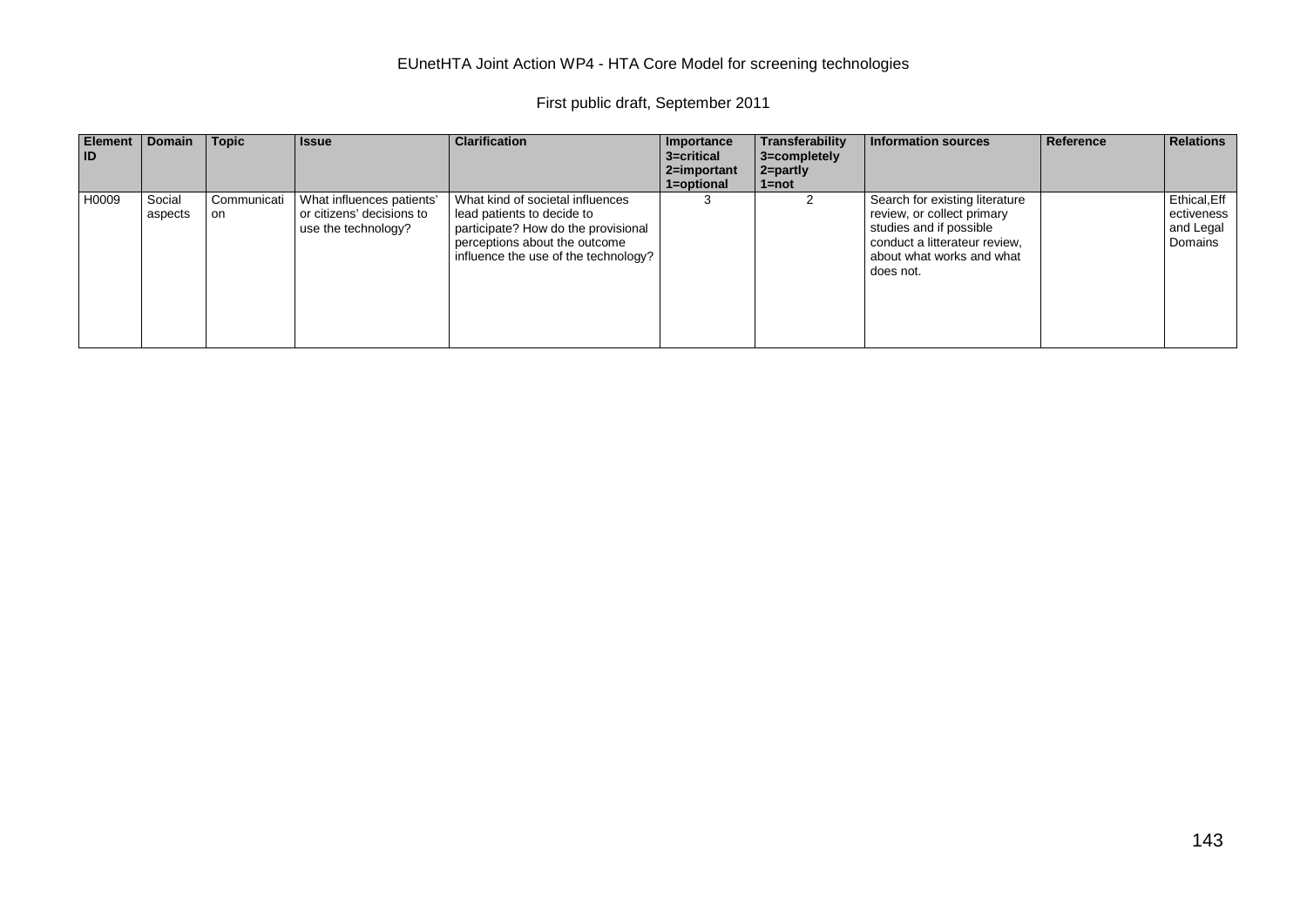| Element ID | Domain | Topic | Issue | Clarification | Importance 3=critical 2=important 1=optional | Transferability 3=completely 2=partly 1=not | Information sources | Reference | Relations |
|---|---|---|---|---|---|---|---|---|---|
| H0009 | Social aspects | Communication | What influences patients' or citizens' decisions to use the technology? | What kind of societal influences lead patients to decide to participate? How do the provisional perceptions about the outcome influence the use of the technology? | 3 | 2 | Search for existing literature review, or collect primary studies and if possible conduct a litterateur review, about what works and what does not. | | Ethical,Effectiveness and Legal Domains |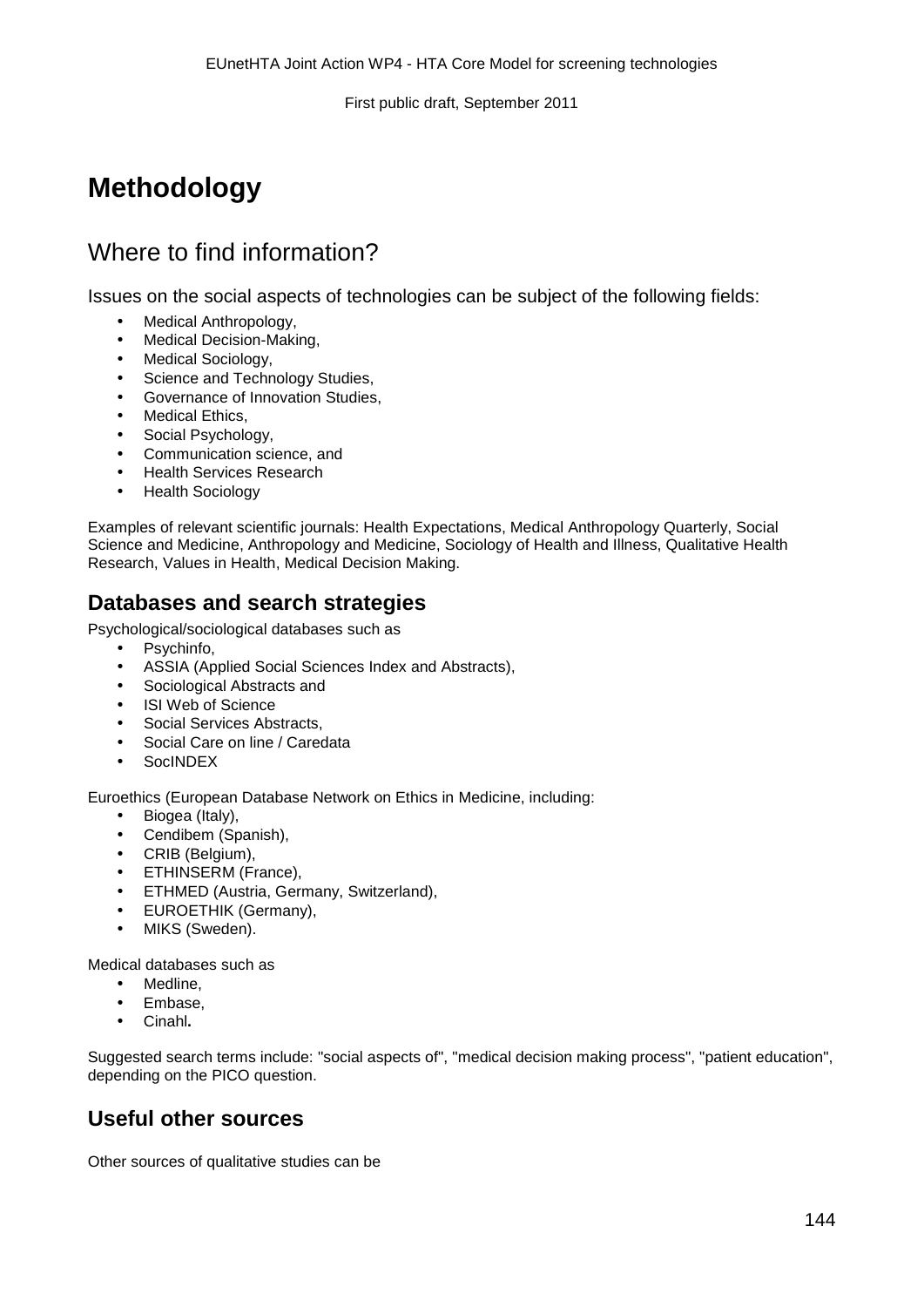# Methodology

## Where to find information?

Issues on the social aspects of technologies can be subject of the following fields:

- Medical Anthropology,
- Medical Decision-Making,
- Medical Sociology,
- Science and Technology Studies,
- Governance of Innovation Studies,
- Medical Ethics,
- Social Psychology,
- Communication science, and
- Health Services Research
- Health Sociology

Examples of relevant scientific journals: Health Expectations, Medical Anthropology Quarterly, Social Science and Medicine, Anthropology and Medicine, Sociology of Health and Illness, Qualitative Health Research, Values in Health, Medical Decision Making.

### Databases and search strategies

Psychological/sociological databases such as

- Psychinfo,
- ASSIA (Applied Social Sciences Index and Abstracts),
- Sociological Abstracts and
- ISI Web of Science
- Social Services Abstracts,
- Social Care on line / Caredata
- SocINDEX

Euroethics (European Database Network on Ethics in Medicine, including:

- Biogea (Italy),
- Cendibem (Spanish),
- CRIB (Belgium),
- ETHINSERM (France),
- ETHMED (Austria, Germany, Switzerland),
- EUROETHIK (Germany),
- MIKS (Sweden).

Medical databases such as

- Medline,
- Embase,
- Cinahl**.**

Suggested search terms include: "social aspects of", "medical decision making process", "patient education", depending on the PICO question.

### Useful other sources

Other sources of qualitative studies can be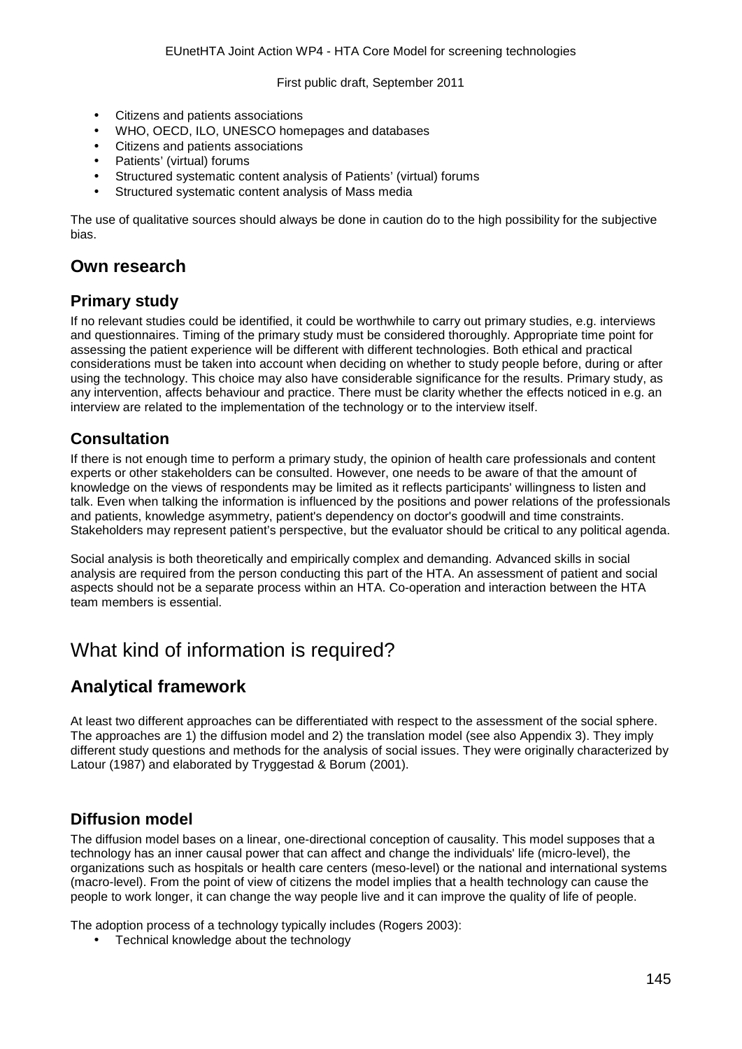- Citizens and patients associations
- WHO, OECD, ILO, UNESCO homepages and databases
- Citizens and patients associations
- Patients' (virtual) forums
- Structured systematic content analysis of Patients' (virtual) forums
- Structured systematic content analysis of Mass media

The use of qualitative sources should always be done in caution do to the high possibility for the subjective bias.

## Own research

### Primary study

If no relevant studies could be identified, it could be worthwhile to carry out primary studies, e.g. interviews and questionnaires. Timing of the primary study must be considered thoroughly. Appropriate time point for assessing the patient experience will be different with different technologies. Both ethical and practical considerations must be taken into account when deciding on whether to study people before, during or after using the technology. This choice may also have considerable significance for the results. Primary study, as any intervention, affects behaviour and practice. There must be clarity whether the effects noticed in e.g. an interview are related to the implementation of the technology or to the interview itself.

### Consultation

If there is not enough time to perform a primary study, the opinion of health care professionals and content experts or other stakeholders can be consulted. However, one needs to be aware of that the amount of knowledge on the views of respondents may be limited as it reflects participants' willingness to listen and talk. Even when talking the information is influenced by the positions and power relations of the professionals and patients, knowledge asymmetry, patient's dependency on doctor's goodwill and time constraints. Stakeholders may represent patient's perspective, but the evaluator should be critical to any political agenda.

Social analysis is both theoretically and empirically complex and demanding. Advanced skills in social analysis are required from the person conducting this part of the HTA. An assessment of patient and social aspects should not be a separate process within an HTA. Co-operation and interaction between the HTA team members is essential.

# What kind of information is required?

## Analytical framework

At least two different approaches can be differentiated with respect to the assessment of the social sphere. The approaches are 1) the diffusion model and 2) the translation model (see also Appendix 3). They imply different study questions and methods for the analysis of social issues. They were originally characterized by Latour (1987) and elaborated by Tryggestad & Borum (2001).

## Diffusion model

The diffusion model bases on a linear, one-directional conception of causality. This model supposes that a technology has an inner causal power that can affect and change the individuals' life (micro-level), the organizations such as hospitals or health care centers (meso-level) or the national and international systems (macro-level). From the point of view of citizens the model implies that a health technology can cause the people to work longer, it can change the way people live and it can improve the quality of life of people.

The adoption process of a technology typically includes (Rogers 2003):

- Technical knowledge about the technology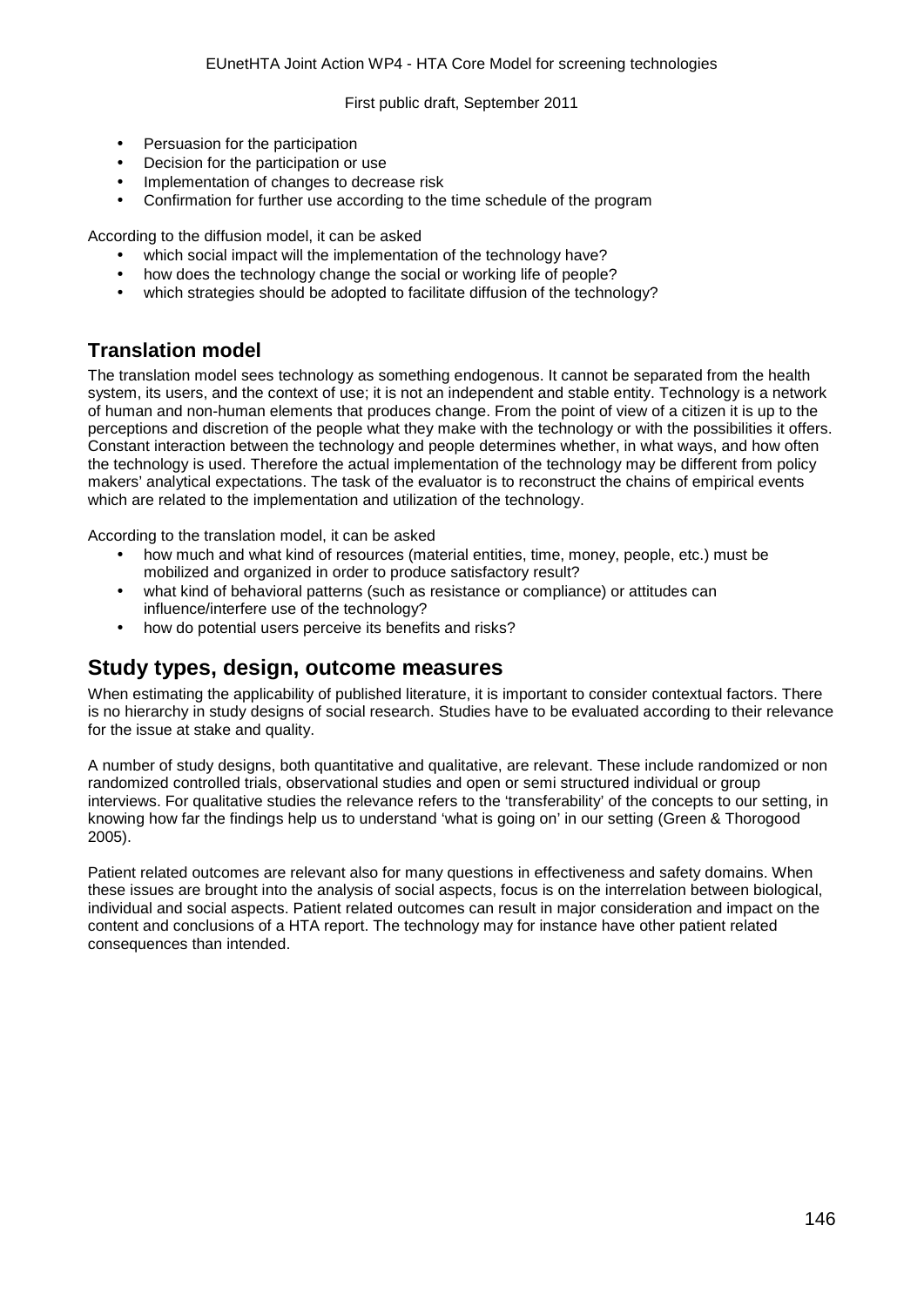- Persuasion for the participation
- Decision for the participation or use
- Implementation of changes to decrease risk
- Confirmation for further use according to the time schedule of the program

According to the diffusion model, it can be asked

- which social impact will the implementation of the technology have?
- how does the technology change the social or working life of people?
- which strategies should be adopted to facilitate diffusion of the technology?

### Translation model

The translation model sees technology as something endogenous. It cannot be separated from the health system, its users, and the context of use; it is not an independent and stable entity. Technology is a network of human and non-human elements that produces change. From the point of view of a citizen it is up to the perceptions and discretion of the people what they make with the technology or with the possibilities it offers. Constant interaction between the technology and people determines whether, in what ways, and how often the technology is used. Therefore the actual implementation of the technology may be different from policy makers' analytical expectations. The task of the evaluator is to reconstruct the chains of empirical events which are related to the implementation and utilization of the technology.

According to the translation model, it can be asked

- how much and what kind of resources (material entities, time, money, people, etc.) must be mobilized and organized in order to produce satisfactory result?
- what kind of behavioral patterns (such as resistance or compliance) or attitudes can influence/interfere use of the technology?
- how do potential users perceive its benefits and risks?

## Study types, design, outcome measures

When estimating the applicability of published literature, it is important to consider contextual factors. There is no hierarchy in study designs of social research. Studies have to be evaluated according to their relevance for the issue at stake and quality.

A number of study designs, both quantitative and qualitative, are relevant. These include randomized or non randomized controlled trials, observational studies and open or semi structured individual or group interviews. For qualitative studies the relevance refers to the 'transferability' of the concepts to our setting, in knowing how far the findings help us to understand 'what is going on' in our setting (Green & Thorogood 2005).

Patient related outcomes are relevant also for many questions in effectiveness and safety domains. When these issues are brought into the analysis of social aspects, focus is on the interrelation between biological, individual and social aspects. Patient related outcomes can result in major consideration and impact on the content and conclusions of a HTA report. The technology may for instance have other patient related consequences than intended.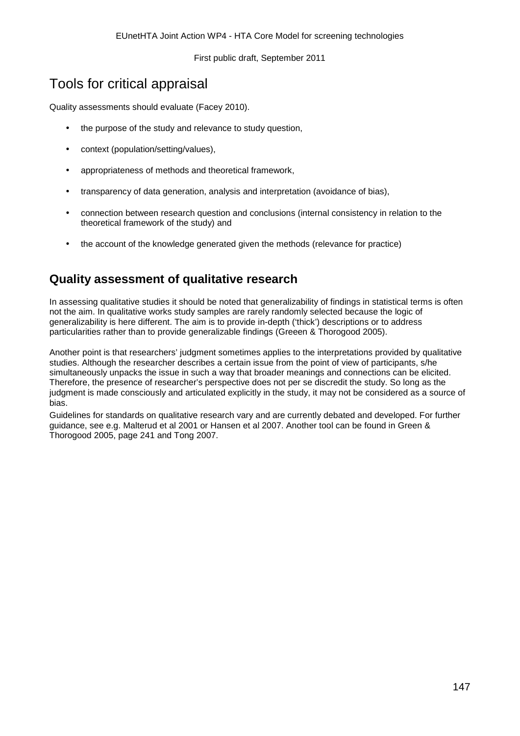# Tools for critical appraisal

Quality assessments should evaluate (Facey 2010).

- the purpose of the study and relevance to study question,
- context (population/setting/values),
- appropriateness of methods and theoretical framework,
- transparency of data generation, analysis and interpretation (avoidance of bias),
- connection between research question and conclusions (internal consistency in relation to the theoretical framework of the study) and
- the account of the knowledge generated given the methods (relevance for practice)

## Quality assessment of qualitative research

In assessing qualitative studies it should be noted that generalizability of findings in statistical terms is often not the aim. In qualitative works study samples are rarely randomly selected because the logic of generalizability is here different. The aim is to provide in-depth ('thick') descriptions or to address particularities rather than to provide generalizable findings (Greeen & Thorogood 2005).

Another point is that researchers' judgment sometimes applies to the interpretations provided by qualitative studies. Although the researcher describes a certain issue from the point of view of participants, s/he simultaneously unpacks the issue in such a way that broader meanings and connections can be elicited. Therefore, the presence of researcher's perspective does not per se discredit the study. So long as the judgment is made consciously and articulated explicitly in the study, it may not be considered as a source of bias.

Guidelines for standards on qualitative research vary and are currently debated and developed. For further guidance, see e.g. Malterud et al 2001 or Hansen et al 2007. Another tool can be found in Green & Thorogood 2005, page 241 and Tong 2007.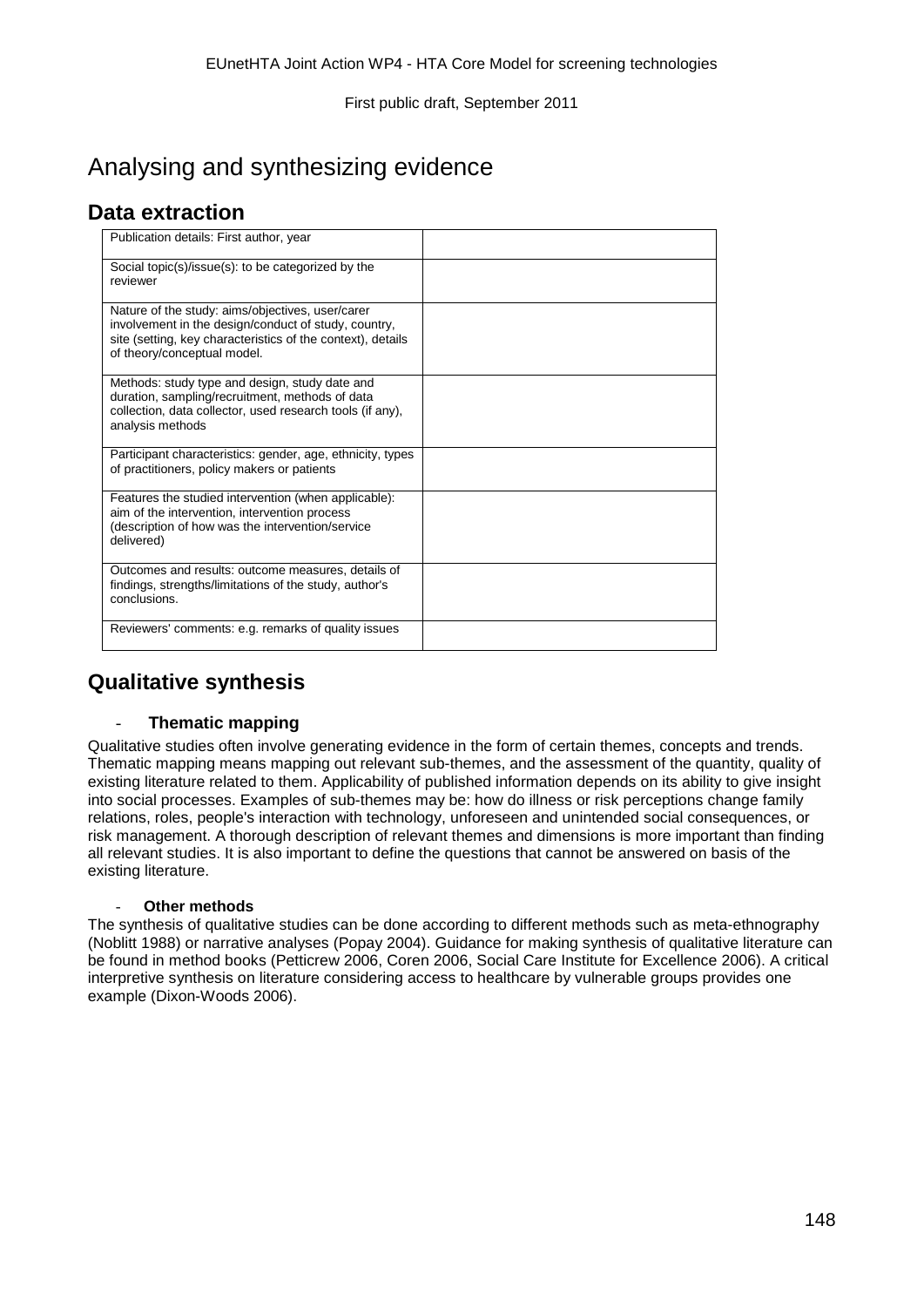# Analysing and synthesizing evidence

## Data extraction

| | |
|---|---|
| Publication details: First author, year | |
| Social topic(s)/issue(s): to be categorized by the reviewer | |
| Nature of the study: aims/objectives, user/carer involvement in the design/conduct of study, country, site (setting, key characteristics of the context), details of theory/conceptual model. | |
| Methods: study type and design, study date and duration, sampling/recruitment, methods of data collection, data collector, used research tools (if any), analysis methods | |
| Participant characteristics: gender, age, ethnicity, types of practitioners, policy makers or patients | |
| Features the studied intervention (when applicable): aim of the intervention, intervention process (description of how was the intervention/service delivered) | |
| Outcomes and results: outcome measures, details of findings, strengths/limitations of the study, author's conclusions. | |
| Reviewers' comments: e.g. remarks of quality issues | |

## Qualitative synthesis

- **Thematic mapping**

Qualitative studies often involve generating evidence in the form of certain themes, concepts and trends. Thematic mapping means mapping out relevant sub-themes, and the assessment of the quantity, quality of existing literature related to them. Applicability of published information depends on its ability to give insight into social processes. Examples of sub-themes may be: how do illness or risk perceptions change family relations, roles, people's interaction with technology, unforeseen and unintended social consequences, or risk management. A thorough description of relevant themes and dimensions is more important than finding all relevant studies. It is also important to define the questions that cannot be answered on basis of the existing literature.

- **Other methods**

The synthesis of qualitative studies can be done according to different methods such as meta-ethnography (Noblitt 1988) or narrative analyses (Popay 2004). Guidance for making synthesis of qualitative literature can be found in method books (Petticrew 2006, Coren 2006, Social Care Institute for Excellence 2006). A critical interpretive synthesis on literature considering access to healthcare by vulnerable groups provides one example (Dixon-Woods 2006).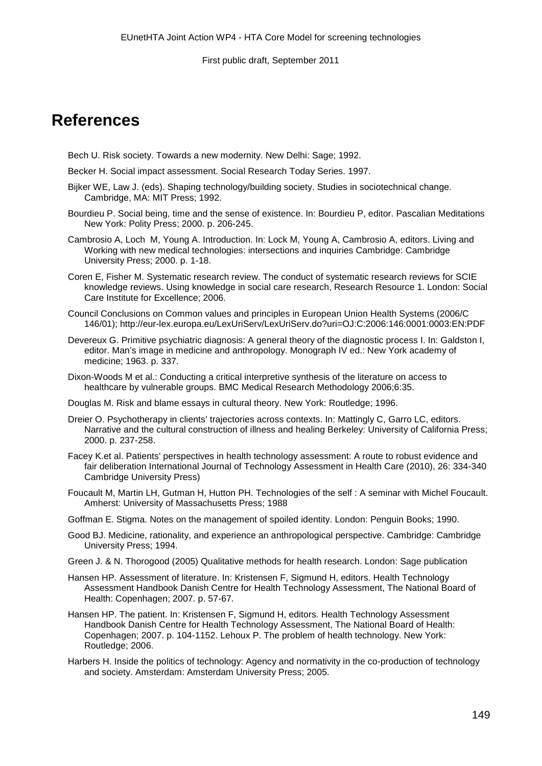# References

Bech U. Risk society. Towards a new modernity. New Delhi: Sage; 1992.

Becker H. Social impact assessment. Social Research Today Series. 1997.

Bijker WE, Law J. (eds). Shaping technology/building society. Studies in sociotechnical change. Cambridge, MA: MIT Press; 1992.

Bourdieu P. Social being, time and the sense of existence. In: Bourdieu P, editor. Pascalian Meditations New York: Polity Press; 2000. p. 206-245.

Cambrosio A, Loch  M, Young A. Introduction. In: Lock M, Young A, Cambrosio A, editors. Living and Working with new medical technologies: intersections and inquiries Cambridge: Cambridge University Press; 2000. p. 1-18.

Coren E, Fisher M. Systematic research review. The conduct of systematic research reviews for SCIE knowledge reviews. Using knowledge in social care research, Research Resource 1. London: Social Care Institute for Excellence; 2006.

Council Conclusions on Common values and principles in European Union Health Systems (2006/C 146/01); http://eur-lex.europa.eu/LexUriServ/LexUriServ.do?uri=OJ:C:2006:146:0001:0003:EN:PDF

Devereux G. Primitive psychiatric diagnosis: A general theory of the diagnostic process I. In: Galdston I, editor. Man's image in medicine and anthropology. Monograph IV ed.: New York academy of medicine; 1963. p. 337.

Dixon-Woods M et al.: Conducting a critical interpretive synthesis of the literature on access to healthcare by vulnerable groups. BMC Medical Research Methodology 2006;6:35.

Douglas M. Risk and blame essays in cultural theory. New York: Routledge; 1996.

Dreier O. Psychotherapy in clients' trajectories across contexts. In: Mattingly C, Garro LC, editors. Narrative and the cultural construction of illness and healing Berkeley: University of California Press; 2000. p. 237-258.

Facey K.et al. Patients' perspectives in health technology assessment: A route to robust evidence and fair deliberation International Journal of Technology Assessment in Health Care (2010), 26: 334-340 Cambridge University Press)

Foucault M, Martin LH, Gutman H, Hutton PH. Technologies of the self : A seminar with Michel Foucault. Amherst: University of Massachusetts Press; 1988

Goffman E. Stigma. Notes on the management of spoiled identity. London: Penguin Books; 1990.

Good BJ. Medicine, rationality, and experience an anthropological perspective. Cambridge: Cambridge University Press; 1994.

Green J. & N. Thorogood (2005) Qualitative methods for health research. London: Sage publication

Hansen HP. Assessment of literature. In: Kristensen F, Sigmund H, editors. Health Technology Assessment Handbook Danish Centre for Health Technology Assessment, The National Board of Health: Copenhagen; 2007. p. 57-67.

Hansen HP. The patient. In: Kristensen F, Sigmund H, editors. Health Technology Assessment Handbook Danish Centre for Health Technology Assessment, The National Board of Health: Copenhagen; 2007. p. 104-1152. Lehoux P. The problem of health technology. New York: Routledge; 2006.

Harbers H. Inside the politics of technology: Agency and normativity in the co-production of technology and society. Amsterdam: Amsterdam University Press; 2005.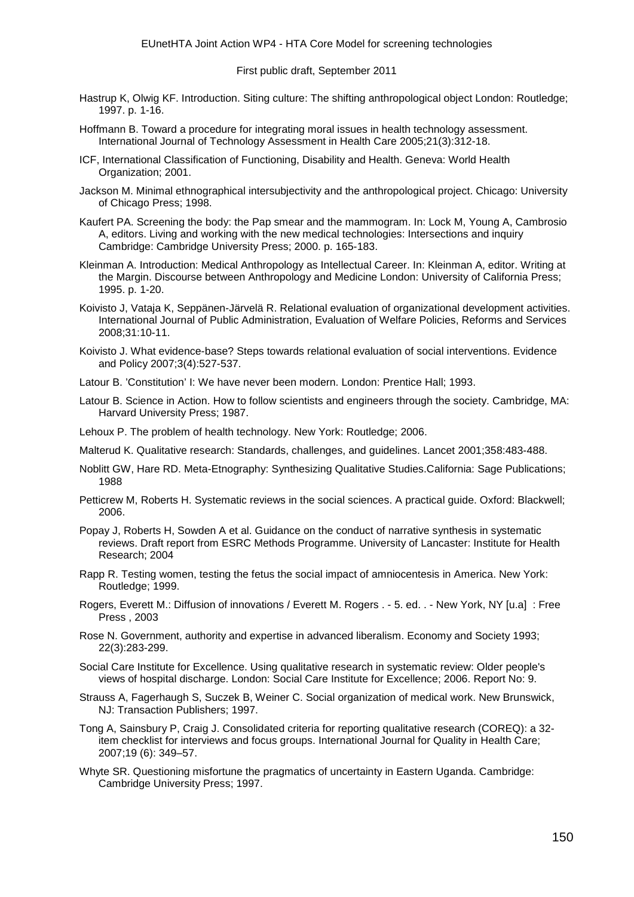Hastrup K, Olwig KF. Introduction. Siting culture: The shifting anthropological object London: Routledge; 1997. p. 1-16.

Hoffmann B. Toward a procedure for integrating moral issues in health technology assessment. International Journal of Technology Assessment in Health Care 2005;21(3):312-18.

ICF, International Classification of Functioning, Disability and Health. Geneva: World Health Organization; 2001.

Jackson M. Minimal ethnographical intersubjectivity and the anthropological project. Chicago: University of Chicago Press; 1998.

Kaufert PA. Screening the body: the Pap smear and the mammogram. In: Lock M, Young A, Cambrosio A, editors. Living and working with the new medical technologies: Intersections and inquiry Cambridge: Cambridge University Press; 2000. p. 165-183.

Kleinman A. Introduction: Medical Anthropology as Intellectual Career. In: Kleinman A, editor. Writing at the Margin. Discourse between Anthropology and Medicine London: University of California Press; 1995. p. 1-20.

Koivisto J, Vataja K, Seppänen-Järvelä R. Relational evaluation of organizational development activities. International Journal of Public Administration, Evaluation of Welfare Policies, Reforms and Services 2008;31:10-11.

Koivisto J. What evidence-base? Steps towards relational evaluation of social interventions. Evidence and Policy 2007;3(4):527-537.

Latour B. 'Constitution' I: We have never been modern. London: Prentice Hall; 1993.

Latour B. Science in Action. How to follow scientists and engineers through the society. Cambridge, MA: Harvard University Press; 1987.

Lehoux P. The problem of health technology. New York: Routledge; 2006.

Malterud K. Qualitative research: Standards, challenges, and guidelines. Lancet 2001;358:483-488.

Noblitt GW, Hare RD. Meta-Etnography: Synthesizing Qualitative Studies.California: Sage Publications; 1988

Petticrew M, Roberts H. Systematic reviews in the social sciences. A practical guide. Oxford: Blackwell; 2006.

Popay J, Roberts H, Sowden A et al. Guidance on the conduct of narrative synthesis in systematic reviews. Draft report from ESRC Methods Programme. University of Lancaster: Institute for Health Research; 2004

Rapp R. Testing women, testing the fetus the social impact of amniocentesis in America. New York: Routledge; 1999.

Rogers, Everett M.: Diffusion of innovations / Everett M. Rogers . - 5. ed. . - New York, NY [u.a] : Free Press , 2003

Rose N. Government, authority and expertise in advanced liberalism. Economy and Society 1993; 22(3):283-299.

Social Care Institute for Excellence. Using qualitative research in systematic review: Older people's views of hospital discharge. London: Social Care Institute for Excellence; 2006. Report No: 9.

Strauss A, Fagerhaugh S, Suczek B, Weiner C. Social organization of medical work. New Brunswick, NJ: Transaction Publishers; 1997.

Tong A, Sainsbury P, Craig J. Consolidated criteria for reporting qualitative research (COREQ): a 32-item checklist for interviews and focus groups. International Journal for Quality in Health Care; 2007;19 (6): 349–57.

Whyte SR. Questioning misfortune the pragmatics of uncertainty in Eastern Uganda. Cambridge: Cambridge University Press; 1997.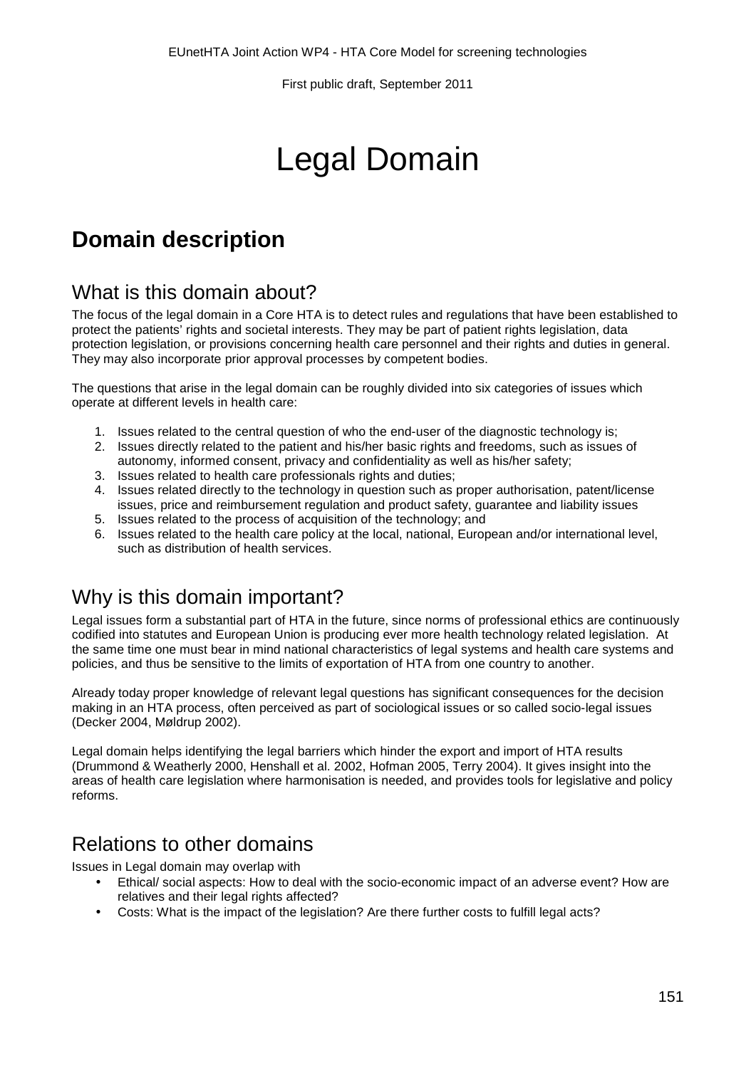# Legal Domain

## Domain description

### What is this domain about?

The focus of the legal domain in a Core HTA is to detect rules and regulations that have been established to protect the patients' rights and societal interests. They may be part of patient rights legislation, data protection legislation, or provisions concerning health care personnel and their rights and duties in general. They may also incorporate prior approval processes by competent bodies.

The questions that arise in the legal domain can be roughly divided into six categories of issues which operate at different levels in health care:

1. Issues related to the central question of who the end-user of the diagnostic technology is;
2. Issues directly related to the patient and his/her basic rights and freedoms, such as issues of autonomy, informed consent, privacy and confidentiality as well as his/her safety;
3. Issues related to health care professionals rights and duties;
4. Issues related directly to the technology in question such as proper authorisation, patent/license issues, price and reimbursement regulation and product safety, guarantee and liability issues
5. Issues related to the process of acquisition of the technology; and
6. Issues related to the health care policy at the local, national, European and/or international level, such as distribution of health services.

### Why is this domain important?

Legal issues form a substantial part of HTA in the future, since norms of professional ethics are continuously codified into statutes and European Union is producing ever more health technology related legislation. At the same time one must bear in mind national characteristics of legal systems and health care systems and policies, and thus be sensitive to the limits of exportation of HTA from one country to another.

Already today proper knowledge of relevant legal questions has significant consequences for the decision making in an HTA process, often perceived as part of sociological issues or so called socio-legal issues (Decker 2004, Møldrup 2002).

Legal domain helps identifying the legal barriers which hinder the export and import of HTA results (Drummond & Weatherly 2000, Henshall et al. 2002, Hofman 2005, Terry 2004). It gives insight into the areas of health care legislation where harmonisation is needed, and provides tools for legislative and policy reforms.

### Relations to other domains

Issues in Legal domain may overlap with

- Ethical/ social aspects: How to deal with the socio-economic impact of an adverse event? How are relatives and their legal rights affected?
- Costs: What is the impact of the legislation? Are there further costs to fulfill legal acts?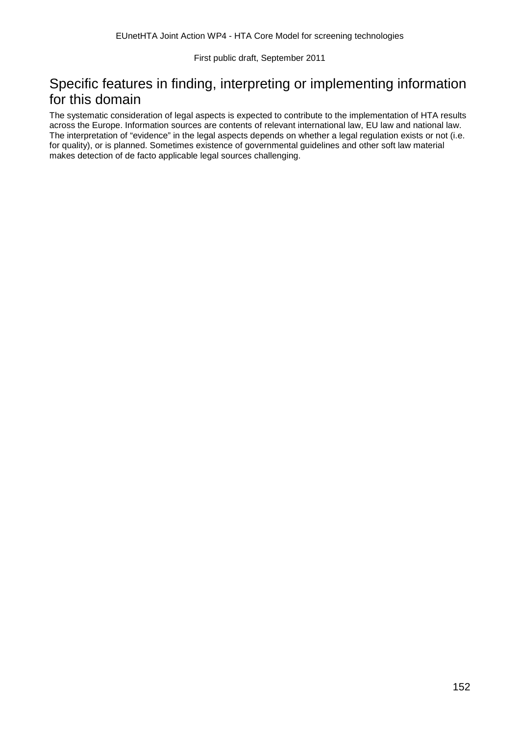## Specific features in finding, interpreting or implementing information for this domain

The systematic consideration of legal aspects is expected to contribute to the implementation of HTA results across the Europe. Information sources are contents of relevant international law, EU law and national law. The interpretation of "evidence" in the legal aspects depends on whether a legal regulation exists or not (i.e. for quality), or is planned. Sometimes existence of governmental guidelines and other soft law material makes detection of de facto applicable legal sources challenging.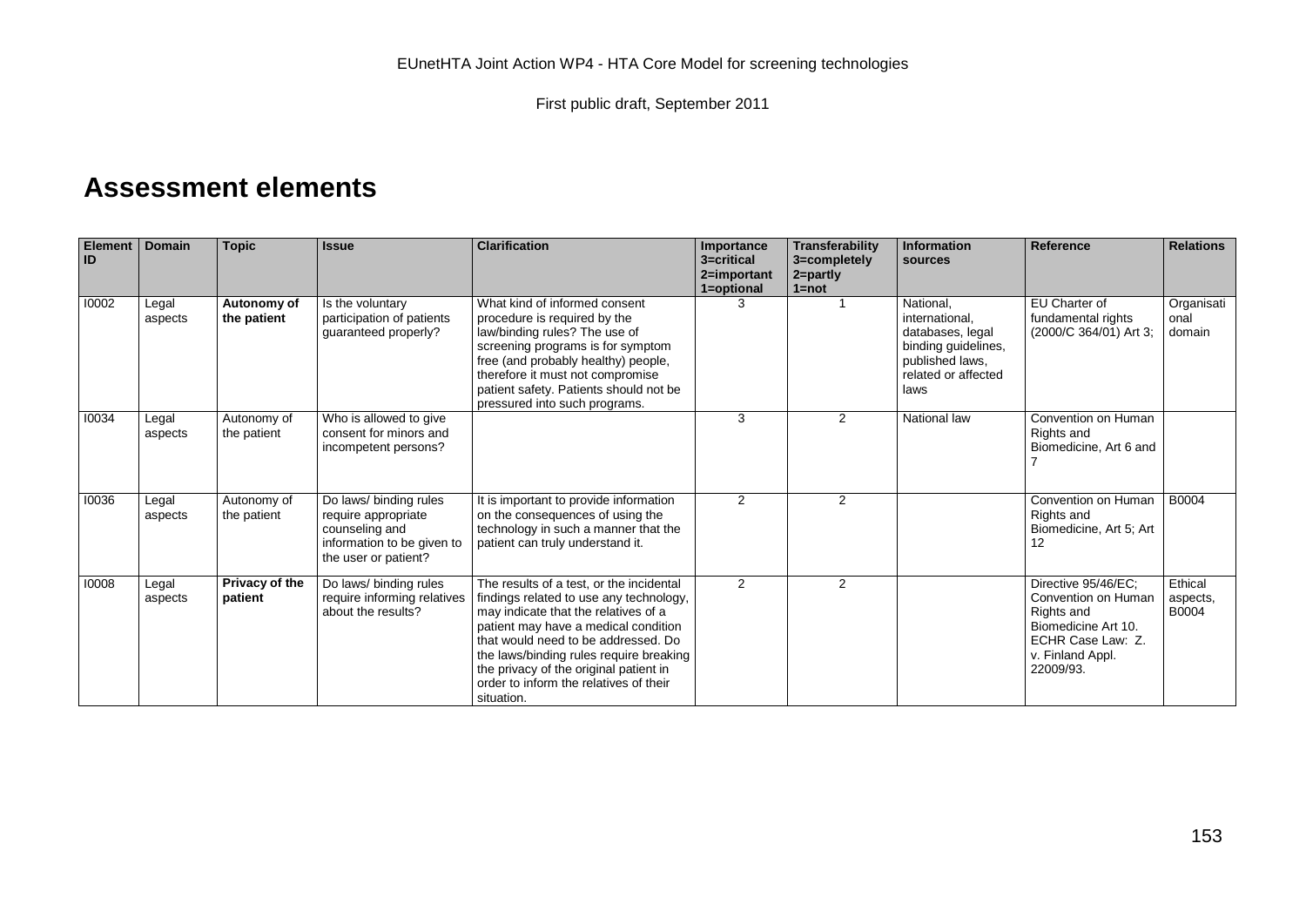# Assessment elements

| Element ID | Domain | Topic | Issue | Clarification | Importance 3=critical 2=important 1=optional | Transferability 3=completely 2=partly 1=not | Information sources | Reference | Relations |
|---|---|---|---|---|---|---|---|---|---|
| I0002 | Legal aspects | **Autonomy of the patient** | Is the voluntary participation of patients guaranteed properly? | What kind of informed consent procedure is required by the law/binding rules? The use of screening programs is for symptom free (and probably healthy) people, therefore it must not compromise patient safety. Patients should not be pressured into such programs. | 3 | 1 | National, international, databases, legal binding guidelines, published laws, related or affected laws | EU Charter of fundamental rights (2000/C 364/01) Art 3; | Organisational domain |
| I0034 | Legal aspects | Autonomy of the patient | Who is allowed to give consent for minors and incompetent persons? | | 3 | 2 | National law | Convention on Human Rights and Biomedicine, Art 6 and 7 | |
| I0036 | Legal aspects | Autonomy of the patient | Do laws/ binding rules require appropriate counseling and information to be given to the user or patient? | It is important to provide information on the consequences of using the technology in such a manner that the patient can truly understand it. | 2 | 2 | | Convention on Human Rights and Biomedicine, Art 5; Art 12 | B0004 |
| I0008 | Legal aspects | **Privacy of the patient** | Do laws/ binding rules require informing relatives about the results? | The results of a test, or the incidental findings related to use any technology, may indicate that the relatives of a patient may have a medical condition that would need to be addressed. Do the laws/binding rules require breaking the privacy of the original patient in order to inform the relatives of their situation. | 2 | 2 | | Directive 95/46/EC; Convention on Human Rights and Biomedicine Art 10. ECHR Case Law: Z. v. Finland Appl. 22009/93. | Ethical aspects, B0004 |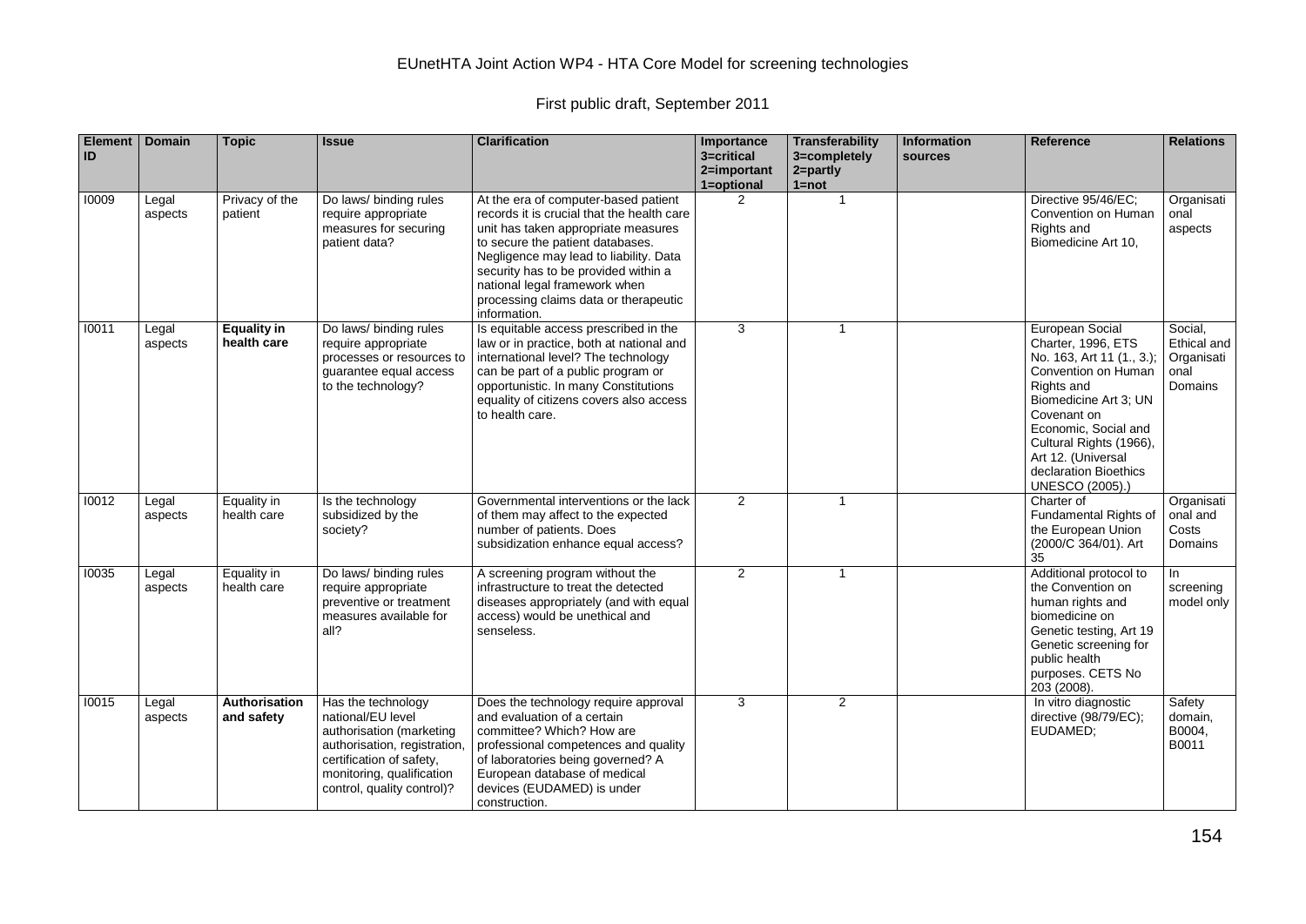EUnetHTA Joint Action WP4 - HTA Core Model for screening technologies

First public draft, September 2011

| Element ID | Domain | Topic | Issue | Clarification | Importance 3=critical 2=important 1=optional | Transferability 3=completely 2=partly 1=not | Information sources | Reference | Relations |
|---|---|---|---|---|---|---|---|---|---|
| I0009 | Legal aspects | Privacy of the patient | Do laws/ binding rules require appropriate measures for securing patient data? | At the era of computer-based patient records it is crucial that the health care unit has taken appropriate measures to secure the patient databases. Negligence may lead to liability. Data security has to be provided within a national legal framework when processing claims data or therapeutic information. | 2 | 1 | | Directive 95/46/EC; Convention on Human Rights and Biomedicine Art 10, | Organisational aspects |
| I0011 | Legal aspects | **Equality in health care** | Do laws/ binding rules require appropriate processes or resources to guarantee equal access to the technology? | Is equitable access prescribed in the law or in practice, both at national and international level? The technology can be part of a public program or opportunistic. In many Constitutions equality of citizens covers also access to health care. | 3 | 1 | | European Social Charter, 1996, ETS No. 163, Art 11 (1., 3.); Convention on Human Rights and Biomedicine Art 3; UN Covenant on Economic, Social and Cultural Rights (1966), Art 12. (Universal declaration Bioethics UNESCO (2005).) | Social, Ethical and Organisational Domains |
| I0012 | Legal aspects | Equality in health care | Is the technology subsidized by the society? | Governmental interventions or the lack of them may affect to the expected number of patients. Does subsidization enhance equal access? | 2 | 1 | | Charter of Fundamental Rights of the European Union (2000/C 364/01). Art 35 | Organisational and Costs Domains |
| I0035 | Legal aspects | Equality in health care | Do laws/ binding rules require appropriate preventive or treatment measures available for all? | A screening program without the infrastructure to treat the detected diseases appropriately (and with equal access) would be unethical and senseless. | 2 | 1 | | Additional protocol to the Convention on human rights and biomedicine on Genetic testing, Art 19 Genetic screening for public health purposes. CETS No 203 (2008). | In screening model only |
| I0015 | Legal aspects | **Authorisation and safety** | Has the technology national/EU level authorisation (marketing authorisation, registration, certification of safety, monitoring, qualification control, quality control)? | Does the technology require approval and evaluation of a certain committee? Which? How are professional competences and quality of laboratories being governed? A European database of medical devices (EUDAMED) is under construction. | 3 | 2 | | In vitro diagnostic directive (98/79/EC); EUDAMED; | Safety domain, B0004, B0011 |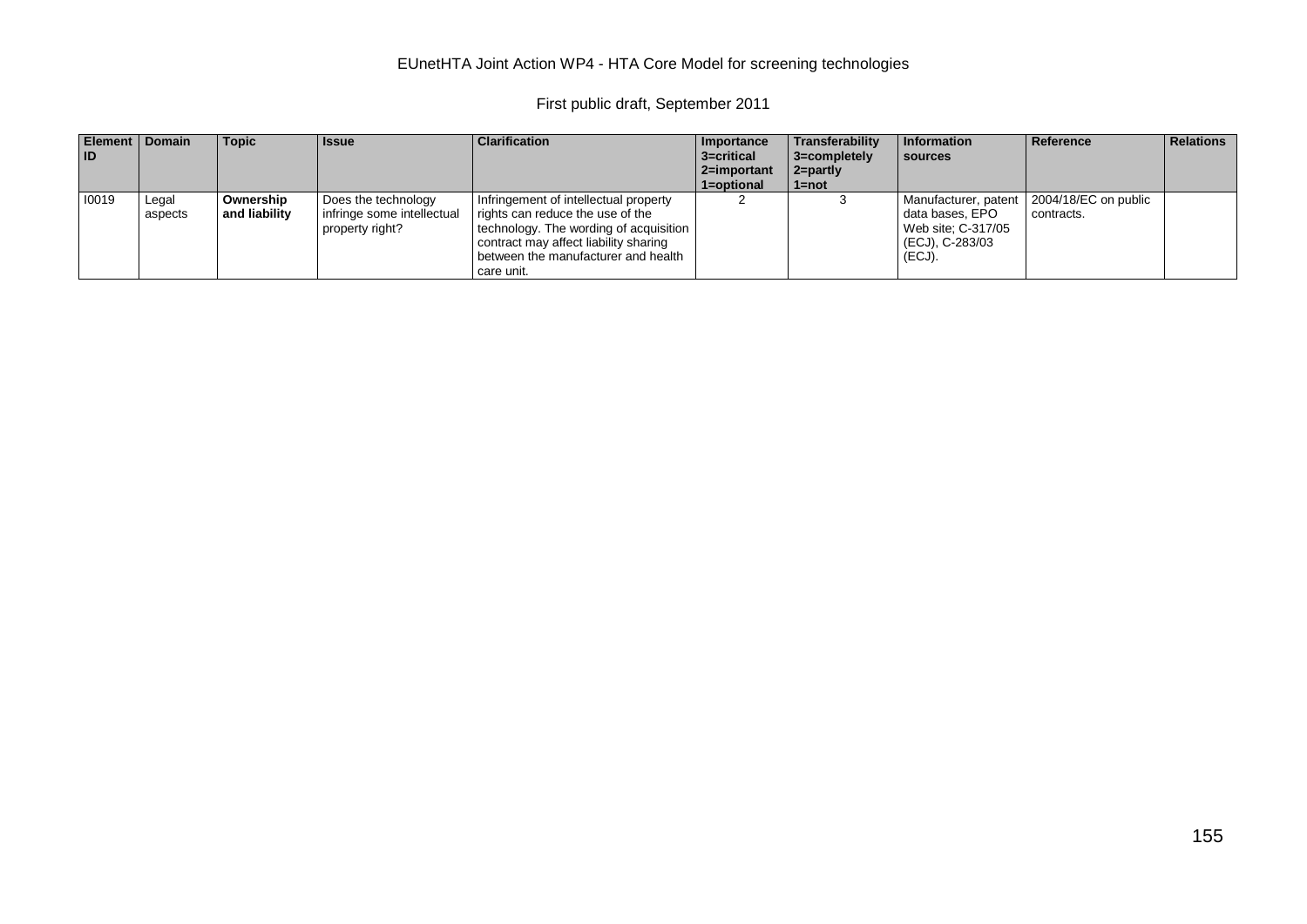| Element ID | Domain | Topic | Issue | Clarification | Importance 3=critical 2=important 1=optional | Transferability 3=completely 2=partly 1=not | Information sources | Reference | Relations |
|---|---|---|---|---|---|---|---|---|---|
| I0019 | Legal aspects | **Ownership and liability** | Does the technology infringe some intellectual property right? | Infringement of intellectual property rights can reduce the use of the technology. The wording of acquisition contract may affect liability sharing between the manufacturer and health care unit. | 2 | 3 | Manufacturer, patent data bases, EPO Web site; C-317/05 (ECJ), C-283/03 (ECJ). | 2004/18/EC on public contracts. | |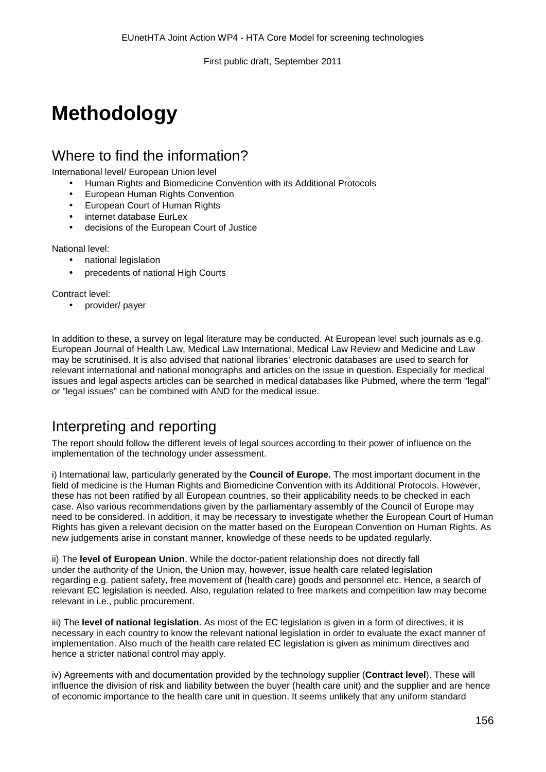# Methodology

## Where to find the information?

International level/ European Union level

- Human Rights and Biomedicine Convention with its Additional Protocols
- European Human Rights Convention
- European Court of Human Rights
- internet database EurLex
- decisions of the European Court of Justice

National level:

- national legislation
- precedents of national High Courts

Contract level:

- provider/ payer

In addition to these, a survey on legal literature may be conducted. At European level such journals as e.g. European Journal of Health Law, Medical Law International, Medical Law Review and Medicine and Law may be scrutinised. It is also advised that national libraries' electronic databases are used to search for relevant international and national monographs and articles on the issue in question. Especially for medical issues and legal aspects articles can be searched in medical databases like Pubmed, where the term "legal" or "legal issues" can be combined with AND for the medical issue.

## Interpreting and reporting

The report should follow the different levels of legal sources according to their power of influence on the implementation of the technology under assessment.

i) International law, particularly generated by the **Council of Europe.** The most important document in the field of medicine is the Human Rights and Biomedicine Convention with its Additional Protocols. However, these has not been ratified by all European countries, so their applicability needs to be checked in each case. Also various recommendations given by the parliamentary assembly of the Council of Europe may need to be considered. In addition, it may be necessary to investigate whether the European Court of Human Rights has given a relevant decision on the matter based on the European Convention on Human Rights. As new judgements arise in constant manner, knowledge of these needs to be updated regularly.

ii) The **level of European Union**. While the doctor-patient relationship does not directly fall under the authority of the Union, the Union may, however, issue health care related legislation regarding e.g. patient safety, free movement of (health care) goods and personnel etc. Hence, a search of relevant EC legislation is needed. Also, regulation related to free markets and competition law may become relevant in i.e., public procurement.

iii) The **level of national legislation**. As most of the EC legislation is given in a form of directives, it is necessary in each country to know the relevant national legislation in order to evaluate the exact manner of implementation. Also much of the health care related EC legislation is given as minimum directives and hence a stricter national control may apply.

iv) Agreements with and documentation provided by the technology supplier (**Contract level**). These will influence the division of risk and liability between the buyer (health care unit) and the supplier and are hence of economic importance to the health care unit in question. It seems unlikely that any uniform standard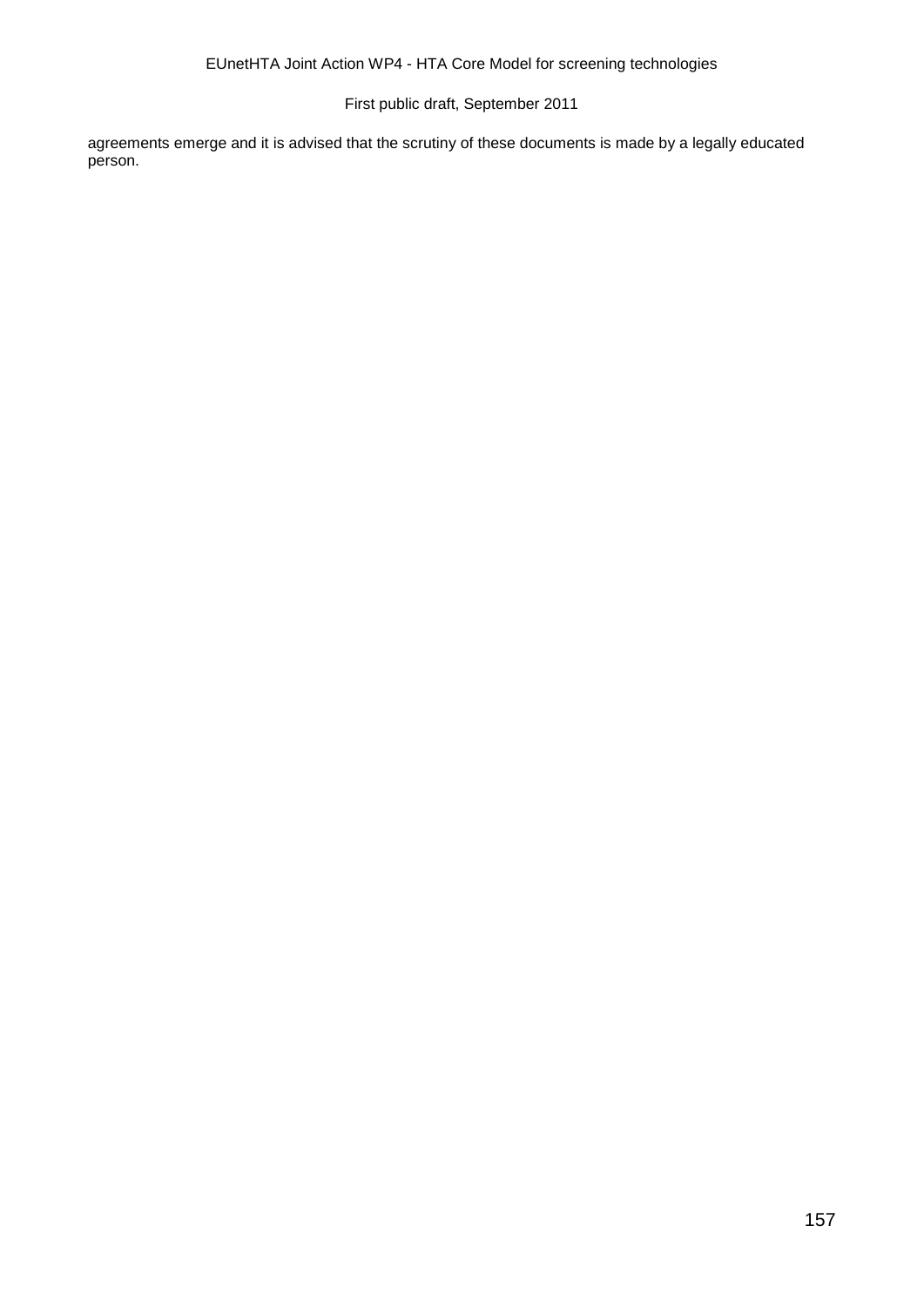agreements emerge and it is advised that the scrutiny of these documents is made by a legally educated person.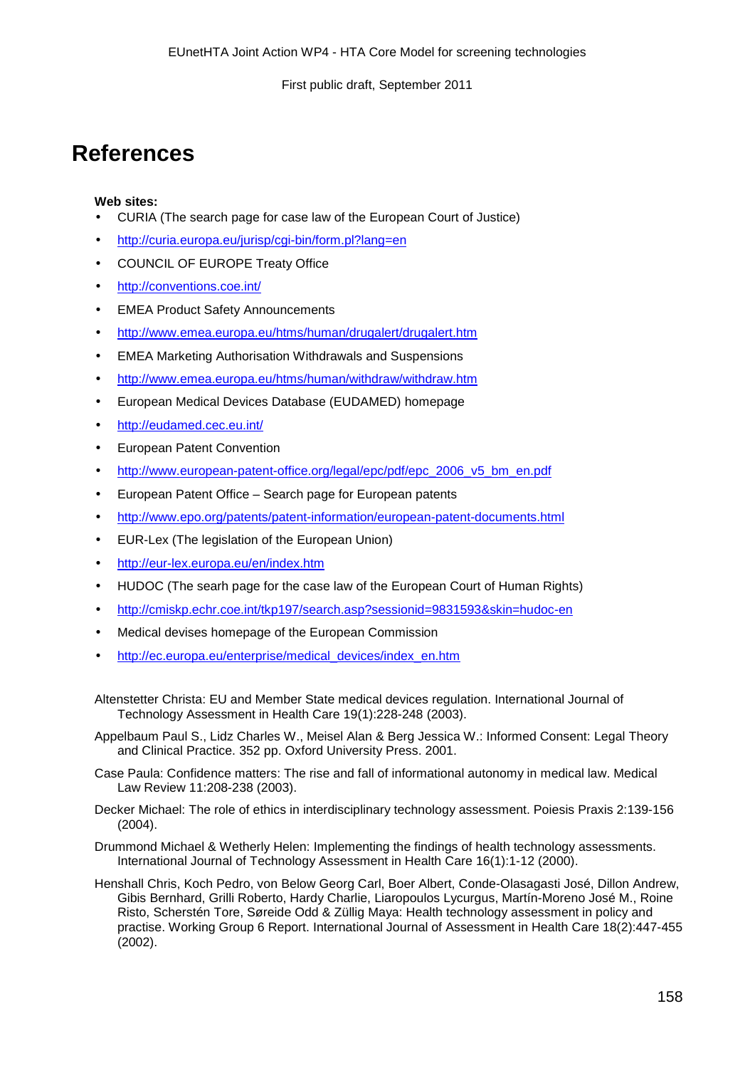# References

**Web sites:**

- CURIA (The search page for case law of the European Court of Justice)
- http://curia.europa.eu/jurisp/cgi-bin/form.pl?lang=en
- COUNCIL OF EUROPE Treaty Office
- http://conventions.coe.int/
- EMEA Product Safety Announcements
- http://www.emea.europa.eu/htms/human/drugalert/drugalert.htm
- EMEA Marketing Authorisation Withdrawals and Suspensions
- http://www.emea.europa.eu/htms/human/withdraw/withdraw.htm
- European Medical Devices Database (EUDAMED) homepage
- http://eudamed.cec.eu.int/
- European Patent Convention
- http://www.european-patent-office.org/legal/epc/pdf/epc_2006_v5_bm_en.pdf
- European Patent Office – Search page for European patents
- http://www.epo.org/patents/patent-information/european-patent-documents.html
- EUR-Lex (The legislation of the European Union)
- http://eur-lex.europa.eu/en/index.htm
- HUDOC (The searh page for the case law of the European Court of Human Rights)
- http://cmiskp.echr.coe.int/tkp197/search.asp?sessionid=9831593&skin=hudoc-en
- Medical devises homepage of the European Commission
- http://ec.europa.eu/enterprise/medical_devices/index_en.htm

Altenstetter Christa: EU and Member State medical devices regulation. International Journal of Technology Assessment in Health Care 19(1):228-248 (2003).

Appelbaum Paul S., Lidz Charles W., Meisel Alan & Berg Jessica W.: Informed Consent: Legal Theory and Clinical Practice. 352 pp. Oxford University Press. 2001.

Case Paula: Confidence matters: The rise and fall of informational autonomy in medical law. Medical Law Review 11:208-238 (2003).

Decker Michael: The role of ethics in interdisciplinary technology assessment. Poiesis Praxis 2:139-156 (2004).

Drummond Michael & Wetherly Helen: Implementing the findings of health technology assessments. International Journal of Technology Assessment in Health Care 16(1):1-12 (2000).

Henshall Chris, Koch Pedro, von Below Georg Carl, Boer Albert, Conde-Olasagasti José, Dillon Andrew, Gibis Bernhard, Grilli Roberto, Hardy Charlie, Liaropoulos Lycurgus, Martín-Moreno José M., Roine Risto, Scherstén Tore, Søreide Odd & Züllig Maya: Health technology assessment in policy and practise. Working Group 6 Report. International Journal of Assessment in Health Care 18(2):447-455 (2002).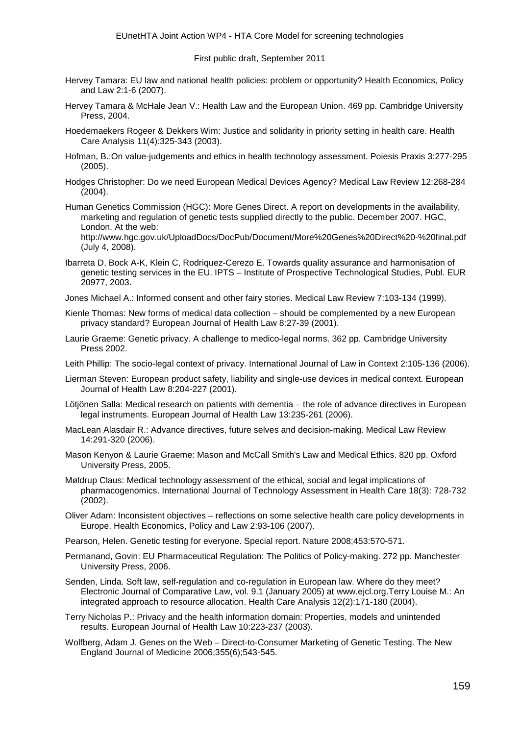Hervey Tamara: EU law and national health policies: problem or opportunity? Health Economics, Policy and Law 2:1-6 (2007).

Hervey Tamara & McHale Jean V.: Health Law and the European Union. 469 pp. Cambridge University Press, 2004.

Hoedemaekers Rogeer & Dekkers Wim: Justice and solidarity in priority setting in health care. Health Care Analysis 11(4):325-343 (2003).

Hofman, B.:On value-judgements and ethics in health technology assessment. Poiesis Praxis 3:277-295 (2005).

Hodges Christopher: Do we need European Medical Devices Agency? Medical Law Review 12:268-284 (2004).

Human Genetics Commission (HGC): More Genes Direct. A report on developments in the availability, marketing and regulation of genetic tests supplied directly to the public. December 2007. HGC, London. At the web: http://www.hgc.gov.uk/UploadDocs/DocPub/Document/More%20Genes%20Direct%20-%20final.pdf (July 4, 2008).

Ibarreta D, Bock A-K, Klein C, Rodriquez-Cerezo E. Towards quality assurance and harmonisation of genetic testing services in the EU. IPTS – Institute of Prospective Technological Studies, Publ. EUR 20977, 2003.

Jones Michael A.: Informed consent and other fairy stories. Medical Law Review 7:103-134 (1999).

Kienle Thomas: New forms of medical data collection – should be complemented by a new European privacy standard? European Journal of Health Law 8:27-39 (2001).

Laurie Graeme: Genetic privacy. A challenge to medico-legal norms. 362 pp. Cambridge University Press 2002.

Leith Phillip: The socio-legal context of privacy. International Journal of Law in Context 2:105-136 (2006).

Lierman Steven: European product safety, liability and single-use devices in medical context. European Journal of Health Law 8:204-227 (2001).

Lötjönen Salla: Medical research on patients with dementia – the role of advance directives in European legal instruments. European Journal of Health Law 13:235-261 (2006).

MacLean Alasdair R.: Advance directives, future selves and decision-making. Medical Law Review 14:291-320 (2006).

Mason Kenyon & Laurie Graeme: Mason and McCall Smith's Law and Medical Ethics. 820 pp. Oxford University Press, 2005.

Møldrup Claus: Medical technology assessment of the ethical, social and legal implications of pharmacogenomics. International Journal of Technology Assessment in Health Care 18(3): 728-732 (2002).

Oliver Adam: Inconsistent objectives – reflections on some selective health care policy developments in Europe. Health Economics, Policy and Law 2:93-106 (2007).

Pearson, Helen. Genetic testing for everyone. Special report. Nature 2008;453:570-571.

Permanand, Govin: EU Pharmaceutical Regulation: The Politics of Policy-making. 272 pp. Manchester University Press, 2006.

Senden, Linda. Soft law, self-regulation and co-regulation in European law. Where do they meet? Electronic Journal of Comparative Law, vol. 9.1 (January 2005) at www.ejcl.org.Terry Louise M.: An integrated approach to resource allocation. Health Care Analysis 12(2):171-180 (2004).

Terry Nicholas P.: Privacy and the health information domain: Properties, models and unintended results. European Journal of Health Law 10:223-237 (2003).

Wolfberg, Adam J. Genes on the Web – Direct-to-Consumer Marketing of Genetic Testing. The New England Journal of Medicine 2006;355(6);543-545.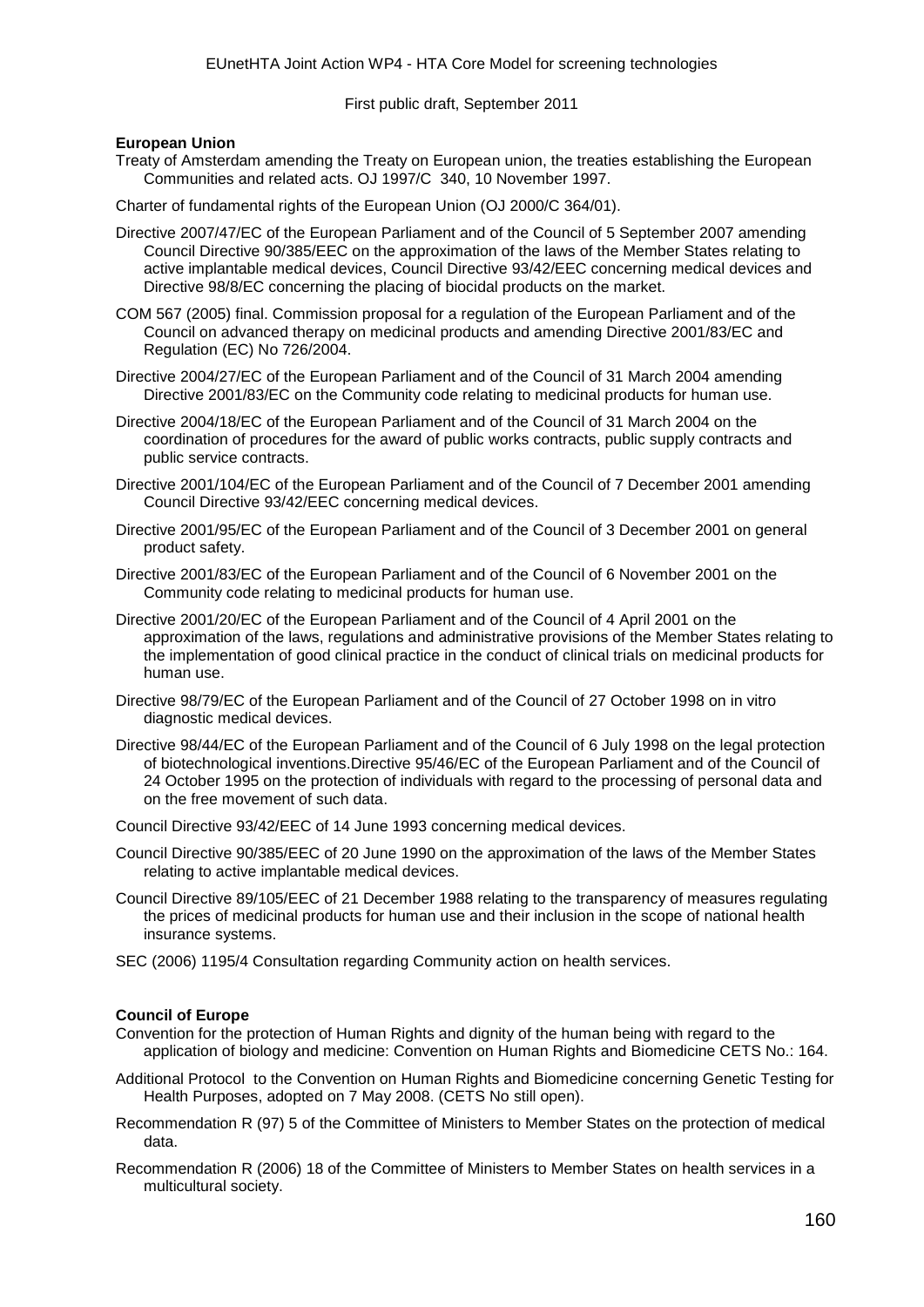**European Union**

Treaty of Amsterdam amending the Treaty on European union, the treaties establishing the European Communities and related acts. OJ 1997/C 340, 10 November 1997.

Charter of fundamental rights of the European Union (OJ 2000/C 364/01).

Directive 2007/47/EC of the European Parliament and of the Council of 5 September 2007 amending Council Directive 90/385/EEC on the approximation of the laws of the Member States relating to active implantable medical devices, Council Directive 93/42/EEC concerning medical devices and Directive 98/8/EC concerning the placing of biocidal products on the market.

COM 567 (2005) final. Commission proposal for a regulation of the European Parliament and of the Council on advanced therapy on medicinal products and amending Directive 2001/83/EC and Regulation (EC) No 726/2004.

Directive 2004/27/EC of the European Parliament and of the Council of 31 March 2004 amending Directive 2001/83/EC on the Community code relating to medicinal products for human use.

Directive 2004/18/EC of the European Parliament and of the Council of 31 March 2004 on the coordination of procedures for the award of public works contracts, public supply contracts and public service contracts.

Directive 2001/104/EC of the European Parliament and of the Council of 7 December 2001 amending Council Directive 93/42/EEC concerning medical devices.

Directive 2001/95/EC of the European Parliament and of the Council of 3 December 2001 on general product safety.

Directive 2001/83/EC of the European Parliament and of the Council of 6 November 2001 on the Community code relating to medicinal products for human use.

Directive 2001/20/EC of the European Parliament and of the Council of 4 April 2001 on the approximation of the laws, regulations and administrative provisions of the Member States relating to the implementation of good clinical practice in the conduct of clinical trials on medicinal products for human use.

Directive 98/79/EC of the European Parliament and of the Council of 27 October 1998 on in vitro diagnostic medical devices.

Directive 98/44/EC of the European Parliament and of the Council of 6 July 1998 on the legal protection of biotechnological inventions.Directive 95/46/EC of the European Parliament and of the Council of 24 October 1995 on the protection of individuals with regard to the processing of personal data and on the free movement of such data.

Council Directive 93/42/EEC of 14 June 1993 concerning medical devices.

Council Directive 90/385/EEC of 20 June 1990 on the approximation of the laws of the Member States relating to active implantable medical devices.

Council Directive 89/105/EEC of 21 December 1988 relating to the transparency of measures regulating the prices of medicinal products for human use and their inclusion in the scope of national health insurance systems.

SEC (2006) 1195/4 Consultation regarding Community action on health services.

**Council of Europe**

Convention for the protection of Human Rights and dignity of the human being with regard to the application of biology and medicine: Convention on Human Rights and Biomedicine CETS No.: 164.

Additional Protocol to the Convention on Human Rights and Biomedicine concerning Genetic Testing for Health Purposes, adopted on 7 May 2008. (CETS No still open).

Recommendation R (97) 5 of the Committee of Ministers to Member States on the protection of medical data.

Recommendation R (2006) 18 of the Committee of Ministers to Member States on health services in a multicultural society.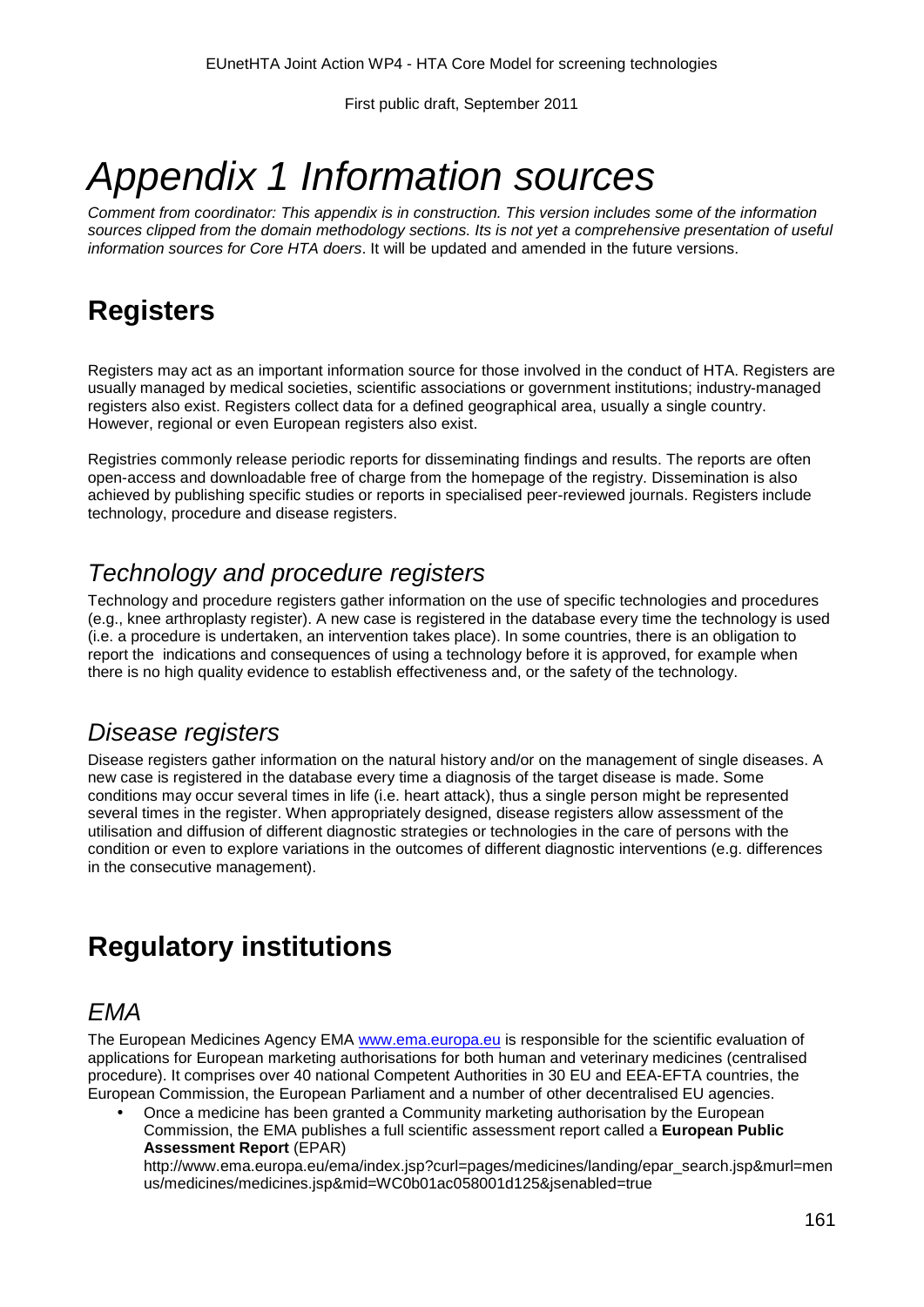# *Appendix 1 Information sources*

*Comment from coordinator: This appendix is in construction. This version includes some of the information sources clipped from the domain methodology sections. Its is not yet a comprehensive presentation of useful information sources for Core HTA doers*. It will be updated and amended in the future versions.

## Registers

Registers may act as an important information source for those involved in the conduct of HTA. Registers are usually managed by medical societies, scientific associations or government institutions; industry-managed registers also exist. Registers collect data for a defined geographical area, usually a single country. However, regional or even European registers also exist.

Registries commonly release periodic reports for disseminating findings and results. The reports are often open-access and downloadable free of charge from the homepage of the registry. Dissemination is also achieved by publishing specific studies or reports in specialised peer-reviewed journals. Registers include technology, procedure and disease registers.

### *Technology and procedure registers*

Technology and procedure registers gather information on the use of specific technologies and procedures (e.g., knee arthroplasty register). A new case is registered in the database every time the technology is used (i.e. a procedure is undertaken, an intervention takes place). In some countries, there is an obligation to report the indications and consequences of using a technology before it is approved, for example when there is no high quality evidence to establish effectiveness and, or the safety of the technology.

### *Disease registers*

Disease registers gather information on the natural history and/or on the management of single diseases. A new case is registered in the database every time a diagnosis of the target disease is made. Some conditions may occur several times in life (i.e. heart attack), thus a single person might be represented several times in the register. When appropriately designed, disease registers allow assessment of the utilisation and diffusion of different diagnostic strategies or technologies in the care of persons with the condition or even to explore variations in the outcomes of different diagnostic interventions (e.g. differences in the consecutive management).

## Regulatory institutions

### *EMA*

The European Medicines Agency EMA www.ema.europa.eu is responsible for the scientific evaluation of applications for European marketing authorisations for both human and veterinary medicines (centralised procedure). It comprises over 40 national Competent Authorities in 30 EU and EEA-EFTA countries, the European Commission, the European Parliament and a number of other decentralised EU agencies.

- Once a medicine has been granted a Community marketing authorisation by the European Commission, the EMA publishes a full scientific assessment report called a **European Public Assessment Report** (EPAR) http://www.ema.europa.eu/ema/index.jsp?curl=pages/medicines/landing/epar_search.jsp&murl=menus/medicines/medicines.jsp&mid=WC0b01ac058001d125&jsenabled=true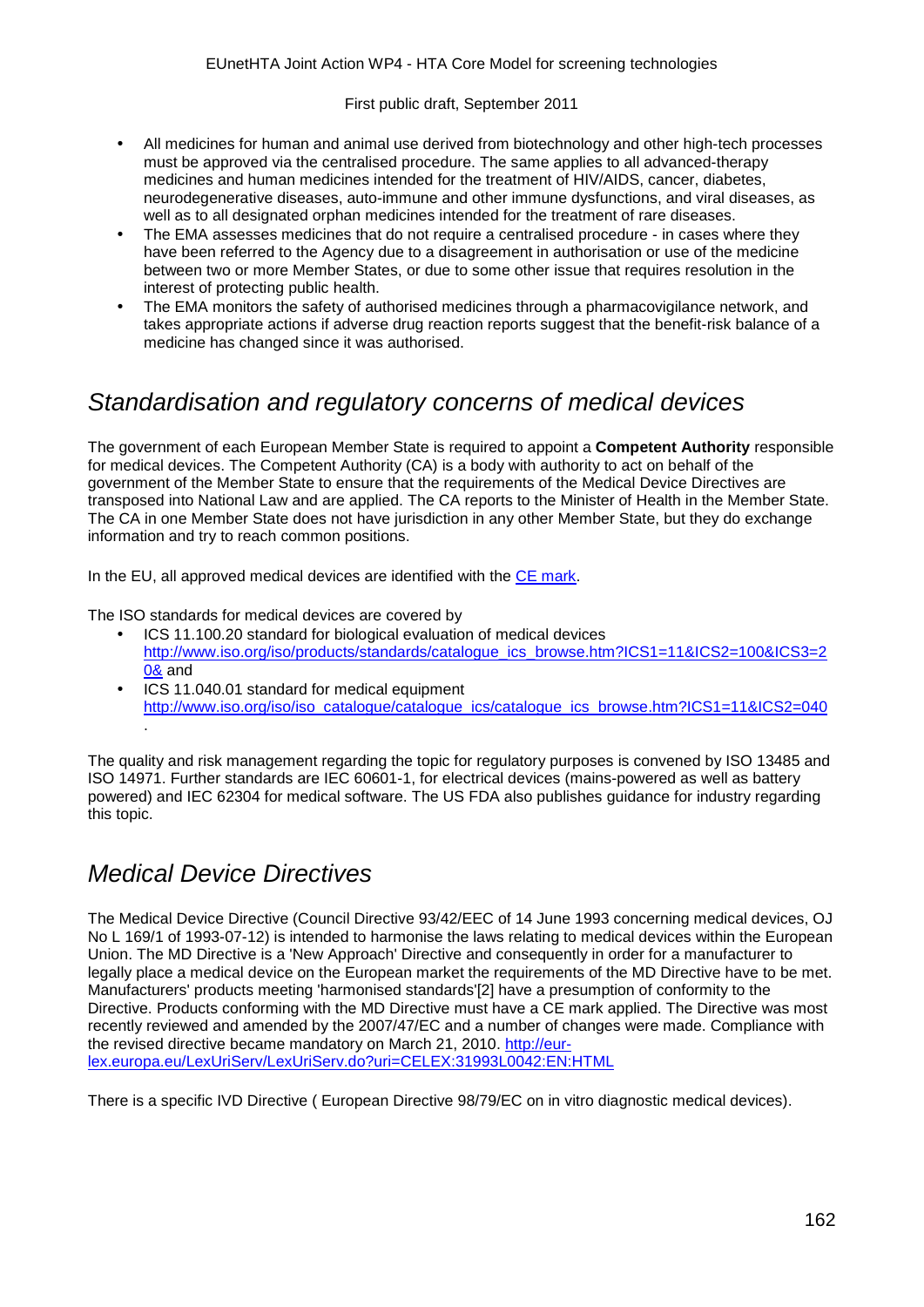- All medicines for human and animal use derived from biotechnology and other high-tech processes must be approved via the centralised procedure. The same applies to all advanced-therapy medicines and human medicines intended for the treatment of HIV/AIDS, cancer, diabetes, neurodegenerative diseases, auto-immune and other immune dysfunctions, and viral diseases, as well as to all designated orphan medicines intended for the treatment of rare diseases.
- The EMA assesses medicines that do not require a centralised procedure - in cases where they have been referred to the Agency due to a disagreement in authorisation or use of the medicine between two or more Member States, or due to some other issue that requires resolution in the interest of protecting public health.
- The EMA monitors the safety of authorised medicines through a pharmacovigilance network, and takes appropriate actions if adverse drug reaction reports suggest that the benefit-risk balance of a medicine has changed since it was authorised.

## *Standardisation and regulatory concerns of medical devices*

The government of each European Member State is required to appoint a **Competent Authority** responsible for medical devices. The Competent Authority (CA) is a body with authority to act on behalf of the government of the Member State to ensure that the requirements of the Medical Device Directives are transposed into National Law and are applied. The CA reports to the Minister of Health in the Member State. The CA in one Member State does not have jurisdiction in any other Member State, but they do exchange information and try to reach common positions.

In the EU, all approved medical devices are identified with the CE mark.

The ISO standards for medical devices are covered by

- ICS 11.100.20 standard for biological evaluation of medical devices http://www.iso.org/iso/products/standards/catalogue_ics_browse.htm?ICS1=11&ICS2=100&ICS3=20& and
- ICS 11.040.01 standard for medical equipment http://www.iso.org/iso/iso_catalogue/catalogue_ics/catalogue_ics_browse.htm?ICS1=11&ICS2=040 .

The quality and risk management regarding the topic for regulatory purposes is convened by ISO 13485 and ISO 14971. Further standards are IEC 60601-1, for electrical devices (mains-powered as well as battery powered) and IEC 62304 for medical software. The US FDA also publishes guidance for industry regarding this topic.

## *Medical Device Directives*

The Medical Device Directive (Council Directive 93/42/EEC of 14 June 1993 concerning medical devices, OJ No L 169/1 of 1993-07-12) is intended to harmonise the laws relating to medical devices within the European Union. The MD Directive is a 'New Approach' Directive and consequently in order for a manufacturer to legally place a medical device on the European market the requirements of the MD Directive have to be met. Manufacturers' products meeting 'harmonised standards'[2] have a presumption of conformity to the Directive. Products conforming with the MD Directive must have a CE mark applied. The Directive was most recently reviewed and amended by the 2007/47/EC and a number of changes were made. Compliance with the revised directive became mandatory on March 21, 2010. http://eur-lex.europa.eu/LexUriServ/LexUriServ.do?uri=CELEX:31993L0042:EN:HTML

There is a specific IVD Directive ( European Directive 98/79/EC on in vitro diagnostic medical devices).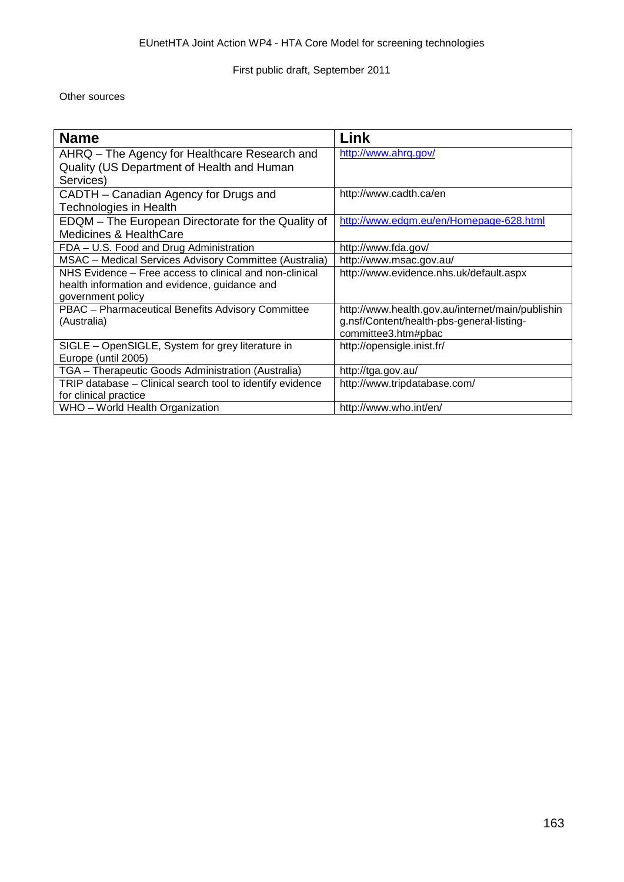Other sources

| Name | Link |
|---|---|
| AHRQ – The Agency for Healthcare Research and Quality (US Department of Health and Human Services) | http://www.ahrq.gov/ |
| CADTH – Canadian Agency for Drugs and Technologies in Health | http://www.cadth.ca/en |
| EDQM – The European Directorate for the Quality of Medicines & HealthCare | http://www.edqm.eu/en/Homepage-628.html |
| FDA – U.S. Food and Drug Administration | http://www.fda.gov/ |
| MSAC – Medical Services Advisory Committee (Australia) | http://www.msac.gov.au/ |
| NHS Evidence – Free access to clinical and non-clinical health information and evidence, guidance and government policy | http://www.evidence.nhs.uk/default.aspx |
| PBAC – Pharmaceutical Benefits Advisory Committee (Australia) | http://www.health.gov.au/internet/main/publishing.nsf/Content/health-pbs-general-listing-committee3.htm#pbac |
| SIGLE – OpenSIGLE, System for grey literature in Europe (until 2005) | http://opensigle.inist.fr/ |
| TGA – Therapeutic Goods Administration (Australia) | http://tga.gov.au/ |
| TRIP database – Clinical search tool to identify evidence for clinical practice | http://www.tripdatabase.com/ |
| WHO – World Health Organization | http://www.who.int/en/ |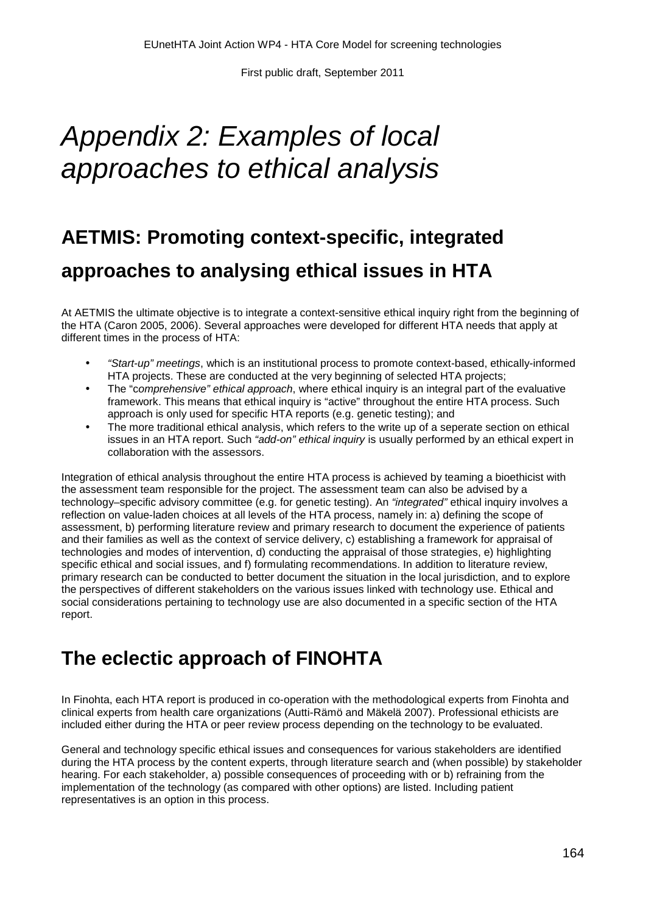# Appendix 2: Examples of local approaches to ethical analysis

## AETMIS: Promoting context-specific, integrated approaches to analysing ethical issues in HTA

At AETMIS the ultimate objective is to integrate a context-sensitive ethical inquiry right from the beginning of the HTA (Caron 2005, 2006). Several approaches were developed for different HTA needs that apply at different times in the process of HTA:

- *"Start-up" meetings*, which is an institutional process to promote context-based, ethically-informed HTA projects. These are conducted at the very beginning of selected HTA projects;
- The "*comprehensive" ethical approach*, where ethical inquiry is an integral part of the evaluative framework. This means that ethical inquiry is "active" throughout the entire HTA process. Such approach is only used for specific HTA reports (e.g. genetic testing); and
- The more traditional ethical analysis, which refers to the write up of a seperate section on ethical issues in an HTA report. Such *"add-on" ethical inquiry* is usually performed by an ethical expert in collaboration with the assessors.

Integration of ethical analysis throughout the entire HTA process is achieved by teaming a bioethicist with the assessment team responsible for the project. The assessment team can also be advised by a technology–specific advisory committee (e.g. for genetic testing). An *"integrated"* ethical inquiry involves a reflection on value-laden choices at all levels of the HTA process, namely in: a) defining the scope of assessment, b) performing literature review and primary research to document the experience of patients and their families as well as the context of service delivery, c) establishing a framework for appraisal of technologies and modes of intervention, d) conducting the appraisal of those strategies, e) highlighting specific ethical and social issues, and f) formulating recommendations. In addition to literature review, primary research can be conducted to better document the situation in the local jurisdiction, and to explore the perspectives of different stakeholders on the various issues linked with technology use. Ethical and social considerations pertaining to technology use are also documented in a specific section of the HTA report.

## The eclectic approach of FINOHTA

In Finohta, each HTA report is produced in co-operation with the methodological experts from Finohta and clinical experts from health care organizations (Autti-Rämö and Mäkelä 2007). Professional ethicists are included either during the HTA or peer review process depending on the technology to be evaluated.

General and technology specific ethical issues and consequences for various stakeholders are identified during the HTA process by the content experts, through literature search and (when possible) by stakeholder hearing. For each stakeholder, a) possible consequences of proceeding with or b) refraining from the implementation of the technology (as compared with other options) are listed. Including patient representatives is an option in this process.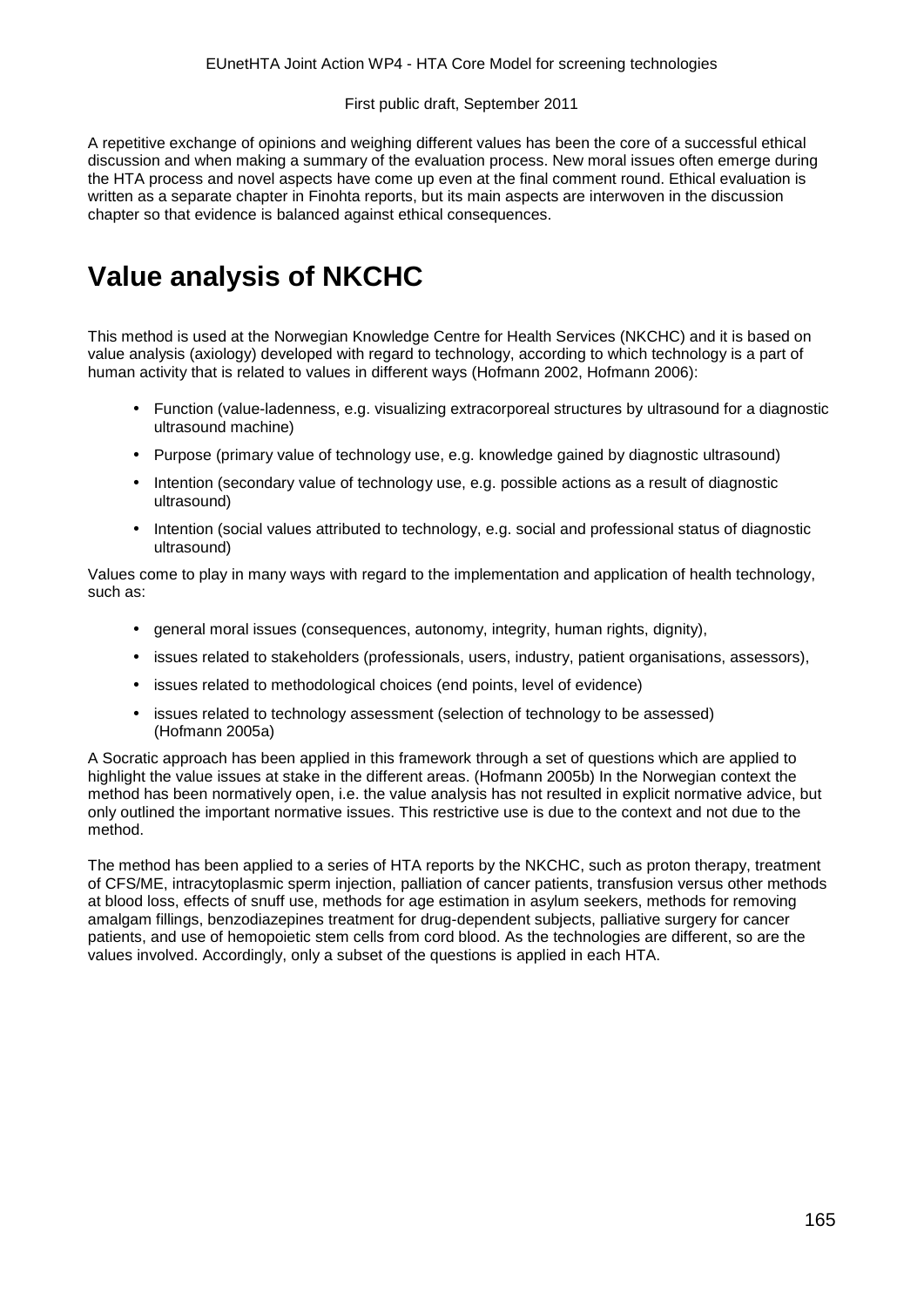A repetitive exchange of opinions and weighing different values has been the core of a successful ethical discussion and when making a summary of the evaluation process. New moral issues often emerge during the HTA process and novel aspects have come up even at the final comment round. Ethical evaluation is written as a separate chapter in Finohta reports, but its main aspects are interwoven in the discussion chapter so that evidence is balanced against ethical consequences.

# Value analysis of NKCHC

This method is used at the Norwegian Knowledge Centre for Health Services (NKCHC) and it is based on value analysis (axiology) developed with regard to technology, according to which technology is a part of human activity that is related to values in different ways (Hofmann 2002, Hofmann 2006):

- Function (value-ladenness, e.g. visualizing extracorporeal structures by ultrasound for a diagnostic ultrasound machine)
- Purpose (primary value of technology use, e.g. knowledge gained by diagnostic ultrasound)
- Intention (secondary value of technology use, e.g. possible actions as a result of diagnostic ultrasound)
- Intention (social values attributed to technology, e.g. social and professional status of diagnostic ultrasound)

Values come to play in many ways with regard to the implementation and application of health technology, such as:

- general moral issues (consequences, autonomy, integrity, human rights, dignity),
- issues related to stakeholders (professionals, users, industry, patient organisations, assessors),
- issues related to methodological choices (end points, level of evidence)
- issues related to technology assessment (selection of technology to be assessed) (Hofmann 2005a)

A Socratic approach has been applied in this framework through a set of questions which are applied to highlight the value issues at stake in the different areas. (Hofmann 2005b) In the Norwegian context the method has been normatively open, i.e. the value analysis has not resulted in explicit normative advice, but only outlined the important normative issues. This restrictive use is due to the context and not due to the method.

The method has been applied to a series of HTA reports by the NKCHC, such as proton therapy, treatment of CFS/ME, intracytoplasmic sperm injection, palliation of cancer patients, transfusion versus other methods at blood loss, effects of snuff use, methods for age estimation in asylum seekers, methods for removing amalgam fillings, benzodiazepines treatment for drug-dependent subjects, palliative surgery for cancer patients, and use of hemopoietic stem cells from cord blood. As the technologies are different, so are the values involved. Accordingly, only a subset of the questions is applied in each HTA.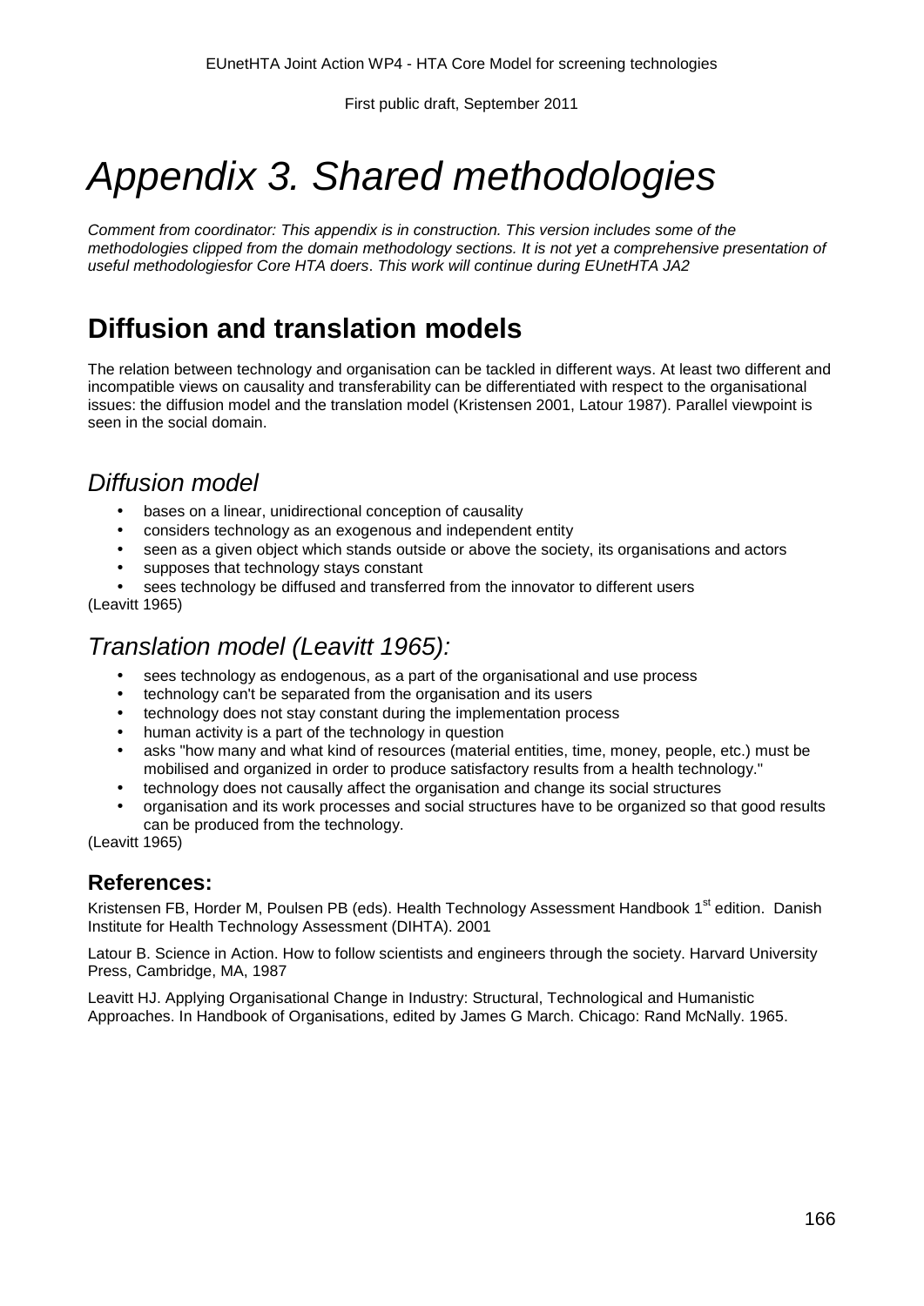# *Appendix 3. Shared methodologies*

*Comment from coordinator: This appendix is in construction. This version includes some of the methodologies clipped from the domain methodology sections. It is not yet a comprehensive presentation of useful methodologiesfor Core HTA doers. This work will continue during EUnetHTA JA2*

## Diffusion and translation models

The relation between technology and organisation can be tackled in different ways. At least two different and incompatible views on causality and transferability can be differentiated with respect to the organisational issues: the diffusion model and the translation model (Kristensen 2001, Latour 1987). Parallel viewpoint is seen in the social domain.

### *Diffusion model*

- bases on a linear, unidirectional conception of causality
- considers technology as an exogenous and independent entity
- seen as a given object which stands outside or above the society, its organisations and actors
- supposes that technology stays constant
- sees technology be diffused and transferred from the innovator to different users

(Leavitt 1965)

### *Translation model (Leavitt 1965):*

- sees technology as endogenous, as a part of the organisational and use process
- technology can't be separated from the organisation and its users
- technology does not stay constant during the implementation process
- human activity is a part of the technology in question
- asks "how many and what kind of resources (material entities, time, money, people, etc.) must be mobilised and organized in order to produce satisfactory results from a health technology."
- technology does not causally affect the organisation and change its social structures
- organisation and its work processes and social structures have to be organized so that good results can be produced from the technology.

(Leavitt 1965)

### References:

Kristensen FB, Horder M, Poulsen PB (eds). Health Technology Assessment Handbook 1st edition. Danish Institute for Health Technology Assessment (DIHTA). 2001

Latour B. Science in Action. How to follow scientists and engineers through the society. Harvard University Press, Cambridge, MA, 1987

Leavitt HJ. Applying Organisational Change in Industry: Structural, Technological and Humanistic Approaches. In Handbook of Organisations, edited by James G March. Chicago: Rand McNally. 1965.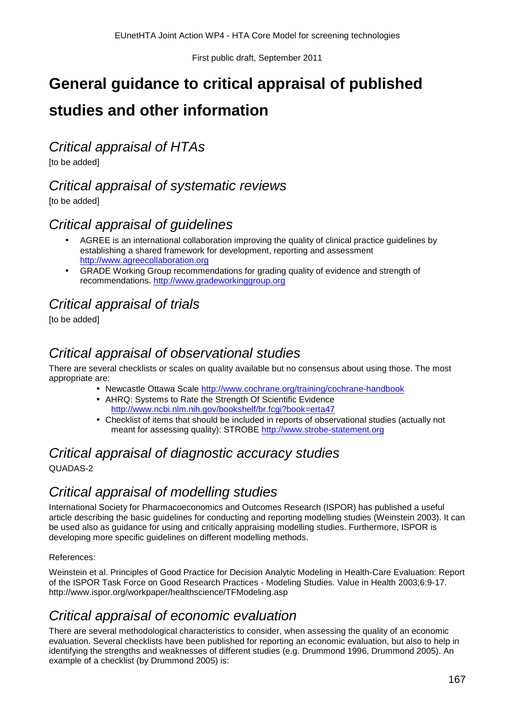# General guidance to critical appraisal of published studies and other information

## Critical appraisal of HTAs

[to be added]

## Critical appraisal of systematic reviews

[to be added]

## Critical appraisal of guidelines

- AGREE is an international collaboration improving the quality of clinical practice guidelines by establishing a shared framework for development, reporting and assessment http://www.agreecollaboration.org
- GRADE Working Group recommendations for grading quality of evidence and strength of recommendations. http://www.gradeworkinggroup.org

## Critical appraisal of trials

[to be added]

## Critical appraisal of observational studies

There are several checklists or scales on quality available but no consensus about using those. The most appropriate are:

- Newcastle Ottawa Scale http://www.cochrane.org/training/cochrane-handbook
- AHRQ: Systems to Rate the Strength Of Scientific Evidence http://www.ncbi.nlm.nih.gov/bookshelf/br.fcgi?book=erta47
- Checklist of items that should be included in reports of observational studies (actually not meant for assessing quality): STROBE http://www.strobe-statement.org

## Critical appraisal of diagnostic accuracy studies

QUADAS-2

## Critical appraisal of modelling studies

International Society for Pharmacoeconomics and Outcomes Research (ISPOR) has published a useful article describing the basic guidelines for conducting and reporting modelling studies (Weinstein 2003). It can be used also as guidance for using and critically appraising modelling studies. Furthermore, ISPOR is developing more specific guidelines on different modelling methods.

References:

Weinstein et al. Principles of Good Practice for Decision Analytic Modeling in Health-Care Evaluation: Report of the ISPOR Task Force on Good Research Practices - Modeling Studies. Value in Health 2003;6:9-17. http://www.ispor.org/workpaper/healthscience/TFModeling.asp

## Critical appraisal of economic evaluation

There are several methodological characteristics to consider, when assessing the quality of an economic evaluation. Several checklists have been published for reporting an economic evaluation, but also to help in identifying the strengths and weaknesses of different studies (e.g. Drummond 1996, Drummond 2005). An example of a checklist (by Drummond 2005) is: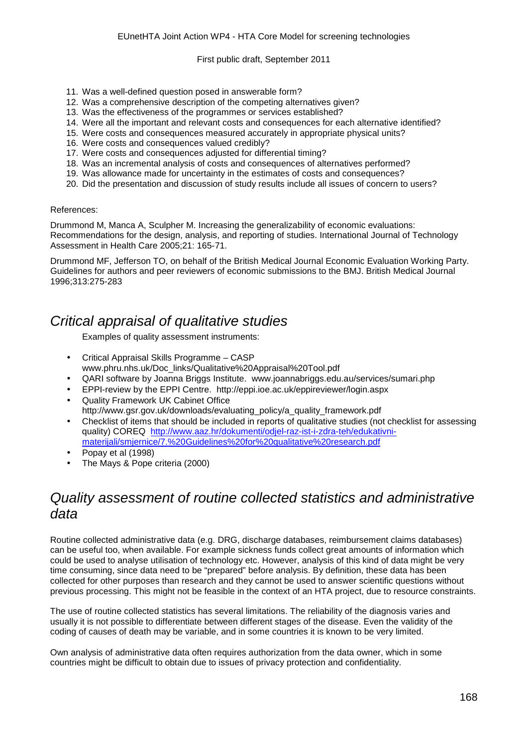11. Was a well-defined question posed in answerable form?
12. Was a comprehensive description of the competing alternatives given?
13. Was the effectiveness of the programmes or services established?
14. Were all the important and relevant costs and consequences for each alternative identified?
15. Were costs and consequences measured accurately in appropriate physical units?
16. Were costs and consequences valued credibly?
17. Were costs and consequences adjusted for differential timing?
18. Was an incremental analysis of costs and consequences of alternatives performed?
19. Was allowance made for uncertainty in the estimates of costs and consequences?
20. Did the presentation and discussion of study results include all issues of concern to users?

References:

Drummond M, Manca A, Sculpher M. Increasing the generalizability of economic evaluations: Recommendations for the design, analysis, and reporting of studies. International Journal of Technology Assessment in Health Care 2005;21: 165-71.

Drummond MF, Jefferson TO, on behalf of the British Medical Journal Economic Evaluation Working Party. Guidelines for authors and peer reviewers of economic submissions to the BMJ. British Medical Journal 1996;313:275-283

## *Critical appraisal of qualitative studies*

Examples of quality assessment instruments:

- Critical Appraisal Skills Programme – CASP www.phru.nhs.uk/Doc_links/Qualitative%20Appraisal%20Tool.pdf
- QARI software by Joanna Briggs Institute. www.joannabriggs.edu.au/services/sumari.php
- EPPI-review by the EPPI Centre. http://eppi.ioe.ac.uk/eppireviewer/login.aspx
- Quality Framework UK Cabinet Office http://www.gsr.gov.uk/downloads/evaluating_policy/a_quality_framework.pdf
- Checklist of items that should be included in reports of qualitative studies (not checklist for assessing quality) COREQ http://www.aaz.hr/dokumenti/odjel-raz-ist-i-zdra-teh/edukativni-materijali/smjernice/7.%20Guidelines%20for%20qualitative%20research.pdf
- Popay et al (1998)
- The Mays & Pope criteria (2000)

## *Quality assessment of routine collected statistics and administrative data*

Routine collected administrative data (e.g. DRG, discharge databases, reimbursement claims databases) can be useful too, when available. For example sickness funds collect great amounts of information which could be used to analyse utilisation of technology etc. However, analysis of this kind of data might be very time consuming, since data need to be "prepared" before analysis. By definition, these data has been collected for other purposes than research and they cannot be used to answer scientific questions without previous processing. This might not be feasible in the context of an HTA project, due to resource constraints.

The use of routine collected statistics has several limitations. The reliability of the diagnosis varies and usually it is not possible to differentiate between different stages of the disease. Even the validity of the coding of causes of death may be variable, and in some countries it is known to be very limited.

Own analysis of administrative data often requires authorization from the data owner, which in some countries might be difficult to obtain due to issues of privacy protection and confidentiality.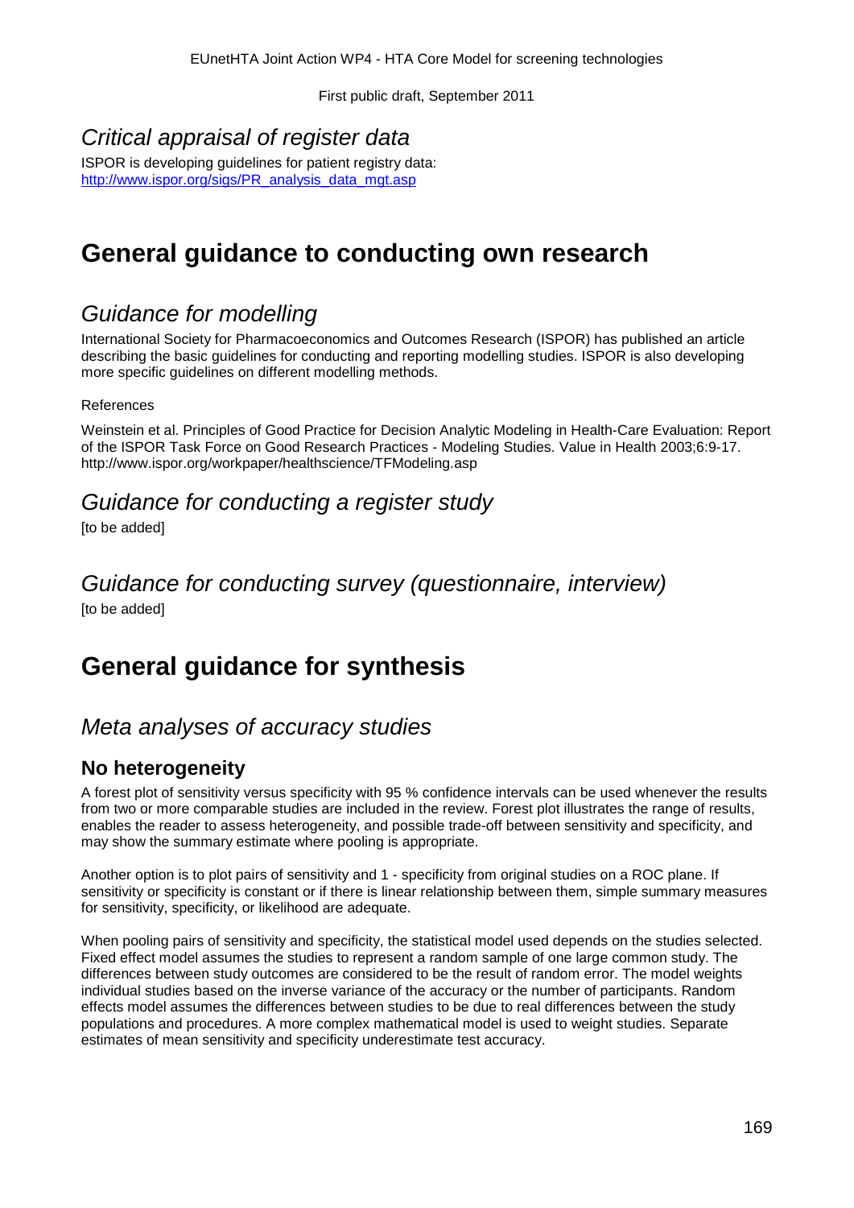## Critical appraisal of register data

ISPOR is developing guidelines for patient registry data:
[http://www.ispor.org/sigs/PR_analysis_data_mgt.asp](http://www.ispor.org/sigs/PR_analysis_data_mgt.asp)

# General guidance to conducting own research

## Guidance for modelling

International Society for Pharmacoeconomics and Outcomes Research (ISPOR) has published an article describing the basic guidelines for conducting and reporting modelling studies. ISPOR is also developing more specific guidelines on different modelling methods.

References

Weinstein et al. Principles of Good Practice for Decision Analytic Modeling in Health-Care Evaluation: Report of the ISPOR Task Force on Good Research Practices - Modeling Studies. Value in Health 2003;6:9-17. http://www.ispor.org/workpaper/healthscience/TFModeling.asp

## Guidance for conducting a register study

[to be added]

## Guidance for conducting survey (questionnaire, interview)

[to be added]

# General guidance for synthesis

## Meta analyses of accuracy studies

### No heterogeneity

A forest plot of sensitivity versus specificity with 95 % confidence intervals can be used whenever the results from two or more comparable studies are included in the review. Forest plot illustrates the range of results, enables the reader to assess heterogeneity, and possible trade-off between sensitivity and specificity, and may show the summary estimate where pooling is appropriate.

Another option is to plot pairs of sensitivity and 1 - specificity from original studies on a ROC plane. If sensitivity or specificity is constant or if there is linear relationship between them, simple summary measures for sensitivity, specificity, or likelihood are adequate.

When pooling pairs of sensitivity and specificity, the statistical model used depends on the studies selected. Fixed effect model assumes the studies to represent a random sample of one large common study. The differences between study outcomes are considered to be the result of random error. The model weights individual studies based on the inverse variance of the accuracy or the number of participants. Random effects model assumes the differences between studies to be due to real differences between the study populations and procedures. A more complex mathematical model is used to weight studies. Separate estimates of mean sensitivity and specificity underestimate test accuracy.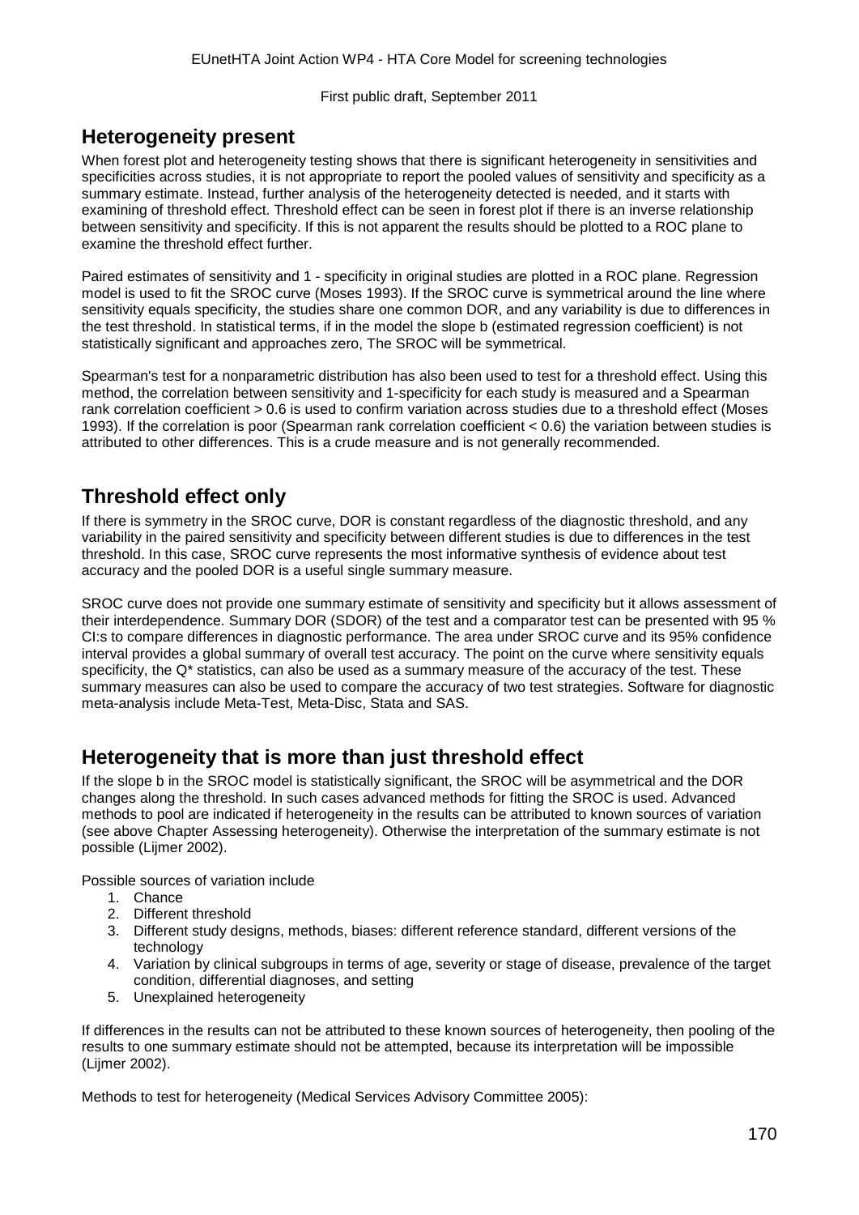## Heterogeneity present

When forest plot and heterogeneity testing shows that there is significant heterogeneity in sensitivities and specificities across studies, it is not appropriate to report the pooled values of sensitivity and specificity as a summary estimate. Instead, further analysis of the heterogeneity detected is needed, and it starts with examining of threshold effect. Threshold effect can be seen in forest plot if there is an inverse relationship between sensitivity and specificity. If this is not apparent the results should be plotted to a ROC plane to examine the threshold effect further.

Paired estimates of sensitivity and 1 - specificity in original studies are plotted in a ROC plane. Regression model is used to fit the SROC curve (Moses 1993). If the SROC curve is symmetrical around the line where sensitivity equals specificity, the studies share one common DOR, and any variability is due to differences in the test threshold. In statistical terms, if in the model the slope b (estimated regression coefficient) is not statistically significant and approaches zero, The SROC will be symmetrical.

Spearman's test for a nonparametric distribution has also been used to test for a threshold effect. Using this method, the correlation between sensitivity and 1-specificity for each study is measured and a Spearman rank correlation coefficient > 0.6 is used to confirm variation across studies due to a threshold effect (Moses 1993). If the correlation is poor (Spearman rank correlation coefficient < 0.6) the variation between studies is attributed to other differences. This is a crude measure and is not generally recommended.

## Threshold effect only

If there is symmetry in the SROC curve, DOR is constant regardless of the diagnostic threshold, and any variability in the paired sensitivity and specificity between different studies is due to differences in the test threshold. In this case, SROC curve represents the most informative synthesis of evidence about test accuracy and the pooled DOR is a useful single summary measure.

SROC curve does not provide one summary estimate of sensitivity and specificity but it allows assessment of their interdependence. Summary DOR (SDOR) of the test and a comparator test can be presented with 95 % CI:s to compare differences in diagnostic performance. The area under SROC curve and its 95% confidence interval provides a global summary of overall test accuracy. The point on the curve where sensitivity equals specificity, the Q* statistics, can also be used as a summary measure of the accuracy of the test. These summary measures can also be used to compare the accuracy of two test strategies. Software for diagnostic meta-analysis include Meta-Test, Meta-Disc, Stata and SAS.

## Heterogeneity that is more than just threshold effect

If the slope b in the SROC model is statistically significant, the SROC will be asymmetrical and the DOR changes along the threshold. In such cases advanced methods for fitting the SROC is used. Advanced methods to pool are indicated if heterogeneity in the results can be attributed to known sources of variation (see above Chapter Assessing heterogeneity). Otherwise the interpretation of the summary estimate is not possible (Lijmer 2002).

Possible sources of variation include

1. Chance
2. Different threshold
3. Different study designs, methods, biases: different reference standard, different versions of the technology
4. Variation by clinical subgroups in terms of age, severity or stage of disease, prevalence of the target condition, differential diagnoses, and setting
5. Unexplained heterogeneity

If differences in the results can not be attributed to these known sources of heterogeneity, then pooling of the results to one summary estimate should not be attempted, because its interpretation will be impossible (Lijmer 2002).

Methods to test for heterogeneity (Medical Services Advisory Committee 2005):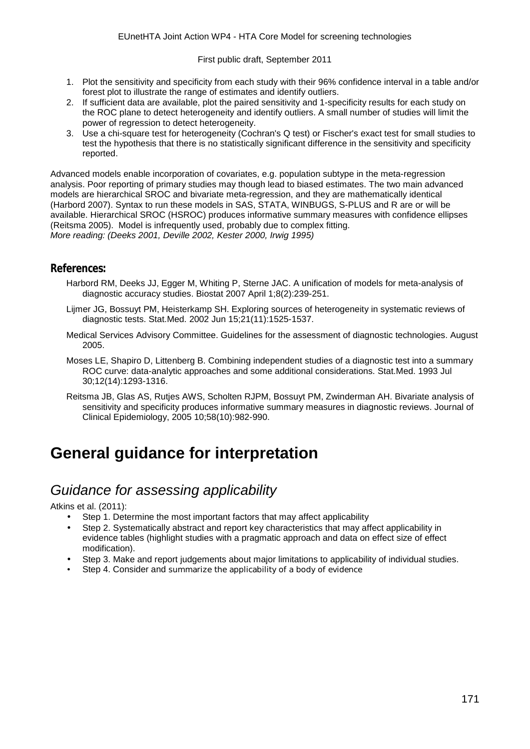1. Plot the sensitivity and specificity from each study with their 96% confidence interval in a table and/or forest plot to illustrate the range of estimates and identify outliers.
2. If sufficient data are available, plot the paired sensitivity and 1-specificity results for each study on the ROC plane to detect heterogeneity and identify outliers. A small number of studies will limit the power of regression to detect heterogeneity.
3. Use a chi-square test for heterogeneity (Cochran's Q test) or Fischer's exact test for small studies to test the hypothesis that there is no statistically significant difference in the sensitivity and specificity reported.

Advanced models enable incorporation of covariates, e.g. population subtype in the meta-regression analysis. Poor reporting of primary studies may though lead to biased estimates. The two main advanced models are hierarchical SROC and bivariate meta-regression, and they are mathematically identical (Harbord 2007). Syntax to run these models in SAS, STATA, WINBUGS, S-PLUS and R are or will be available. Hierarchical SROC (HSROC) produces informative summary measures with confidence ellipses (Reitsma 2005). Model is infrequently used, probably due to complex fitting.
*More reading: (Deeks 2001, Deville 2002, Kester 2000, Irwig 1995)*

**References:**

Harbord RM, Deeks JJ, Egger M, Whiting P, Sterne JAC. A unification of models for meta-analysis of diagnostic accuracy studies. Biostat 2007 April 1;8(2):239-251.

Lijmer JG, Bossuyt PM, Heisterkamp SH. Exploring sources of heterogeneity in systematic reviews of diagnostic tests. Stat.Med. 2002 Jun 15;21(11):1525-1537.

Medical Services Advisory Committee. Guidelines for the assessment of diagnostic technologies. August 2005.

Moses LE, Shapiro D, Littenberg B. Combining independent studies of a diagnostic test into a summary ROC curve: data-analytic approaches and some additional considerations. Stat.Med. 1993 Jul 30;12(14):1293-1316.

Reitsma JB, Glas AS, Rutjes AWS, Scholten RJPM, Bossuyt PM, Zwinderman AH. Bivariate analysis of sensitivity and specificity produces informative summary measures in diagnostic reviews. Journal of Clinical Epidemiology, 2005 10;58(10):982-990.

# General guidance for interpretation

## *Guidance for assessing applicability*

Atkins et al. (2011):

- Step 1. Determine the most important factors that may affect applicability
- Step 2. Systematically abstract and report key characteristics that may affect applicability in evidence tables (highlight studies with a pragmatic approach and data on effect size of effect modification).
- Step 3. Make and report judgements about major limitations to applicability of individual studies.
- Step 4. Consider and summarize the applicability of a body of evidence